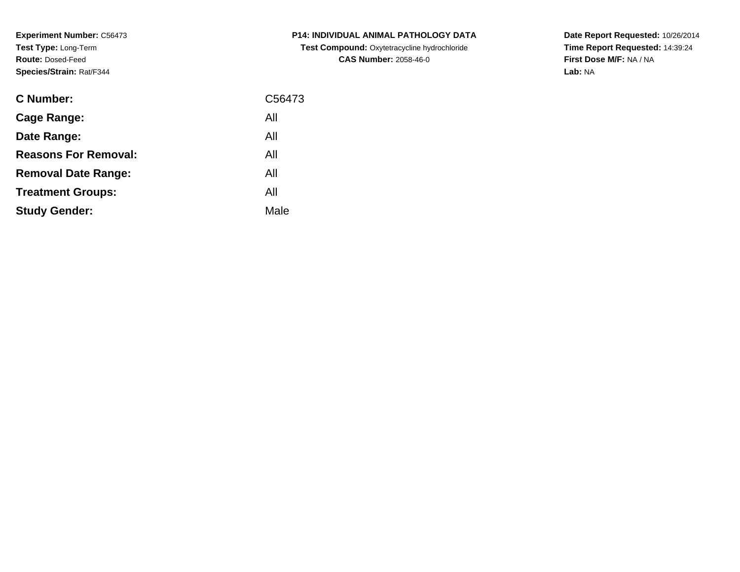**Experiment Number:** C56473
**Test Type:** Long-Term
**Route:** Dosed-Feed
**Species/Strain:** Rat/F344

**P14: INDIVIDUAL ANIMAL PATHOLOGY DATA**
**Test Compound:** Oxytetracycline hydrochloride
**CAS Number:** 2058-46-0

**Date Report Requested:** 10/26/2014
**Time Report Requested:** 14:39:24
**First Dose M/F:** NA / NA
**Lab:** NA

| | |
|---|---|
| **C Number:** | C56473 |
| **Cage Range:** | All |
| **Date Range:** | All |
| **Reasons For Removal:** | All |
| **Removal Date Range:** | All |
| **Treatment Groups:** | All |
| **Study Gender:** | Male |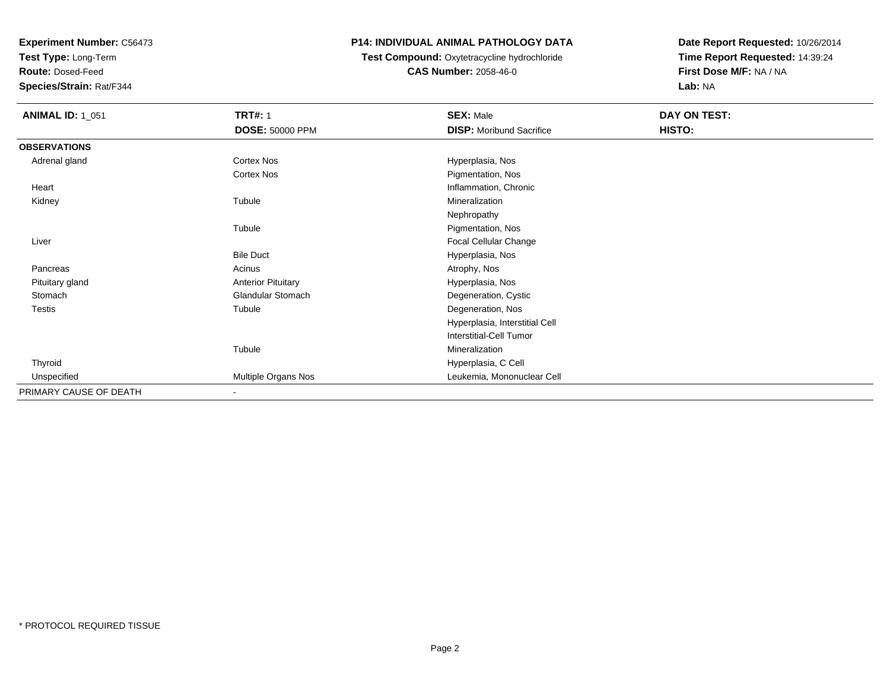**Experiment Number:** C56473
**Test Type:** Long-Term
**Route:** Dosed-Feed
**Species/Strain:** Rat/F344

**P14: INDIVIDUAL ANIMAL PATHOLOGY DATA**
**Test Compound:** Oxytetracycline hydrochloride
**CAS Number:** 2058-46-0

**Date Report Requested:** 10/26/2014
**Time Report Requested:** 14:39:24
**First Dose M/F:** NA / NA
**Lab:** NA

| **ANIMAL ID:** 1_051 | **TRT#:** 1 | **SEX:** Male | **DAY ON TEST:** |
|---|---|---|---|
| | **DOSE:** 50000 PPM | **DISP:** Moribund Sacrifice | **HISTO:** |
| **OBSERVATIONS** | | | |
| Adrenal gland | Cortex Nos | Hyperplasia, Nos | |
| | Cortex Nos | Pigmentation, Nos | |
| Heart | | Inflammation, Chronic | |
| Kidney | Tubule | Mineralization | |
| | | Nephropathy | |
| | Tubule | Pigmentation, Nos | |
| Liver | | Focal Cellular Change | |
| | Bile Duct | Hyperplasia, Nos | |
| Pancreas | Acinus | Atrophy, Nos | |
| Pituitary gland | Anterior Pituitary | Hyperplasia, Nos | |
| Stomach | Glandular Stomach | Degeneration, Cystic | |
| Testis | Tubule | Degeneration, Nos | |
| | | Hyperplasia, Interstitial Cell | |
| | | Interstitial-Cell Tumor | |
| | Tubule | Mineralization | |
| Thyroid | | Hyperplasia, C Cell | |
| Unspecified | Multiple Organs Nos | Leukemia, Mononuclear Cell | |
| PRIMARY CAUSE OF DEATH | - | | |

* PROTOCOL REQUIRED TISSUE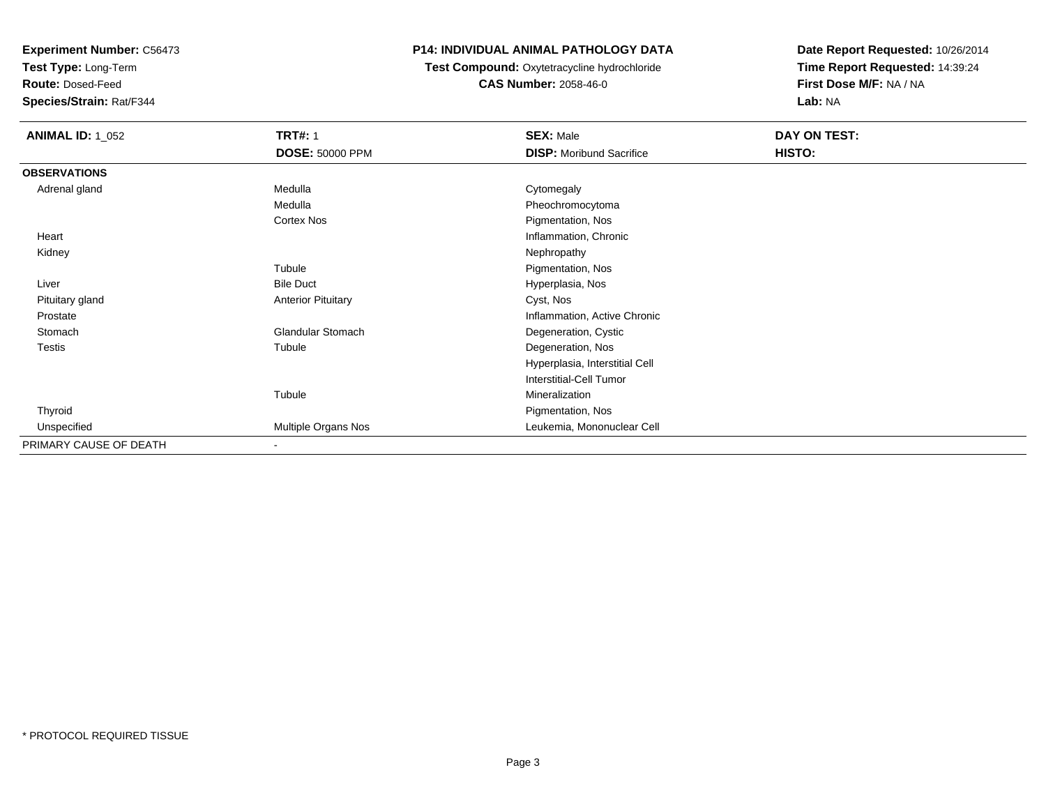**Experiment Number:** C56473
**Test Type:** Long-Term
**Route:** Dosed-Feed
**Species/Strain:** Rat/F344

**P14: INDIVIDUAL ANIMAL PATHOLOGY DATA**
**Test Compound:** Oxytetracycline hydrochloride
**CAS Number:** 2058-46-0

**Date Report Requested:** 10/26/2014
**Time Report Requested:** 14:39:24
**First Dose M/F:** NA / NA
**Lab:** NA

| **ANIMAL ID:** 1_052 | **TRT#:** 1 | **SEX:** Male | **DAY ON TEST:** |
|---|---|---|---|
| | **DOSE:** 50000 PPM | **DISP:** Moribund Sacrifice | **HISTO:** |
| **OBSERVATIONS** | | | |
| Adrenal gland | Medulla | Cytomegaly | |
| | Medulla | Pheochromocytoma | |
| | Cortex Nos | Pigmentation, Nos | |
| Heart | | Inflammation, Chronic | |
| Kidney | | Nephropathy | |
| | Tubule | Pigmentation, Nos | |
| Liver | Bile Duct | Hyperplasia, Nos | |
| Pituitary gland | Anterior Pituitary | Cyst, Nos | |
| Prostate | | Inflammation, Active Chronic | |
| Stomach | Glandular Stomach | Degeneration, Cystic | |
| Testis | Tubule | Degeneration, Nos | |
| | | Hyperplasia, Interstitial Cell | |
| | | Interstitial-Cell Tumor | |
| | Tubule | Mineralization | |
| Thyroid | | Pigmentation, Nos | |
| Unspecified | Multiple Organs Nos | Leukemia, Mononuclear Cell | |
| PRIMARY CAUSE OF DEATH | - | | |

* PROTOCOL REQUIRED TISSUE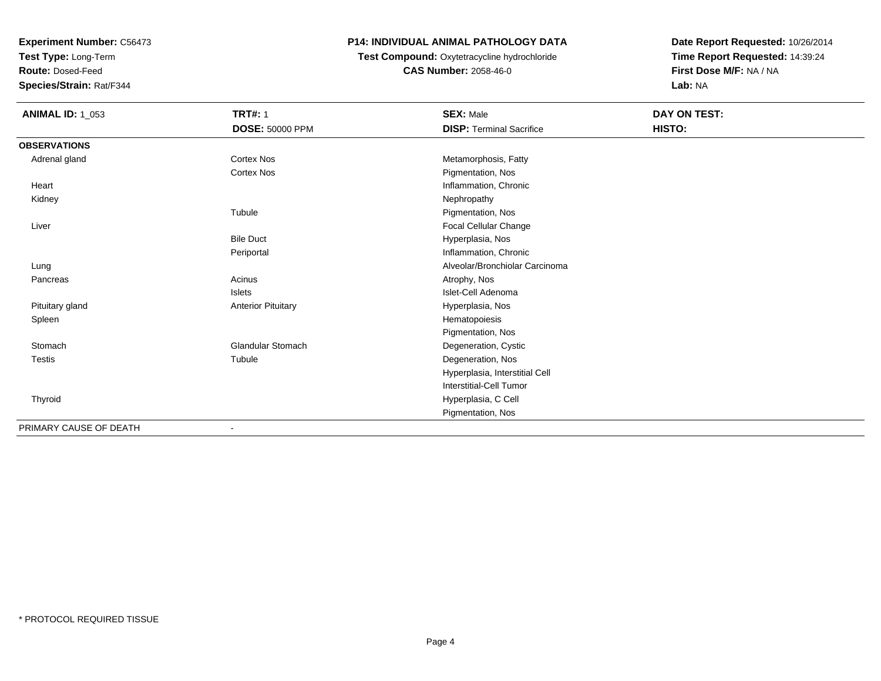**Experiment Number:** C56473
**Test Type:** Long-Term
**Route:** Dosed-Feed
**Species/Strain:** Rat/F344

# P14: INDIVIDUAL ANIMAL PATHOLOGY DATA

**Test Compound:** Oxytetracycline hydrochloride
**CAS Number:** 2058-46-0

**Date Report Requested:** 10/26/2014
**Time Report Requested:** 14:39:24
**First Dose M/F:** NA / NA
**Lab:** NA

| **ANIMAL ID:** 1_053 | **TRT#:** 1 | **SEX:** Male | **DAY ON TEST:** |
|---|---|---|---|
| | **DOSE:** 50000 PPM | **DISP:** Terminal Sacrifice | **HISTO:** |
| **OBSERVATIONS** | | | |
| Adrenal gland | Cortex Nos | Metamorphosis, Fatty | |
| | Cortex Nos | Pigmentation, Nos | |
| Heart | | Inflammation, Chronic | |
| Kidney | | Nephropathy | |
| | Tubule | Pigmentation, Nos | |
| Liver | | Focal Cellular Change | |
| | Bile Duct | Hyperplasia, Nos | |
| | Periportal | Inflammation, Chronic | |
| Lung | | Alveolar/Bronchiolar Carcinoma | |
| Pancreas | Acinus | Atrophy, Nos | |
| | Islets | Islet-Cell Adenoma | |
| Pituitary gland | Anterior Pituitary | Hyperplasia, Nos | |
| Spleen | | Hematopoiesis | |
| | | Pigmentation, Nos | |
| Stomach | Glandular Stomach | Degeneration, Cystic | |
| Testis | Tubule | Degeneration, Nos | |
| | | Hyperplasia, Interstitial Cell | |
| | | Interstitial-Cell Tumor | |
| Thyroid | | Hyperplasia, C Cell | |
| | | Pigmentation, Nos | |
| PRIMARY CAUSE OF DEATH | - | | |

* PROTOCOL REQUIRED TISSUE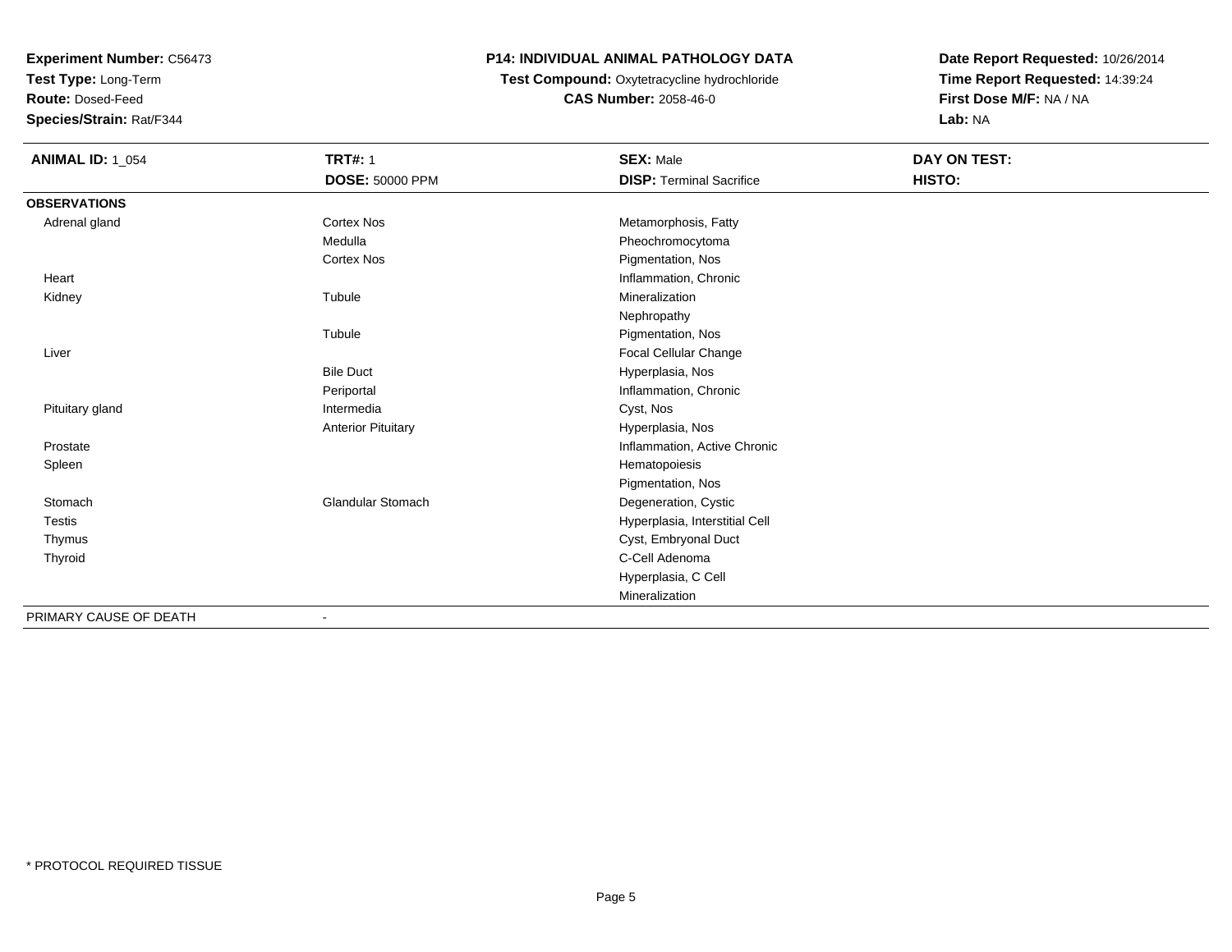**Experiment Number:** C56473
**Test Type:** Long-Term
**Route:** Dosed-Feed
**Species/Strain:** Rat/F344

**P14: INDIVIDUAL ANIMAL PATHOLOGY DATA**
**Test Compound:** Oxytetracycline hydrochloride
**CAS Number:** 2058-46-0

**Date Report Requested:** 10/26/2014
**Time Report Requested:** 14:39:24
**First Dose M/F:** NA / NA
**Lab:** NA

| **ANIMAL ID:** 1_054 | **TRT#:** 1 | **SEX:** Male | **DAY ON TEST:** |
|---|---|---|---|
| | **DOSE:** 50000 PPM | **DISP:** Terminal Sacrifice | **HISTO:** |
| **OBSERVATIONS** | | | |
| Adrenal gland | Cortex Nos | Metamorphosis, Fatty | |
| | Medulla | Pheochromocytoma | |
| | Cortex Nos | Pigmentation, Nos | |
| Heart | | Inflammation, Chronic | |
| Kidney | Tubule | Mineralization | |
| | | Nephropathy | |
| | Tubule | Pigmentation, Nos | |
| Liver | | Focal Cellular Change | |
| | Bile Duct | Hyperplasia, Nos | |
| | Periportal | Inflammation, Chronic | |
| Pituitary gland | Intermedia | Cyst, Nos | |
| | Anterior Pituitary | Hyperplasia, Nos | |
| Prostate | | Inflammation, Active Chronic | |
| Spleen | | Hematopoiesis | |
| | | Pigmentation, Nos | |
| Stomach | Glandular Stomach | Degeneration, Cystic | |
| Testis | | Hyperplasia, Interstitial Cell | |
| Thymus | | Cyst, Embryonal Duct | |
| Thyroid | | C-Cell Adenoma | |
| | | Hyperplasia, C Cell | |
| | | Mineralization | |
| PRIMARY CAUSE OF DEATH | - | | |

\* PROTOCOL REQUIRED TISSUE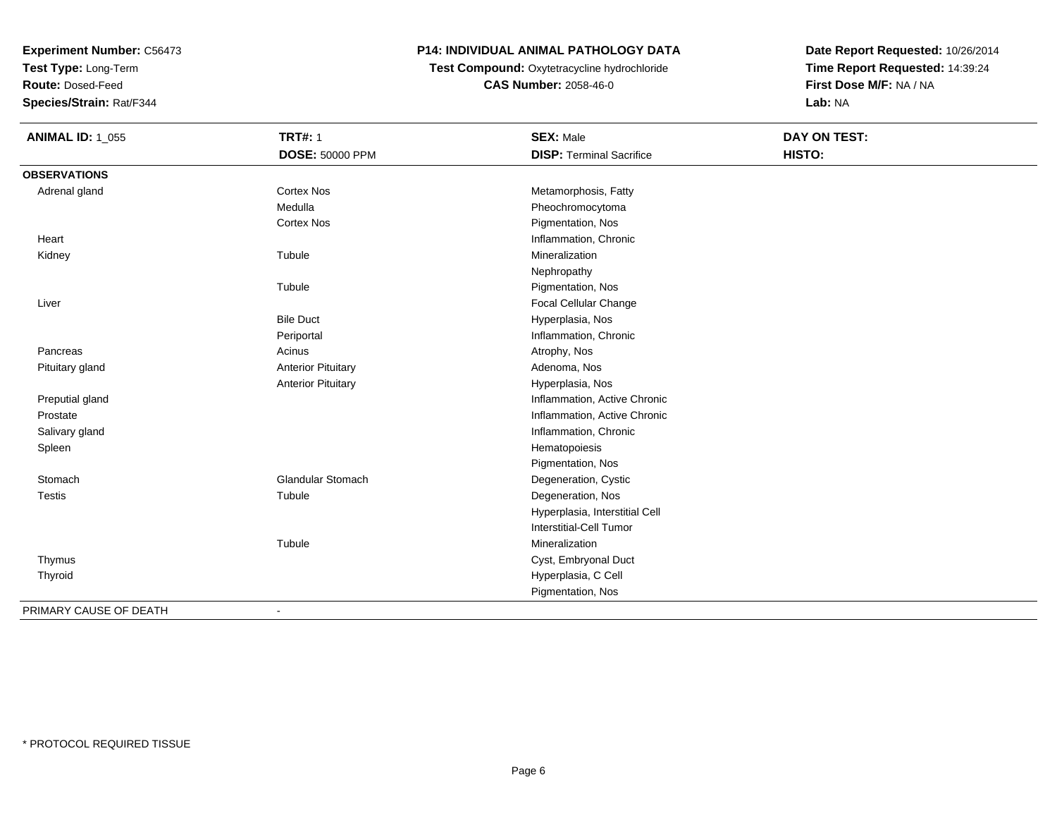**Experiment Number:** C56473
**Test Type:** Long-Term
**Route:** Dosed-Feed
**Species/Strain:** Rat/F344

**P14: INDIVIDUAL ANIMAL PATHOLOGY DATA**
**Test Compound:** Oxytetracycline hydrochloride
**CAS Number:** 2058-46-0

**Date Report Requested:** 10/26/2014
**Time Report Requested:** 14:39:24
**First Dose M/F:** NA / NA
**Lab:** NA

| **ANIMAL ID:** 1_055 | **TRT#:** 1 | **SEX:** Male | **DAY ON TEST:** |
|---|---|---|---|
| | **DOSE:** 50000 PPM | **DISP:** Terminal Sacrifice | **HISTO:** |
| **OBSERVATIONS** | | | |
| Adrenal gland | Cortex Nos | Metamorphosis, Fatty | |
| | Medulla | Pheochromocytoma | |
| | Cortex Nos | Pigmentation, Nos | |
| Heart | | Inflammation, Chronic | |
| Kidney | Tubule | Mineralization | |
| | | Nephropathy | |
| | Tubule | Pigmentation, Nos | |
| Liver | | Focal Cellular Change | |
| | Bile Duct | Hyperplasia, Nos | |
| | Periportal | Inflammation, Chronic | |
| Pancreas | Acinus | Atrophy, Nos | |
| Pituitary gland | Anterior Pituitary | Adenoma, Nos | |
| | Anterior Pituitary | Hyperplasia, Nos | |
| Preputial gland | | Inflammation, Active Chronic | |
| Prostate | | Inflammation, Active Chronic | |
| Salivary gland | | Inflammation, Chronic | |
| Spleen | | Hematopoiesis | |
| | | Pigmentation, Nos | |
| Stomach | Glandular Stomach | Degeneration, Cystic | |
| Testis | Tubule | Degeneration, Nos | |
| | | Hyperplasia, Interstitial Cell | |
| | | Interstitial-Cell Tumor | |
| | Tubule | Mineralization | |
| Thymus | | Cyst, Embryonal Duct | |
| Thyroid | | Hyperplasia, C Cell | |
| | | Pigmentation, Nos | |
| PRIMARY CAUSE OF DEATH | - | | |

\* PROTOCOL REQUIRED TISSUE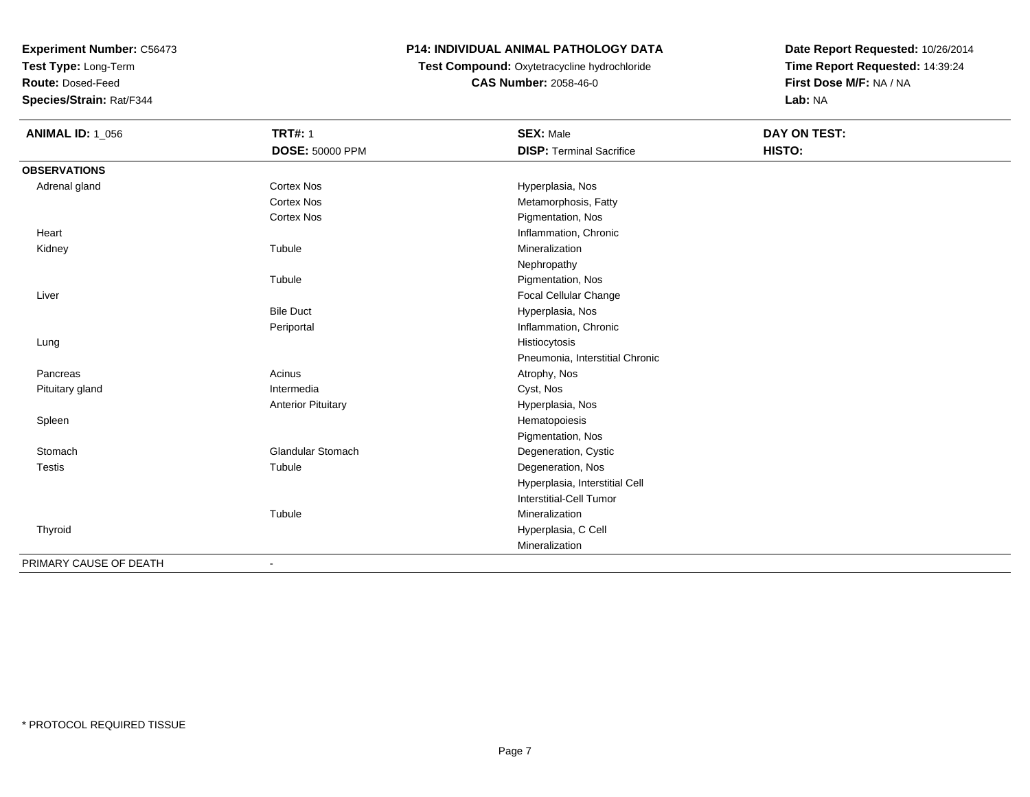**Experiment Number:** C56473
**Test Type:** Long-Term
**Route:** Dosed-Feed
**Species/Strain:** Rat/F344

**P14: INDIVIDUAL ANIMAL PATHOLOGY DATA**
**Test Compound:** Oxytetracycline hydrochloride
**CAS Number:** 2058-46-0

**Date Report Requested:** 10/26/2014
**Time Report Requested:** 14:39:24
**First Dose M/F:** NA / NA
**Lab:** NA

| **ANIMAL ID:** 1_056 | **TRT#:** 1 | **SEX:** Male | **DAY ON TEST:** |
|---|---|---|---|
| | **DOSE:** 50000 PPM | **DISP:** Terminal Sacrifice | **HISTO:** |
| **OBSERVATIONS** | | | |
| Adrenal gland | Cortex Nos | Hyperplasia, Nos | |
| | Cortex Nos | Metamorphosis, Fatty | |
| | Cortex Nos | Pigmentation, Nos | |
| Heart | | Inflammation, Chronic | |
| Kidney | Tubule | Mineralization | |
| | | Nephropathy | |
| | Tubule | Pigmentation, Nos | |
| Liver | | Focal Cellular Change | |
| | Bile Duct | Hyperplasia, Nos | |
| | Periportal | Inflammation, Chronic | |
| Lung | | Histiocytosis | |
| | | Pneumonia, Interstitial Chronic | |
| Pancreas | Acinus | Atrophy, Nos | |
| Pituitary gland | Intermedia | Cyst, Nos | |
| | Anterior Pituitary | Hyperplasia, Nos | |
| Spleen | | Hematopoiesis | |
| | | Pigmentation, Nos | |
| Stomach | Glandular Stomach | Degeneration, Cystic | |
| Testis | Tubule | Degeneration, Nos | |
| | | Hyperplasia, Interstitial Cell | |
| | | Interstitial-Cell Tumor | |
| | Tubule | Mineralization | |
| Thyroid | | Hyperplasia, C Cell | |
| | | Mineralization | |
| PRIMARY CAUSE OF DEATH | - | | |

* PROTOCOL REQUIRED TISSUE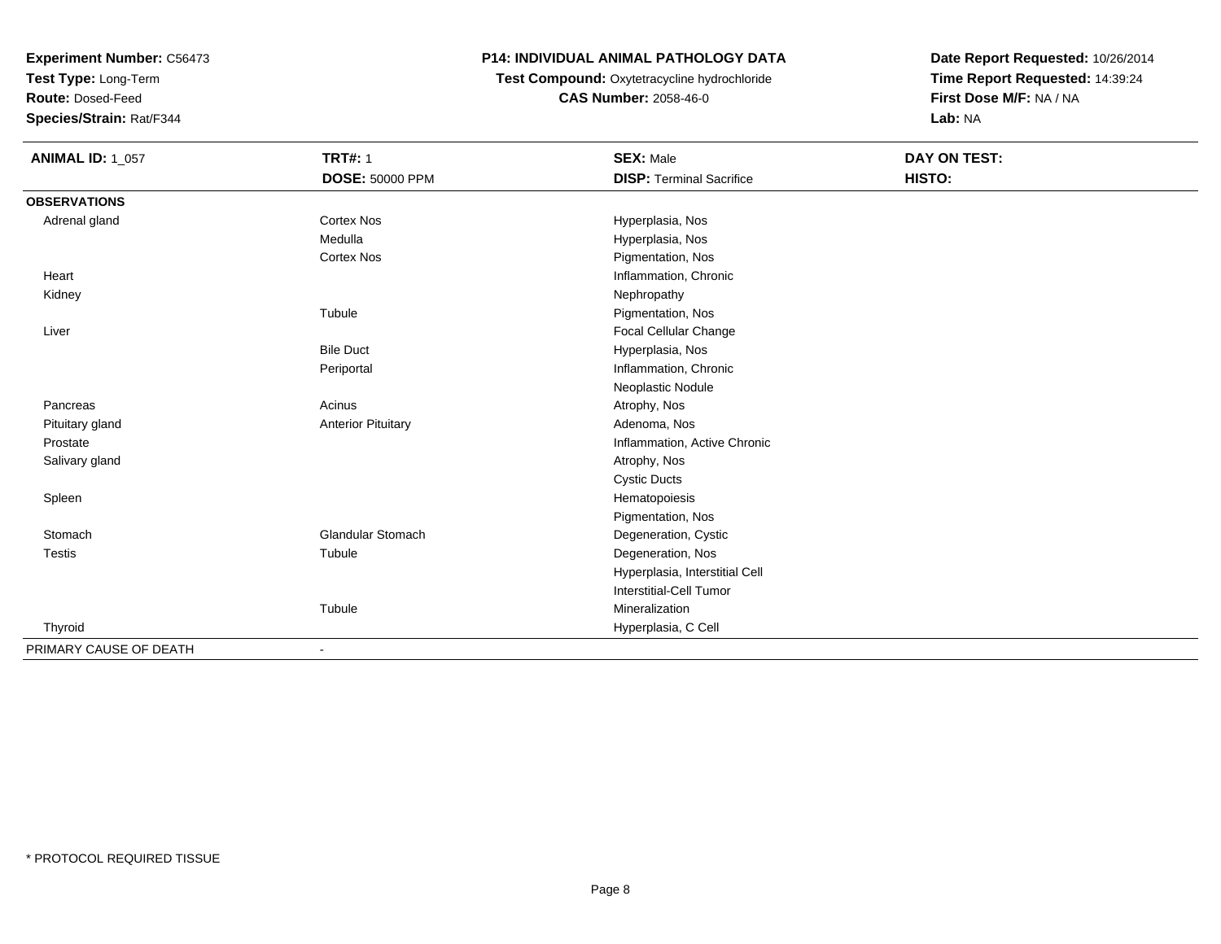**Experiment Number:** C56473
**Test Type:** Long-Term
**Route:** Dosed-Feed
**Species/Strain:** Rat/F344

**P14: INDIVIDUAL ANIMAL PATHOLOGY DATA**
**Test Compound:** Oxytetracycline hydrochloride
**CAS Number:** 2058-46-0

**Date Report Requested:** 10/26/2014
**Time Report Requested:** 14:39:24
**First Dose M/F:** NA / NA
**Lab:** NA

| **ANIMAL ID:** 1_057 | **TRT#:** 1 | **SEX:** Male | **DAY ON TEST:** |
|---|---|---|---|
| | **DOSE:** 50000 PPM | **DISP:** Terminal Sacrifice | **HISTO:** |
| **OBSERVATIONS** | | | |
| Adrenal gland | Cortex Nos | Hyperplasia, Nos | |
| | Medulla | Hyperplasia, Nos | |
| | Cortex Nos | Pigmentation, Nos | |
| Heart | | Inflammation, Chronic | |
| Kidney | | Nephropathy | |
| | Tubule | Pigmentation, Nos | |
| Liver | | Focal Cellular Change | |
| | Bile Duct | Hyperplasia, Nos | |
| | Periportal | Inflammation, Chronic | |
| | | Neoplastic Nodule | |
| Pancreas | Acinus | Atrophy, Nos | |
| Pituitary gland | Anterior Pituitary | Adenoma, Nos | |
| Prostate | | Inflammation, Active Chronic | |
| Salivary gland | | Atrophy, Nos | |
| | | Cystic Ducts | |
| Spleen | | Hematopoiesis | |
| | | Pigmentation, Nos | |
| Stomach | Glandular Stomach | Degeneration, Cystic | |
| Testis | Tubule | Degeneration, Nos | |
| | | Hyperplasia, Interstitial Cell | |
| | | Interstitial-Cell Tumor | |
| | Tubule | Mineralization | |
| Thyroid | | Hyperplasia, C Cell | |
| PRIMARY CAUSE OF DEATH | - | | |

* PROTOCOL REQUIRED TISSUE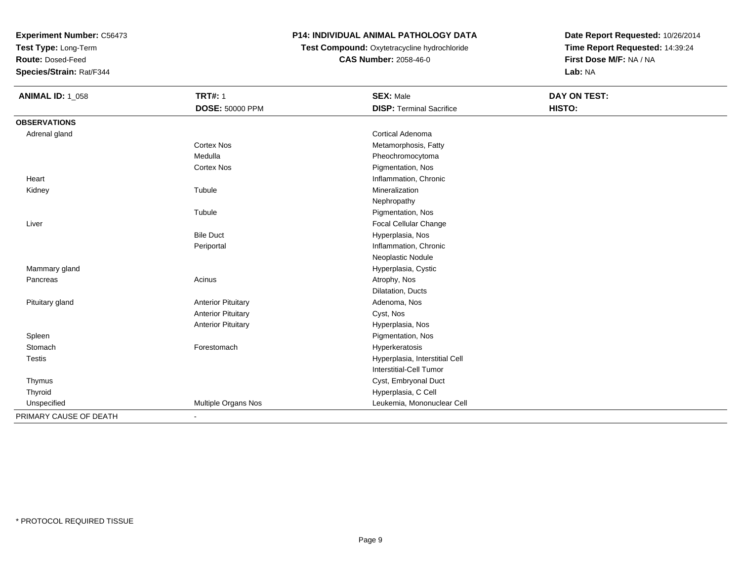**Experiment Number:** C56473
**Test Type:** Long-Term
**Route:** Dosed-Feed
**Species/Strain:** Rat/F344

**P14: INDIVIDUAL ANIMAL PATHOLOGY DATA**
**Test Compound:** Oxytetracycline hydrochloride
**CAS Number:** 2058-46-0

**Date Report Requested:** 10/26/2014
**Time Report Requested:** 14:39:24
**First Dose M/F:** NA / NA
**Lab:** NA

| **ANIMAL ID:** 1_058 | **TRT#:** 1 | **SEX:** Male | **DAY ON TEST:** |
|---|---|---|---|
| | **DOSE:** 50000 PPM | **DISP:** Terminal Sacrifice | **HISTO:** |
| **OBSERVATIONS** | | | |
| Adrenal gland | | Cortical Adenoma | |
| | Cortex Nos | Metamorphosis, Fatty | |
| | Medulla | Pheochromocytoma | |
| | Cortex Nos | Pigmentation, Nos | |
| Heart | | Inflammation, Chronic | |
| Kidney | Tubule | Mineralization | |
| | | Nephropathy | |
| | Tubule | Pigmentation, Nos | |
| Liver | | Focal Cellular Change | |
| | Bile Duct | Hyperplasia, Nos | |
| | Periportal | Inflammation, Chronic | |
| | | Neoplastic Nodule | |
| Mammary gland | | Hyperplasia, Cystic | |
| Pancreas | Acinus | Atrophy, Nos | |
| | | Dilatation, Ducts | |
| Pituitary gland | Anterior Pituitary | Adenoma, Nos | |
| | Anterior Pituitary | Cyst, Nos | |
| | Anterior Pituitary | Hyperplasia, Nos | |
| Spleen | | Pigmentation, Nos | |
| Stomach | Forestomach | Hyperkeratosis | |
| Testis | | Hyperplasia, Interstitial Cell | |
| | | Interstitial-Cell Tumor | |
| Thymus | | Cyst, Embryonal Duct | |
| Thyroid | | Hyperplasia, C Cell | |
| Unspecified | Multiple Organs Nos | Leukemia, Mononuclear Cell | |
| PRIMARY CAUSE OF DEATH | - | | |

* PROTOCOL REQUIRED TISSUE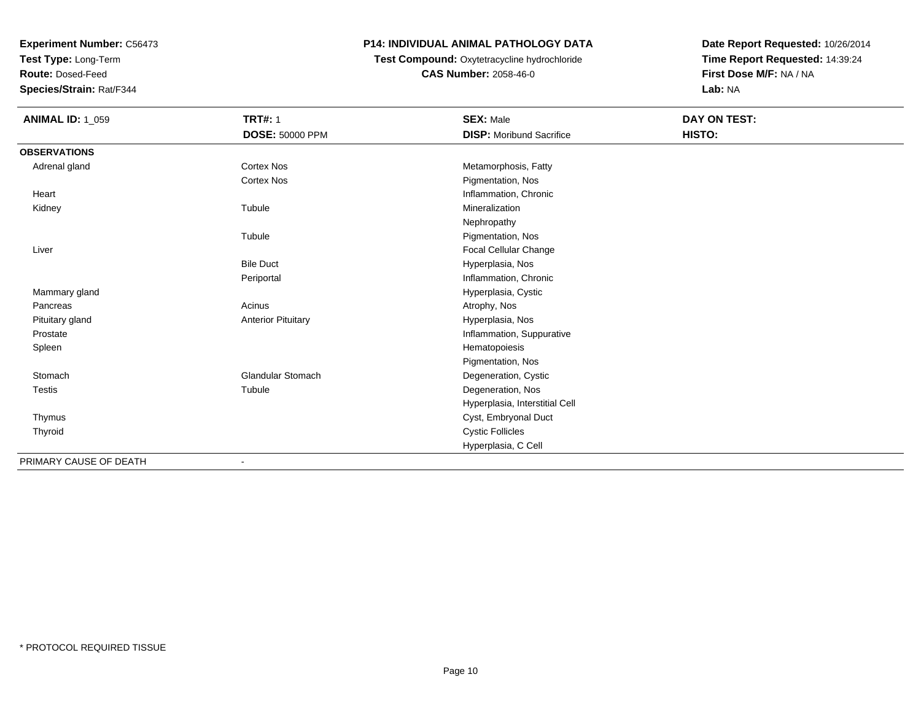**Experiment Number:** C56473
**Test Type:** Long-Term
**Route:** Dosed-Feed
**Species/Strain:** Rat/F344

**P14: INDIVIDUAL ANIMAL PATHOLOGY DATA**
**Test Compound:** Oxytetracycline hydrochloride
**CAS Number:** 2058-46-0

**Date Report Requested:** 10/26/2014
**Time Report Requested:** 14:39:24
**First Dose M/F:** NA / NA
**Lab:** NA

| **ANIMAL ID:** 1_059 | **TRT#:** 1 | **SEX:** Male | **DAY ON TEST:** |
|---|---|---|---|
| | **DOSE:** 50000 PPM | **DISP:** Moribund Sacrifice | **HISTO:** |
| **OBSERVATIONS** | | | |
| Adrenal gland | Cortex Nos | Metamorphosis, Fatty | |
| | Cortex Nos | Pigmentation, Nos | |
| Heart | | Inflammation, Chronic | |
| Kidney | Tubule | Mineralization | |
| | | Nephropathy | |
| | Tubule | Pigmentation, Nos | |
| Liver | | Focal Cellular Change | |
| | Bile Duct | Hyperplasia, Nos | |
| | Periportal | Inflammation, Chronic | |
| Mammary gland | | Hyperplasia, Cystic | |
| Pancreas | Acinus | Atrophy, Nos | |
| Pituitary gland | Anterior Pituitary | Hyperplasia, Nos | |
| Prostate | | Inflammation, Suppurative | |
| Spleen | | Hematopoiesis | |
| | | Pigmentation, Nos | |
| Stomach | Glandular Stomach | Degeneration, Cystic | |
| Testis | Tubule | Degeneration, Nos | |
| | | Hyperplasia, Interstitial Cell | |
| Thymus | | Cyst, Embryonal Duct | |
| Thyroid | | Cystic Follicles | |
| | | Hyperplasia, C Cell | |
| PRIMARY CAUSE OF DEATH | - | | |

* PROTOCOL REQUIRED TISSUE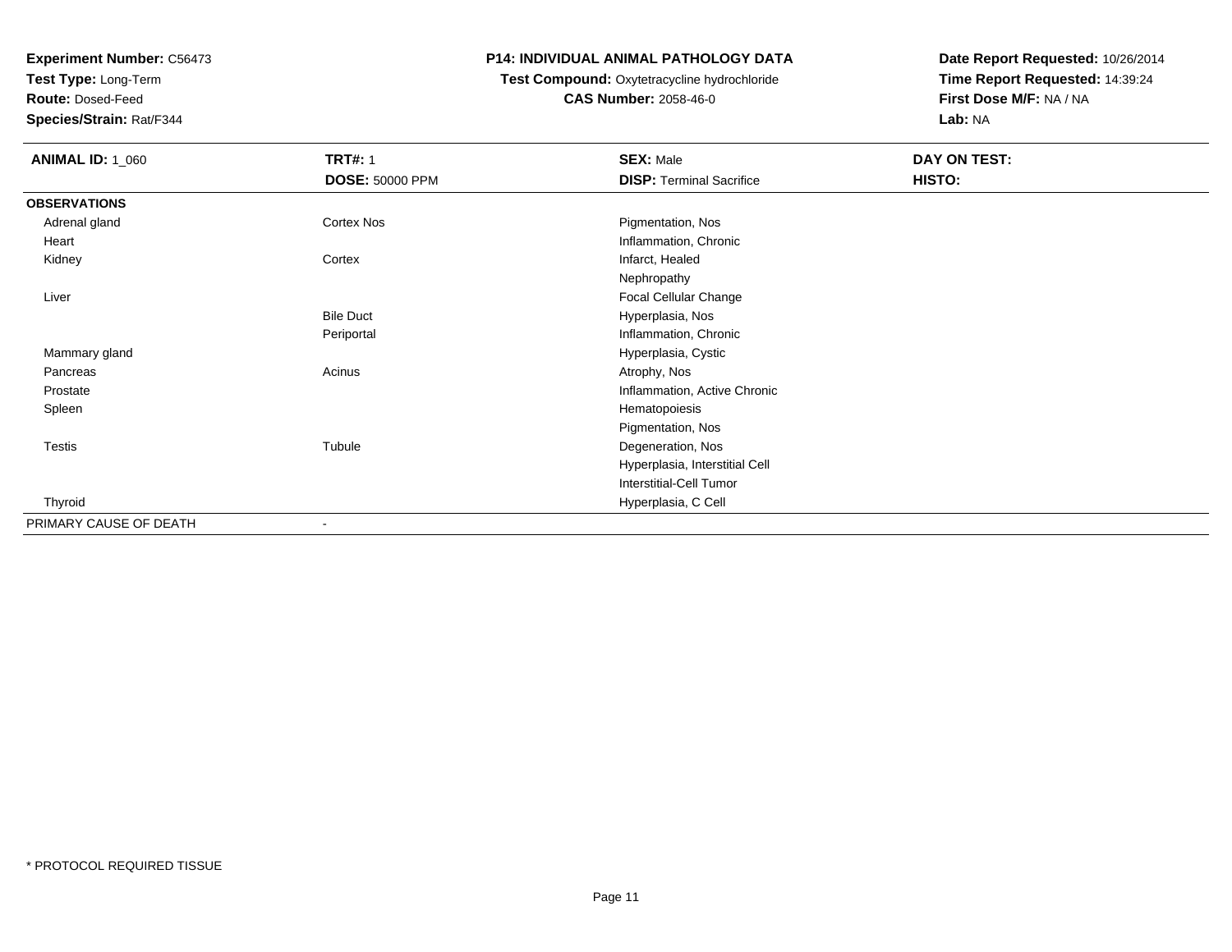**Experiment Number:** C56473
**Test Type:** Long-Term
**Route:** Dosed-Feed
**Species/Strain:** Rat/F344

**P14: INDIVIDUAL ANIMAL PATHOLOGY DATA**
**Test Compound:** Oxytetracycline hydrochloride
**CAS Number:** 2058-46-0

**Date Report Requested:** 10/26/2014
**Time Report Requested:** 14:39:24
**First Dose M/F:** NA / NA
**Lab:** NA

| **ANIMAL ID:** 1_060 | **TRT#:** 1 | **SEX:** Male | **DAY ON TEST:** |
|---|---|---|---|
| | **DOSE:** 50000 PPM | **DISP:** Terminal Sacrifice | **HISTO:** |
| **OBSERVATIONS** | | | |
| Adrenal gland | Cortex Nos | Pigmentation, Nos | |
| Heart | | Inflammation, Chronic | |
| Kidney | Cortex | Infarct, Healed | |
| | | Nephropathy | |
| Liver | | Focal Cellular Change | |
| | Bile Duct | Hyperplasia, Nos | |
| | Periportal | Inflammation, Chronic | |
| Mammary gland | | Hyperplasia, Cystic | |
| Pancreas | Acinus | Atrophy, Nos | |
| Prostate | | Inflammation, Active Chronic | |
| Spleen | | Hematopoiesis | |
| | | Pigmentation, Nos | |
| Testis | Tubule | Degeneration, Nos | |
| | | Hyperplasia, Interstitial Cell | |
| | | Interstitial-Cell Tumor | |
| Thyroid | | Hyperplasia, C Cell | |
| PRIMARY CAUSE OF DEATH | - | | |

* PROTOCOL REQUIRED TISSUE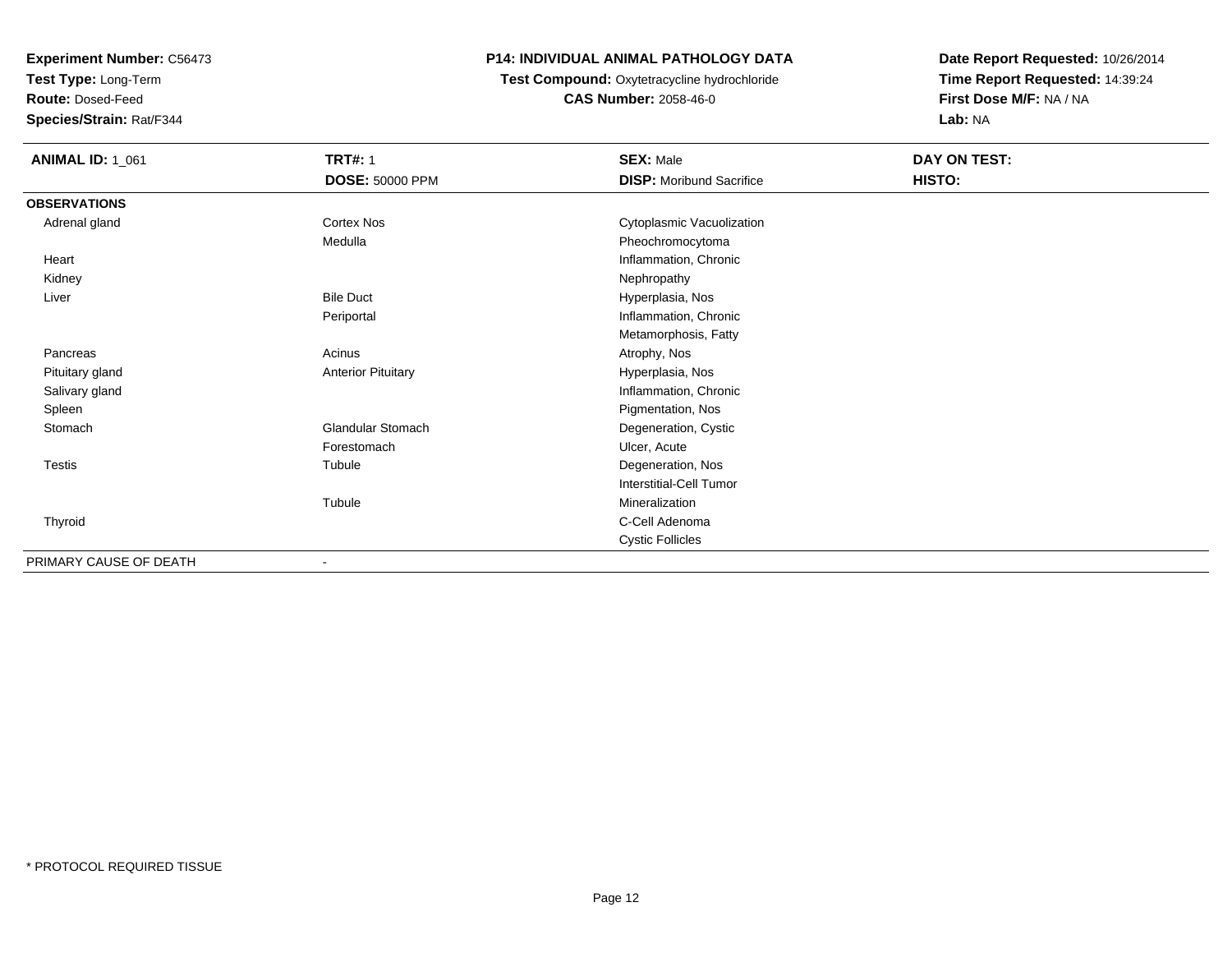**Experiment Number:** C56473
**Test Type:** Long-Term
**Route:** Dosed-Feed
**Species/Strain:** Rat/F344

**P14: INDIVIDUAL ANIMAL PATHOLOGY DATA**
**Test Compound:** Oxytetracycline hydrochloride
**CAS Number:** 2058-46-0

**Date Report Requested:** 10/26/2014
**Time Report Requested:** 14:39:24
**First Dose M/F:** NA / NA
**Lab:** NA

| **ANIMAL ID:** 1_061 | **TRT#:** 1 | **SEX:** Male | **DAY ON TEST:** |
|---|---|---|---|
| | **DOSE:** 50000 PPM | **DISP:** Moribund Sacrifice | **HISTO:** |
| **OBSERVATIONS** | | | |
| Adrenal gland | Cortex Nos | Cytoplasmic Vacuolization | |
| | Medulla | Pheochromocytoma | |
| Heart | | Inflammation, Chronic | |
| Kidney | | Nephropathy | |
| Liver | Bile Duct | Hyperplasia, Nos | |
| | Periportal | Inflammation, Chronic | |
| | | Metamorphosis, Fatty | |
| Pancreas | Acinus | Atrophy, Nos | |
| Pituitary gland | Anterior Pituitary | Hyperplasia, Nos | |
| Salivary gland | | Inflammation, Chronic | |
| Spleen | | Pigmentation, Nos | |
| Stomach | Glandular Stomach | Degeneration, Cystic | |
| | Forestomach | Ulcer, Acute | |
| Testis | Tubule | Degeneration, Nos | |
| | | Interstitial-Cell Tumor | |
| | Tubule | Mineralization | |
| Thyroid | | C-Cell Adenoma | |
| | | Cystic Follicles | |
| PRIMARY CAUSE OF DEATH | - | | |

* PROTOCOL REQUIRED TISSUE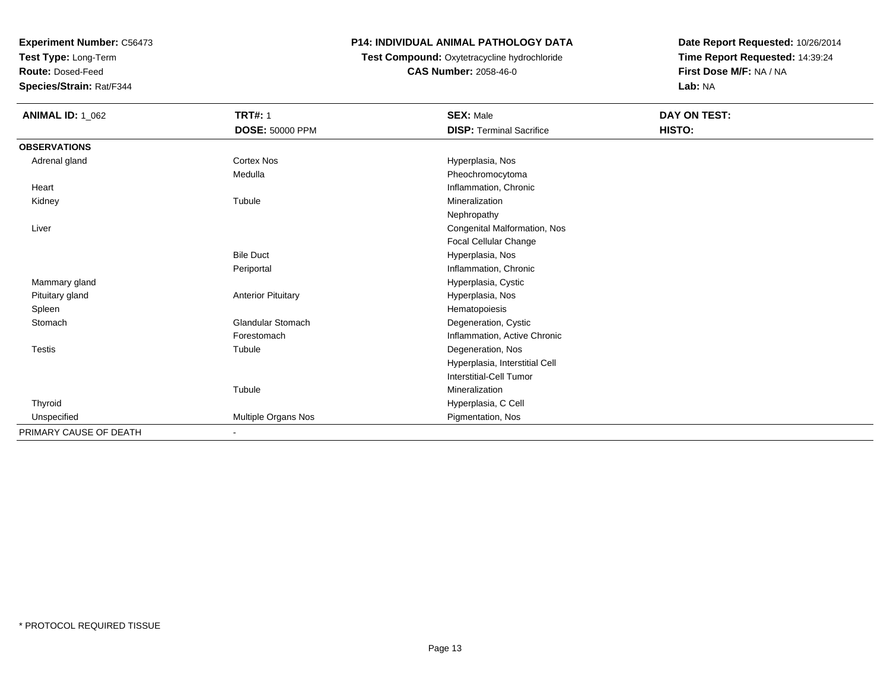**Experiment Number:** C56473
**Test Type:** Long-Term
**Route:** Dosed-Feed
**Species/Strain:** Rat/F344

**P14: INDIVIDUAL ANIMAL PATHOLOGY DATA**
**Test Compound:** Oxytetracycline hydrochloride
**CAS Number:** 2058-46-0

**Date Report Requested:** 10/26/2014
**Time Report Requested:** 14:39:24
**First Dose M/F:** NA / NA
**Lab:** NA

| **ANIMAL ID:** 1_062 | **TRT#:** 1 | **SEX:** Male | **DAY ON TEST:** |
|---|---|---|---|
| | **DOSE:** 50000 PPM | **DISP:** Terminal Sacrifice | **HISTO:** |
| **OBSERVATIONS** | | | |
| Adrenal gland | Cortex Nos | Hyperplasia, Nos | |
| | Medulla | Pheochromocytoma | |
| Heart | | Inflammation, Chronic | |
| Kidney | Tubule | Mineralization | |
| | | Nephropathy | |
| Liver | | Congenital Malformation, Nos | |
| | | Focal Cellular Change | |
| | Bile Duct | Hyperplasia, Nos | |
| | Periportal | Inflammation, Chronic | |
| Mammary gland | | Hyperplasia, Cystic | |
| Pituitary gland | Anterior Pituitary | Hyperplasia, Nos | |
| Spleen | | Hematopoiesis | |
| Stomach | Glandular Stomach | Degeneration, Cystic | |
| | Forestomach | Inflammation, Active Chronic | |
| Testis | Tubule | Degeneration, Nos | |
| | | Hyperplasia, Interstitial Cell | |
| | | Interstitial-Cell Tumor | |
| | Tubule | Mineralization | |
| Thyroid | | Hyperplasia, C Cell | |
| Unspecified | Multiple Organs Nos | Pigmentation, Nos | |
| PRIMARY CAUSE OF DEATH | - | | |

* PROTOCOL REQUIRED TISSUE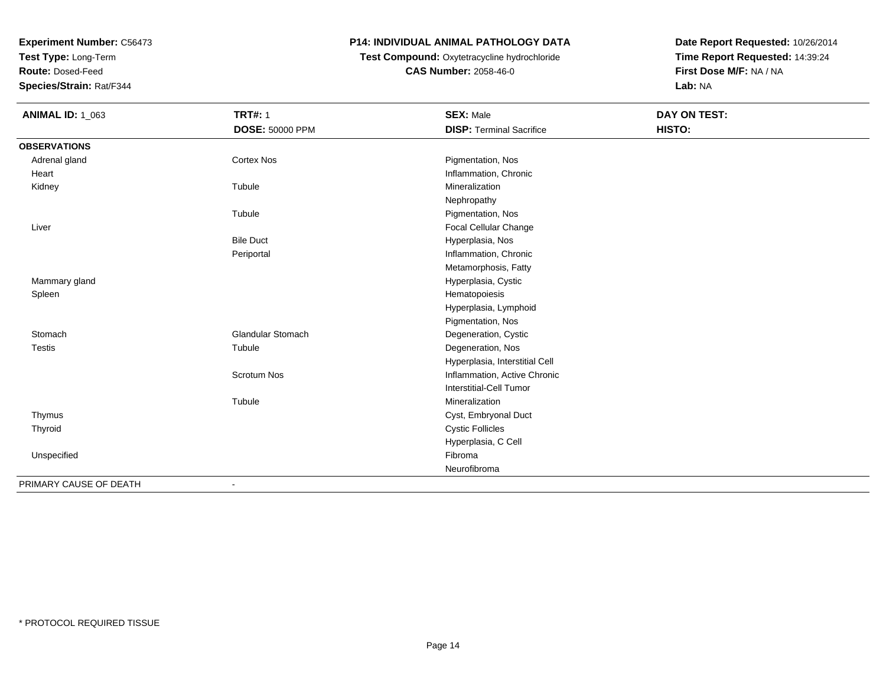**Experiment Number:** C56473
**Test Type:** Long-Term
**Route:** Dosed-Feed
**Species/Strain:** Rat/F344

**P14: INDIVIDUAL ANIMAL PATHOLOGY DATA**
**Test Compound:** Oxytetracycline hydrochloride
**CAS Number:** 2058-46-0

**Date Report Requested:** 10/26/2014
**Time Report Requested:** 14:39:24
**First Dose M/F:** NA / NA
**Lab:** NA

| **ANIMAL ID:** 1_063 | **TRT#:** 1 | **SEX:** Male | **DAY ON TEST:** |
|---|---|---|---|
| | **DOSE:** 50000 PPM | **DISP:** Terminal Sacrifice | **HISTO:** |
| **OBSERVATIONS** | | | |
| Adrenal gland | Cortex Nos | Pigmentation, Nos | |
| Heart | | Inflammation, Chronic | |
| Kidney | Tubule | Mineralization | |
| | | Nephropathy | |
| | Tubule | Pigmentation, Nos | |
| Liver | | Focal Cellular Change | |
| | Bile Duct | Hyperplasia, Nos | |
| | Periportal | Inflammation, Chronic | |
| | | Metamorphosis, Fatty | |
| Mammary gland | | Hyperplasia, Cystic | |
| Spleen | | Hematopoiesis | |
| | | Hyperplasia, Lymphoid | |
| | | Pigmentation, Nos | |
| Stomach | Glandular Stomach | Degeneration, Cystic | |
| Testis | Tubule | Degeneration, Nos | |
| | | Hyperplasia, Interstitial Cell | |
| | Scrotum Nos | Inflammation, Active Chronic | |
| | | Interstitial-Cell Tumor | |
| | Tubule | Mineralization | |
| Thymus | | Cyst, Embryonal Duct | |
| Thyroid | | Cystic Follicles | |
| | | Hyperplasia, C Cell | |
| Unspecified | | Fibroma | |
| | | Neurofibroma | |
| PRIMARY CAUSE OF DEATH | - | | |

\* PROTOCOL REQUIRED TISSUE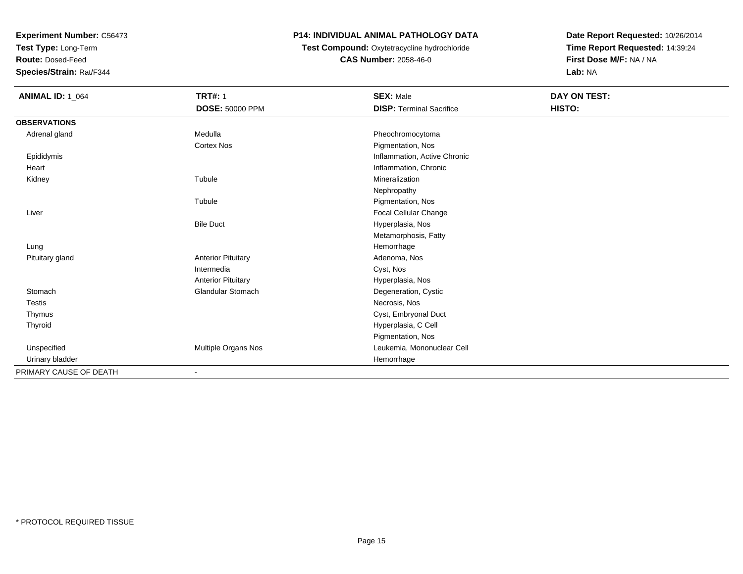**Experiment Number:** C56473
**Test Type:** Long-Term
**Route:** Dosed-Feed
**Species/Strain:** Rat/F344

**P14: INDIVIDUAL ANIMAL PATHOLOGY DATA**
**Test Compound:** Oxytetracycline hydrochloride
**CAS Number:** 2058-46-0

**Date Report Requested:** 10/26/2014
**Time Report Requested:** 14:39:24
**First Dose M/F:** NA / NA
**Lab:** NA

| **ANIMAL ID:** 1_064 | **TRT#:** 1 | **SEX:** Male | **DAY ON TEST:** |
|---|---|---|---|
| | **DOSE:** 50000 PPM | **DISP:** Terminal Sacrifice | **HISTO:** |
| **OBSERVATIONS** | | | |
| Adrenal gland | Medulla | Pheochromocytoma | |
| | Cortex Nos | Pigmentation, Nos | |
| Epididymis | | Inflammation, Active Chronic | |
| Heart | | Inflammation, Chronic | |
| Kidney | Tubule | Mineralization | |
| | | Nephropathy | |
| | Tubule | Pigmentation, Nos | |
| Liver | | Focal Cellular Change | |
| | Bile Duct | Hyperplasia, Nos | |
| | | Metamorphosis, Fatty | |
| Lung | | Hemorrhage | |
| Pituitary gland | Anterior Pituitary | Adenoma, Nos | |
| | Intermedia | Cyst, Nos | |
| | Anterior Pituitary | Hyperplasia, Nos | |
| Stomach | Glandular Stomach | Degeneration, Cystic | |
| Testis | | Necrosis, Nos | |
| Thymus | | Cyst, Embryonal Duct | |
| Thyroid | | Hyperplasia, C Cell | |
| | | Pigmentation, Nos | |
| Unspecified | Multiple Organs Nos | Leukemia, Mononuclear Cell | |
| Urinary bladder | | Hemorrhage | |
| PRIMARY CAUSE OF DEATH | - | | |

* PROTOCOL REQUIRED TISSUE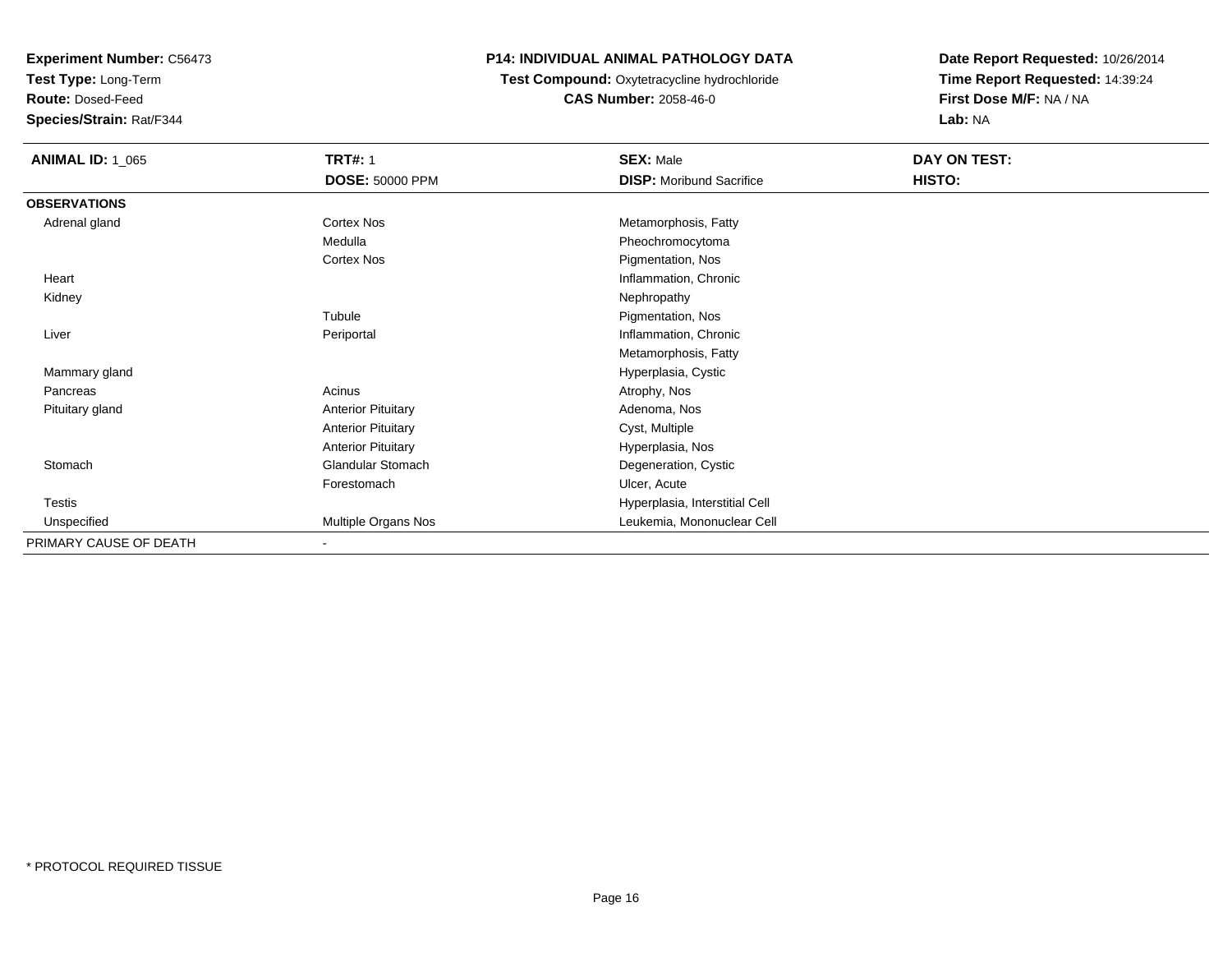**Experiment Number:** C56473
**Test Type:** Long-Term
**Route:** Dosed-Feed
**Species/Strain:** Rat/F344

**P14: INDIVIDUAL ANIMAL PATHOLOGY DATA**
**Test Compound:** Oxytetracycline hydrochloride
**CAS Number:** 2058-46-0

**Date Report Requested:** 10/26/2014
**Time Report Requested:** 14:39:24
**First Dose M/F:** NA / NA
**Lab:** NA

| **ANIMAL ID:** 1_065 | **TRT#:** 1 | **SEX:** Male | **DAY ON TEST:** |
|---|---|---|---|
| | **DOSE:** 50000 PPM | **DISP:** Moribund Sacrifice | **HISTO:** |
| **OBSERVATIONS** | | | |
| Adrenal gland | Cortex Nos | Metamorphosis, Fatty | |
| | Medulla | Pheochromocytoma | |
| | Cortex Nos | Pigmentation, Nos | |
| Heart | | Inflammation, Chronic | |
| Kidney | | Nephropathy | |
| | Tubule | Pigmentation, Nos | |
| Liver | Periportal | Inflammation, Chronic | |
| | | Metamorphosis, Fatty | |
| Mammary gland | | Hyperplasia, Cystic | |
| Pancreas | Acinus | Atrophy, Nos | |
| Pituitary gland | Anterior Pituitary | Adenoma, Nos | |
| | Anterior Pituitary | Cyst, Multiple | |
| | Anterior Pituitary | Hyperplasia, Nos | |
| Stomach | Glandular Stomach | Degeneration, Cystic | |
| | Forestomach | Ulcer, Acute | |
| Testis | | Hyperplasia, Interstitial Cell | |
| Unspecified | Multiple Organs Nos | Leukemia, Mononuclear Cell | |
| PRIMARY CAUSE OF DEATH | - | | |

* PROTOCOL REQUIRED TISSUE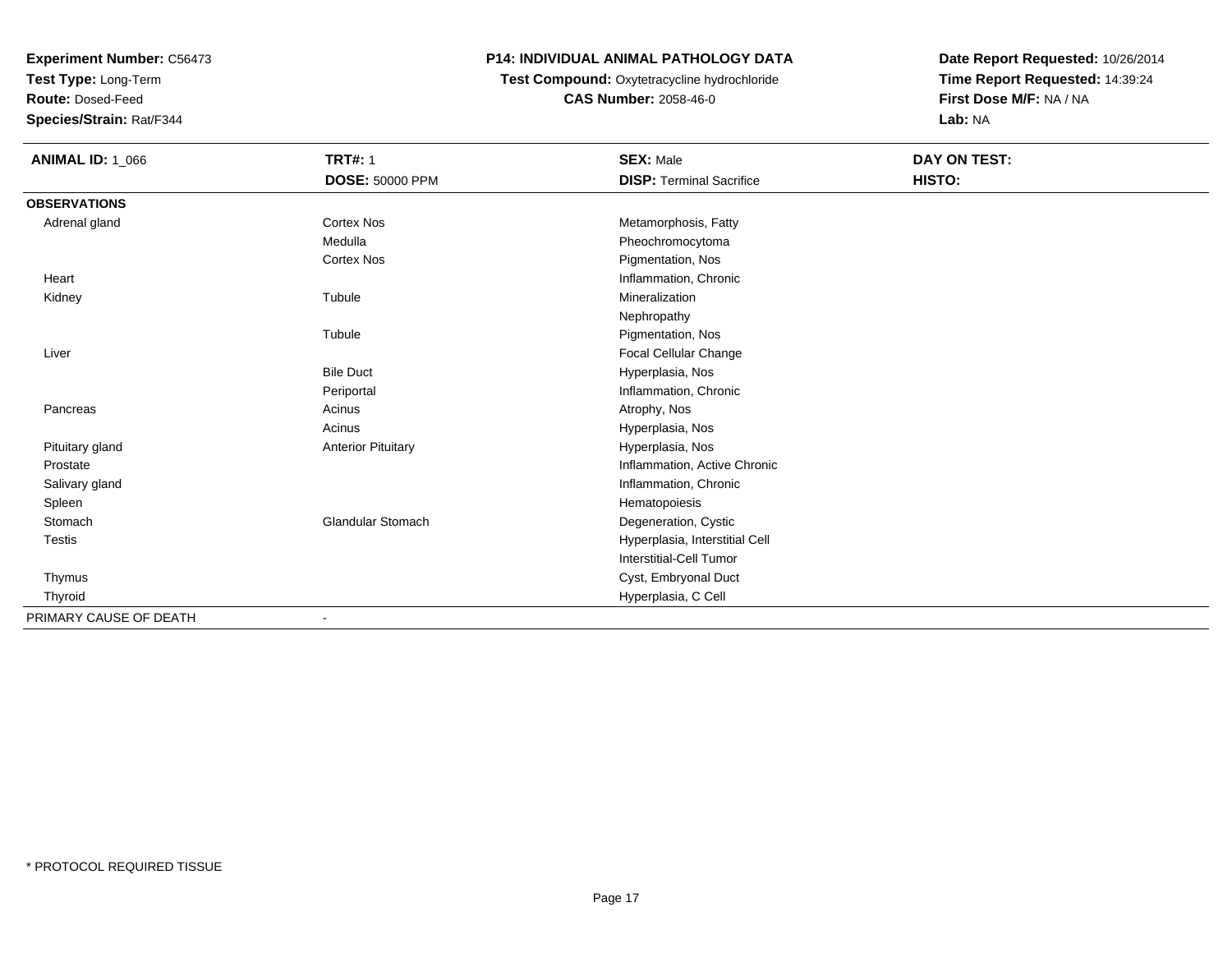**Experiment Number:** C56473
**Test Type:** Long-Term
**Route:** Dosed-Feed
**Species/Strain:** Rat/F344

## P14: INDIVIDUAL ANIMAL PATHOLOGY DATA

**Test Compound:** Oxytetracycline hydrochloride
**CAS Number:** 2058-46-0

**Date Report Requested:** 10/26/2014
**Time Report Requested:** 14:39:24
**First Dose M/F:** NA / NA
**Lab:** NA

| **ANIMAL ID:** 1_066 | **TRT#:** 1 | **SEX:** Male | **DAY ON TEST:** |
|---|---|---|---|
| | **DOSE:** 50000 PPM | **DISP:** Terminal Sacrifice | **HISTO:** |
| **OBSERVATIONS** | | | |
| Adrenal gland | Cortex Nos | Metamorphosis, Fatty | |
| | Medulla | Pheochromocytoma | |
| | Cortex Nos | Pigmentation, Nos | |
| Heart | | Inflammation, Chronic | |
| Kidney | Tubule | Mineralization | |
| | | Nephropathy | |
| | Tubule | Pigmentation, Nos | |
| Liver | | Focal Cellular Change | |
| | Bile Duct | Hyperplasia, Nos | |
| | Periportal | Inflammation, Chronic | |
| Pancreas | Acinus | Atrophy, Nos | |
| | Acinus | Hyperplasia, Nos | |
| Pituitary gland | Anterior Pituitary | Hyperplasia, Nos | |
| Prostate | | Inflammation, Active Chronic | |
| Salivary gland | | Inflammation, Chronic | |
| Spleen | | Hematopoiesis | |
| Stomach | Glandular Stomach | Degeneration, Cystic | |
| Testis | | Hyperplasia, Interstitial Cell | |
| | | Interstitial-Cell Tumor | |
| Thymus | | Cyst, Embryonal Duct | |
| Thyroid | | Hyperplasia, C Cell | |
| PRIMARY CAUSE OF DEATH | - | | |

* PROTOCOL REQUIRED TISSUE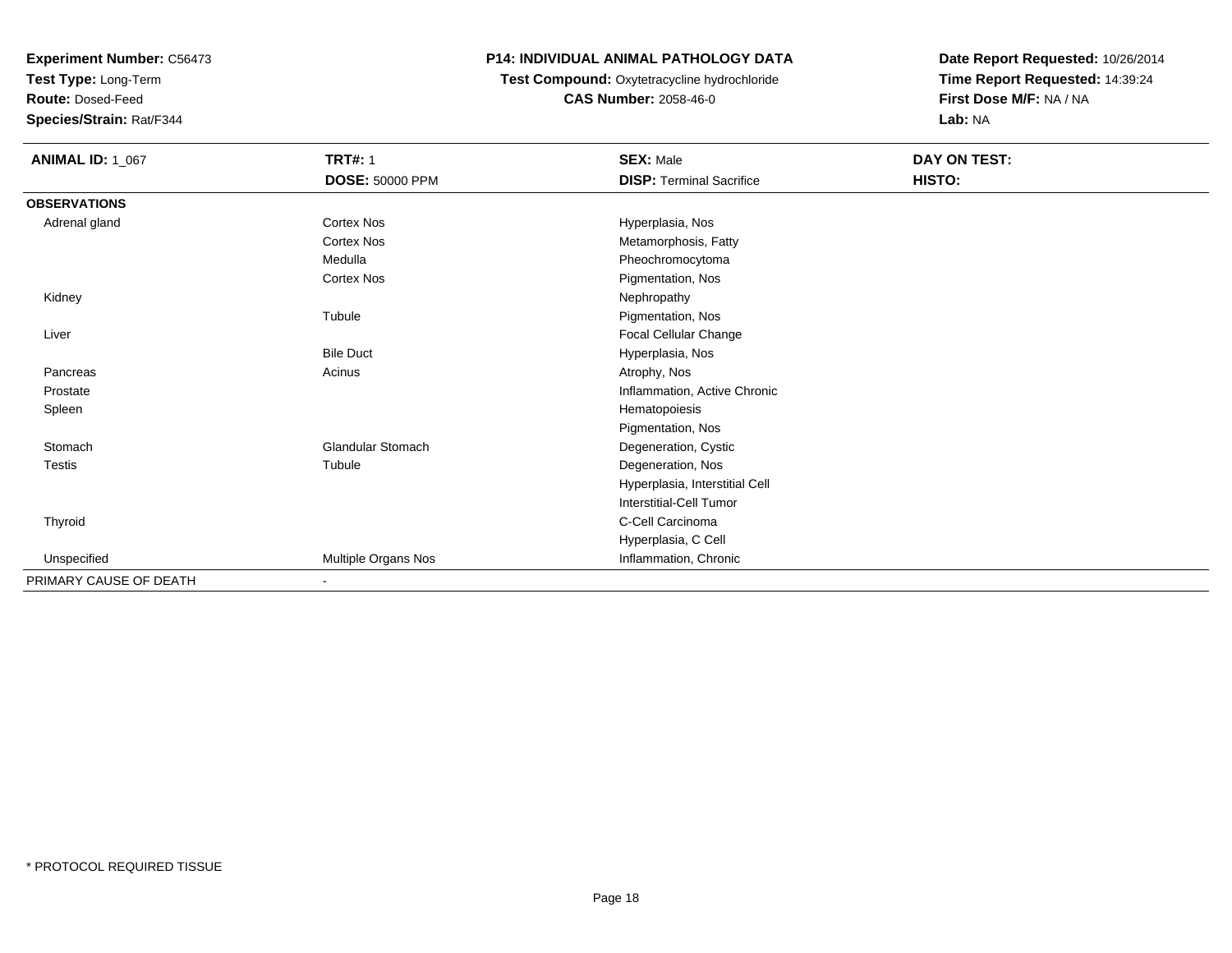**Experiment Number:** C56473
**Test Type:** Long-Term
**Route:** Dosed-Feed
**Species/Strain:** Rat/F344

**P14: INDIVIDUAL ANIMAL PATHOLOGY DATA**
**Test Compound:** Oxytetracycline hydrochloride
**CAS Number:** 2058-46-0

**Date Report Requested:** 10/26/2014
**Time Report Requested:** 14:39:24
**First Dose M/F:** NA / NA
**Lab:** NA

| **ANIMAL ID:** 1_067 | **TRT#:** 1 | **SEX:** Male | **DAY ON TEST:** |
|---|---|---|---|
| | **DOSE:** 50000 PPM | **DISP:** Terminal Sacrifice | **HISTO:** |
| **OBSERVATIONS** | | | |
| Adrenal gland | Cortex Nos | Hyperplasia, Nos | |
| | Cortex Nos | Metamorphosis, Fatty | |
| | Medulla | Pheochromocytoma | |
| | Cortex Nos | Pigmentation, Nos | |
| Kidney | | Nephropathy | |
| | Tubule | Pigmentation, Nos | |
| Liver | | Focal Cellular Change | |
| | Bile Duct | Hyperplasia, Nos | |
| Pancreas | Acinus | Atrophy, Nos | |
| Prostate | | Inflammation, Active Chronic | |
| Spleen | | Hematopoiesis | |
| | | Pigmentation, Nos | |
| Stomach | Glandular Stomach | Degeneration, Cystic | |
| Testis | Tubule | Degeneration, Nos | |
| | | Hyperplasia, Interstitial Cell | |
| | | Interstitial-Cell Tumor | |
| Thyroid | | C-Cell Carcinoma | |
| | | Hyperplasia, C Cell | |
| Unspecified | Multiple Organs Nos | Inflammation, Chronic | |
| PRIMARY CAUSE OF DEATH | - | | |

* PROTOCOL REQUIRED TISSUE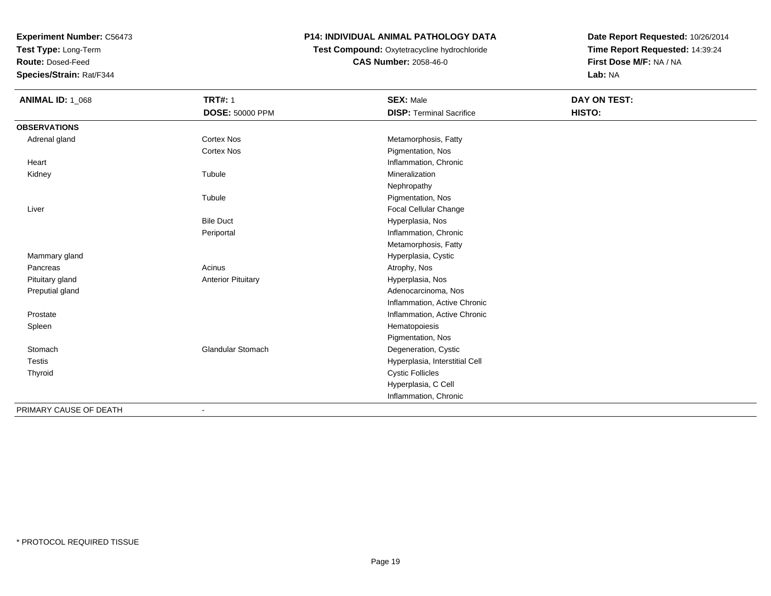**Experiment Number:** C56473
**Test Type:** Long-Term
**Route:** Dosed-Feed
**Species/Strain:** Rat/F344

# P14: INDIVIDUAL ANIMAL PATHOLOGY DATA

**Test Compound:** Oxytetracycline hydrochloride
**CAS Number:** 2058-46-0

**Date Report Requested:** 10/26/2014
**Time Report Requested:** 14:39:24
**First Dose M/F:** NA / NA
**Lab:** NA

| **ANIMAL ID:** 1_068 | **TRT#:** 1 | **SEX:** Male | **DAY ON TEST:** |
|---|---|---|---|
| | **DOSE:** 50000 PPM | **DISP:** Terminal Sacrifice | **HISTO:** |
| **OBSERVATIONS** | | | |
| Adrenal gland | Cortex Nos | Metamorphosis, Fatty | |
| | Cortex Nos | Pigmentation, Nos | |
| Heart | | Inflammation, Chronic | |
| Kidney | Tubule | Mineralization | |
| | | Nephropathy | |
| | Tubule | Pigmentation, Nos | |
| Liver | | Focal Cellular Change | |
| | Bile Duct | Hyperplasia, Nos | |
| | Periportal | Inflammation, Chronic | |
| | | Metamorphosis, Fatty | |
| Mammary gland | | Hyperplasia, Cystic | |
| Pancreas | Acinus | Atrophy, Nos | |
| Pituitary gland | Anterior Pituitary | Hyperplasia, Nos | |
| Preputial gland | | Adenocarcinoma, Nos | |
| | | Inflammation, Active Chronic | |
| Prostate | | Inflammation, Active Chronic | |
| Spleen | | Hematopoiesis | |
| | | Pigmentation, Nos | |
| Stomach | Glandular Stomach | Degeneration, Cystic | |
| Testis | | Hyperplasia, Interstitial Cell | |
| Thyroid | | Cystic Follicles | |
| | | Hyperplasia, C Cell | |
| | | Inflammation, Chronic | |
| PRIMARY CAUSE OF DEATH | - | | |

* PROTOCOL REQUIRED TISSUE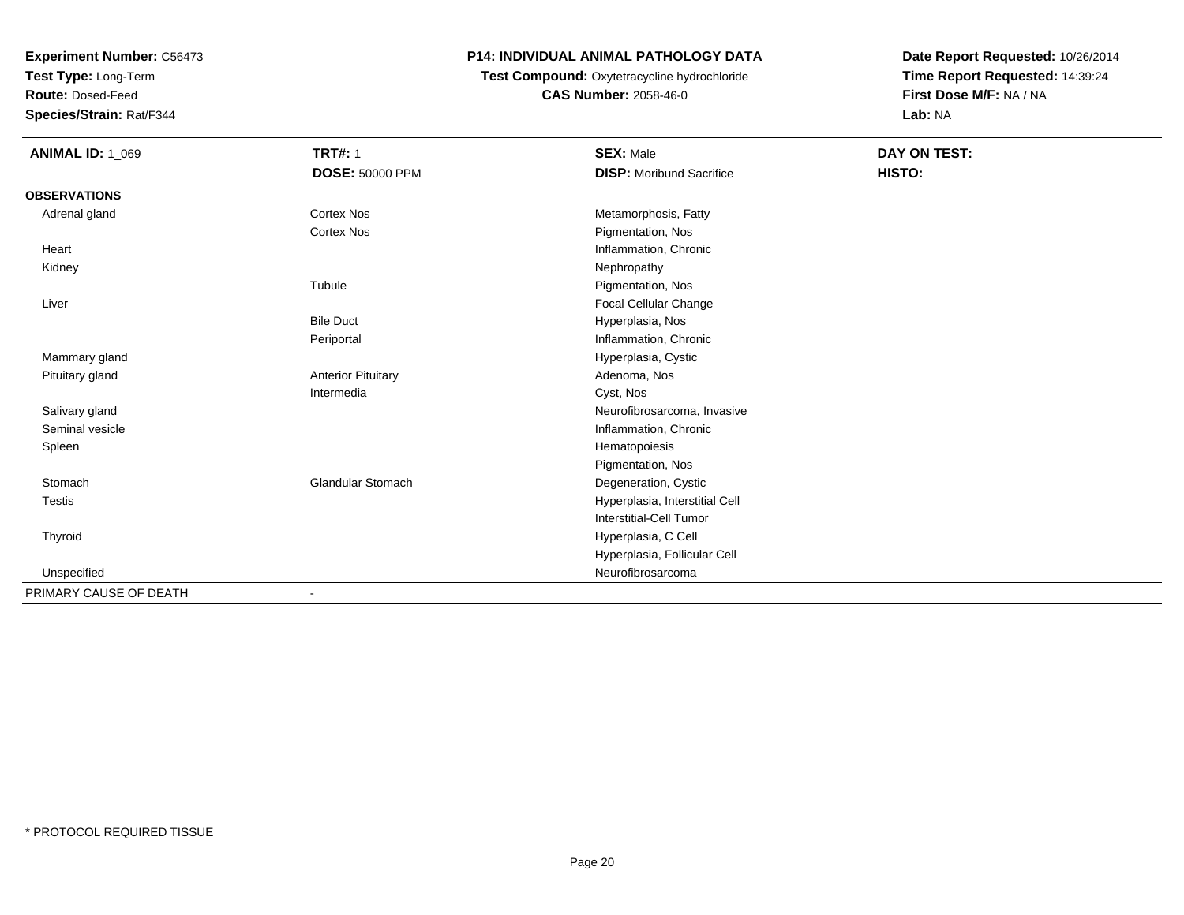**Experiment Number:** C56473
**Test Type:** Long-Term
**Route:** Dosed-Feed
**Species/Strain:** Rat/F344

**P14: INDIVIDUAL ANIMAL PATHOLOGY DATA**
**Test Compound:** Oxytetracycline hydrochloride
**CAS Number:** 2058-46-0

**Date Report Requested:** 10/26/2014
**Time Report Requested:** 14:39:24
**First Dose M/F:** NA / NA
**Lab:** NA

| **ANIMAL ID:** 1_069 | **TRT#:** 1 | **SEX:** Male | **DAY ON TEST:** |
|---|---|---|---|
| | **DOSE:** 50000 PPM | **DISP:** Moribund Sacrifice | **HISTO:** |
| **OBSERVATIONS** | | | |
| Adrenal gland | Cortex Nos | Metamorphosis, Fatty | |
| | Cortex Nos | Pigmentation, Nos | |
| Heart | | Inflammation, Chronic | |
| Kidney | | Nephropathy | |
| | Tubule | Pigmentation, Nos | |
| Liver | | Focal Cellular Change | |
| | Bile Duct | Hyperplasia, Nos | |
| | Periportal | Inflammation, Chronic | |
| Mammary gland | | Hyperplasia, Cystic | |
| Pituitary gland | Anterior Pituitary | Adenoma, Nos | |
| | Intermedia | Cyst, Nos | |
| Salivary gland | | Neurofibrosarcoma, Invasive | |
| Seminal vesicle | | Inflammation, Chronic | |
| Spleen | | Hematopoiesis | |
| | | Pigmentation, Nos | |
| Stomach | Glandular Stomach | Degeneration, Cystic | |
| Testis | | Hyperplasia, Interstitial Cell | |
| | | Interstitial-Cell Tumor | |
| Thyroid | | Hyperplasia, C Cell | |
| | | Hyperplasia, Follicular Cell | |
| Unspecified | | Neurofibrosarcoma | |
| PRIMARY CAUSE OF DEATH | - | | |

* PROTOCOL REQUIRED TISSUE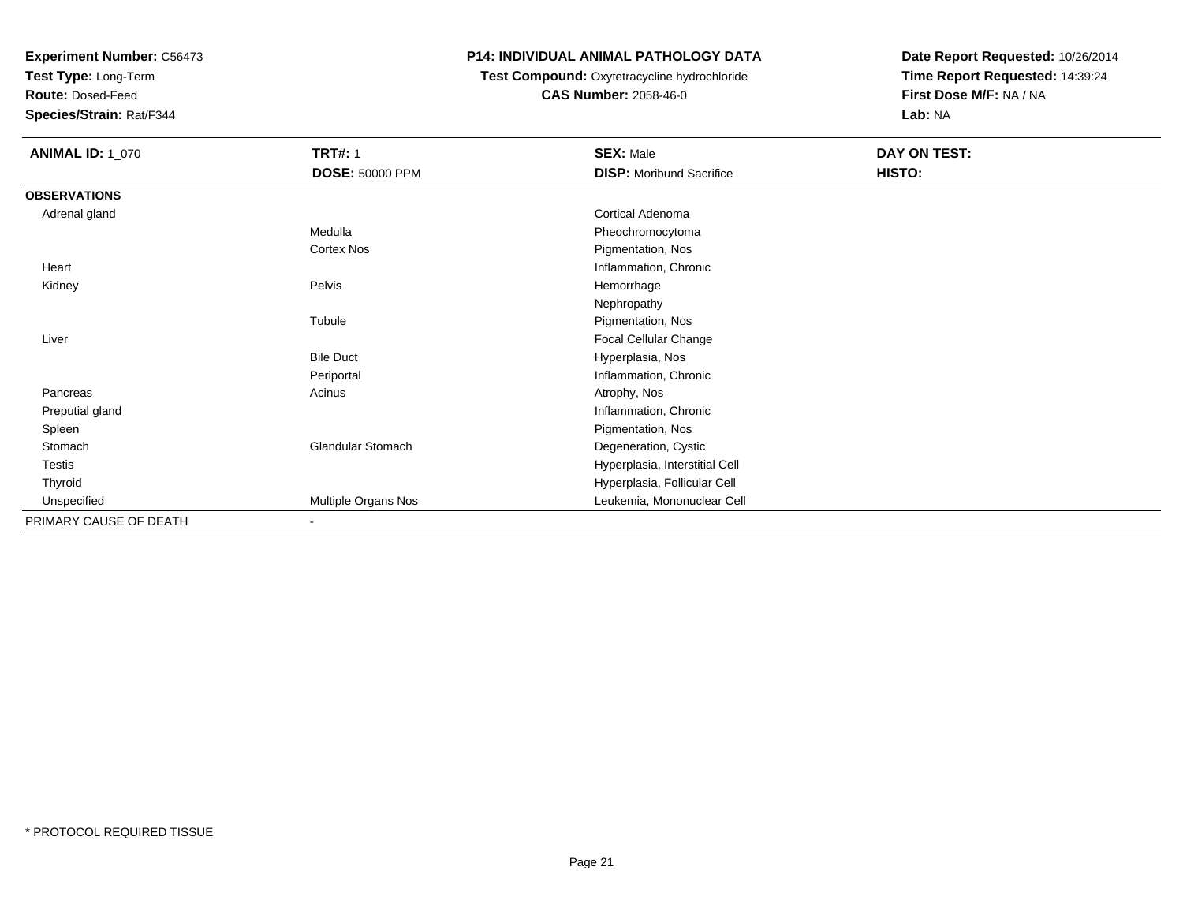**Experiment Number:** C56473
**Test Type:** Long-Term
**Route:** Dosed-Feed
**Species/Strain:** Rat/F344

**P14: INDIVIDUAL ANIMAL PATHOLOGY DATA**
**Test Compound:** Oxytetracycline hydrochloride
**CAS Number:** 2058-46-0

**Date Report Requested:** 10/26/2014
**Time Report Requested:** 14:39:24
**First Dose M/F:** NA / NA
**Lab:** NA

| **ANIMAL ID:** 1_070 | **TRT#:** 1 | **SEX:** Male | **DAY ON TEST:** |
|---|---|---|---|
| | **DOSE:** 50000 PPM | **DISP:** Moribund Sacrifice | **HISTO:** |
| **OBSERVATIONS** | | | |
| Adrenal gland | | Cortical Adenoma | |
| | Medulla | Pheochromocytoma | |
| | Cortex Nos | Pigmentation, Nos | |
| Heart | | Inflammation, Chronic | |
| Kidney | Pelvis | Hemorrhage | |
| | | Nephropathy | |
| | Tubule | Pigmentation, Nos | |
| Liver | | Focal Cellular Change | |
| | Bile Duct | Hyperplasia, Nos | |
| | Periportal | Inflammation, Chronic | |
| Pancreas | Acinus | Atrophy, Nos | |
| Preputial gland | | Inflammation, Chronic | |
| Spleen | | Pigmentation, Nos | |
| Stomach | Glandular Stomach | Degeneration, Cystic | |
| Testis | | Hyperplasia, Interstitial Cell | |
| Thyroid | | Hyperplasia, Follicular Cell | |
| Unspecified | Multiple Organs Nos | Leukemia, Mononuclear Cell | |
| PRIMARY CAUSE OF DEATH | - | | |

* PROTOCOL REQUIRED TISSUE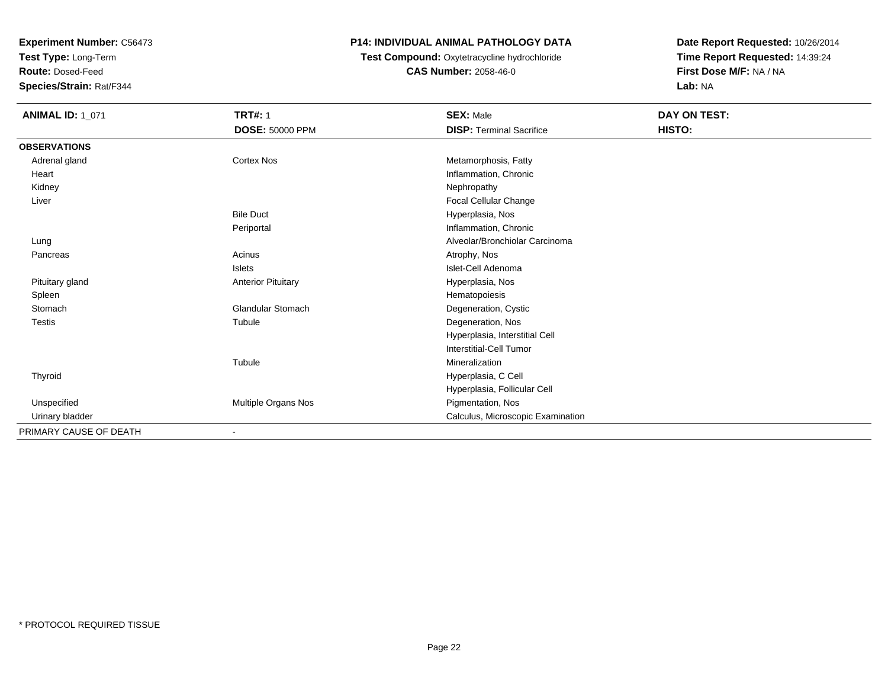**Experiment Number:** C56473
**Test Type:** Long-Term
**Route:** Dosed-Feed
**Species/Strain:** Rat/F344

**P14: INDIVIDUAL ANIMAL PATHOLOGY DATA**
**Test Compound:** Oxytetracycline hydrochloride
**CAS Number:** 2058-46-0

**Date Report Requested:** 10/26/2014
**Time Report Requested:** 14:39:24
**First Dose M/F:** NA / NA
**Lab:** NA

| **ANIMAL ID:** 1_071 | **TRT#:** 1 | **SEX:** Male | **DAY ON TEST:** |
|---|---|---|---|
| | **DOSE:** 50000 PPM | **DISP:** Terminal Sacrifice | **HISTO:** |
| **OBSERVATIONS** | | | |
| Adrenal gland | Cortex Nos | Metamorphosis, Fatty | |
| Heart | | Inflammation, Chronic | |
| Kidney | | Nephropathy | |
| Liver | | Focal Cellular Change | |
| | Bile Duct | Hyperplasia, Nos | |
| | Periportal | Inflammation, Chronic | |
| Lung | | Alveolar/Bronchiolar Carcinoma | |
| Pancreas | Acinus | Atrophy, Nos | |
| | Islets | Islet-Cell Adenoma | |
| Pituitary gland | Anterior Pituitary | Hyperplasia, Nos | |
| Spleen | | Hematopoiesis | |
| Stomach | Glandular Stomach | Degeneration, Cystic | |
| Testis | Tubule | Degeneration, Nos | |
| | | Hyperplasia, Interstitial Cell | |
| | | Interstitial-Cell Tumor | |
| | Tubule | Mineralization | |
| Thyroid | | Hyperplasia, C Cell | |
| | | Hyperplasia, Follicular Cell | |
| Unspecified | Multiple Organs Nos | Pigmentation, Nos | |
| Urinary bladder | | Calculus, Microscopic Examination | |
| PRIMARY CAUSE OF DEATH | - | | |

* PROTOCOL REQUIRED TISSUE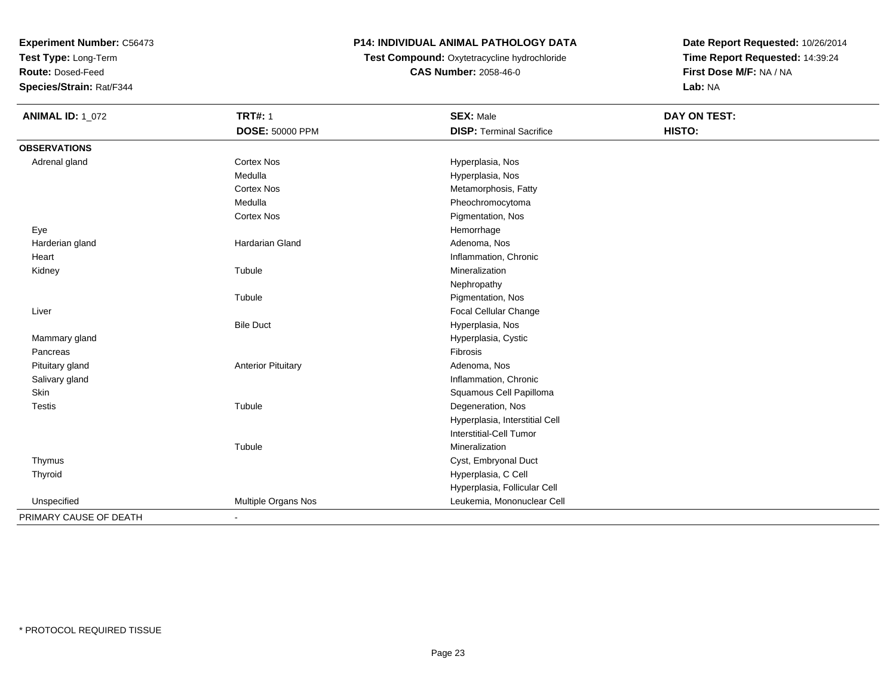**Experiment Number:** C56473
**Test Type:** Long-Term
**Route:** Dosed-Feed
**Species/Strain:** Rat/F344

# P14: INDIVIDUAL ANIMAL PATHOLOGY DATA

**Test Compound:** Oxytetracycline hydrochloride
**CAS Number:** 2058-46-0

**Date Report Requested:** 10/26/2014
**Time Report Requested:** 14:39:24
**First Dose M/F:** NA / NA
**Lab:** NA

| **ANIMAL ID:** 1_072 | **TRT#:** 1 | **SEX:** Male | **DAY ON TEST:** |
|---|---|---|---|
| | **DOSE:** 50000 PPM | **DISP:** Terminal Sacrifice | **HISTO:** |
| **OBSERVATIONS** | | | |
| Adrenal gland | Cortex Nos | Hyperplasia, Nos | |
| | Medulla | Hyperplasia, Nos | |
| | Cortex Nos | Metamorphosis, Fatty | |
| | Medulla | Pheochromocytoma | |
| | Cortex Nos | Pigmentation, Nos | |
| Eye | | Hemorrhage | |
| Harderian gland | Hardarian Gland | Adenoma, Nos | |
| Heart | | Inflammation, Chronic | |
| Kidney | Tubule | Mineralization | |
| | | Nephropathy | |
| | Tubule | Pigmentation, Nos | |
| Liver | | Focal Cellular Change | |
| | Bile Duct | Hyperplasia, Nos | |
| Mammary gland | | Hyperplasia, Cystic | |
| Pancreas | | Fibrosis | |
| Pituitary gland | Anterior Pituitary | Adenoma, Nos | |
| Salivary gland | | Inflammation, Chronic | |
| Skin | | Squamous Cell Papilloma | |
| Testis | Tubule | Degeneration, Nos | |
| | | Hyperplasia, Interstitial Cell | |
| | | Interstitial-Cell Tumor | |
| | Tubule | Mineralization | |
| Thymus | | Cyst, Embryonal Duct | |
| Thyroid | | Hyperplasia, C Cell | |
| | | Hyperplasia, Follicular Cell | |
| Unspecified | Multiple Organs Nos | Leukemia, Mononuclear Cell | |
| PRIMARY CAUSE OF DEATH | - | | |

* PROTOCOL REQUIRED TISSUE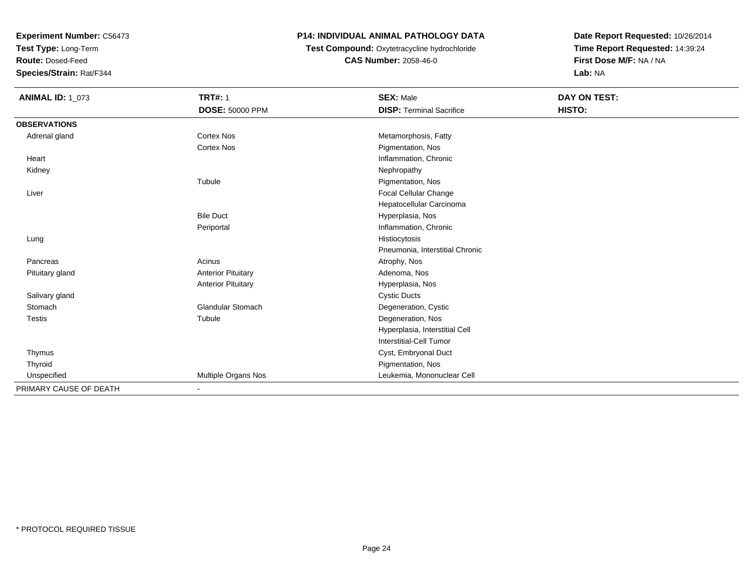**Experiment Number:** C56473
**Test Type:** Long-Term
**Route:** Dosed-Feed
**Species/Strain:** Rat/F344

**P14: INDIVIDUAL ANIMAL PATHOLOGY DATA**
**Test Compound:** Oxytetracycline hydrochloride
**CAS Number:** 2058-46-0

**Date Report Requested:** 10/26/2014
**Time Report Requested:** 14:39:24
**First Dose M/F:** NA / NA
**Lab:** NA

| **ANIMAL ID:** 1_073 | **TRT#:** 1 | **SEX:** Male | **DAY ON TEST:** |
|---|---|---|---|
| | **DOSE:** 50000 PPM | **DISP:** Terminal Sacrifice | **HISTO:** |
| **OBSERVATIONS** | | | |
| Adrenal gland | Cortex Nos | Metamorphosis, Fatty | |
| | Cortex Nos | Pigmentation, Nos | |
| Heart | | Inflammation, Chronic | |
| Kidney | | Nephropathy | |
| | Tubule | Pigmentation, Nos | |
| Liver | | Focal Cellular Change | |
| | | Hepatocellular Carcinoma | |
| | Bile Duct | Hyperplasia, Nos | |
| | Periportal | Inflammation, Chronic | |
| Lung | | Histiocytosis | |
| | | Pneumonia, Interstitial Chronic | |
| Pancreas | Acinus | Atrophy, Nos | |
| Pituitary gland | Anterior Pituitary | Adenoma, Nos | |
| | Anterior Pituitary | Hyperplasia, Nos | |
| Salivary gland | | Cystic Ducts | |
| Stomach | Glandular Stomach | Degeneration, Cystic | |
| Testis | Tubule | Degeneration, Nos | |
| | | Hyperplasia, Interstitial Cell | |
| | | Interstitial-Cell Tumor | |
| Thymus | | Cyst, Embryonal Duct | |
| Thyroid | | Pigmentation, Nos | |
| Unspecified | Multiple Organs Nos | Leukemia, Mononuclear Cell | |
| PRIMARY CAUSE OF DEATH | - | | |

\* PROTOCOL REQUIRED TISSUE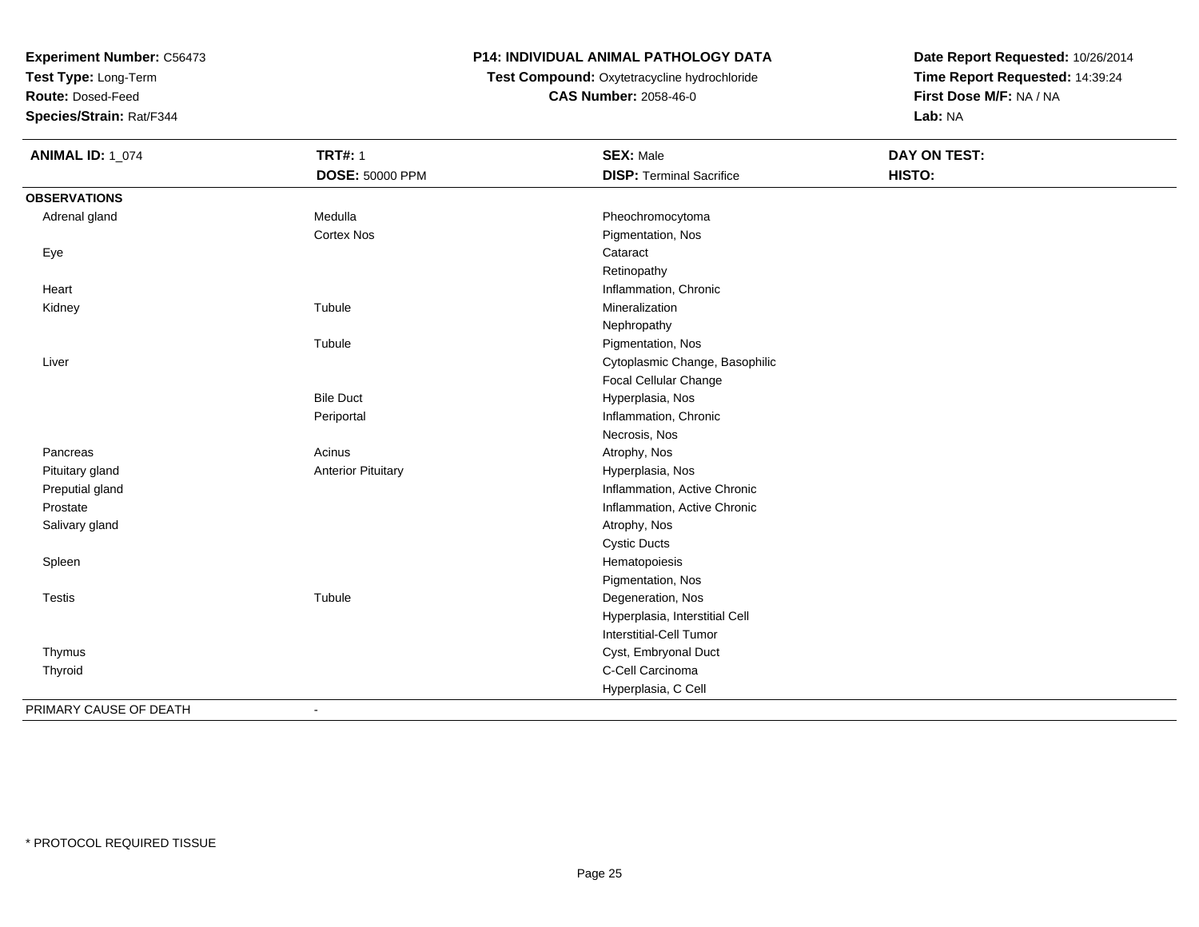**Experiment Number:** C56473
**Test Type:** Long-Term
**Route:** Dosed-Feed
**Species/Strain:** Rat/F344

**P14: INDIVIDUAL ANIMAL PATHOLOGY DATA**
**Test Compound:** Oxytetracycline hydrochloride
**CAS Number:** 2058-46-0

**Date Report Requested:** 10/26/2014
**Time Report Requested:** 14:39:24
**First Dose M/F:** NA / NA
**Lab:** NA

| **ANIMAL ID:** 1_074 | **TRT#:** 1<br>**DOSE:** 50000 PPM | **SEX:** Male<br>**DISP:** Terminal Sacrifice | **DAY ON TEST:**<br>**HISTO:** |
|---|---|---|---|
| **OBSERVATIONS** | | | |
| Adrenal gland | Medulla | Pheochromocytoma | |
| | Cortex Nos | Pigmentation, Nos | |
| Eye | | Cataract | |
| | | Retinopathy | |
| Heart | | Inflammation, Chronic | |
| Kidney | Tubule | Mineralization | |
| | | Nephropathy | |
| | Tubule | Pigmentation, Nos | |
| Liver | | Cytoplasmic Change, Basophilic | |
| | | Focal Cellular Change | |
| | Bile Duct | Hyperplasia, Nos | |
| | Periportal | Inflammation, Chronic | |
| | | Necrosis, Nos | |
| Pancreas | Acinus | Atrophy, Nos | |
| Pituitary gland | Anterior Pituitary | Hyperplasia, Nos | |
| Preputial gland | | Inflammation, Active Chronic | |
| Prostate | | Inflammation, Active Chronic | |
| Salivary gland | | Atrophy, Nos | |
| | | Cystic Ducts | |
| Spleen | | Hematopoiesis | |
| | | Pigmentation, Nos | |
| Testis | Tubule | Degeneration, Nos | |
| | | Hyperplasia, Interstitial Cell | |
| | | Interstitial-Cell Tumor | |
| Thymus | | Cyst, Embryonal Duct | |
| Thyroid | | C-Cell Carcinoma | |
| | | Hyperplasia, C Cell | |
| PRIMARY CAUSE OF DEATH | - | | |

\* PROTOCOL REQUIRED TISSUE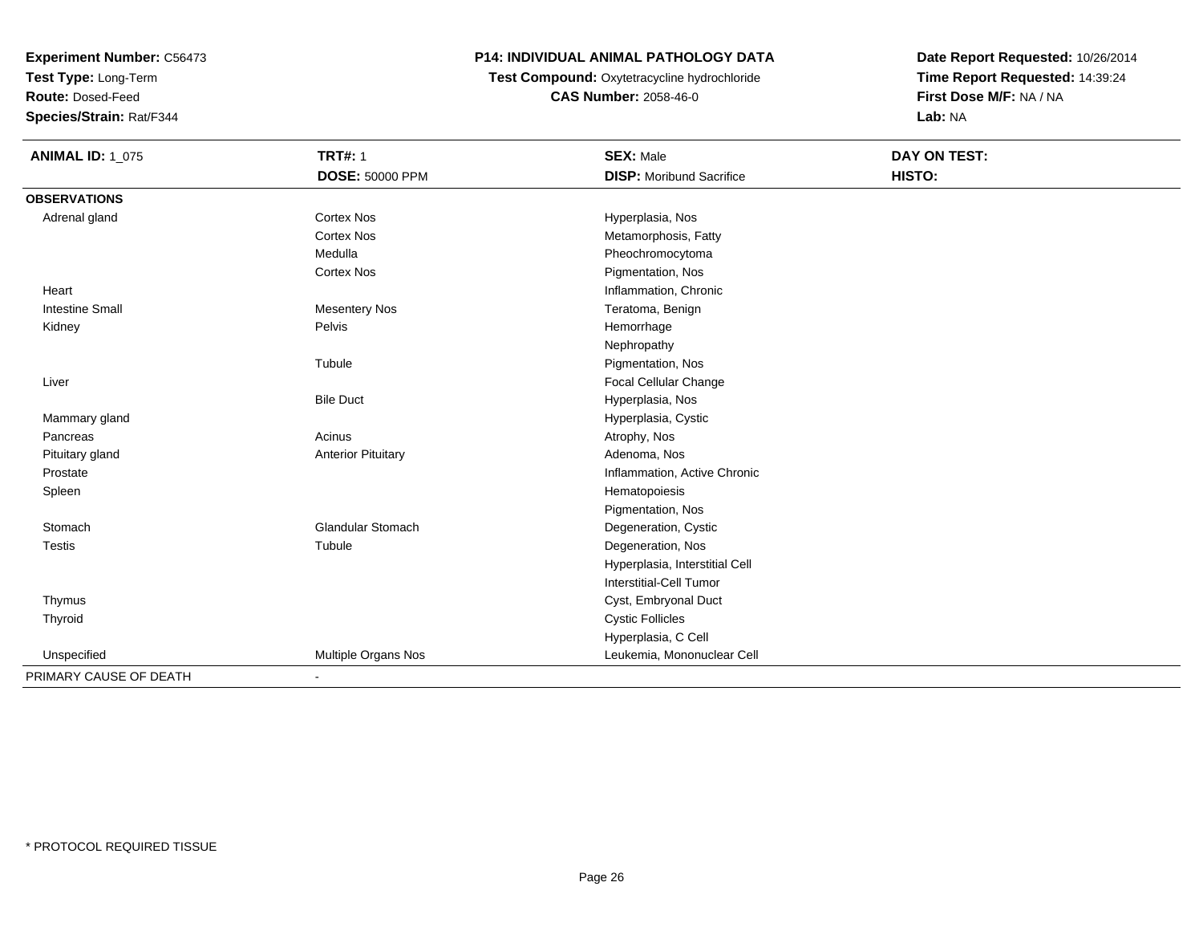**Experiment Number:** C56473
**Test Type:** Long-Term
**Route:** Dosed-Feed
**Species/Strain:** Rat/F344

**P14: INDIVIDUAL ANIMAL PATHOLOGY DATA**
**Test Compound:** Oxytetracycline hydrochloride
**CAS Number:** 2058-46-0

**Date Report Requested:** 10/26/2014
**Time Report Requested:** 14:39:24
**First Dose M/F:** NA / NA
**Lab:** NA

| **ANIMAL ID:** 1_075 | **TRT#:** 1 | **SEX:** Male | **DAY ON TEST:** |
|---|---|---|---|
| | **DOSE:** 50000 PPM | **DISP:** Moribund Sacrifice | **HISTO:** |
| **OBSERVATIONS** | | | |
| Adrenal gland | Cortex Nos | Hyperplasia, Nos | |
| | Cortex Nos | Metamorphosis, Fatty | |
| | Medulla | Pheochromocytoma | |
| | Cortex Nos | Pigmentation, Nos | |
| Heart | | Inflammation, Chronic | |
| Intestine Small | Mesentery Nos | Teratoma, Benign | |
| Kidney | Pelvis | Hemorrhage | |
| | | Nephropathy | |
| | Tubule | Pigmentation, Nos | |
| Liver | | Focal Cellular Change | |
| | Bile Duct | Hyperplasia, Nos | |
| Mammary gland | | Hyperplasia, Cystic | |
| Pancreas | Acinus | Atrophy, Nos | |
| Pituitary gland | Anterior Pituitary | Adenoma, Nos | |
| Prostate | | Inflammation, Active Chronic | |
| Spleen | | Hematopoiesis | |
| | | Pigmentation, Nos | |
| Stomach | Glandular Stomach | Degeneration, Cystic | |
| Testis | Tubule | Degeneration, Nos | |
| | | Hyperplasia, Interstitial Cell | |
| | | Interstitial-Cell Tumor | |
| Thymus | | Cyst, Embryonal Duct | |
| Thyroid | | Cystic Follicles | |
| | | Hyperplasia, C Cell | |
| Unspecified | Multiple Organs Nos | Leukemia, Mononuclear Cell | |
| PRIMARY CAUSE OF DEATH | - | | |

\* PROTOCOL REQUIRED TISSUE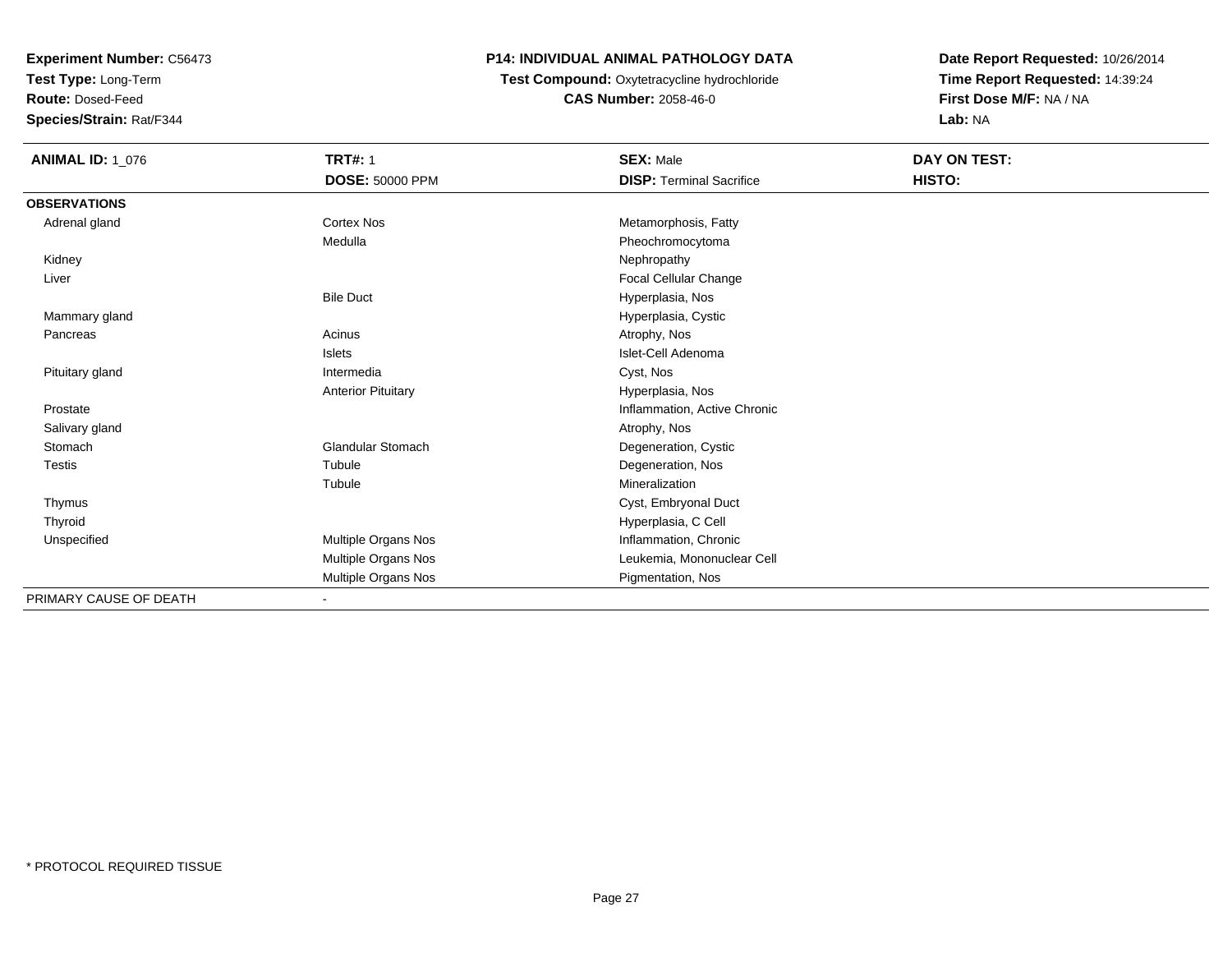**Experiment Number:** C56473
**Test Type:** Long-Term
**Route:** Dosed-Feed
**Species/Strain:** Rat/F344

**P14: INDIVIDUAL ANIMAL PATHOLOGY DATA**
**Test Compound:** Oxytetracycline hydrochloride
**CAS Number:** 2058-46-0

**Date Report Requested:** 10/26/2014
**Time Report Requested:** 14:39:24
**First Dose M/F:** NA / NA
**Lab:** NA

| **ANIMAL ID:** 1_076 | **TRT#:** 1 | **SEX:** Male | **DAY ON TEST:** |
|---|---|---|---|
| | **DOSE:** 50000 PPM | **DISP:** Terminal Sacrifice | **HISTO:** |
| **OBSERVATIONS** | | | |
| Adrenal gland | Cortex Nos | Metamorphosis, Fatty | |
| | Medulla | Pheochromocytoma | |
| Kidney | | Nephropathy | |
| Liver | | Focal Cellular Change | |
| | Bile Duct | Hyperplasia, Nos | |
| Mammary gland | | Hyperplasia, Cystic | |
| Pancreas | Acinus | Atrophy, Nos | |
| | Islets | Islet-Cell Adenoma | |
| Pituitary gland | Intermedia | Cyst, Nos | |
| | Anterior Pituitary | Hyperplasia, Nos | |
| Prostate | | Inflammation, Active Chronic | |
| Salivary gland | | Atrophy, Nos | |
| Stomach | Glandular Stomach | Degeneration, Cystic | |
| Testis | Tubule | Degeneration, Nos | |
| | Tubule | Mineralization | |
| Thymus | | Cyst, Embryonal Duct | |
| Thyroid | | Hyperplasia, C Cell | |
| Unspecified | Multiple Organs Nos | Inflammation, Chronic | |
| | Multiple Organs Nos | Leukemia, Mononuclear Cell | |
| | Multiple Organs Nos | Pigmentation, Nos | |
| PRIMARY CAUSE OF DEATH | - | | |

* PROTOCOL REQUIRED TISSUE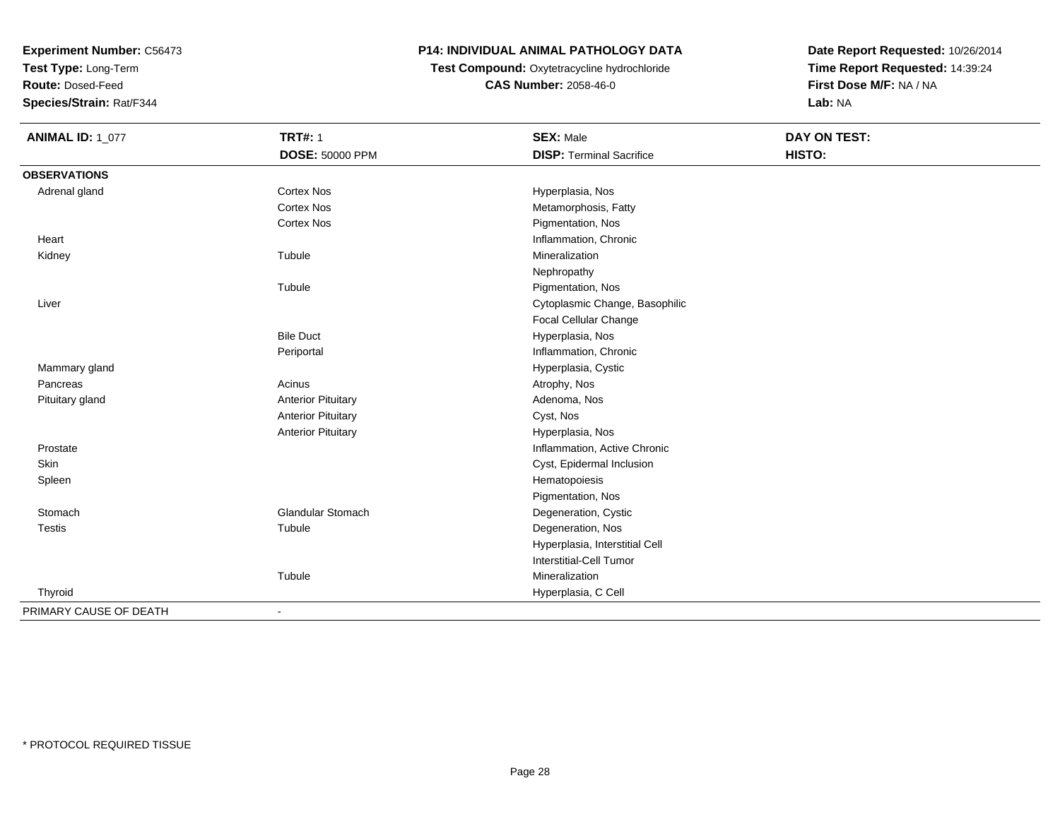**Experiment Number:** C56473
**Test Type:** Long-Term
**Route:** Dosed-Feed
**Species/Strain:** Rat/F344

**P14: INDIVIDUAL ANIMAL PATHOLOGY DATA**
**Test Compound:** Oxytetracycline hydrochloride
**CAS Number:** 2058-46-0

**Date Report Requested:** 10/26/2014
**Time Report Requested:** 14:39:24
**First Dose M/F:** NA / NA
**Lab:** NA

| **ANIMAL ID:** 1_077 | **TRT#:** 1 | **SEX:** Male | **DAY ON TEST:** |
|---|---|---|---|
| | **DOSE:** 50000 PPM | **DISP:** Terminal Sacrifice | **HISTO:** |
| **OBSERVATIONS** | | | |
| Adrenal gland | Cortex Nos | Hyperplasia, Nos | |
| | Cortex Nos | Metamorphosis, Fatty | |
| | Cortex Nos | Pigmentation, Nos | |
| Heart | | Inflammation, Chronic | |
| Kidney | Tubule | Mineralization | |
| | | Nephropathy | |
| | Tubule | Pigmentation, Nos | |
| Liver | | Cytoplasmic Change, Basophilic | |
| | | Focal Cellular Change | |
| | Bile Duct | Hyperplasia, Nos | |
| | Periportal | Inflammation, Chronic | |
| Mammary gland | | Hyperplasia, Cystic | |
| Pancreas | Acinus | Atrophy, Nos | |
| Pituitary gland | Anterior Pituitary | Adenoma, Nos | |
| | Anterior Pituitary | Cyst, Nos | |
| | Anterior Pituitary | Hyperplasia, Nos | |
| Prostate | | Inflammation, Active Chronic | |
| Skin | | Cyst, Epidermal Inclusion | |
| Spleen | | Hematopoiesis | |
| | | Pigmentation, Nos | |
| Stomach | Glandular Stomach | Degeneration, Cystic | |
| Testis | Tubule | Degeneration, Nos | |
| | | Hyperplasia, Interstitial Cell | |
| | | Interstitial-Cell Tumor | |
| | Tubule | Mineralization | |
| Thyroid | | Hyperplasia, C Cell | |
| PRIMARY CAUSE OF DEATH | - | | |

* PROTOCOL REQUIRED TISSUE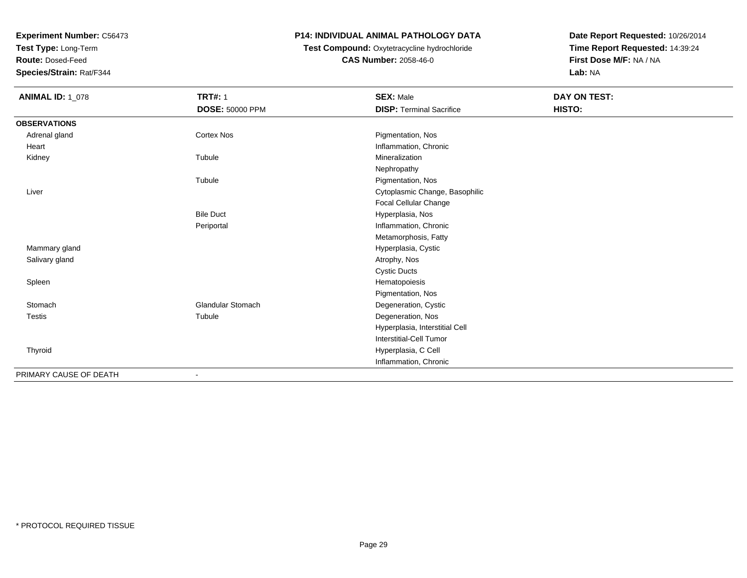**Experiment Number:** C56473
**Test Type:** Long-Term
**Route:** Dosed-Feed
**Species/Strain:** Rat/F344

**P14: INDIVIDUAL ANIMAL PATHOLOGY DATA**
**Test Compound:** Oxytetracycline hydrochloride
**CAS Number:** 2058-46-0

**Date Report Requested:** 10/26/2014
**Time Report Requested:** 14:39:24
**First Dose M/F:** NA / NA
**Lab:** NA

| **ANIMAL ID:** 1_078 | **TRT#:** 1 | **SEX:** Male | **DAY ON TEST:** |
|---|---|---|---|
| | **DOSE:** 50000 PPM | **DISP:** Terminal Sacrifice | **HISTO:** |
| **OBSERVATIONS** | | | |
| Adrenal gland | Cortex Nos | Pigmentation, Nos | |
| Heart | | Inflammation, Chronic | |
| Kidney | Tubule | Mineralization | |
| | | Nephropathy | |
| | Tubule | Pigmentation, Nos | |
| Liver | | Cytoplasmic Change, Basophilic | |
| | | Focal Cellular Change | |
| | Bile Duct | Hyperplasia, Nos | |
| | Periportal | Inflammation, Chronic | |
| | | Metamorphosis, Fatty | |
| Mammary gland | | Hyperplasia, Cystic | |
| Salivary gland | | Atrophy, Nos | |
| | | Cystic Ducts | |
| Spleen | | Hematopoiesis | |
| | | Pigmentation, Nos | |
| Stomach | Glandular Stomach | Degeneration, Cystic | |
| Testis | Tubule | Degeneration, Nos | |
| | | Hyperplasia, Interstitial Cell | |
| | | Interstitial-Cell Tumor | |
| Thyroid | | Hyperplasia, C Cell | |
| | | Inflammation, Chronic | |
| PRIMARY CAUSE OF DEATH | - | | |

* PROTOCOL REQUIRED TISSUE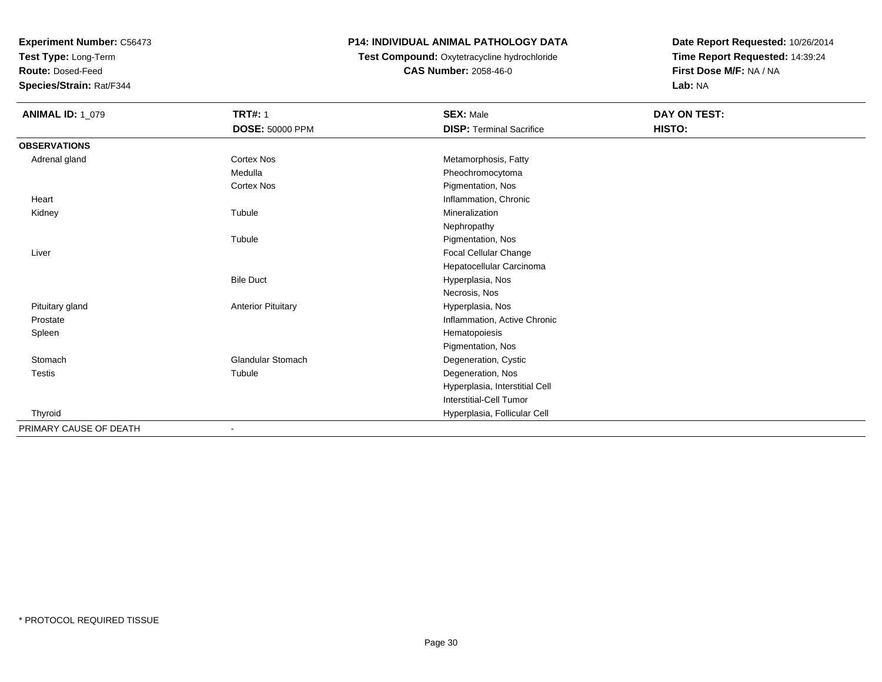**Experiment Number:** C56473
**Test Type:** Long-Term
**Route:** Dosed-Feed
**Species/Strain:** Rat/F344

**P14: INDIVIDUAL ANIMAL PATHOLOGY DATA**
**Test Compound:** Oxytetracycline hydrochloride
**CAS Number:** 2058-46-0

**Date Report Requested:** 10/26/2014
**Time Report Requested:** 14:39:24
**First Dose M/F:** NA / NA
**Lab:** NA

| **ANIMAL ID:** 1_079 | **TRT#:** 1 | **SEX:** Male | **DAY ON TEST:** |
|---|---|---|---|
| | **DOSE:** 50000 PPM | **DISP:** Terminal Sacrifice | **HISTO:** |
| **OBSERVATIONS** | | | |
| Adrenal gland | Cortex Nos | Metamorphosis, Fatty | |
| | Medulla | Pheochromocytoma | |
| | Cortex Nos | Pigmentation, Nos | |
| Heart | | Inflammation, Chronic | |
| Kidney | Tubule | Mineralization | |
| | | Nephropathy | |
| | Tubule | Pigmentation, Nos | |
| Liver | | Focal Cellular Change | |
| | | Hepatocellular Carcinoma | |
| | Bile Duct | Hyperplasia, Nos | |
| | | Necrosis, Nos | |
| Pituitary gland | Anterior Pituitary | Hyperplasia, Nos | |
| Prostate | | Inflammation, Active Chronic | |
| Spleen | | Hematopoiesis | |
| | | Pigmentation, Nos | |
| Stomach | Glandular Stomach | Degeneration, Cystic | |
| Testis | Tubule | Degeneration, Nos | |
| | | Hyperplasia, Interstitial Cell | |
| | | Interstitial-Cell Tumor | |
| Thyroid | | Hyperplasia, Follicular Cell | |
| PRIMARY CAUSE OF DEATH | - | | |

\* PROTOCOL REQUIRED TISSUE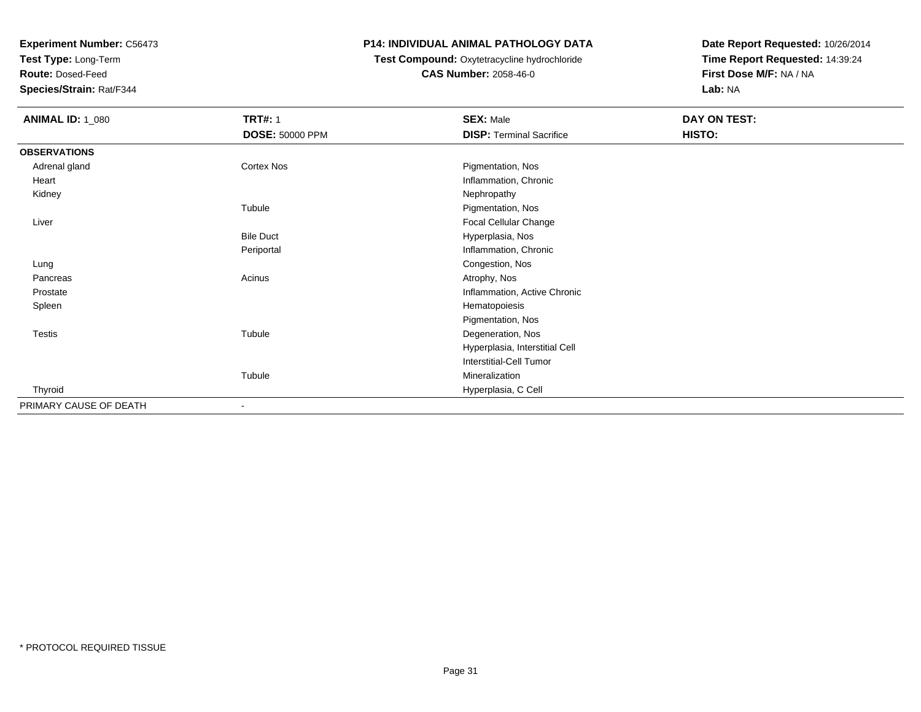**Experiment Number:** C56473
**Test Type:** Long-Term
**Route:** Dosed-Feed
**Species/Strain:** Rat/F344

**P14: INDIVIDUAL ANIMAL PATHOLOGY DATA**
**Test Compound:** Oxytetracycline hydrochloride
**CAS Number:** 2058-46-0

**Date Report Requested:** 10/26/2014
**Time Report Requested:** 14:39:24
**First Dose M/F:** NA / NA
**Lab:** NA

| **ANIMAL ID:** 1_080 | **TRT#:** 1 | **SEX:** Male | **DAY ON TEST:** |
|---|---|---|---|
| | **DOSE:** 50000 PPM | **DISP:** Terminal Sacrifice | **HISTO:** |
| **OBSERVATIONS** | | | |
| Adrenal gland | Cortex Nos | Pigmentation, Nos | |
| Heart | | Inflammation, Chronic | |
| Kidney | | Nephropathy | |
| | Tubule | Pigmentation, Nos | |
| Liver | | Focal Cellular Change | |
| | Bile Duct | Hyperplasia, Nos | |
| | Periportal | Inflammation, Chronic | |
| Lung | | Congestion, Nos | |
| Pancreas | Acinus | Atrophy, Nos | |
| Prostate | | Inflammation, Active Chronic | |
| Spleen | | Hematopoiesis | |
| | | Pigmentation, Nos | |
| Testis | Tubule | Degeneration, Nos | |
| | | Hyperplasia, Interstitial Cell | |
| | | Interstitial-Cell Tumor | |
| | Tubule | Mineralization | |
| Thyroid | | Hyperplasia, C Cell | |
| PRIMARY CAUSE OF DEATH | - | | |

* PROTOCOL REQUIRED TISSUE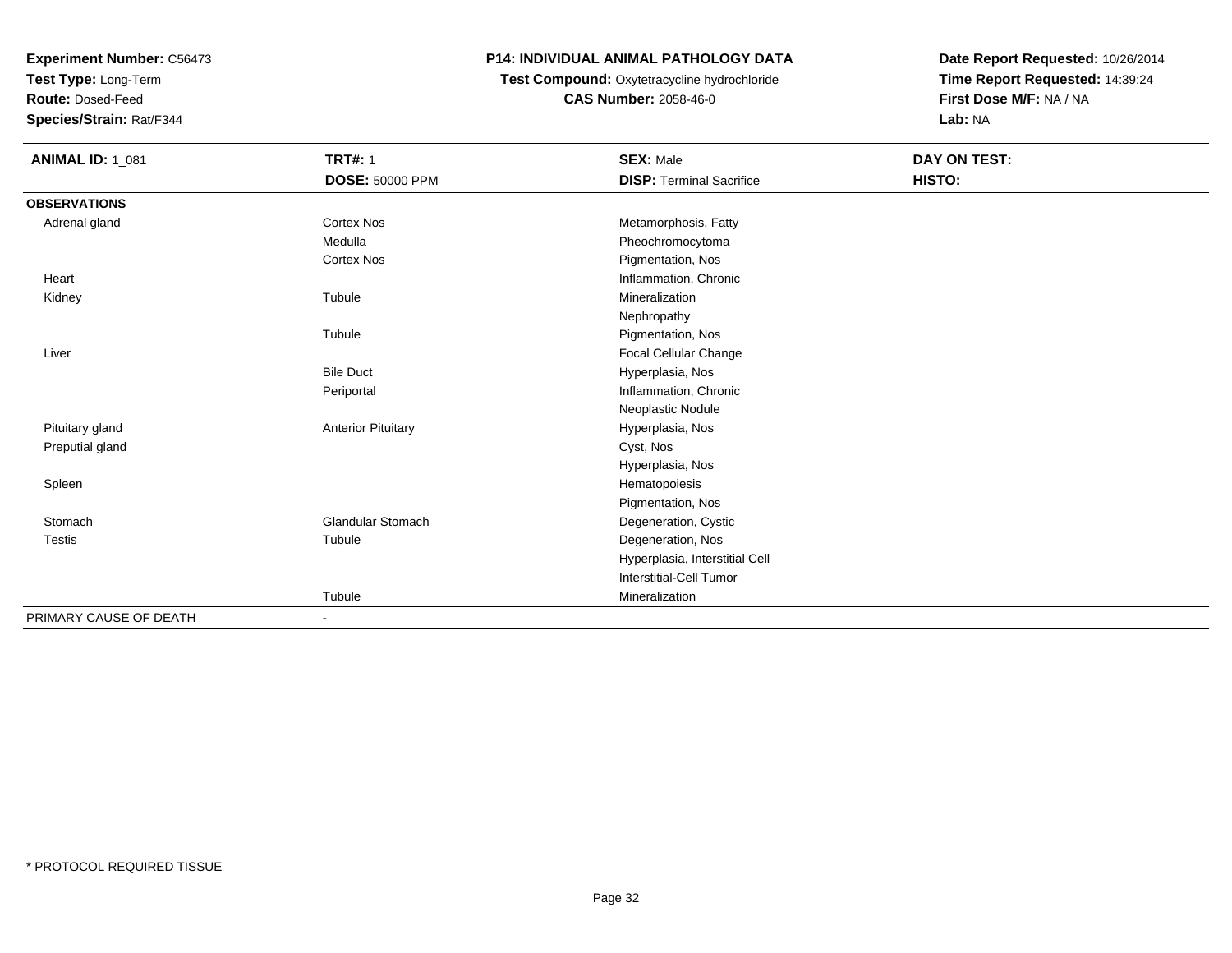**Experiment Number:** C56473
**Test Type:** Long-Term
**Route:** Dosed-Feed
**Species/Strain:** Rat/F344

**P14: INDIVIDUAL ANIMAL PATHOLOGY DATA**
**Test Compound:** Oxytetracycline hydrochloride
**CAS Number:** 2058-46-0

**Date Report Requested:** 10/26/2014
**Time Report Requested:** 14:39:24
**First Dose M/F:** NA / NA
**Lab:** NA

| **ANIMAL ID:** 1_081 | **TRT#:** 1<br>**DOSE:** 50000 PPM | **SEX:** Male<br>**DISP:** Terminal Sacrifice | **DAY ON TEST:**<br>**HISTO:** |
|---|---|---|---|
| **OBSERVATIONS** | | | |
| Adrenal gland | Cortex Nos | Metamorphosis, Fatty | |
| | Medulla | Pheochromocytoma | |
| | Cortex Nos | Pigmentation, Nos | |
| Heart | | Inflammation, Chronic | |
| Kidney | Tubule | Mineralization | |
| | | Nephropathy | |
| | Tubule | Pigmentation, Nos | |
| Liver | | Focal Cellular Change | |
| | Bile Duct | Hyperplasia, Nos | |
| | Periportal | Inflammation, Chronic | |
| | | Neoplastic Nodule | |
| Pituitary gland | Anterior Pituitary | Hyperplasia, Nos | |
| Preputial gland | | Cyst, Nos | |
| | | Hyperplasia, Nos | |
| Spleen | | Hematopoiesis | |
| | | Pigmentation, Nos | |
| Stomach | Glandular Stomach | Degeneration, Cystic | |
| Testis | Tubule | Degeneration, Nos | |
| | | Hyperplasia, Interstitial Cell | |
| | | Interstitial-Cell Tumor | |
| | Tubule | Mineralization | |
| PRIMARY CAUSE OF DEATH | - | | |

\* PROTOCOL REQUIRED TISSUE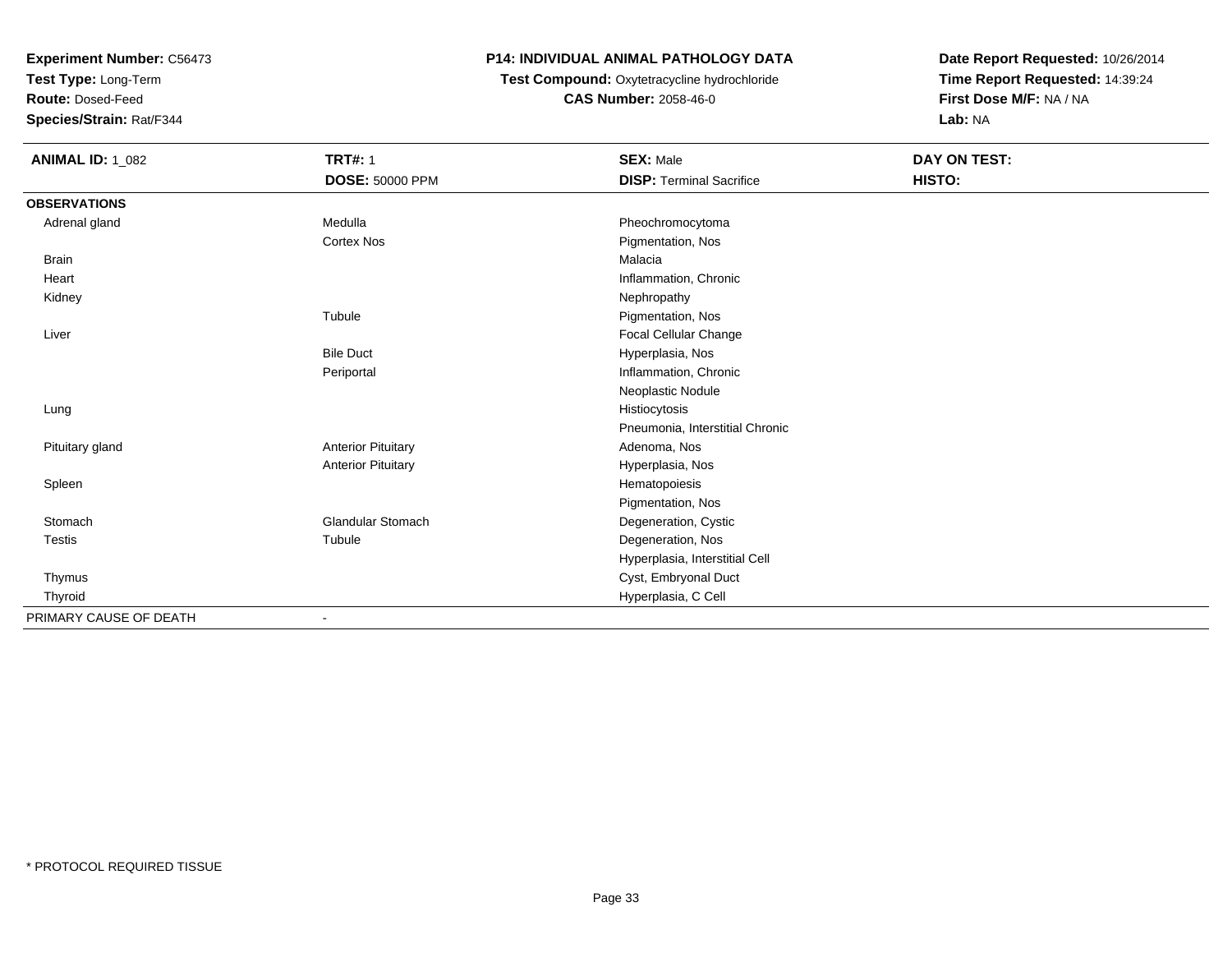**Experiment Number:** C56473
**Test Type:** Long-Term
**Route:** Dosed-Feed
**Species/Strain:** Rat/F344

# P14: INDIVIDUAL ANIMAL PATHOLOGY DATA

**Test Compound:** Oxytetracycline hydrochloride
**CAS Number:** 2058-46-0

**Date Report Requested:** 10/26/2014
**Time Report Requested:** 14:39:24
**First Dose M/F:** NA / NA
**Lab:** NA

| **ANIMAL ID:** 1_082 | **TRT#:** 1 | **SEX:** Male | **DAY ON TEST:** |
|---|---|---|---|
| | **DOSE:** 50000 PPM | **DISP:** Terminal Sacrifice | **HISTO:** |
| **OBSERVATIONS** | | | |
| Adrenal gland | Medulla | Pheochromocytoma | |
| | Cortex Nos | Pigmentation, Nos | |
| Brain | | Malacia | |
| Heart | | Inflammation, Chronic | |
| Kidney | | Nephropathy | |
| | Tubule | Pigmentation, Nos | |
| Liver | | Focal Cellular Change | |
| | Bile Duct | Hyperplasia, Nos | |
| | Periportal | Inflammation, Chronic | |
| | | Neoplastic Nodule | |
| Lung | | Histiocytosis | |
| | | Pneumonia, Interstitial Chronic | |
| Pituitary gland | Anterior Pituitary | Adenoma, Nos | |
| | Anterior Pituitary | Hyperplasia, Nos | |
| Spleen | | Hematopoiesis | |
| | | Pigmentation, Nos | |
| Stomach | Glandular Stomach | Degeneration, Cystic | |
| Testis | Tubule | Degeneration, Nos | |
| | | Hyperplasia, Interstitial Cell | |
| Thymus | | Cyst, Embryonal Duct | |
| Thyroid | | Hyperplasia, C Cell | |
| PRIMARY CAUSE OF DEATH | - | | |

* PROTOCOL REQUIRED TISSUE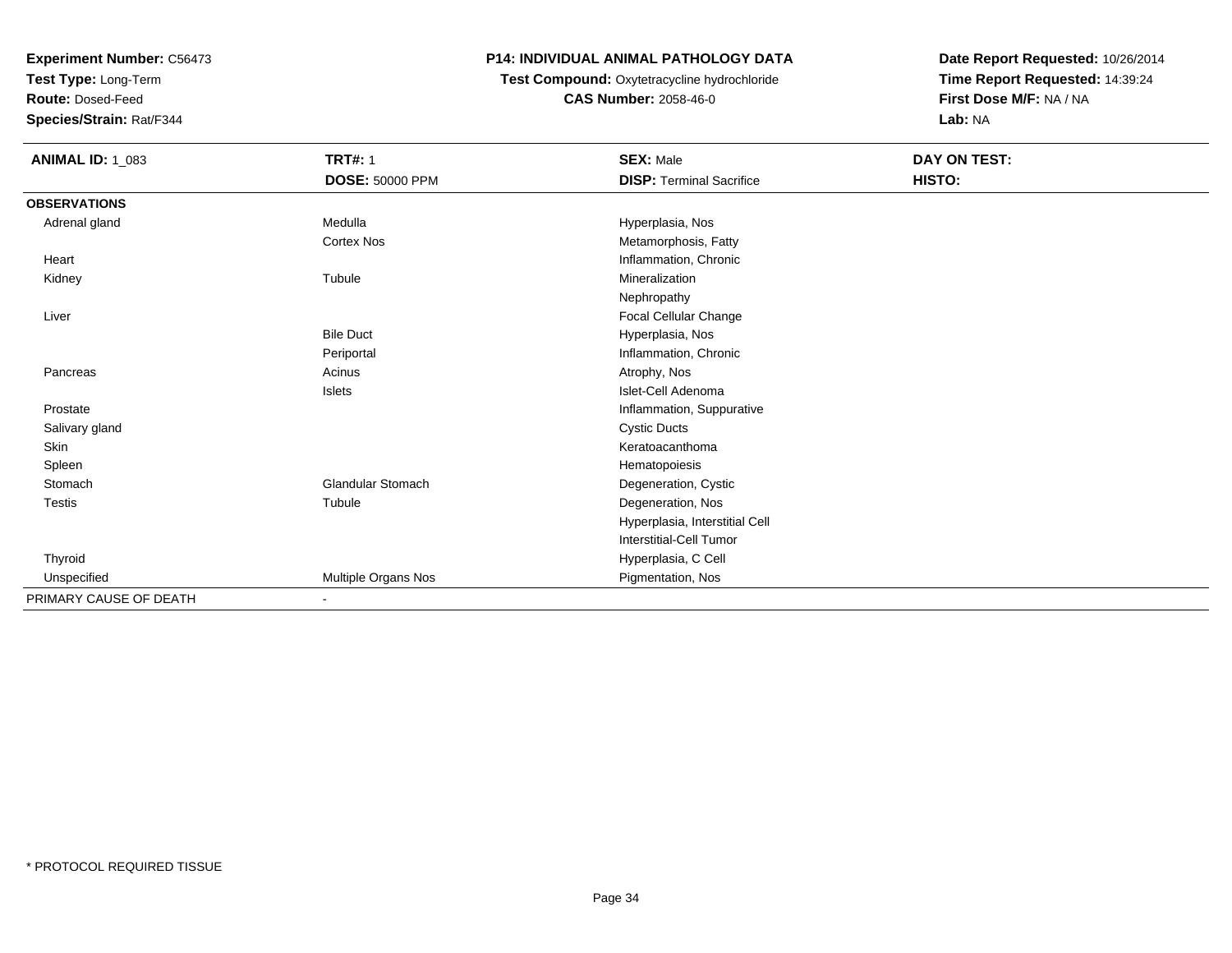**Experiment Number:** C56473
**Test Type:** Long-Term
**Route:** Dosed-Feed
**Species/Strain:** Rat/F344

**P14: INDIVIDUAL ANIMAL PATHOLOGY DATA**
**Test Compound:** Oxytetracycline hydrochloride
**CAS Number:** 2058-46-0

**Date Report Requested:** 10/26/2014
**Time Report Requested:** 14:39:24
**First Dose M/F:** NA / NA
**Lab:** NA

| **ANIMAL ID:** 1_083 | **TRT#:** 1 | **SEX:** Male | **DAY ON TEST:** |
|---|---|---|---|
| | **DOSE:** 50000 PPM | **DISP:** Terminal Sacrifice | **HISTO:** |
| **OBSERVATIONS** | | | |
| Adrenal gland | Medulla | Hyperplasia, Nos | |
| | Cortex Nos | Metamorphosis, Fatty | |
| Heart | | Inflammation, Chronic | |
| Kidney | Tubule | Mineralization | |
| | | Nephropathy | |
| Liver | | Focal Cellular Change | |
| | Bile Duct | Hyperplasia, Nos | |
| | Periportal | Inflammation, Chronic | |
| Pancreas | Acinus | Atrophy, Nos | |
| | Islets | Islet-Cell Adenoma | |
| Prostate | | Inflammation, Suppurative | |
| Salivary gland | | Cystic Ducts | |
| Skin | | Keratoacanthoma | |
| Spleen | | Hematopoiesis | |
| Stomach | Glandular Stomach | Degeneration, Cystic | |
| Testis | Tubule | Degeneration, Nos | |
| | | Hyperplasia, Interstitial Cell | |
| | | Interstitial-Cell Tumor | |
| Thyroid | | Hyperplasia, C Cell | |
| Unspecified | Multiple Organs Nos | Pigmentation, Nos | |
| PRIMARY CAUSE OF DEATH | - | | |

* PROTOCOL REQUIRED TISSUE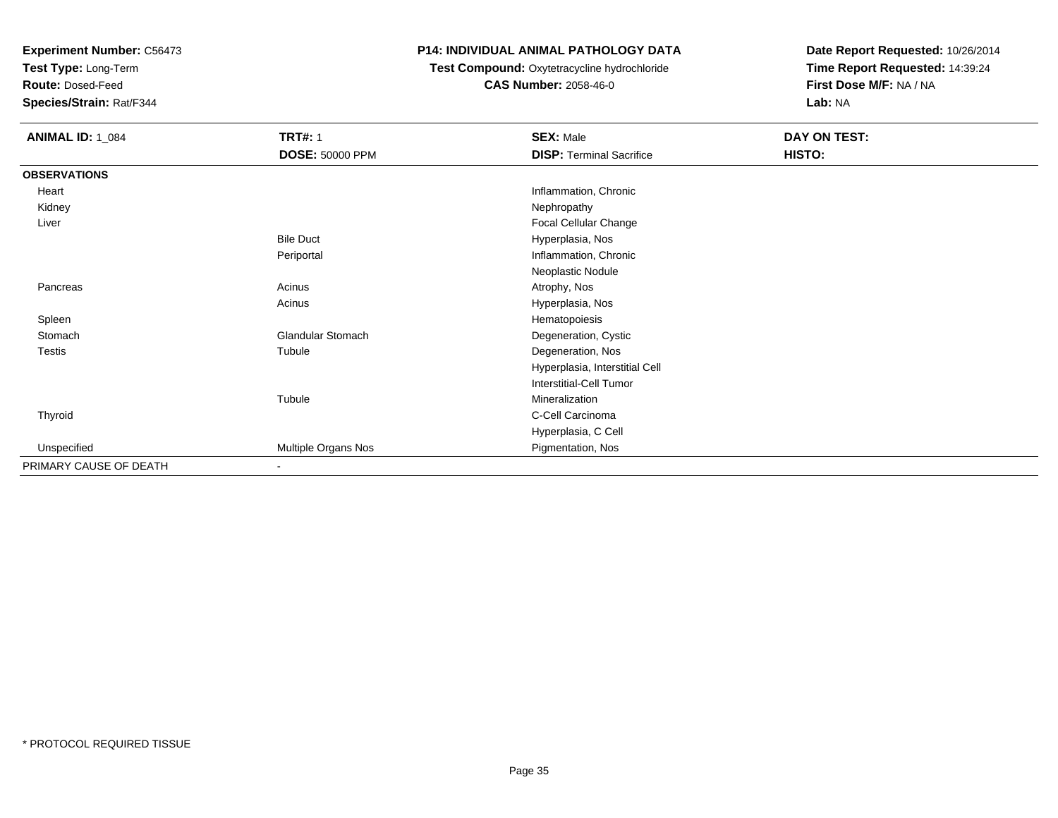**Experiment Number:** C56473
**Test Type:** Long-Term
**Route:** Dosed-Feed
**Species/Strain:** Rat/F344

**P14: INDIVIDUAL ANIMAL PATHOLOGY DATA**
**Test Compound:** Oxytetracycline hydrochloride
**CAS Number:** 2058-46-0

**Date Report Requested:** 10/26/2014
**Time Report Requested:** 14:39:24
**First Dose M/F:** NA / NA
**Lab:** NA

| **ANIMAL ID:** 1_084 | **TRT#:** 1 | **SEX:** Male | **DAY ON TEST:** |
|---|---|---|---|
| | **DOSE:** 50000 PPM | **DISP:** Terminal Sacrifice | **HISTO:** |
| **OBSERVATIONS** | | | |
| Heart | | Inflammation, Chronic | |
| Kidney | | Nephropathy | |
| Liver | | Focal Cellular Change | |
| | Bile Duct | Hyperplasia, Nos | |
| | Periportal | Inflammation, Chronic | |
| | | Neoplastic Nodule | |
| Pancreas | Acinus | Atrophy, Nos | |
| | Acinus | Hyperplasia, Nos | |
| Spleen | | Hematopoiesis | |
| Stomach | Glandular Stomach | Degeneration, Cystic | |
| Testis | Tubule | Degeneration, Nos | |
| | | Hyperplasia, Interstitial Cell | |
| | | Interstitial-Cell Tumor | |
| | Tubule | Mineralization | |
| Thyroid | | C-Cell Carcinoma | |
| | | Hyperplasia, C Cell | |
| Unspecified | Multiple Organs Nos | Pigmentation, Nos | |
| PRIMARY CAUSE OF DEATH | - | | |

* PROTOCOL REQUIRED TISSUE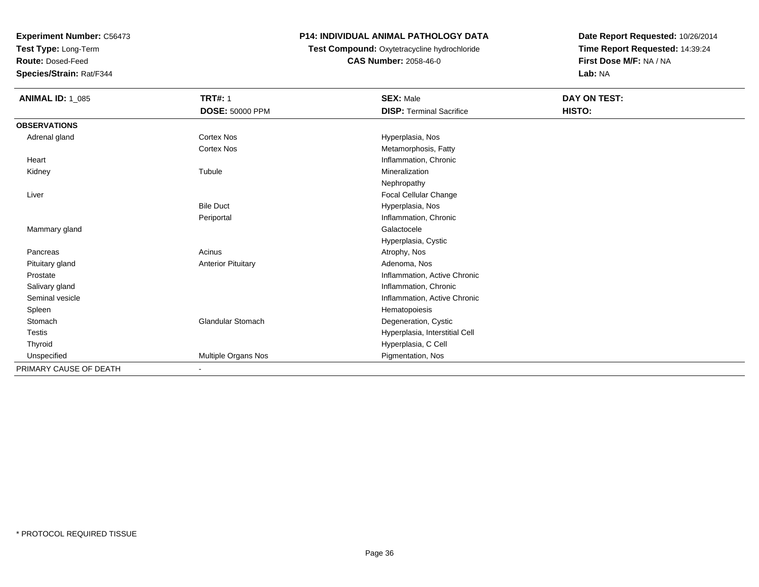**Experiment Number:** C56473
**Test Type:** Long-Term
**Route:** Dosed-Feed
**Species/Strain:** Rat/F344

**P14: INDIVIDUAL ANIMAL PATHOLOGY DATA**
**Test Compound:** Oxytetracycline hydrochloride
**CAS Number:** 2058-46-0

**Date Report Requested:** 10/26/2014
**Time Report Requested:** 14:39:24
**First Dose M/F:** NA / NA
**Lab:** NA

| **ANIMAL ID:** 1_085 | **TRT#:** 1 | **SEX:** Male | **DAY ON TEST:** |
|---|---|---|---|
| | **DOSE:** 50000 PPM | **DISP:** Terminal Sacrifice | **HISTO:** |
| **OBSERVATIONS** | | | |
| Adrenal gland | Cortex Nos | Hyperplasia, Nos | |
| | Cortex Nos | Metamorphosis, Fatty | |
| Heart | | Inflammation, Chronic | |
| Kidney | Tubule | Mineralization | |
| | | Nephropathy | |
| Liver | | Focal Cellular Change | |
| | Bile Duct | Hyperplasia, Nos | |
| | Periportal | Inflammation, Chronic | |
| Mammary gland | | Galactocele | |
| | | Hyperplasia, Cystic | |
| Pancreas | Acinus | Atrophy, Nos | |
| Pituitary gland | Anterior Pituitary | Adenoma, Nos | |
| Prostate | | Inflammation, Active Chronic | |
| Salivary gland | | Inflammation, Chronic | |
| Seminal vesicle | | Inflammation, Active Chronic | |
| Spleen | | Hematopoiesis | |
| Stomach | Glandular Stomach | Degeneration, Cystic | |
| Testis | | Hyperplasia, Interstitial Cell | |
| Thyroid | | Hyperplasia, C Cell | |
| Unspecified | Multiple Organs Nos | Pigmentation, Nos | |
| PRIMARY CAUSE OF DEATH | - | | |

\* PROTOCOL REQUIRED TISSUE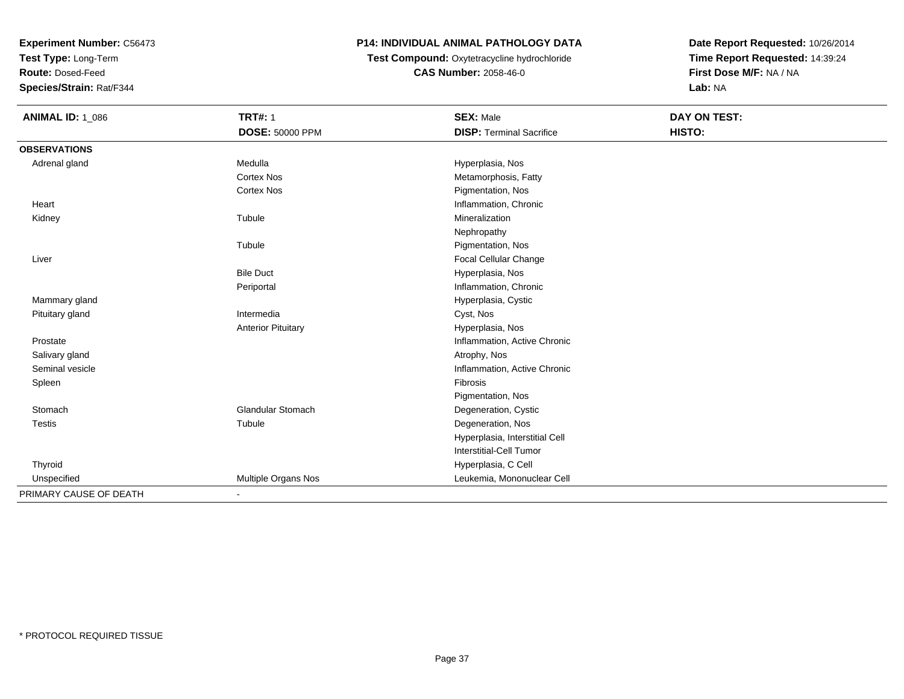**Experiment Number:** C56473
**Test Type:** Long-Term
**Route:** Dosed-Feed
**Species/Strain:** Rat/F344

# P14: INDIVIDUAL ANIMAL PATHOLOGY DATA

**Test Compound:** Oxytetracycline hydrochloride
**CAS Number:** 2058-46-0

**Date Report Requested:** 10/26/2014
**Time Report Requested:** 14:39:24
**First Dose M/F:** NA / NA
**Lab:** NA

| **ANIMAL ID:** 1_086 | **TRT#:** 1 | **SEX:** Male | **DAY ON TEST:** |
|---|---|---|---|
| | **DOSE:** 50000 PPM | **DISP:** Terminal Sacrifice | **HISTO:** |
| **OBSERVATIONS** | | | |
| Adrenal gland | Medulla | Hyperplasia, Nos | |
| | Cortex Nos | Metamorphosis, Fatty | |
| | Cortex Nos | Pigmentation, Nos | |
| Heart | | Inflammation, Chronic | |
| Kidney | Tubule | Mineralization | |
| | | Nephropathy | |
| | Tubule | Pigmentation, Nos | |
| Liver | | Focal Cellular Change | |
| | Bile Duct | Hyperplasia, Nos | |
| | Periportal | Inflammation, Chronic | |
| Mammary gland | | Hyperplasia, Cystic | |
| Pituitary gland | Intermedia | Cyst, Nos | |
| | Anterior Pituitary | Hyperplasia, Nos | |
| Prostate | | Inflammation, Active Chronic | |
| Salivary gland | | Atrophy, Nos | |
| Seminal vesicle | | Inflammation, Active Chronic | |
| Spleen | | Fibrosis | |
| | | Pigmentation, Nos | |
| Stomach | Glandular Stomach | Degeneration, Cystic | |
| Testis | Tubule | Degeneration, Nos | |
| | | Hyperplasia, Interstitial Cell | |
| | | Interstitial-Cell Tumor | |
| Thyroid | | Hyperplasia, C Cell | |
| Unspecified | Multiple Organs Nos | Leukemia, Mononuclear Cell | |
| PRIMARY CAUSE OF DEATH | - | | |

* PROTOCOL REQUIRED TISSUE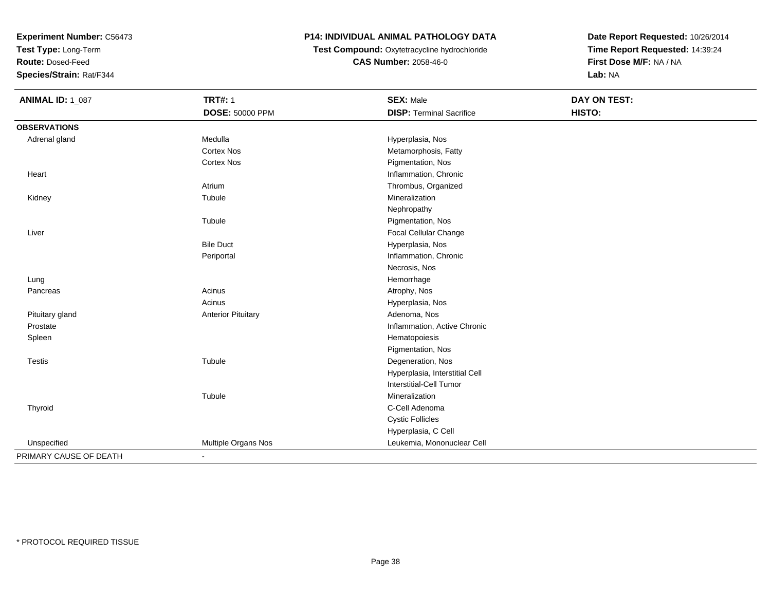**Experiment Number:** C56473
**Test Type:** Long-Term
**Route:** Dosed-Feed
**Species/Strain:** Rat/F344

**P14: INDIVIDUAL ANIMAL PATHOLOGY DATA**
**Test Compound:** Oxytetracycline hydrochloride
**CAS Number:** 2058-46-0

**Date Report Requested:** 10/26/2014
**Time Report Requested:** 14:39:24
**First Dose M/F:** NA / NA
**Lab:** NA

| **ANIMAL ID:** 1_087 | **TRT#:** 1 | **SEX:** Male | **DAY ON TEST:** |
|---|---|---|---|
| | **DOSE:** 50000 PPM | **DISP:** Terminal Sacrifice | **HISTO:** |
| **OBSERVATIONS** | | | |
| Adrenal gland | Medulla | Hyperplasia, Nos | |
| | Cortex Nos | Metamorphosis, Fatty | |
| | Cortex Nos | Pigmentation, Nos | |
| Heart | | Inflammation, Chronic | |
| | Atrium | Thrombus, Organized | |
| Kidney | Tubule | Mineralization | |
| | | Nephropathy | |
| | Tubule | Pigmentation, Nos | |
| Liver | | Focal Cellular Change | |
| | Bile Duct | Hyperplasia, Nos | |
| | Periportal | Inflammation, Chronic | |
| | | Necrosis, Nos | |
| Lung | | Hemorrhage | |
| Pancreas | Acinus | Atrophy, Nos | |
| | Acinus | Hyperplasia, Nos | |
| Pituitary gland | Anterior Pituitary | Adenoma, Nos | |
| Prostate | | Inflammation, Active Chronic | |
| Spleen | | Hematopoiesis | |
| | | Pigmentation, Nos | |
| Testis | Tubule | Degeneration, Nos | |
| | | Hyperplasia, Interstitial Cell | |
| | | Interstitial-Cell Tumor | |
| | Tubule | Mineralization | |
| Thyroid | | C-Cell Adenoma | |
| | | Cystic Follicles | |
| | | Hyperplasia, C Cell | |
| Unspecified | Multiple Organs Nos | Leukemia, Mononuclear Cell | |
| PRIMARY CAUSE OF DEATH | - | | |

* PROTOCOL REQUIRED TISSUE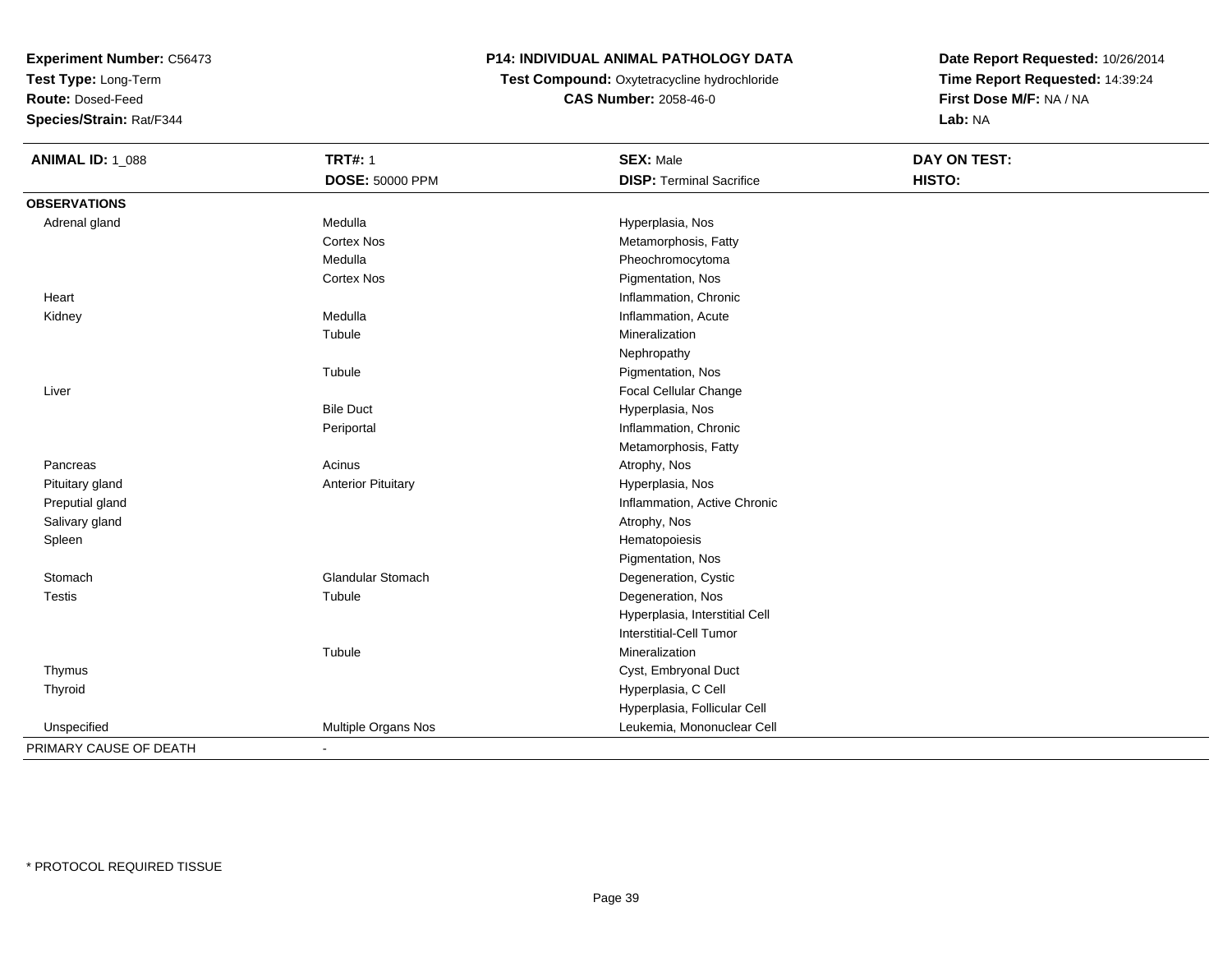**Experiment Number:** C56473
**Test Type:** Long-Term
**Route:** Dosed-Feed
**Species/Strain:** Rat/F344

**P14: INDIVIDUAL ANIMAL PATHOLOGY DATA**
**Test Compound:** Oxytetracycline hydrochloride
**CAS Number:** 2058-46-0

**Date Report Requested:** 10/26/2014
**Time Report Requested:** 14:39:24
**First Dose M/F:** NA / NA
**Lab:** NA

| **ANIMAL ID:** 1_088 | **TRT#:** 1 | **SEX:** Male | **DAY ON TEST:** |
|---|---|---|---|
| | **DOSE:** 50000 PPM | **DISP:** Terminal Sacrifice | **HISTO:** |
| **OBSERVATIONS** | | | |
| Adrenal gland | Medulla | Hyperplasia, Nos | |
| | Cortex Nos | Metamorphosis, Fatty | |
| | Medulla | Pheochromocytoma | |
| | Cortex Nos | Pigmentation, Nos | |
| Heart | | Inflammation, Chronic | |
| Kidney | Medulla | Inflammation, Acute | |
| | Tubule | Mineralization | |
| | | Nephropathy | |
| | Tubule | Pigmentation, Nos | |
| Liver | | Focal Cellular Change | |
| | Bile Duct | Hyperplasia, Nos | |
| | Periportal | Inflammation, Chronic | |
| | | Metamorphosis, Fatty | |
| Pancreas | Acinus | Atrophy, Nos | |
| Pituitary gland | Anterior Pituitary | Hyperplasia, Nos | |
| Preputial gland | | Inflammation, Active Chronic | |
| Salivary gland | | Atrophy, Nos | |
| Spleen | | Hematopoiesis | |
| | | Pigmentation, Nos | |
| Stomach | Glandular Stomach | Degeneration, Cystic | |
| Testis | Tubule | Degeneration, Nos | |
| | | Hyperplasia, Interstitial Cell | |
| | | Interstitial-Cell Tumor | |
| | Tubule | Mineralization | |
| Thymus | | Cyst, Embryonal Duct | |
| Thyroid | | Hyperplasia, C Cell | |
| | | Hyperplasia, Follicular Cell | |
| Unspecified | Multiple Organs Nos | Leukemia, Mononuclear Cell | |
| PRIMARY CAUSE OF DEATH | - | | |

* PROTOCOL REQUIRED TISSUE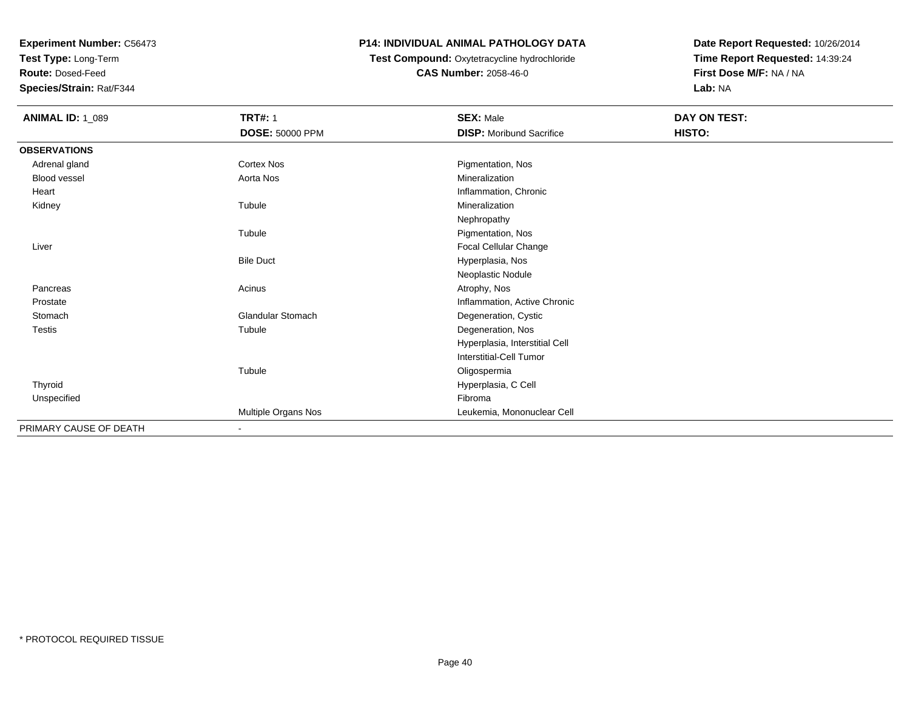**Experiment Number:** C56473
**Test Type:** Long-Term
**Route:** Dosed-Feed
**Species/Strain:** Rat/F344

# P14: INDIVIDUAL ANIMAL PATHOLOGY DATA

**Test Compound:** Oxytetracycline hydrochloride
**CAS Number:** 2058-46-0

**Date Report Requested:** 10/26/2014
**Time Report Requested:** 14:39:24
**First Dose M/F:** NA / NA
**Lab:** NA

| **ANIMAL ID:** 1_089 | **TRT#:** 1 | **SEX:** Male | **DAY ON TEST:** |
|---|---|---|---|
| | **DOSE:** 50000 PPM | **DISP:** Moribund Sacrifice | **HISTO:** |
| **OBSERVATIONS** | | | |
| Adrenal gland | Cortex Nos | Pigmentation, Nos | |
| Blood vessel | Aorta Nos | Mineralization | |
| Heart | | Inflammation, Chronic | |
| Kidney | Tubule | Mineralization | |
| | | Nephropathy | |
| | Tubule | Pigmentation, Nos | |
| Liver | | Focal Cellular Change | |
| | Bile Duct | Hyperplasia, Nos | |
| | | Neoplastic Nodule | |
| Pancreas | Acinus | Atrophy, Nos | |
| Prostate | | Inflammation, Active Chronic | |
| Stomach | Glandular Stomach | Degeneration, Cystic | |
| Testis | Tubule | Degeneration, Nos | |
| | | Hyperplasia, Interstitial Cell | |
| | | Interstitial-Cell Tumor | |
| | Tubule | Oligospermia | |
| Thyroid | | Hyperplasia, C Cell | |
| Unspecified | | Fibroma | |
| | Multiple Organs Nos | Leukemia, Mononuclear Cell | |
| PRIMARY CAUSE OF DEATH | - | | |

* PROTOCOL REQUIRED TISSUE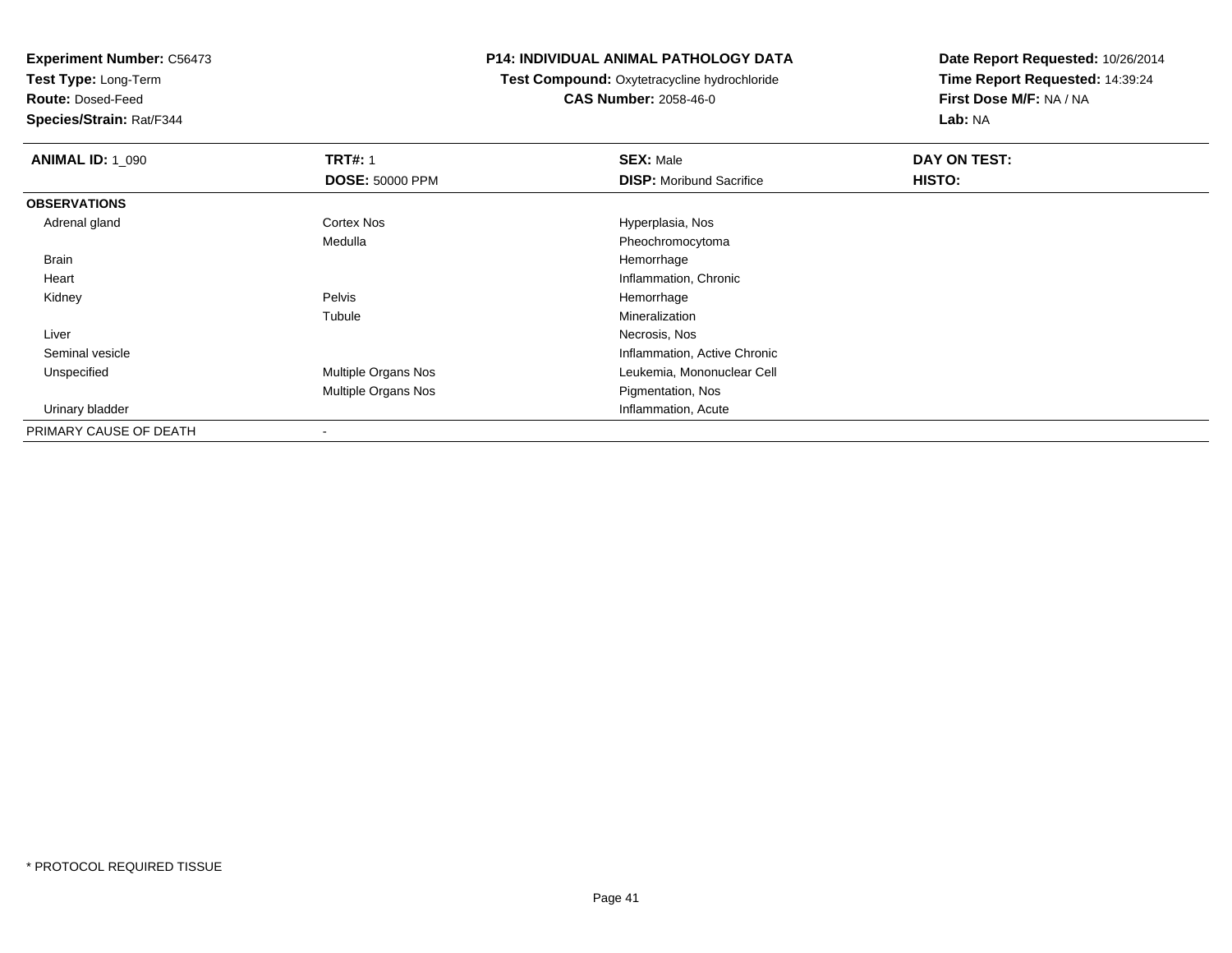**Experiment Number:** C56473
**Test Type:** Long-Term
**Route:** Dosed-Feed
**Species/Strain:** Rat/F344

**P14: INDIVIDUAL ANIMAL PATHOLOGY DATA**
**Test Compound:** Oxytetracycline hydrochloride
**CAS Number:** 2058-46-0

**Date Report Requested:** 10/26/2014
**Time Report Requested:** 14:39:24
**First Dose M/F:** NA / NA
**Lab:** NA

| **ANIMAL ID:** 1_090 | **TRT#:** 1 | **SEX:** Male | **DAY ON TEST:** |
|---|---|---|---|
| | **DOSE:** 50000 PPM | **DISP:** Moribund Sacrifice | **HISTO:** |
| **OBSERVATIONS** | | | |
| Adrenal gland | Cortex Nos | Hyperplasia, Nos | |
| | Medulla | Pheochromocytoma | |
| Brain | | Hemorrhage | |
| Heart | | Inflammation, Chronic | |
| Kidney | Pelvis | Hemorrhage | |
| | Tubule | Mineralization | |
| Liver | | Necrosis, Nos | |
| Seminal vesicle | | Inflammation, Active Chronic | |
| Unspecified | Multiple Organs Nos | Leukemia, Mononuclear Cell | |
| | Multiple Organs Nos | Pigmentation, Nos | |
| Urinary bladder | | Inflammation, Acute | |
| PRIMARY CAUSE OF DEATH | - | | |

* PROTOCOL REQUIRED TISSUE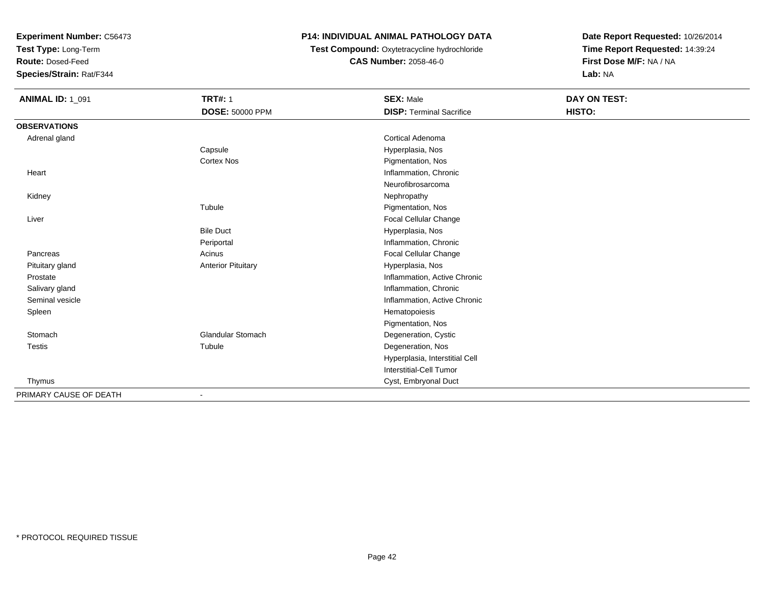**Experiment Number:** C56473
**Test Type:** Long-Term
**Route:** Dosed-Feed
**Species/Strain:** Rat/F344

**P14: INDIVIDUAL ANIMAL PATHOLOGY DATA**
**Test Compound:** Oxytetracycline hydrochloride
**CAS Number:** 2058-46-0

**Date Report Requested:** 10/26/2014
**Time Report Requested:** 14:39:24
**First Dose M/F:** NA / NA
**Lab:** NA

| **ANIMAL ID:** 1_091 | **TRT#:** 1 | **SEX:** Male | **DAY ON TEST:** |
|---|---|---|---|
| | **DOSE:** 50000 PPM | **DISP:** Terminal Sacrifice | **HISTO:** |
| **OBSERVATIONS** | | | |
| Adrenal gland | | Cortical Adenoma | |
| | Capsule | Hyperplasia, Nos | |
| | Cortex Nos | Pigmentation, Nos | |
| Heart | | Inflammation, Chronic | |
| | | Neurofibrosarcoma | |
| Kidney | | Nephropathy | |
| | Tubule | Pigmentation, Nos | |
| Liver | | Focal Cellular Change | |
| | Bile Duct | Hyperplasia, Nos | |
| | Periportal | Inflammation, Chronic | |
| Pancreas | Acinus | Focal Cellular Change | |
| Pituitary gland | Anterior Pituitary | Hyperplasia, Nos | |
| Prostate | | Inflammation, Active Chronic | |
| Salivary gland | | Inflammation, Chronic | |
| Seminal vesicle | | Inflammation, Active Chronic | |
| Spleen | | Hematopoiesis | |
| | | Pigmentation, Nos | |
| Stomach | Glandular Stomach | Degeneration, Cystic | |
| Testis | Tubule | Degeneration, Nos | |
| | | Hyperplasia, Interstitial Cell | |
| | | Interstitial-Cell Tumor | |
| Thymus | | Cyst, Embryonal Duct | |
| PRIMARY CAUSE OF DEATH | - | | |

* PROTOCOL REQUIRED TISSUE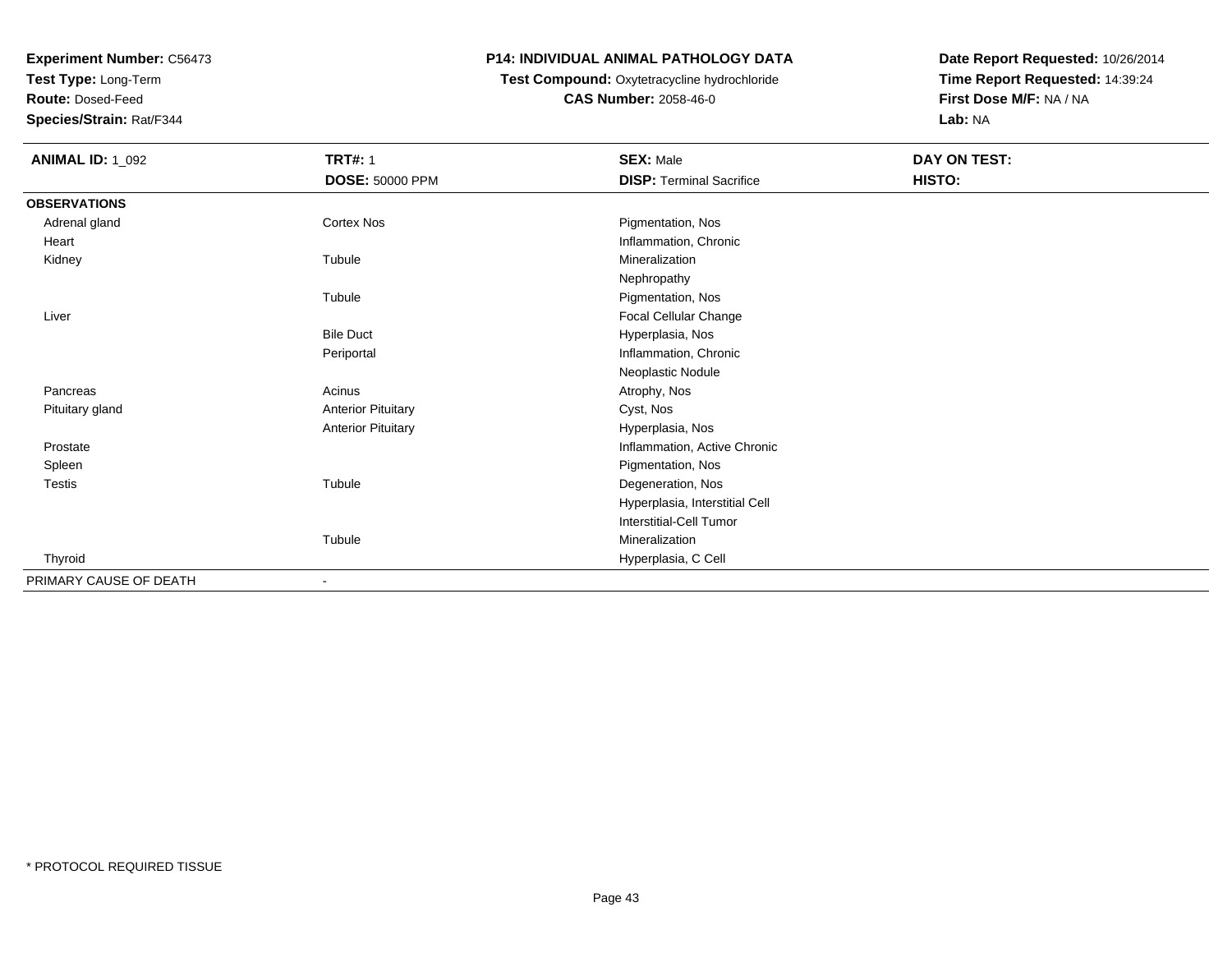**Experiment Number:** C56473
**Test Type:** Long-Term
**Route:** Dosed-Feed
**Species/Strain:** Rat/F344

**P14: INDIVIDUAL ANIMAL PATHOLOGY DATA**
**Test Compound:** Oxytetracycline hydrochloride
**CAS Number:** 2058-46-0

**Date Report Requested:** 10/26/2014
**Time Report Requested:** 14:39:24
**First Dose M/F:** NA / NA
**Lab:** NA

| **ANIMAL ID:** 1_092 | **TRT#:** 1 | **SEX:** Male | **DAY ON TEST:** |
|---|---|---|---|
| | **DOSE:** 50000 PPM | **DISP:** Terminal Sacrifice | **HISTO:** |
| **OBSERVATIONS** | | | |
| Adrenal gland | Cortex Nos | Pigmentation, Nos | |
| Heart | | Inflammation, Chronic | |
| Kidney | Tubule | Mineralization | |
| | | Nephropathy | |
| | Tubule | Pigmentation, Nos | |
| Liver | | Focal Cellular Change | |
| | Bile Duct | Hyperplasia, Nos | |
| | Periportal | Inflammation, Chronic | |
| | | Neoplastic Nodule | |
| Pancreas | Acinus | Atrophy, Nos | |
| Pituitary gland | Anterior Pituitary | Cyst, Nos | |
| | Anterior Pituitary | Hyperplasia, Nos | |
| Prostate | | Inflammation, Active Chronic | |
| Spleen | | Pigmentation, Nos | |
| Testis | Tubule | Degeneration, Nos | |
| | | Hyperplasia, Interstitial Cell | |
| | | Interstitial-Cell Tumor | |
| | Tubule | Mineralization | |
| Thyroid | | Hyperplasia, C Cell | |
| PRIMARY CAUSE OF DEATH | - | | |

* PROTOCOL REQUIRED TISSUE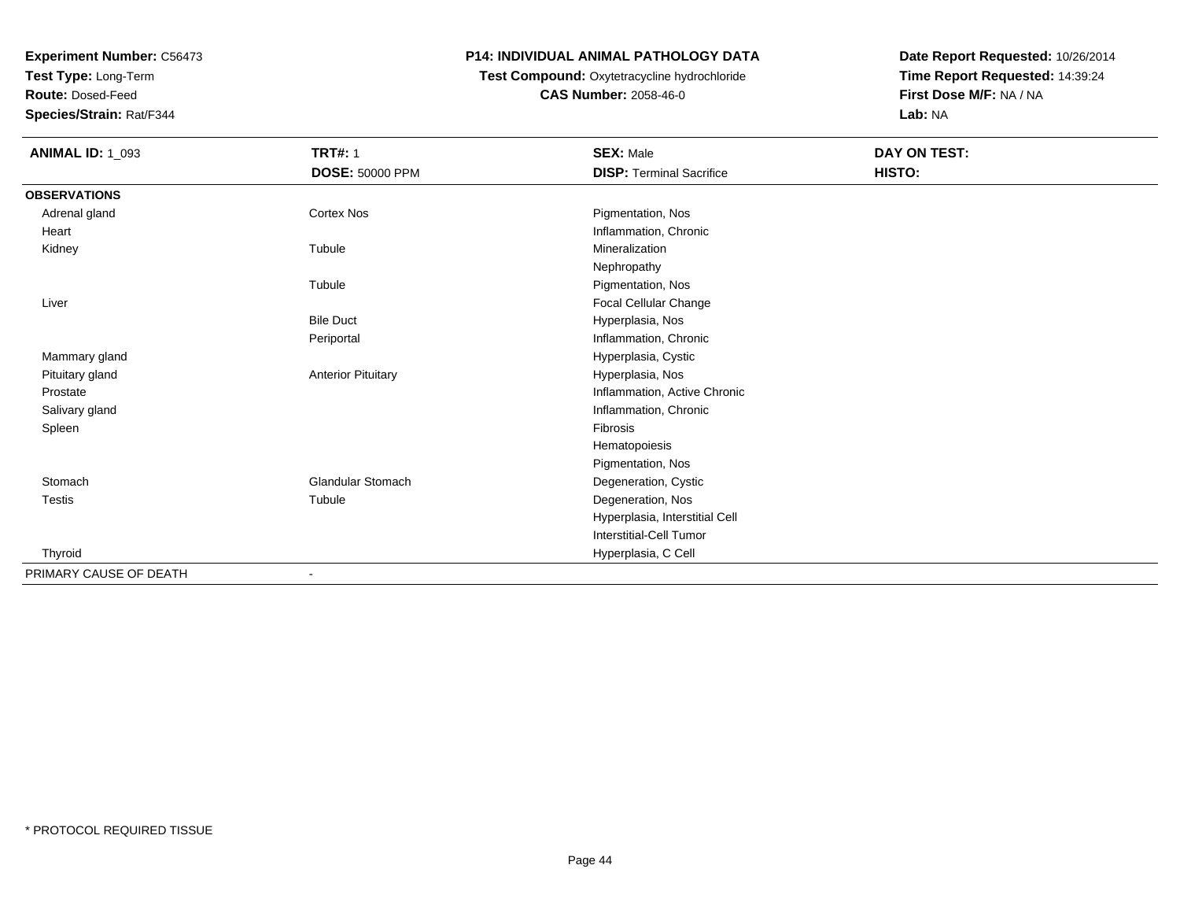**Experiment Number:** C56473
**Test Type:** Long-Term
**Route:** Dosed-Feed
**Species/Strain:** Rat/F344

# P14: INDIVIDUAL ANIMAL PATHOLOGY DATA

**Test Compound:** Oxytetracycline hydrochloride
**CAS Number:** 2058-46-0

**Date Report Requested:** 10/26/2014
**Time Report Requested:** 14:39:24
**First Dose M/F:** NA / NA
**Lab:** NA

| **ANIMAL ID:** 1_093 | **TRT#:** 1 | **SEX:** Male | **DAY ON TEST:** |
|---|---|---|---|
| | **DOSE:** 50000 PPM | **DISP:** Terminal Sacrifice | **HISTO:** |
| **OBSERVATIONS** | | | |
| Adrenal gland | Cortex Nos | Pigmentation, Nos | |
| Heart | | Inflammation, Chronic | |
| Kidney | Tubule | Mineralization | |
| | | Nephropathy | |
| | Tubule | Pigmentation, Nos | |
| Liver | | Focal Cellular Change | |
| | Bile Duct | Hyperplasia, Nos | |
| | Periportal | Inflammation, Chronic | |
| Mammary gland | | Hyperplasia, Cystic | |
| Pituitary gland | Anterior Pituitary | Hyperplasia, Nos | |
| Prostate | | Inflammation, Active Chronic | |
| Salivary gland | | Inflammation, Chronic | |
| Spleen | | Fibrosis | |
| | | Hematopoiesis | |
| | | Pigmentation, Nos | |
| Stomach | Glandular Stomach | Degeneration, Cystic | |
| Testis | Tubule | Degeneration, Nos | |
| | | Hyperplasia, Interstitial Cell | |
| | | Interstitial-Cell Tumor | |
| Thyroid | | Hyperplasia, C Cell | |
| PRIMARY CAUSE OF DEATH | - | | |

* PROTOCOL REQUIRED TISSUE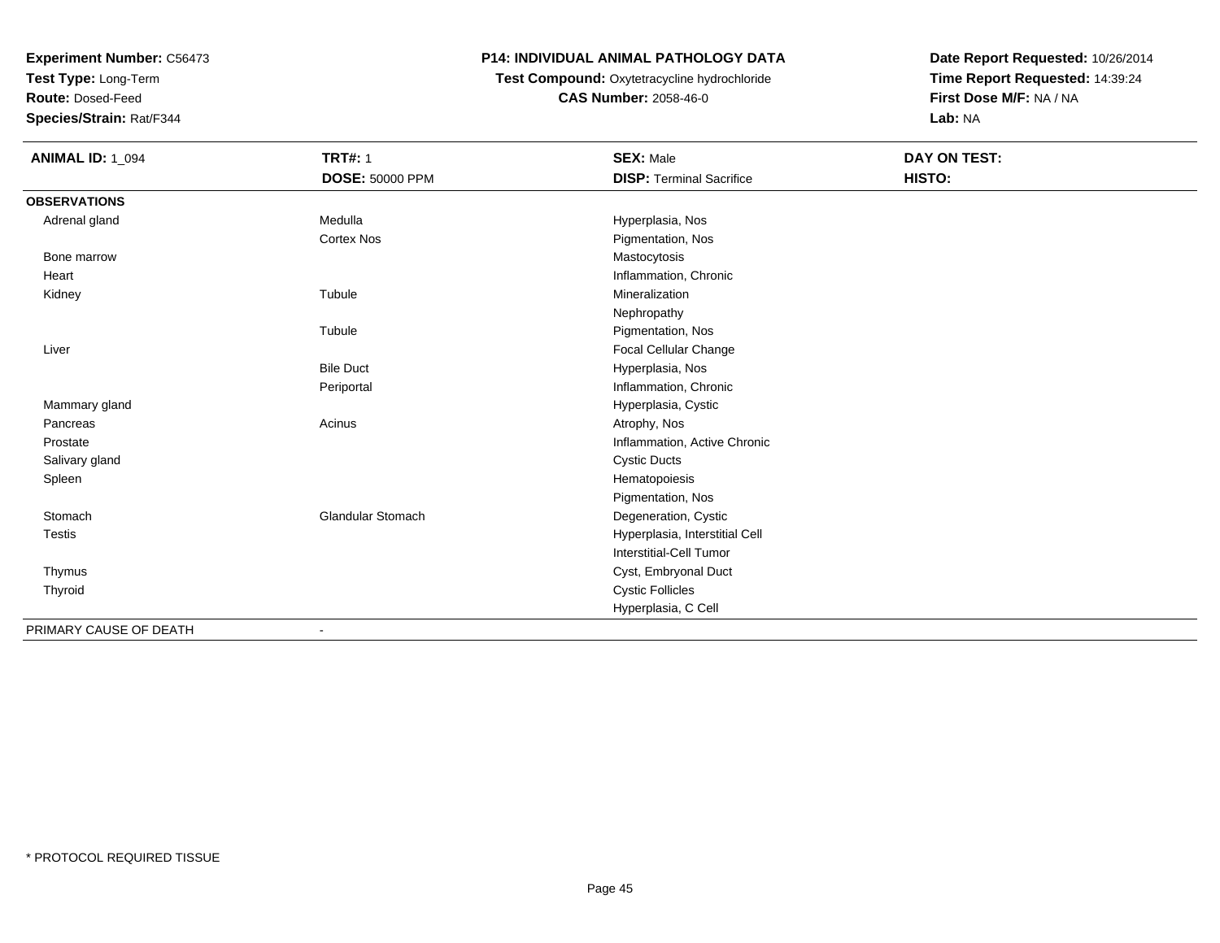**Experiment Number:** C56473
**Test Type:** Long-Term
**Route:** Dosed-Feed
**Species/Strain:** Rat/F344

**P14: INDIVIDUAL ANIMAL PATHOLOGY DATA**
**Test Compound:** Oxytetracycline hydrochloride
**CAS Number:** 2058-46-0

**Date Report Requested:** 10/26/2014
**Time Report Requested:** 14:39:24
**First Dose M/F:** NA / NA
**Lab:** NA

| **ANIMAL ID:** 1_094 | **TRT#:** 1 | **SEX:** Male | **DAY ON TEST:** |
|---|---|---|---|
| | **DOSE:** 50000 PPM | **DISP:** Terminal Sacrifice | **HISTO:** |
| **OBSERVATIONS** | | | |
| Adrenal gland | Medulla | Hyperplasia, Nos | |
| | Cortex Nos | Pigmentation, Nos | |
| Bone marrow | | Mastocytosis | |
| Heart | | Inflammation, Chronic | |
| Kidney | Tubule | Mineralization | |
| | | Nephropathy | |
| | Tubule | Pigmentation, Nos | |
| Liver | | Focal Cellular Change | |
| | Bile Duct | Hyperplasia, Nos | |
| | Periportal | Inflammation, Chronic | |
| Mammary gland | | Hyperplasia, Cystic | |
| Pancreas | Acinus | Atrophy, Nos | |
| Prostate | | Inflammation, Active Chronic | |
| Salivary gland | | Cystic Ducts | |
| Spleen | | Hematopoiesis | |
| | | Pigmentation, Nos | |
| Stomach | Glandular Stomach | Degeneration, Cystic | |
| Testis | | Hyperplasia, Interstitial Cell | |
| | | Interstitial-Cell Tumor | |
| Thymus | | Cyst, Embryonal Duct | |
| Thyroid | | Cystic Follicles | |
| | | Hyperplasia, C Cell | |
| PRIMARY CAUSE OF DEATH | - | | |

\* PROTOCOL REQUIRED TISSUE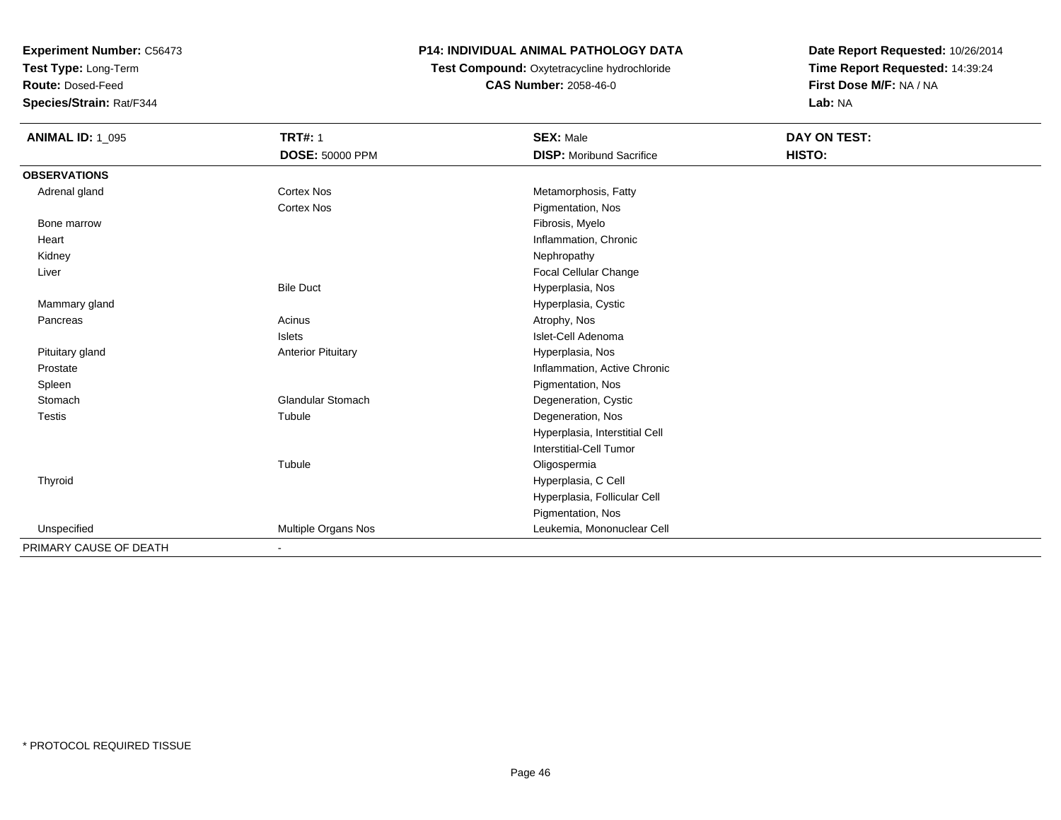**Experiment Number:** C56473
**Test Type:** Long-Term
**Route:** Dosed-Feed
**Species/Strain:** Rat/F344

**P14: INDIVIDUAL ANIMAL PATHOLOGY DATA**
**Test Compound:** Oxytetracycline hydrochloride
**CAS Number:** 2058-46-0

**Date Report Requested:** 10/26/2014
**Time Report Requested:** 14:39:24
**First Dose M/F:** NA / NA
**Lab:** NA

| **ANIMAL ID:** 1_095 | **TRT#:** 1 | **SEX:** Male | **DAY ON TEST:** |
|---|---|---|---|
| | **DOSE:** 50000 PPM | **DISP:** Moribund Sacrifice | **HISTO:** |
| **OBSERVATIONS** | | | |
| Adrenal gland | Cortex Nos | Metamorphosis, Fatty | |
| | Cortex Nos | Pigmentation, Nos | |
| Bone marrow | | Fibrosis, Myelo | |
| Heart | | Inflammation, Chronic | |
| Kidney | | Nephropathy | |
| Liver | | Focal Cellular Change | |
| | Bile Duct | Hyperplasia, Nos | |
| Mammary gland | | Hyperplasia, Cystic | |
| Pancreas | Acinus | Atrophy, Nos | |
| | Islets | Islet-Cell Adenoma | |
| Pituitary gland | Anterior Pituitary | Hyperplasia, Nos | |
| Prostate | | Inflammation, Active Chronic | |
| Spleen | | Pigmentation, Nos | |
| Stomach | Glandular Stomach | Degeneration, Cystic | |
| Testis | Tubule | Degeneration, Nos | |
| | | Hyperplasia, Interstitial Cell | |
| | | Interstitial-Cell Tumor | |
| | Tubule | Oligospermia | |
| Thyroid | | Hyperplasia, C Cell | |
| | | Hyperplasia, Follicular Cell | |
| | | Pigmentation, Nos | |
| Unspecified | Multiple Organs Nos | Leukemia, Mononuclear Cell | |
| PRIMARY CAUSE OF DEATH | - | | |

* PROTOCOL REQUIRED TISSUE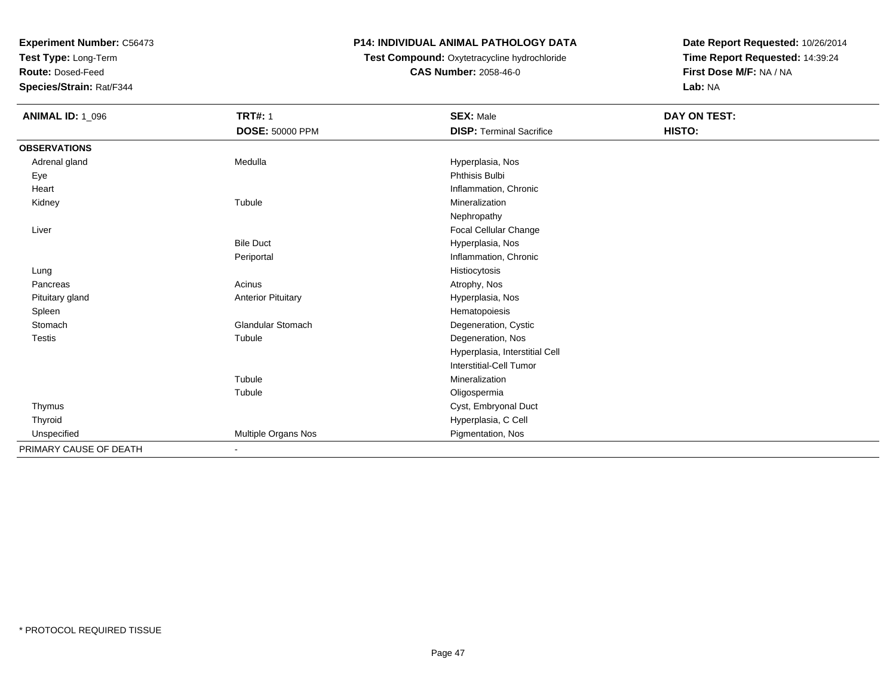**Experiment Number:** C56473
**Test Type:** Long-Term
**Route:** Dosed-Feed
**Species/Strain:** Rat/F344

**P14: INDIVIDUAL ANIMAL PATHOLOGY DATA**
**Test Compound:** Oxytetracycline hydrochloride
**CAS Number:** 2058-46-0

**Date Report Requested:** 10/26/2014
**Time Report Requested:** 14:39:24
**First Dose M/F:** NA / NA
**Lab:** NA

| **ANIMAL ID:** 1_096 | **TRT#:** 1 | **SEX:** Male | **DAY ON TEST:** |
|---|---|---|---|
| | **DOSE:** 50000 PPM | **DISP:** Terminal Sacrifice | **HISTO:** |
| **OBSERVATIONS** | | | |
| Adrenal gland | Medulla | Hyperplasia, Nos | |
| Eye | | Phthisis Bulbi | |
| Heart | | Inflammation, Chronic | |
| Kidney | Tubule | Mineralization | |
| | | Nephropathy | |
| Liver | | Focal Cellular Change | |
| | Bile Duct | Hyperplasia, Nos | |
| | Periportal | Inflammation, Chronic | |
| Lung | | Histiocytosis | |
| Pancreas | Acinus | Atrophy, Nos | |
| Pituitary gland | Anterior Pituitary | Hyperplasia, Nos | |
| Spleen | | Hematopoiesis | |
| Stomach | Glandular Stomach | Degeneration, Cystic | |
| Testis | Tubule | Degeneration, Nos | |
| | | Hyperplasia, Interstitial Cell | |
| | | Interstitial-Cell Tumor | |
| | Tubule | Mineralization | |
| | Tubule | Oligospermia | |
| Thymus | | Cyst, Embryonal Duct | |
| Thyroid | | Hyperplasia, C Cell | |
| Unspecified | Multiple Organs Nos | Pigmentation, Nos | |
| PRIMARY CAUSE OF DEATH | - | | |

* PROTOCOL REQUIRED TISSUE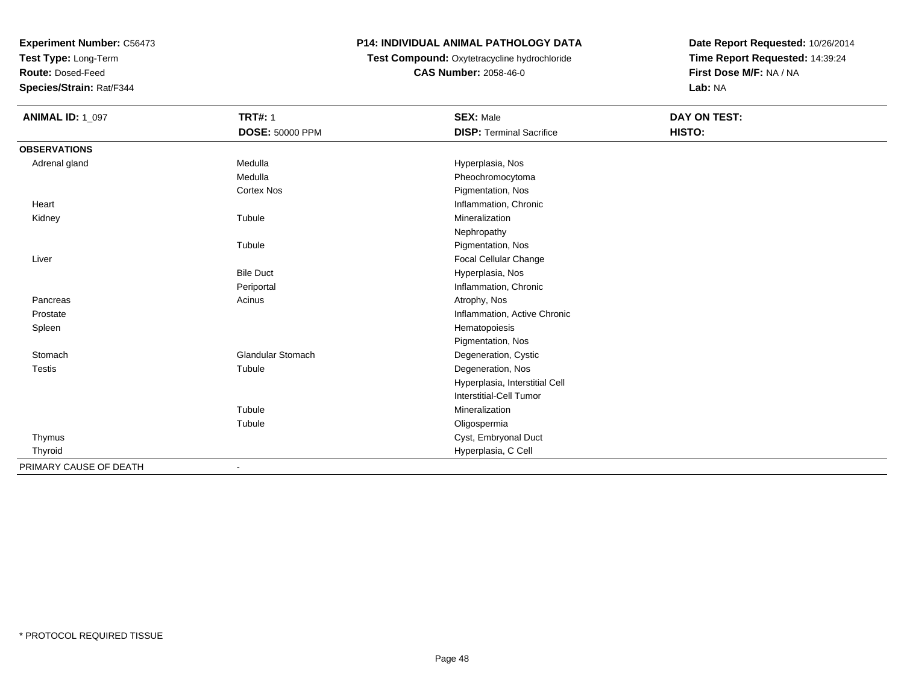**Experiment Number:** C56473
**Test Type:** Long-Term
**Route:** Dosed-Feed
**Species/Strain:** Rat/F344

**P14: INDIVIDUAL ANIMAL PATHOLOGY DATA**
**Test Compound:** Oxytetracycline hydrochloride
**CAS Number:** 2058-46-0

**Date Report Requested:** 10/26/2014
**Time Report Requested:** 14:39:24
**First Dose M/F:** NA / NA
**Lab:** NA

| **ANIMAL ID:** 1_097 | **TRT#:** 1 | **SEX:** Male | **DAY ON TEST:** |
|---|---|---|---|
| | **DOSE:** 50000 PPM | **DISP:** Terminal Sacrifice | **HISTO:** |
| **OBSERVATIONS** | | | |
| Adrenal gland | Medulla | Hyperplasia, Nos | |
| | Medulla | Pheochromocytoma | |
| | Cortex Nos | Pigmentation, Nos | |
| Heart | | Inflammation, Chronic | |
| Kidney | Tubule | Mineralization | |
| | | Nephropathy | |
| | Tubule | Pigmentation, Nos | |
| Liver | | Focal Cellular Change | |
| | Bile Duct | Hyperplasia, Nos | |
| | Periportal | Inflammation, Chronic | |
| Pancreas | Acinus | Atrophy, Nos | |
| Prostate | | Inflammation, Active Chronic | |
| Spleen | | Hematopoiesis | |
| | | Pigmentation, Nos | |
| Stomach | Glandular Stomach | Degeneration, Cystic | |
| Testis | Tubule | Degeneration, Nos | |
| | | Hyperplasia, Interstitial Cell | |
| | | Interstitial-Cell Tumor | |
| | Tubule | Mineralization | |
| | Tubule | Oligospermia | |
| Thymus | | Cyst, Embryonal Duct | |
| Thyroid | | Hyperplasia, C Cell | |
| PRIMARY CAUSE OF DEATH | - | | |

* PROTOCOL REQUIRED TISSUE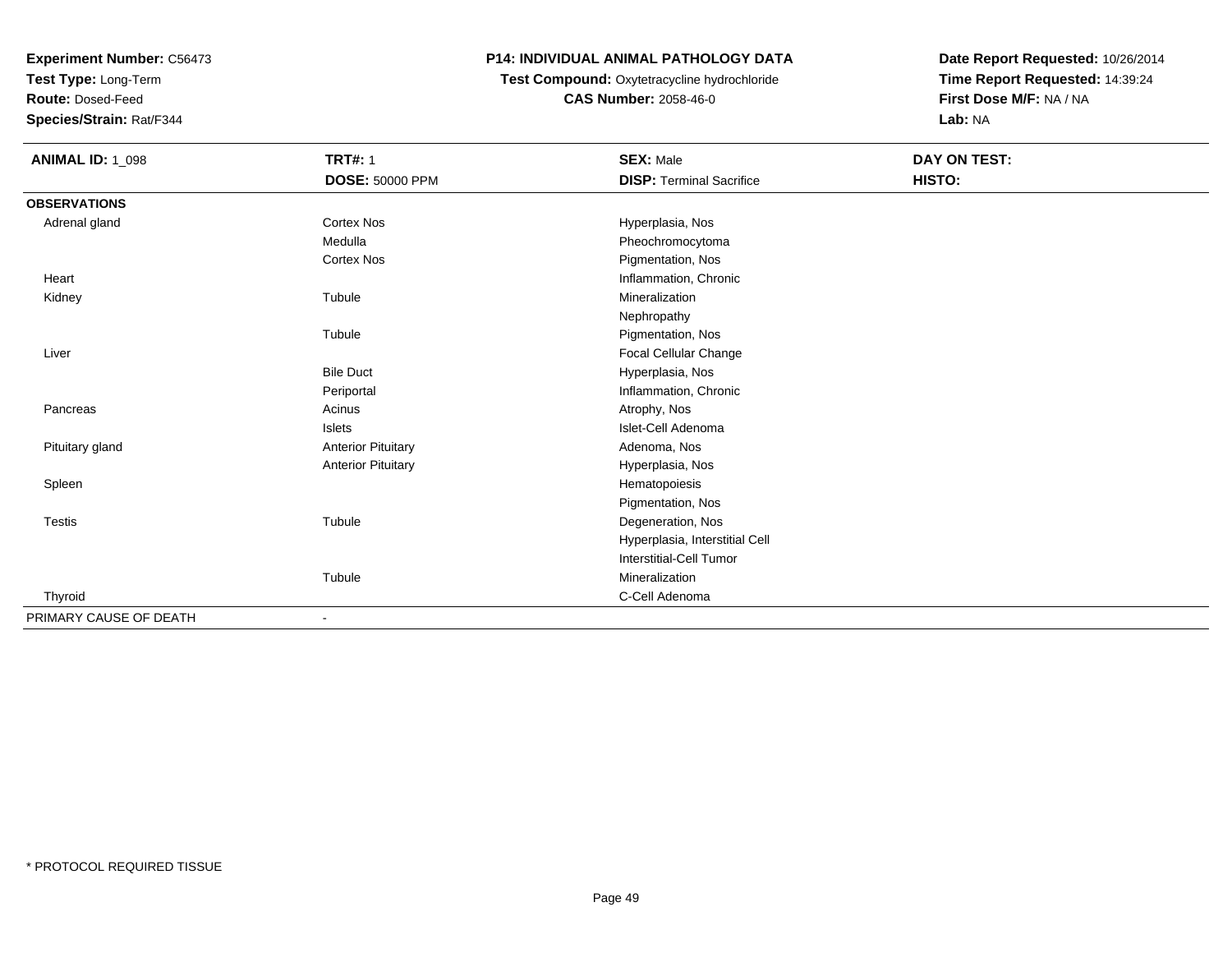**Experiment Number:** C56473
**Test Type:** Long-Term
**Route:** Dosed-Feed
**Species/Strain:** Rat/F344

**P14: INDIVIDUAL ANIMAL PATHOLOGY DATA**
**Test Compound:** Oxytetracycline hydrochloride
**CAS Number:** 2058-46-0

**Date Report Requested:** 10/26/2014
**Time Report Requested:** 14:39:24
**First Dose M/F:** NA / NA
**Lab:** NA

| **ANIMAL ID:** 1_098 | **TRT#:** 1 | **SEX:** Male | **DAY ON TEST:** |
|---|---|---|---|
| | **DOSE:** 50000 PPM | **DISP:** Terminal Sacrifice | **HISTO:** |
| **OBSERVATIONS** | | | |
| Adrenal gland | Cortex Nos | Hyperplasia, Nos | |
| | Medulla | Pheochromocytoma | |
| | Cortex Nos | Pigmentation, Nos | |
| Heart | | Inflammation, Chronic | |
| Kidney | Tubule | Mineralization | |
| | | Nephropathy | |
| | Tubule | Pigmentation, Nos | |
| Liver | | Focal Cellular Change | |
| | Bile Duct | Hyperplasia, Nos | |
| | Periportal | Inflammation, Chronic | |
| Pancreas | Acinus | Atrophy, Nos | |
| | Islets | Islet-Cell Adenoma | |
| Pituitary gland | Anterior Pituitary | Adenoma, Nos | |
| | Anterior Pituitary | Hyperplasia, Nos | |
| Spleen | | Hematopoiesis | |
| | | Pigmentation, Nos | |
| Testis | Tubule | Degeneration, Nos | |
| | | Hyperplasia, Interstitial Cell | |
| | | Interstitial-Cell Tumor | |
| | Tubule | Mineralization | |
| Thyroid | | C-Cell Adenoma | |
| PRIMARY CAUSE OF DEATH | - | | |

\* PROTOCOL REQUIRED TISSUE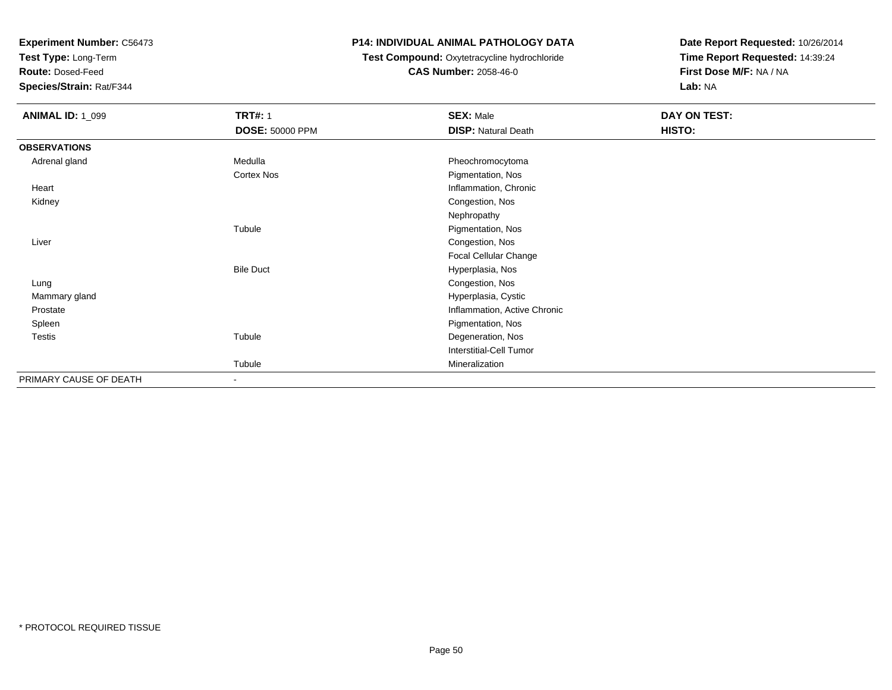**Experiment Number:** C56473
**Test Type:** Long-Term
**Route:** Dosed-Feed
**Species/Strain:** Rat/F344

**P14: INDIVIDUAL ANIMAL PATHOLOGY DATA**
**Test Compound:** Oxytetracycline hydrochloride
**CAS Number:** 2058-46-0

**Date Report Requested:** 10/26/2014
**Time Report Requested:** 14:39:24
**First Dose M/F:** NA / NA
**Lab:** NA

| **ANIMAL ID:** 1_099 | **TRT#:** 1 | **SEX:** Male | **DAY ON TEST:** |
|---|---|---|---|
| | **DOSE:** 50000 PPM | **DISP:** Natural Death | **HISTO:** |
| **OBSERVATIONS** | | | |
| Adrenal gland | Medulla | Pheochromocytoma | |
| | Cortex Nos | Pigmentation, Nos | |
| Heart | | Inflammation, Chronic | |
| Kidney | | Congestion, Nos | |
| | | Nephropathy | |
| | Tubule | Pigmentation, Nos | |
| Liver | | Congestion, Nos | |
| | | Focal Cellular Change | |
| | Bile Duct | Hyperplasia, Nos | |
| Lung | | Congestion, Nos | |
| Mammary gland | | Hyperplasia, Cystic | |
| Prostate | | Inflammation, Active Chronic | |
| Spleen | | Pigmentation, Nos | |
| Testis | Tubule | Degeneration, Nos | |
| | | Interstitial-Cell Tumor | |
| | Tubule | Mineralization | |
| PRIMARY CAUSE OF DEATH | - | | |

* PROTOCOL REQUIRED TISSUE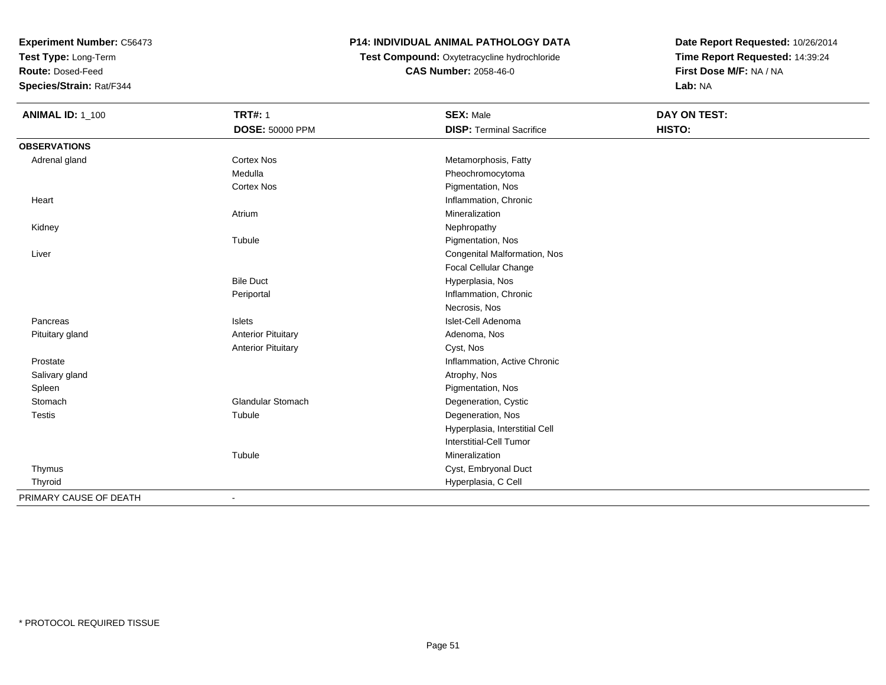**Experiment Number:** C56473
**Test Type:** Long-Term
**Route:** Dosed-Feed
**Species/Strain:** Rat/F344

**P14: INDIVIDUAL ANIMAL PATHOLOGY DATA**
**Test Compound:** Oxytetracycline hydrochloride
**CAS Number:** 2058-46-0

**Date Report Requested:** 10/26/2014
**Time Report Requested:** 14:39:24
**First Dose M/F:** NA / NA
**Lab:** NA

| **ANIMAL ID:** 1_100 | **TRT#:** 1 | **SEX:** Male | **DAY ON TEST:** |
|---|---|---|---|
| | **DOSE:** 50000 PPM | **DISP:** Terminal Sacrifice | **HISTO:** |
| **OBSERVATIONS** | | | |
| Adrenal gland | Cortex Nos | Metamorphosis, Fatty | |
| | Medulla | Pheochromocytoma | |
| | Cortex Nos | Pigmentation, Nos | |
| Heart | | Inflammation, Chronic | |
| | Atrium | Mineralization | |
| Kidney | | Nephropathy | |
| | Tubule | Pigmentation, Nos | |
| Liver | | Congenital Malformation, Nos | |
| | | Focal Cellular Change | |
| | Bile Duct | Hyperplasia, Nos | |
| | Periportal | Inflammation, Chronic | |
| | | Necrosis, Nos | |
| Pancreas | Islets | Islet-Cell Adenoma | |
| Pituitary gland | Anterior Pituitary | Adenoma, Nos | |
| | Anterior Pituitary | Cyst, Nos | |
| Prostate | | Inflammation, Active Chronic | |
| Salivary gland | | Atrophy, Nos | |
| Spleen | | Pigmentation, Nos | |
| Stomach | Glandular Stomach | Degeneration, Cystic | |
| Testis | Tubule | Degeneration, Nos | |
| | | Hyperplasia, Interstitial Cell | |
| | | Interstitial-Cell Tumor | |
| | Tubule | Mineralization | |
| Thymus | | Cyst, Embryonal Duct | |
| Thyroid | | Hyperplasia, C Cell | |
| PRIMARY CAUSE OF DEATH | - | | |

* PROTOCOL REQUIRED TISSUE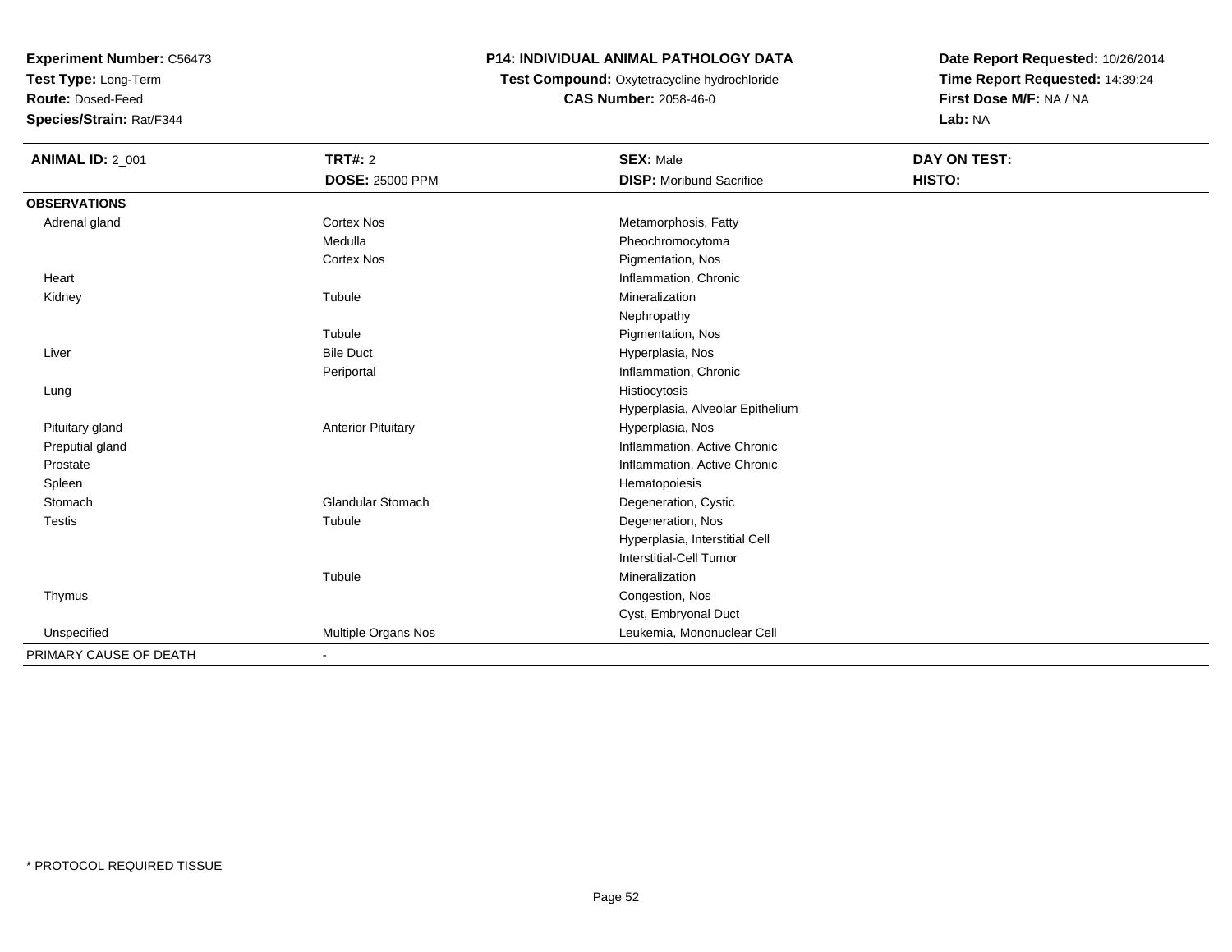**Experiment Number:** C56473
**Test Type:** Long-Term
**Route:** Dosed-Feed
**Species/Strain:** Rat/F344

**P14: INDIVIDUAL ANIMAL PATHOLOGY DATA**
**Test Compound:** Oxytetracycline hydrochloride
**CAS Number:** 2058-46-0

**Date Report Requested:** 10/26/2014
**Time Report Requested:** 14:39:24
**First Dose M/F:** NA / NA
**Lab:** NA

| **ANIMAL ID:** 2_001 | **TRT#:** 2 | **SEX:** Male | **DAY ON TEST:** |
|---|---|---|---|
| | **DOSE:** 25000 PPM | **DISP:** Moribund Sacrifice | **HISTO:** |
| **OBSERVATIONS** | | | |
| Adrenal gland | Cortex Nos | Metamorphosis, Fatty | |
| | Medulla | Pheochromocytoma | |
| | Cortex Nos | Pigmentation, Nos | |
| Heart | | Inflammation, Chronic | |
| Kidney | Tubule | Mineralization | |
| | | Nephropathy | |
| | Tubule | Pigmentation, Nos | |
| Liver | Bile Duct | Hyperplasia, Nos | |
| | Periportal | Inflammation, Chronic | |
| Lung | | Histiocytosis | |
| | | Hyperplasia, Alveolar Epithelium | |
| Pituitary gland | Anterior Pituitary | Hyperplasia, Nos | |
| Preputial gland | | Inflammation, Active Chronic | |
| Prostate | | Inflammation, Active Chronic | |
| Spleen | | Hematopoiesis | |
| Stomach | Glandular Stomach | Degeneration, Cystic | |
| Testis | Tubule | Degeneration, Nos | |
| | | Hyperplasia, Interstitial Cell | |
| | | Interstitial-Cell Tumor | |
| | Tubule | Mineralization | |
| Thymus | | Congestion, Nos | |
| | | Cyst, Embryonal Duct | |
| Unspecified | Multiple Organs Nos | Leukemia, Mononuclear Cell | |
| PRIMARY CAUSE OF DEATH | - | | |

\* PROTOCOL REQUIRED TISSUE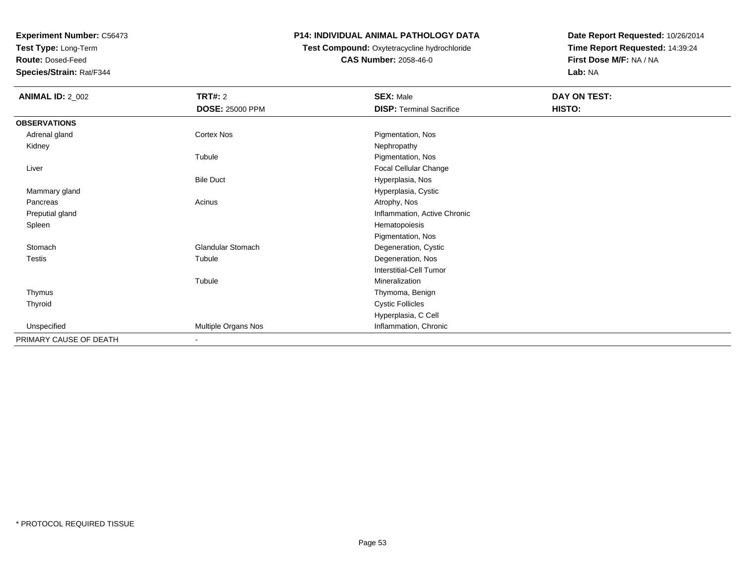**Experiment Number:** C56473
**Test Type:** Long-Term
**Route:** Dosed-Feed
**Species/Strain:** Rat/F344

**P14: INDIVIDUAL ANIMAL PATHOLOGY DATA**
**Test Compound:** Oxytetracycline hydrochloride
**CAS Number:** 2058-46-0

**Date Report Requested:** 10/26/2014
**Time Report Requested:** 14:39:24
**First Dose M/F:** NA / NA
**Lab:** NA

| **ANIMAL ID:** 2_002 | **TRT#:** 2 | **SEX:** Male | **DAY ON TEST:** |
|---|---|---|---|
| | **DOSE:** 25000 PPM | **DISP:** Terminal Sacrifice | **HISTO:** |
| **OBSERVATIONS** | | | |
| Adrenal gland | Cortex Nos | Pigmentation, Nos | |
| Kidney | | Nephropathy | |
| | Tubule | Pigmentation, Nos | |
| Liver | | Focal Cellular Change | |
| | Bile Duct | Hyperplasia, Nos | |
| Mammary gland | | Hyperplasia, Cystic | |
| Pancreas | Acinus | Atrophy, Nos | |
| Preputial gland | | Inflammation, Active Chronic | |
| Spleen | | Hematopoiesis | |
| | | Pigmentation, Nos | |
| Stomach | Glandular Stomach | Degeneration, Cystic | |
| Testis | Tubule | Degeneration, Nos | |
| | | Interstitial-Cell Tumor | |
| | Tubule | Mineralization | |
| Thymus | | Thymoma, Benign | |
| Thyroid | | Cystic Follicles | |
| | | Hyperplasia, C Cell | |
| Unspecified | Multiple Organs Nos | Inflammation, Chronic | |
| PRIMARY CAUSE OF DEATH | - | | |

\* PROTOCOL REQUIRED TISSUE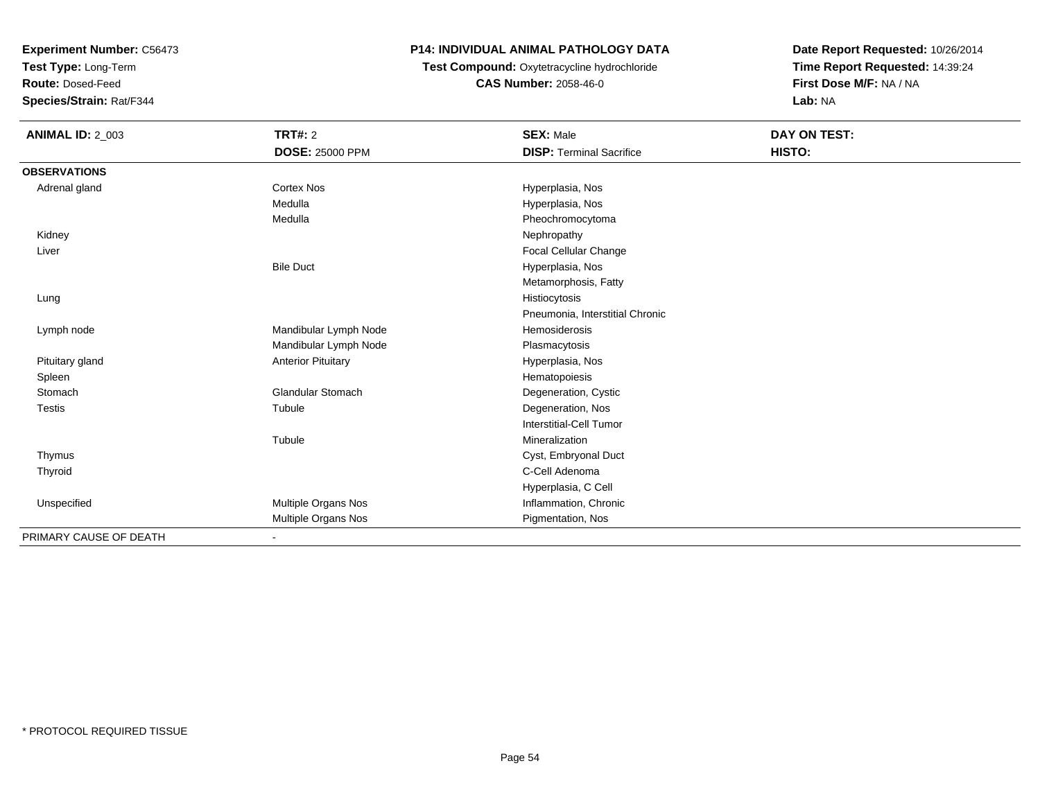**Experiment Number:** C56473
**Test Type:** Long-Term
**Route:** Dosed-Feed
**Species/Strain:** Rat/F344

**P14: INDIVIDUAL ANIMAL PATHOLOGY DATA**
**Test Compound:** Oxytetracycline hydrochloride
**CAS Number:** 2058-46-0

**Date Report Requested:** 10/26/2014
**Time Report Requested:** 14:39:24
**First Dose M/F:** NA / NA
**Lab:** NA

| **ANIMAL ID:** 2_003 | **TRT#:** 2 | **SEX:** Male | **DAY ON TEST:** |
|---|---|---|---|
| | **DOSE:** 25000 PPM | **DISP:** Terminal Sacrifice | **HISTO:** |
| **OBSERVATIONS** | | | |
| Adrenal gland | Cortex Nos | Hyperplasia, Nos | |
| | Medulla | Hyperplasia, Nos | |
| | Medulla | Pheochromocytoma | |
| Kidney | | Nephropathy | |
| Liver | | Focal Cellular Change | |
| | Bile Duct | Hyperplasia, Nos | |
| | | Metamorphosis, Fatty | |
| Lung | | Histiocytosis | |
| | | Pneumonia, Interstitial Chronic | |
| Lymph node | Mandibular Lymph Node | Hemosiderosis | |
| | Mandibular Lymph Node | Plasmacytosis | |
| Pituitary gland | Anterior Pituitary | Hyperplasia, Nos | |
| Spleen | | Hematopoiesis | |
| Stomach | Glandular Stomach | Degeneration, Cystic | |
| Testis | Tubule | Degeneration, Nos | |
| | | Interstitial-Cell Tumor | |
| | Tubule | Mineralization | |
| Thymus | | Cyst, Embryonal Duct | |
| Thyroid | | C-Cell Adenoma | |
| | | Hyperplasia, C Cell | |
| Unspecified | Multiple Organs Nos | Inflammation, Chronic | |
| | Multiple Organs Nos | Pigmentation, Nos | |
| PRIMARY CAUSE OF DEATH | - | | |

* PROTOCOL REQUIRED TISSUE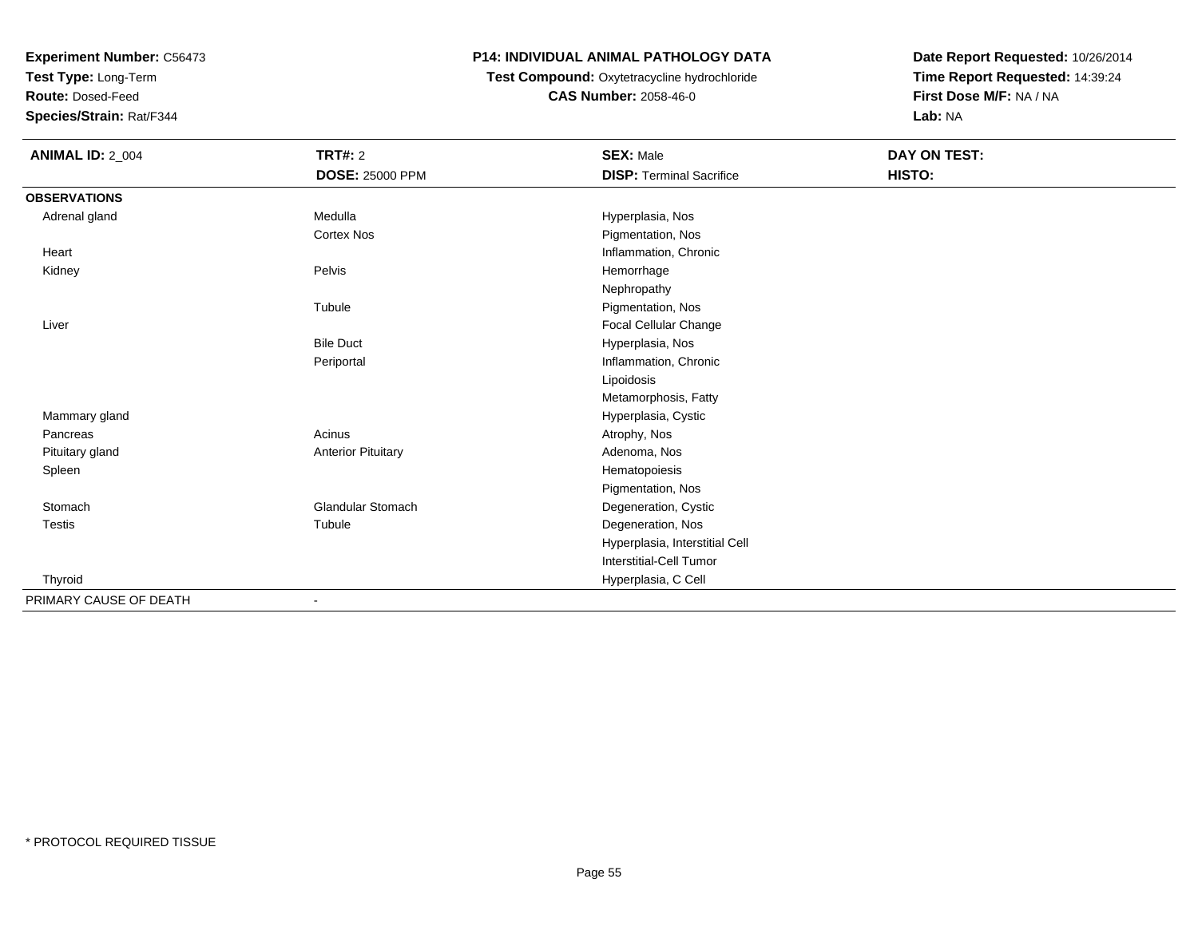**Experiment Number:** C56473
**Test Type:** Long-Term
**Route:** Dosed-Feed
**Species/Strain:** Rat/F344

**P14: INDIVIDUAL ANIMAL PATHOLOGY DATA**
**Test Compound:** Oxytetracycline hydrochloride
**CAS Number:** 2058-46-0

**Date Report Requested:** 10/26/2014
**Time Report Requested:** 14:39:24
**First Dose M/F:** NA / NA
**Lab:** NA

| **ANIMAL ID:** 2_004 | **TRT#:** 2 | **SEX:** Male | **DAY ON TEST:** |
|---|---|---|---|
| | **DOSE:** 25000 PPM | **DISP:** Terminal Sacrifice | **HISTO:** |
| **OBSERVATIONS** | | | |
| Adrenal gland | Medulla | Hyperplasia, Nos | |
| | Cortex Nos | Pigmentation, Nos | |
| Heart | | Inflammation, Chronic | |
| Kidney | Pelvis | Hemorrhage | |
| | | Nephropathy | |
| | Tubule | Pigmentation, Nos | |
| Liver | | Focal Cellular Change | |
| | Bile Duct | Hyperplasia, Nos | |
| | Periportal | Inflammation, Chronic | |
| | | Lipoidosis | |
| | | Metamorphosis, Fatty | |
| Mammary gland | | Hyperplasia, Cystic | |
| Pancreas | Acinus | Atrophy, Nos | |
| Pituitary gland | Anterior Pituitary | Adenoma, Nos | |
| Spleen | | Hematopoiesis | |
| | | Pigmentation, Nos | |
| Stomach | Glandular Stomach | Degeneration, Cystic | |
| Testis | Tubule | Degeneration, Nos | |
| | | Hyperplasia, Interstitial Cell | |
| | | Interstitial-Cell Tumor | |
| Thyroid | | Hyperplasia, C Cell | |
| PRIMARY CAUSE OF DEATH | - | | |

* PROTOCOL REQUIRED TISSUE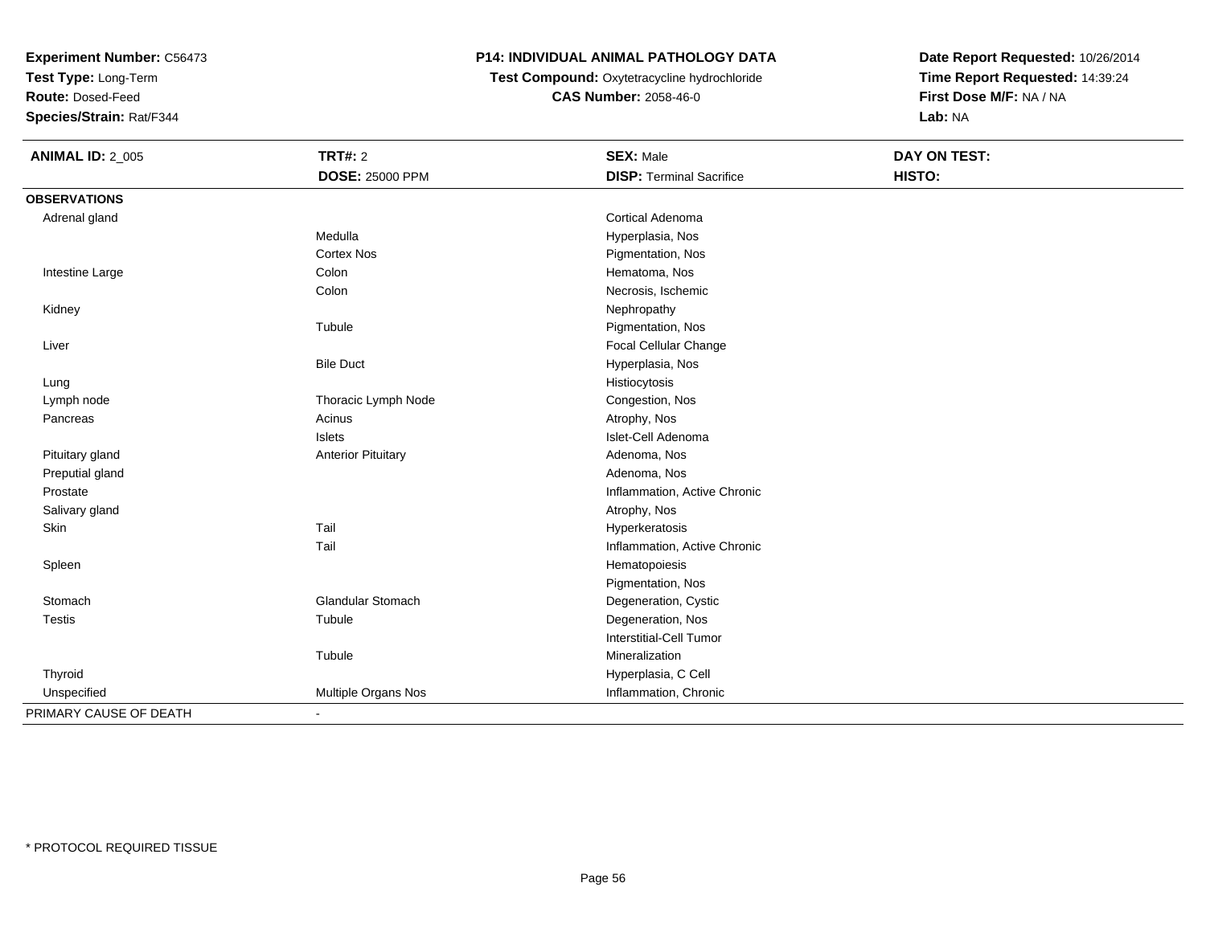**Experiment Number:** C56473
**Test Type:** Long-Term
**Route:** Dosed-Feed
**Species/Strain:** Rat/F344

**P14: INDIVIDUAL ANIMAL PATHOLOGY DATA**
**Test Compound:** Oxytetracycline hydrochloride
**CAS Number:** 2058-46-0

**Date Report Requested:** 10/26/2014
**Time Report Requested:** 14:39:24
**First Dose M/F:** NA / NA
**Lab:** NA

| **ANIMAL ID:** 2_005 | **TRT#:** 2 | **SEX:** Male | **DAY ON TEST:** |
|---|---|---|---|
| | **DOSE:** 25000 PPM | **DISP:** Terminal Sacrifice | **HISTO:** |
| **OBSERVATIONS** | | | |
| Adrenal gland | | Cortical Adenoma | |
| | Medulla | Hyperplasia, Nos | |
| | Cortex Nos | Pigmentation, Nos | |
| Intestine Large | Colon | Hematoma, Nos | |
| | Colon | Necrosis, Ischemic | |
| Kidney | | Nephropathy | |
| | Tubule | Pigmentation, Nos | |
| Liver | | Focal Cellular Change | |
| | Bile Duct | Hyperplasia, Nos | |
| Lung | | Histiocytosis | |
| Lymph node | Thoracic Lymph Node | Congestion, Nos | |
| Pancreas | Acinus | Atrophy, Nos | |
| | Islets | Islet-Cell Adenoma | |
| Pituitary gland | Anterior Pituitary | Adenoma, Nos | |
| Preputial gland | | Adenoma, Nos | |
| Prostate | | Inflammation, Active Chronic | |
| Salivary gland | | Atrophy, Nos | |
| Skin | Tail | Hyperkeratosis | |
| | Tail | Inflammation, Active Chronic | |
| Spleen | | Hematopoiesis | |
| | | Pigmentation, Nos | |
| Stomach | Glandular Stomach | Degeneration, Cystic | |
| Testis | Tubule | Degeneration, Nos | |
| | | Interstitial-Cell Tumor | |
| | Tubule | Mineralization | |
| Thyroid | | Hyperplasia, C Cell | |
| Unspecified | Multiple Organs Nos | Inflammation, Chronic | |
| PRIMARY CAUSE OF DEATH | - | | |

\* PROTOCOL REQUIRED TISSUE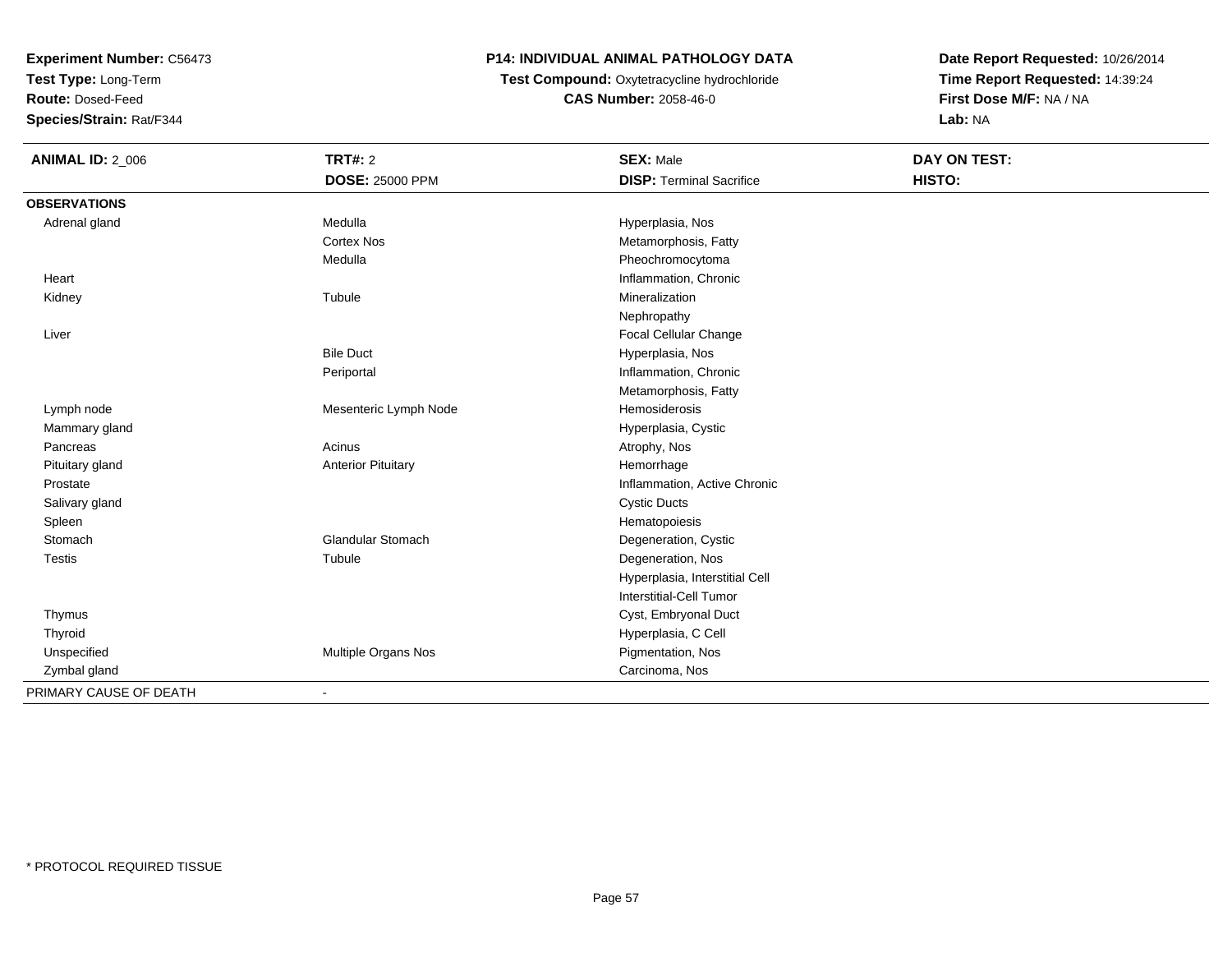**Experiment Number:** C56473
**Test Type:** Long-Term
**Route:** Dosed-Feed
**Species/Strain:** Rat/F344

**P14: INDIVIDUAL ANIMAL PATHOLOGY DATA**
**Test Compound:** Oxytetracycline hydrochloride
**CAS Number:** 2058-46-0

**Date Report Requested:** 10/26/2014
**Time Report Requested:** 14:39:24
**First Dose M/F:** NA / NA
**Lab:** NA

| **ANIMAL ID:** 2_006 | **TRT#:** 2 | **SEX:** Male | **DAY ON TEST:** |
|---|---|---|---|
| | **DOSE:** 25000 PPM | **DISP:** Terminal Sacrifice | **HISTO:** |
| **OBSERVATIONS** | | | |
| Adrenal gland | Medulla | Hyperplasia, Nos | |
| | Cortex Nos | Metamorphosis, Fatty | |
| | Medulla | Pheochromocytoma | |
| Heart | | Inflammation, Chronic | |
| Kidney | Tubule | Mineralization | |
| | | Nephropathy | |
| Liver | | Focal Cellular Change | |
| | Bile Duct | Hyperplasia, Nos | |
| | Periportal | Inflammation, Chronic | |
| | | Metamorphosis, Fatty | |
| Lymph node | Mesenteric Lymph Node | Hemosiderosis | |
| Mammary gland | | Hyperplasia, Cystic | |
| Pancreas | Acinus | Atrophy, Nos | |
| Pituitary gland | Anterior Pituitary | Hemorrhage | |
| Prostate | | Inflammation, Active Chronic | |
| Salivary gland | | Cystic Ducts | |
| Spleen | | Hematopoiesis | |
| Stomach | Glandular Stomach | Degeneration, Cystic | |
| Testis | Tubule | Degeneration, Nos | |
| | | Hyperplasia, Interstitial Cell | |
| | | Interstitial-Cell Tumor | |
| Thymus | | Cyst, Embryonal Duct | |
| Thyroid | | Hyperplasia, C Cell | |
| Unspecified | Multiple Organs Nos | Pigmentation, Nos | |
| Zymbal gland | | Carcinoma, Nos | |
| PRIMARY CAUSE OF DEATH | - | | |

* PROTOCOL REQUIRED TISSUE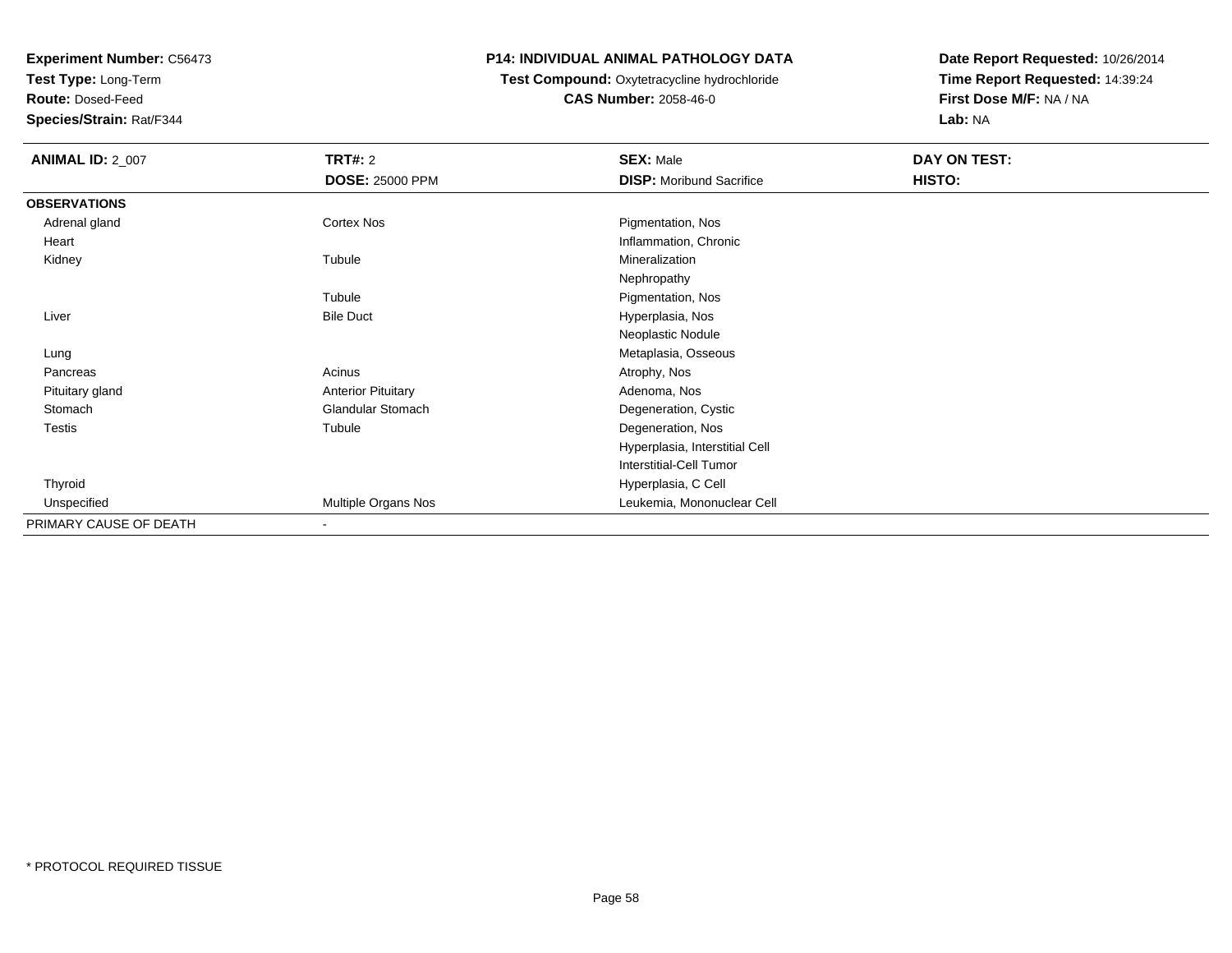**Experiment Number:** C56473
**Test Type:** Long-Term
**Route:** Dosed-Feed
**Species/Strain:** Rat/F344

**P14: INDIVIDUAL ANIMAL PATHOLOGY DATA**
**Test Compound:** Oxytetracycline hydrochloride
**CAS Number:** 2058-46-0

**Date Report Requested:** 10/26/2014
**Time Report Requested:** 14:39:24
**First Dose M/F:** NA / NA
**Lab:** NA

| **ANIMAL ID:** 2_007 | **TRT#:** 2 | **SEX:** Male | **DAY ON TEST:** |
|---|---|---|---|
| | **DOSE:** 25000 PPM | **DISP:** Moribund Sacrifice | **HISTO:** |
| **OBSERVATIONS** | | | |
| Adrenal gland | Cortex Nos | Pigmentation, Nos | |
| Heart | | Inflammation, Chronic | |
| Kidney | Tubule | Mineralization | |
| | | Nephropathy | |
| | Tubule | Pigmentation, Nos | |
| Liver | Bile Duct | Hyperplasia, Nos | |
| | | Neoplastic Nodule | |
| Lung | | Metaplasia, Osseous | |
| Pancreas | Acinus | Atrophy, Nos | |
| Pituitary gland | Anterior Pituitary | Adenoma, Nos | |
| Stomach | Glandular Stomach | Degeneration, Cystic | |
| Testis | Tubule | Degeneration, Nos | |
| | | Hyperplasia, Interstitial Cell | |
| | | Interstitial-Cell Tumor | |
| Thyroid | | Hyperplasia, C Cell | |
| Unspecified | Multiple Organs Nos | Leukemia, Mononuclear Cell | |
| PRIMARY CAUSE OF DEATH | - | | |

* PROTOCOL REQUIRED TISSUE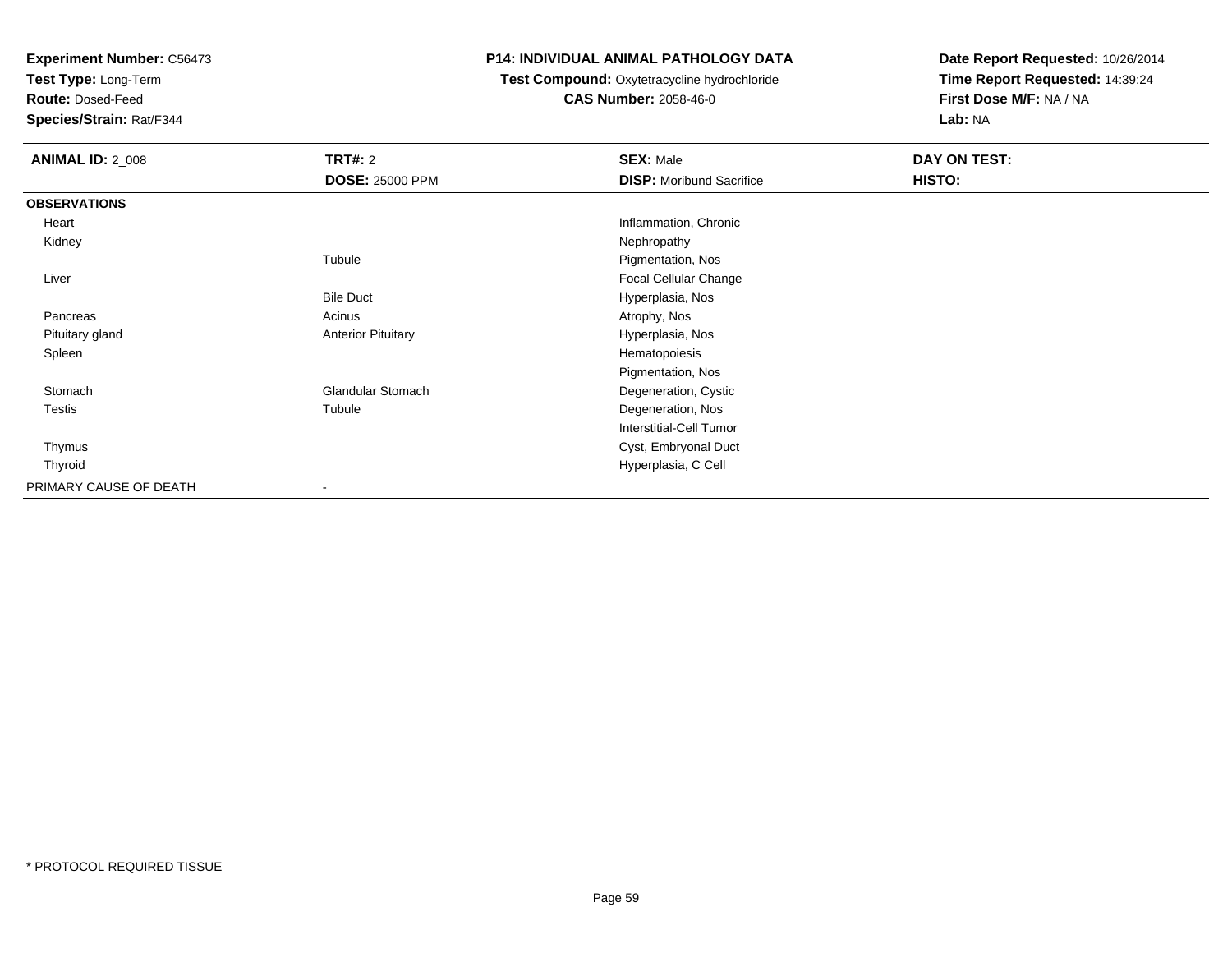**Experiment Number:** C56473
**Test Type:** Long-Term
**Route:** Dosed-Feed
**Species/Strain:** Rat/F344

**P14: INDIVIDUAL ANIMAL PATHOLOGY DATA**
**Test Compound:** Oxytetracycline hydrochloride
**CAS Number:** 2058-46-0

**Date Report Requested:** 10/26/2014
**Time Report Requested:** 14:39:24
**First Dose M/F:** NA / NA
**Lab:** NA

| **ANIMAL ID:** 2_008 | **TRT#:** 2 | **SEX:** Male | **DAY ON TEST:** |
|---|---|---|---|
| | **DOSE:** 25000 PPM | **DISP:** Moribund Sacrifice | **HISTO:** |
| **OBSERVATIONS** | | | |
| Heart | | Inflammation, Chronic | |
| Kidney | | Nephropathy | |
| | Tubule | Pigmentation, Nos | |
| Liver | | Focal Cellular Change | |
| | Bile Duct | Hyperplasia, Nos | |
| Pancreas | Acinus | Atrophy, Nos | |
| Pituitary gland | Anterior Pituitary | Hyperplasia, Nos | |
| Spleen | | Hematopoiesis | |
| | | Pigmentation, Nos | |
| Stomach | Glandular Stomach | Degeneration, Cystic | |
| Testis | Tubule | Degeneration, Nos | |
| | | Interstitial-Cell Tumor | |
| Thymus | | Cyst, Embryonal Duct | |
| Thyroid | | Hyperplasia, C Cell | |
| PRIMARY CAUSE OF DEATH | - | | |

* PROTOCOL REQUIRED TISSUE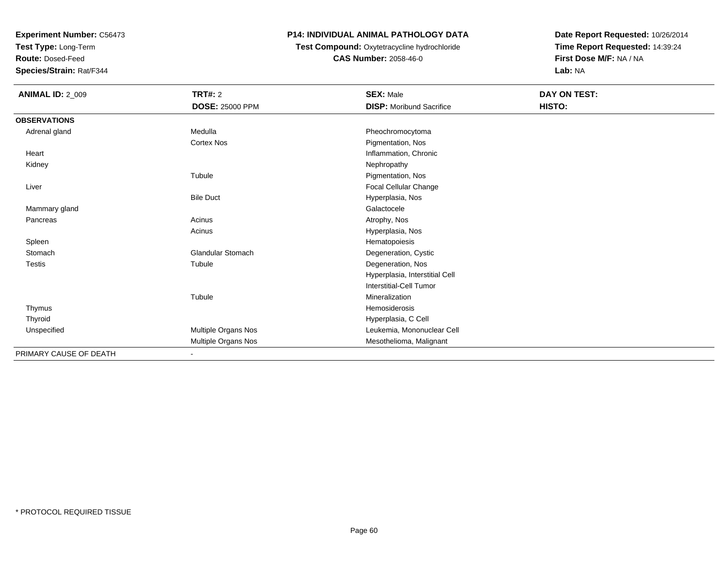**Experiment Number:** C56473
**Test Type:** Long-Term
**Route:** Dosed-Feed
**Species/Strain:** Rat/F344

**P14: INDIVIDUAL ANIMAL PATHOLOGY DATA**
**Test Compound:** Oxytetracycline hydrochloride
**CAS Number:** 2058-46-0

**Date Report Requested:** 10/26/2014
**Time Report Requested:** 14:39:24
**First Dose M/F:** NA / NA
**Lab:** NA

| **ANIMAL ID:** 2_009 | **TRT#:** 2 | **SEX:** Male | **DAY ON TEST:** |
|---|---|---|---|
| | **DOSE:** 25000 PPM | **DISP:** Moribund Sacrifice | **HISTO:** |
| **OBSERVATIONS** | | | |
| Adrenal gland | Medulla | Pheochromocytoma | |
| | Cortex Nos | Pigmentation, Nos | |
| Heart | | Inflammation, Chronic | |
| Kidney | | Nephropathy | |
| | Tubule | Pigmentation, Nos | |
| Liver | | Focal Cellular Change | |
| | Bile Duct | Hyperplasia, Nos | |
| Mammary gland | | Galactocele | |
| Pancreas | Acinus | Atrophy, Nos | |
| | Acinus | Hyperplasia, Nos | |
| Spleen | | Hematopoiesis | |
| Stomach | Glandular Stomach | Degeneration, Cystic | |
| Testis | Tubule | Degeneration, Nos | |
| | | Hyperplasia, Interstitial Cell | |
| | | Interstitial-Cell Tumor | |
| | Tubule | Mineralization | |
| Thymus | | Hemosiderosis | |
| Thyroid | | Hyperplasia, C Cell | |
| Unspecified | Multiple Organs Nos | Leukemia, Mononuclear Cell | |
| | Multiple Organs Nos | Mesothelioma, Malignant | |
| PRIMARY CAUSE OF DEATH | - | | |

* PROTOCOL REQUIRED TISSUE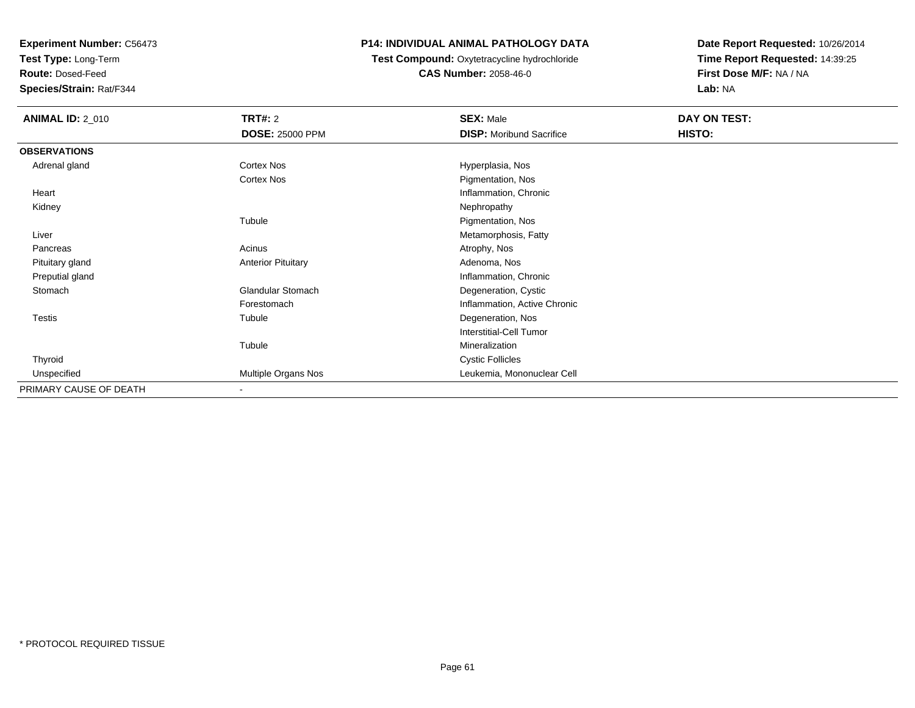**Experiment Number:** C56473
**Test Type:** Long-Term
**Route:** Dosed-Feed
**Species/Strain:** Rat/F344

**P14: INDIVIDUAL ANIMAL PATHOLOGY DATA**
**Test Compound:** Oxytetracycline hydrochloride
**CAS Number:** 2058-46-0

**Date Report Requested:** 10/26/2014
**Time Report Requested:** 14:39:25
**First Dose M/F:** NA / NA
**Lab:** NA

| **ANIMAL ID:** 2_010 | **TRT#:** 2 | **SEX:** Male | **DAY ON TEST:** |
|---|---|---|---|
| | **DOSE:** 25000 PPM | **DISP:** Moribund Sacrifice | **HISTO:** |
| **OBSERVATIONS** | | | |
| Adrenal gland | Cortex Nos | Hyperplasia, Nos | |
| | Cortex Nos | Pigmentation, Nos | |
| Heart | | Inflammation, Chronic | |
| Kidney | | Nephropathy | |
| | Tubule | Pigmentation, Nos | |
| Liver | | Metamorphosis, Fatty | |
| Pancreas | Acinus | Atrophy, Nos | |
| Pituitary gland | Anterior Pituitary | Adenoma, Nos | |
| Preputial gland | | Inflammation, Chronic | |
| Stomach | Glandular Stomach | Degeneration, Cystic | |
| | Forestomach | Inflammation, Active Chronic | |
| Testis | Tubule | Degeneration, Nos | |
| | | Interstitial-Cell Tumor | |
| | Tubule | Mineralization | |
| Thyroid | | Cystic Follicles | |
| Unspecified | Multiple Organs Nos | Leukemia, Mononuclear Cell | |
| PRIMARY CAUSE OF DEATH | - | | |

\* PROTOCOL REQUIRED TISSUE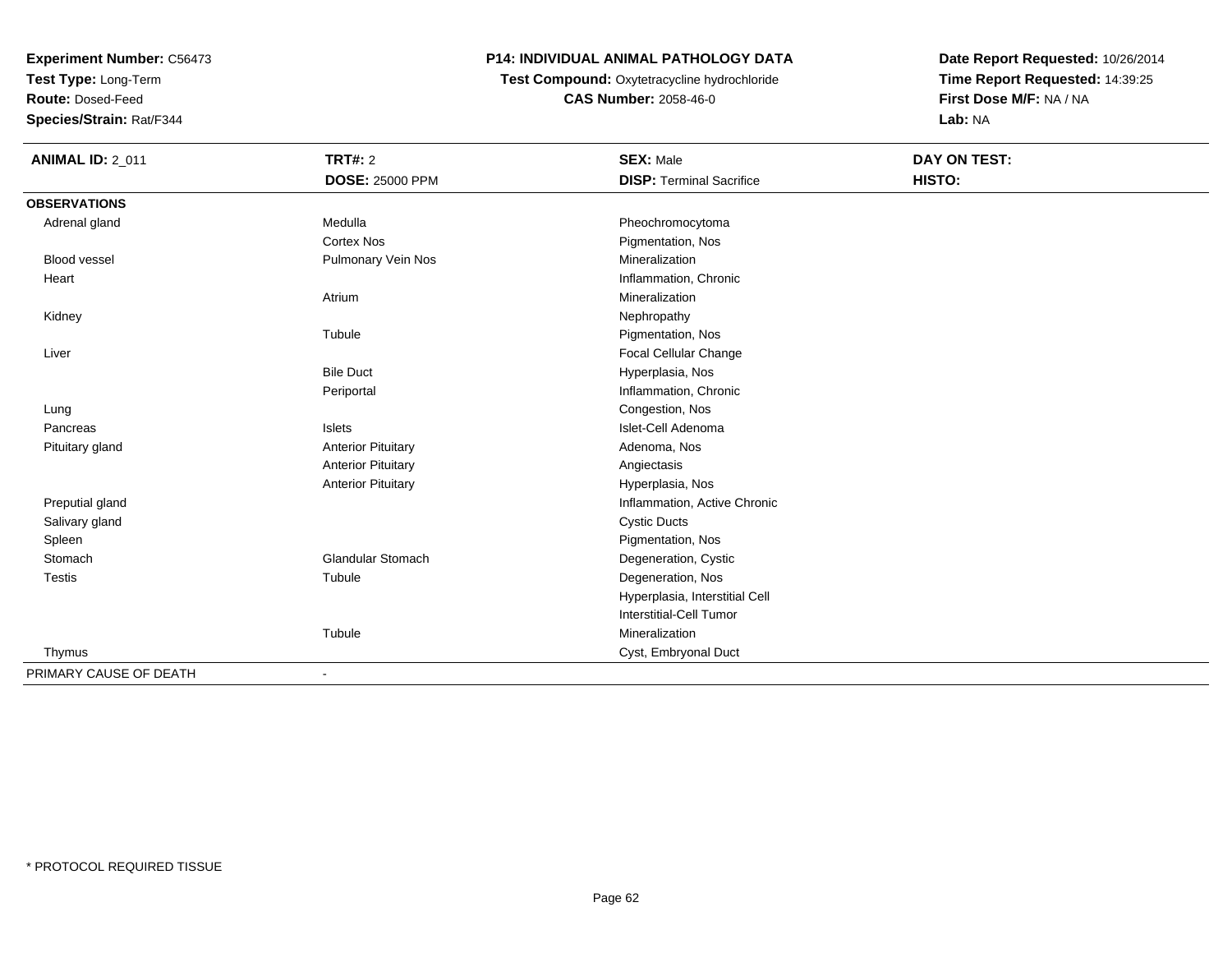**Experiment Number:** C56473
**Test Type:** Long-Term
**Route:** Dosed-Feed
**Species/Strain:** Rat/F344

**P14: INDIVIDUAL ANIMAL PATHOLOGY DATA**
**Test Compound:** Oxytetracycline hydrochloride
**CAS Number:** 2058-46-0

**Date Report Requested:** 10/26/2014
**Time Report Requested:** 14:39:25
**First Dose M/F:** NA / NA
**Lab:** NA

| **ANIMAL ID:** 2_011 | **TRT#:** 2 | **SEX:** Male | **DAY ON TEST:** |
|---|---|---|---|
| | **DOSE:** 25000 PPM | **DISP:** Terminal Sacrifice | **HISTO:** |
| **OBSERVATIONS** | | | |
| Adrenal gland | Medulla | Pheochromocytoma | |
| | Cortex Nos | Pigmentation, Nos | |
| Blood vessel | Pulmonary Vein Nos | Mineralization | |
| Heart | | Inflammation, Chronic | |
| | Atrium | Mineralization | |
| Kidney | | Nephropathy | |
| | Tubule | Pigmentation, Nos | |
| Liver | | Focal Cellular Change | |
| | Bile Duct | Hyperplasia, Nos | |
| | Periportal | Inflammation, Chronic | |
| Lung | | Congestion, Nos | |
| Pancreas | Islets | Islet-Cell Adenoma | |
| Pituitary gland | Anterior Pituitary | Adenoma, Nos | |
| | Anterior Pituitary | Angiectasis | |
| | Anterior Pituitary | Hyperplasia, Nos | |
| Preputial gland | | Inflammation, Active Chronic | |
| Salivary gland | | Cystic Ducts | |
| Spleen | | Pigmentation, Nos | |
| Stomach | Glandular Stomach | Degeneration, Cystic | |
| Testis | Tubule | Degeneration, Nos | |
| | | Hyperplasia, Interstitial Cell | |
| | | Interstitial-Cell Tumor | |
| | Tubule | Mineralization | |
| Thymus | | Cyst, Embryonal Duct | |
| PRIMARY CAUSE OF DEATH | - | | |

\* PROTOCOL REQUIRED TISSUE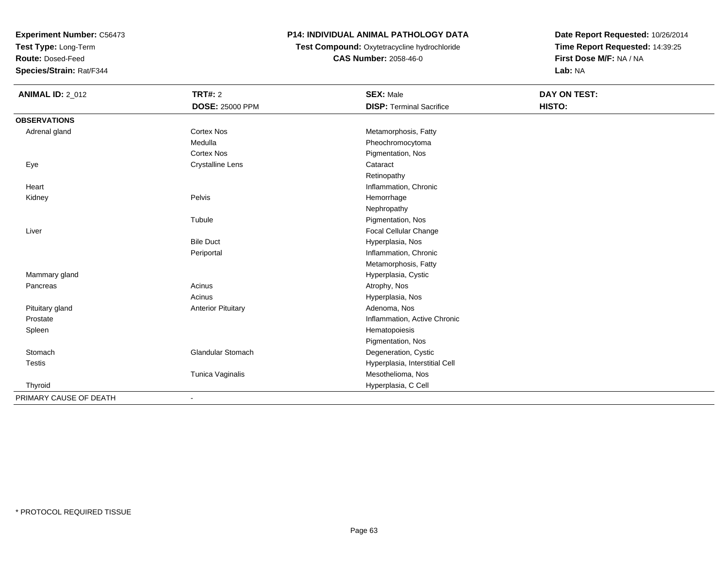**Experiment Number:** C56473
**Test Type:** Long-Term
**Route:** Dosed-Feed
**Species/Strain:** Rat/F344

**P14: INDIVIDUAL ANIMAL PATHOLOGY DATA**
**Test Compound:** Oxytetracycline hydrochloride
**CAS Number:** 2058-46-0

**Date Report Requested:** 10/26/2014
**Time Report Requested:** 14:39:25
**First Dose M/F:** NA / NA
**Lab:** NA

| **ANIMAL ID:** 2_012 | **TRT#:** 2 | **SEX:** Male | **DAY ON TEST:** |
|---|---|---|---|
| | **DOSE:** 25000 PPM | **DISP:** Terminal Sacrifice | **HISTO:** |
| **OBSERVATIONS** | | | |
| Adrenal gland | Cortex Nos | Metamorphosis, Fatty | |
| | Medulla | Pheochromocytoma | |
| | Cortex Nos | Pigmentation, Nos | |
| Eye | Crystalline Lens | Cataract | |
| | | Retinopathy | |
| Heart | | Inflammation, Chronic | |
| Kidney | Pelvis | Hemorrhage | |
| | | Nephropathy | |
| | Tubule | Pigmentation, Nos | |
| Liver | | Focal Cellular Change | |
| | Bile Duct | Hyperplasia, Nos | |
| | Periportal | Inflammation, Chronic | |
| | | Metamorphosis, Fatty | |
| Mammary gland | | Hyperplasia, Cystic | |
| Pancreas | Acinus | Atrophy, Nos | |
| | Acinus | Hyperplasia, Nos | |
| Pituitary gland | Anterior Pituitary | Adenoma, Nos | |
| Prostate | | Inflammation, Active Chronic | |
| Spleen | | Hematopoiesis | |
| | | Pigmentation, Nos | |
| Stomach | Glandular Stomach | Degeneration, Cystic | |
| Testis | | Hyperplasia, Interstitial Cell | |
| | Tunica Vaginalis | Mesothelioma, Nos | |
| Thyroid | | Hyperplasia, C Cell | |
| PRIMARY CAUSE OF DEATH | - | | |

* PROTOCOL REQUIRED TISSUE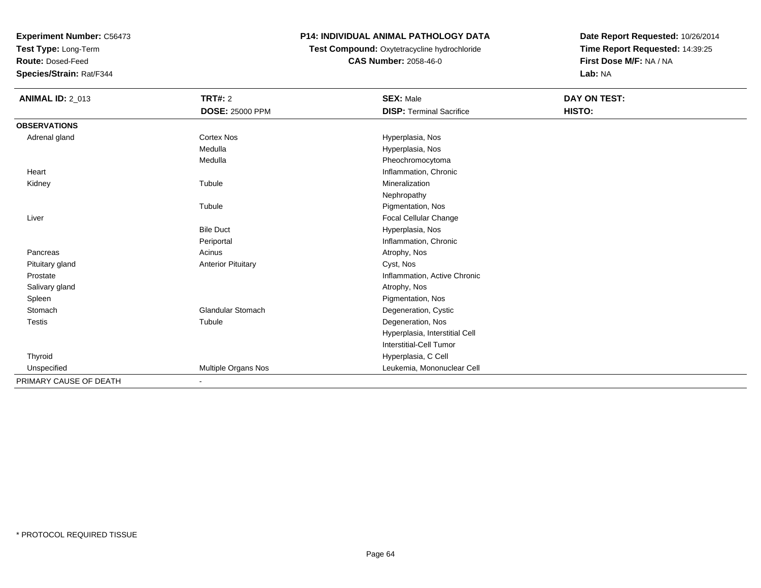**Experiment Number:** C56473
**Test Type:** Long-Term
**Route:** Dosed-Feed
**Species/Strain:** Rat/F344

**P14: INDIVIDUAL ANIMAL PATHOLOGY DATA**
**Test Compound:** Oxytetracycline hydrochloride
**CAS Number:** 2058-46-0

**Date Report Requested:** 10/26/2014
**Time Report Requested:** 14:39:25
**First Dose M/F:** NA / NA
**Lab:** NA

| **ANIMAL ID:** 2_013 | **TRT#:** 2 | **SEX:** Male | **DAY ON TEST:** |
|---|---|---|---|
| | **DOSE:** 25000 PPM | **DISP:** Terminal Sacrifice | **HISTO:** |
| **OBSERVATIONS** | | | |
| Adrenal gland | Cortex Nos | Hyperplasia, Nos | |
| | Medulla | Hyperplasia, Nos | |
| | Medulla | Pheochromocytoma | |
| Heart | | Inflammation, Chronic | |
| Kidney | Tubule | Mineralization | |
| | | Nephropathy | |
| | Tubule | Pigmentation, Nos | |
| Liver | | Focal Cellular Change | |
| | Bile Duct | Hyperplasia, Nos | |
| | Periportal | Inflammation, Chronic | |
| Pancreas | Acinus | Atrophy, Nos | |
| Pituitary gland | Anterior Pituitary | Cyst, Nos | |
| Prostate | | Inflammation, Active Chronic | |
| Salivary gland | | Atrophy, Nos | |
| Spleen | | Pigmentation, Nos | |
| Stomach | Glandular Stomach | Degeneration, Cystic | |
| Testis | Tubule | Degeneration, Nos | |
| | | Hyperplasia, Interstitial Cell | |
| | | Interstitial-Cell Tumor | |
| Thyroid | | Hyperplasia, C Cell | |
| Unspecified | Multiple Organs Nos | Leukemia, Mononuclear Cell | |
| PRIMARY CAUSE OF DEATH | - | | |

\* PROTOCOL REQUIRED TISSUE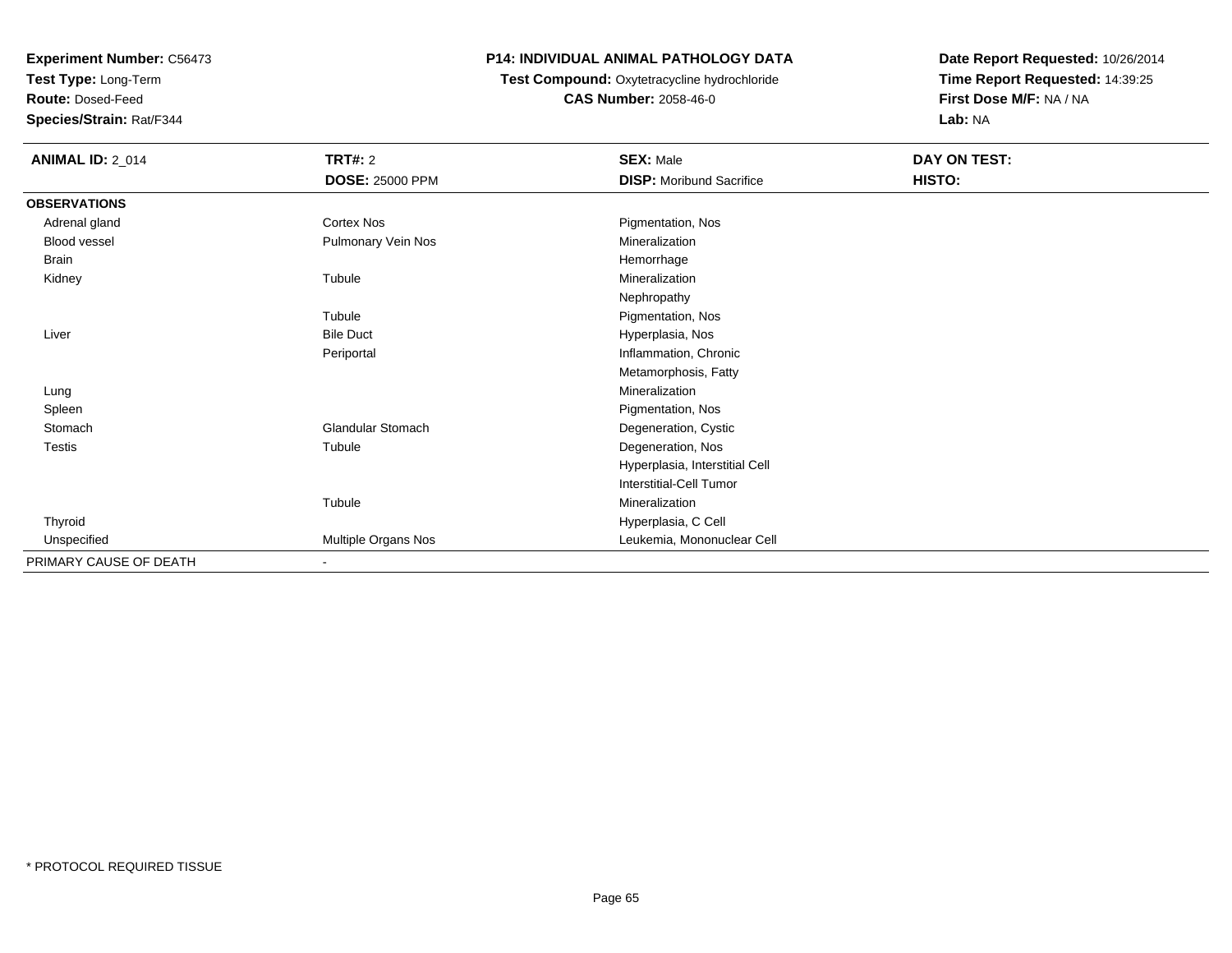**Experiment Number:** C56473
**Test Type:** Long-Term
**Route:** Dosed-Feed
**Species/Strain:** Rat/F344

**P14: INDIVIDUAL ANIMAL PATHOLOGY DATA**
**Test Compound:** Oxytetracycline hydrochloride
**CAS Number:** 2058-46-0

**Date Report Requested:** 10/26/2014
**Time Report Requested:** 14:39:25
**First Dose M/F:** NA / NA
**Lab:** NA

| **ANIMAL ID:** 2_014 | **TRT#:** 2 | **SEX:** Male | **DAY ON TEST:** |
|---|---|---|---|
| | **DOSE:** 25000 PPM | **DISP:** Moribund Sacrifice | **HISTO:** |
| **OBSERVATIONS** | | | |
| Adrenal gland | Cortex Nos | Pigmentation, Nos | |
| Blood vessel | Pulmonary Vein Nos | Mineralization | |
| Brain | | Hemorrhage | |
| Kidney | Tubule | Mineralization | |
| | | Nephropathy | |
| | Tubule | Pigmentation, Nos | |
| Liver | Bile Duct | Hyperplasia, Nos | |
| | Periportal | Inflammation, Chronic | |
| | | Metamorphosis, Fatty | |
| Lung | | Mineralization | |
| Spleen | | Pigmentation, Nos | |
| Stomach | Glandular Stomach | Degeneration, Cystic | |
| Testis | Tubule | Degeneration, Nos | |
| | | Hyperplasia, Interstitial Cell | |
| | | Interstitial-Cell Tumor | |
| | Tubule | Mineralization | |
| Thyroid | | Hyperplasia, C Cell | |
| Unspecified | Multiple Organs Nos | Leukemia, Mononuclear Cell | |
| PRIMARY CAUSE OF DEATH | - | | |

* PROTOCOL REQUIRED TISSUE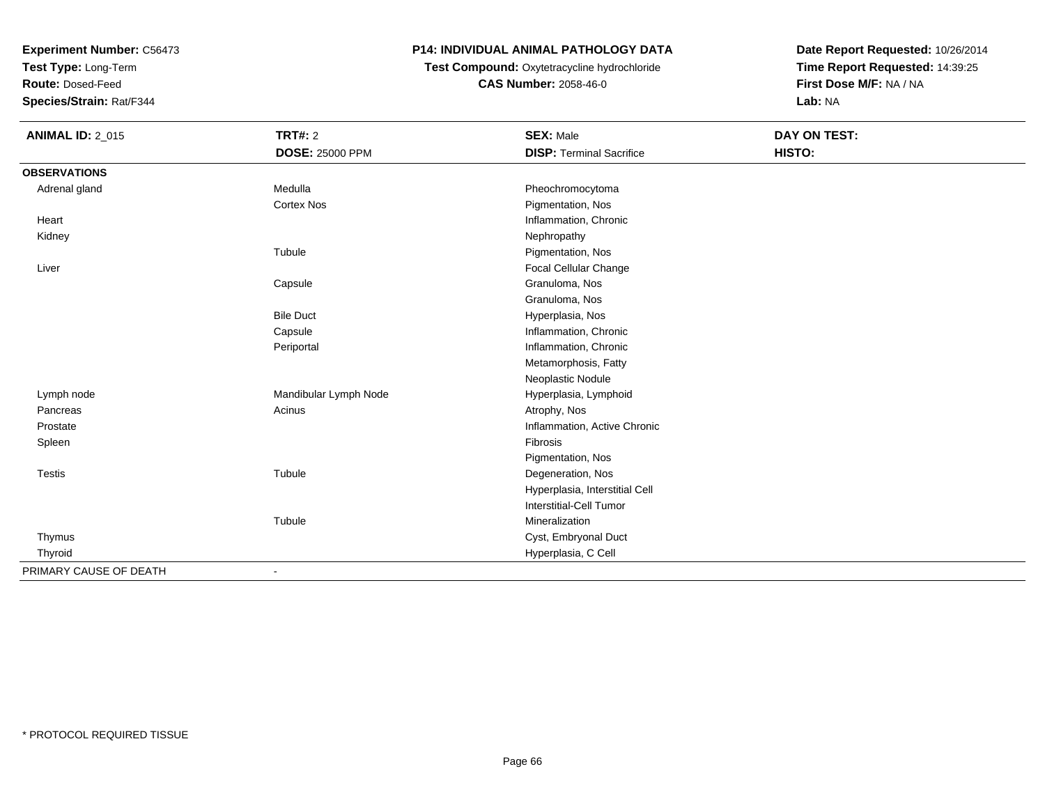**Experiment Number:** C56473
**Test Type:** Long-Term
**Route:** Dosed-Feed
**Species/Strain:** Rat/F344

# P14: INDIVIDUAL ANIMAL PATHOLOGY DATA

**Test Compound:** Oxytetracycline hydrochloride
**CAS Number:** 2058-46-0

**Date Report Requested:** 10/26/2014
**Time Report Requested:** 14:39:25
**First Dose M/F:** NA / NA
**Lab:** NA

| **ANIMAL ID:** 2_015 | **TRT#:** 2 | **SEX:** Male | **DAY ON TEST:** |
|---|---|---|---|
| | **DOSE:** 25000 PPM | **DISP:** Terminal Sacrifice | **HISTO:** |
| **OBSERVATIONS** | | | |
| Adrenal gland | Medulla | Pheochromocytoma | |
| | Cortex Nos | Pigmentation, Nos | |
| Heart | | Inflammation, Chronic | |
| Kidney | | Nephropathy | |
| | Tubule | Pigmentation, Nos | |
| Liver | | Focal Cellular Change | |
| | Capsule | Granuloma, Nos | |
| | | Granuloma, Nos | |
| | Bile Duct | Hyperplasia, Nos | |
| | Capsule | Inflammation, Chronic | |
| | Periportal | Inflammation, Chronic | |
| | | Metamorphosis, Fatty | |
| | | Neoplastic Nodule | |
| Lymph node | Mandibular Lymph Node | Hyperplasia, Lymphoid | |
| Pancreas | Acinus | Atrophy, Nos | |
| Prostate | | Inflammation, Active Chronic | |
| Spleen | | Fibrosis | |
| | | Pigmentation, Nos | |
| Testis | Tubule | Degeneration, Nos | |
| | | Hyperplasia, Interstitial Cell | |
| | | Interstitial-Cell Tumor | |
| | Tubule | Mineralization | |
| Thymus | | Cyst, Embryonal Duct | |
| Thyroid | | Hyperplasia, C Cell | |
| PRIMARY CAUSE OF DEATH | - | | |

* PROTOCOL REQUIRED TISSUE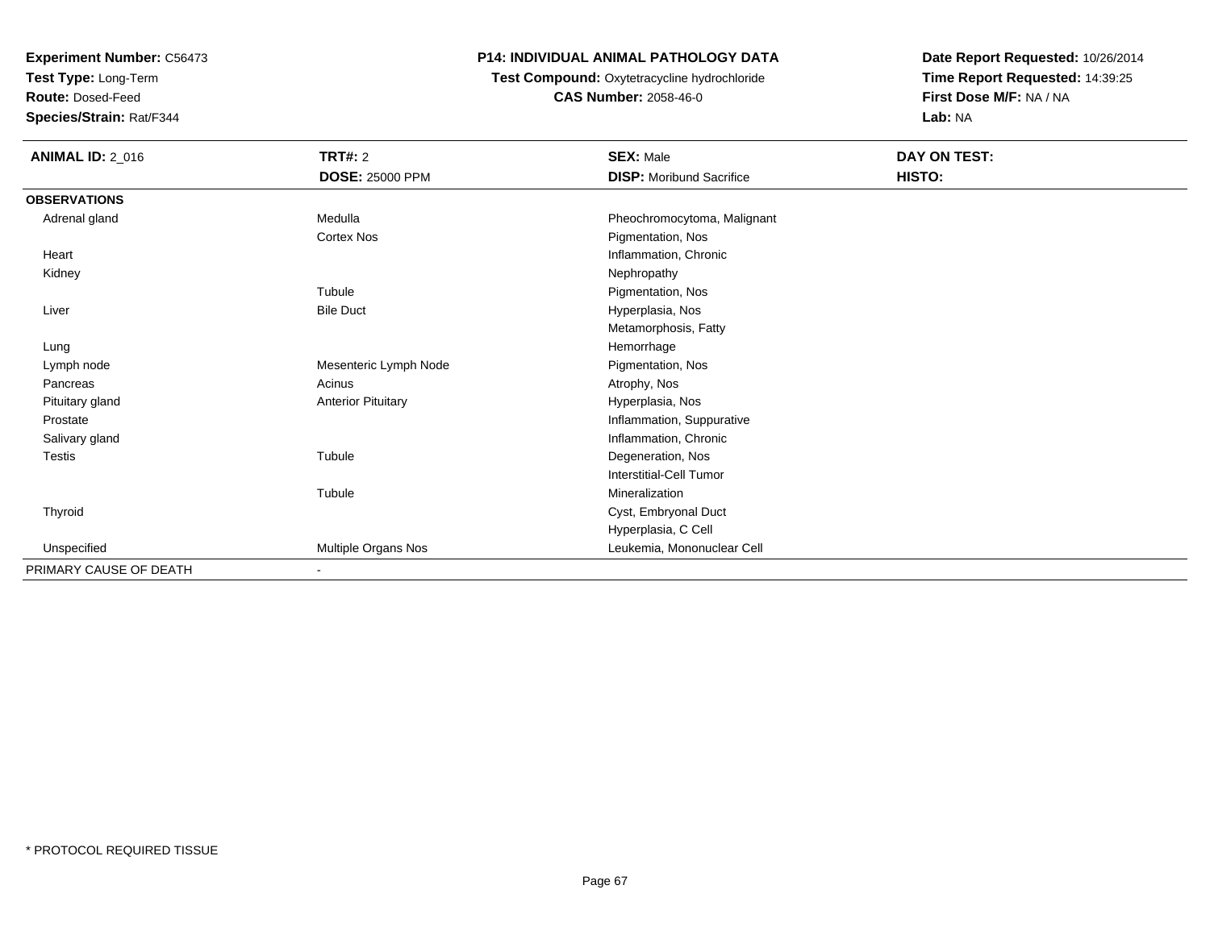**Experiment Number:** C56473
**Test Type:** Long-Term
**Route:** Dosed-Feed
**Species/Strain:** Rat/F344

**P14: INDIVIDUAL ANIMAL PATHOLOGY DATA**
**Test Compound:** Oxytetracycline hydrochloride
**CAS Number:** 2058-46-0

**Date Report Requested:** 10/26/2014
**Time Report Requested:** 14:39:25
**First Dose M/F:** NA / NA
**Lab:** NA

| **ANIMAL ID:** 2_016 | **TRT#:** 2 | **SEX:** Male | **DAY ON TEST:** |
|---|---|---|---|
| | **DOSE:** 25000 PPM | **DISP:** Moribund Sacrifice | **HISTO:** |
| **OBSERVATIONS** | | | |
| Adrenal gland | Medulla | Pheochromocytoma, Malignant | |
| | Cortex Nos | Pigmentation, Nos | |
| Heart | | Inflammation, Chronic | |
| Kidney | | Nephropathy | |
| | Tubule | Pigmentation, Nos | |
| Liver | Bile Duct | Hyperplasia, Nos | |
| | | Metamorphosis, Fatty | |
| Lung | | Hemorrhage | |
| Lymph node | Mesenteric Lymph Node | Pigmentation, Nos | |
| Pancreas | Acinus | Atrophy, Nos | |
| Pituitary gland | Anterior Pituitary | Hyperplasia, Nos | |
| Prostate | | Inflammation, Suppurative | |
| Salivary gland | | Inflammation, Chronic | |
| Testis | Tubule | Degeneration, Nos | |
| | | Interstitial-Cell Tumor | |
| | Tubule | Mineralization | |
| Thyroid | | Cyst, Embryonal Duct | |
| | | Hyperplasia, C Cell | |
| Unspecified | Multiple Organs Nos | Leukemia, Mononuclear Cell | |
| PRIMARY CAUSE OF DEATH | - | | |

* PROTOCOL REQUIRED TISSUE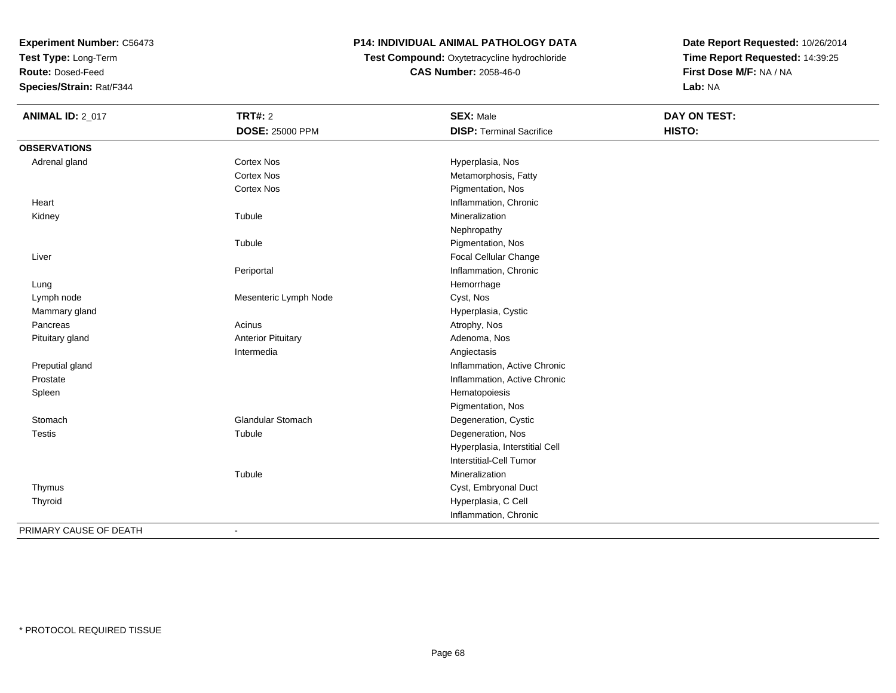**Experiment Number:** C56473
**Test Type:** Long-Term
**Route:** Dosed-Feed
**Species/Strain:** Rat/F344

**P14: INDIVIDUAL ANIMAL PATHOLOGY DATA**
**Test Compound:** Oxytetracycline hydrochloride
**CAS Number:** 2058-46-0

**Date Report Requested:** 10/26/2014
**Time Report Requested:** 14:39:25
**First Dose M/F:** NA / NA
**Lab:** NA

| **ANIMAL ID:** 2_017 | **TRT#:** 2 | **SEX:** Male | **DAY ON TEST:** |
|---|---|---|---|
| | **DOSE:** 25000 PPM | **DISP:** Terminal Sacrifice | **HISTO:** |
| **OBSERVATIONS** | | | |
| Adrenal gland | Cortex Nos | Hyperplasia, Nos | |
| | Cortex Nos | Metamorphosis, Fatty | |
| | Cortex Nos | Pigmentation, Nos | |
| Heart | | Inflammation, Chronic | |
| Kidney | Tubule | Mineralization | |
| | | Nephropathy | |
| | Tubule | Pigmentation, Nos | |
| Liver | | Focal Cellular Change | |
| | Periportal | Inflammation, Chronic | |
| Lung | | Hemorrhage | |
| Lymph node | Mesenteric Lymph Node | Cyst, Nos | |
| Mammary gland | | Hyperplasia, Cystic | |
| Pancreas | Acinus | Atrophy, Nos | |
| Pituitary gland | Anterior Pituitary | Adenoma, Nos | |
| | Intermedia | Angiectasis | |
| Preputial gland | | Inflammation, Active Chronic | |
| Prostate | | Inflammation, Active Chronic | |
| Spleen | | Hematopoiesis | |
| | | Pigmentation, Nos | |
| Stomach | Glandular Stomach | Degeneration, Cystic | |
| Testis | Tubule | Degeneration, Nos | |
| | | Hyperplasia, Interstitial Cell | |
| | | Interstitial-Cell Tumor | |
| | Tubule | Mineralization | |
| Thymus | | Cyst, Embryonal Duct | |
| Thyroid | | Hyperplasia, C Cell | |
| | | Inflammation, Chronic | |
| PRIMARY CAUSE OF DEATH | - | | |

\* PROTOCOL REQUIRED TISSUE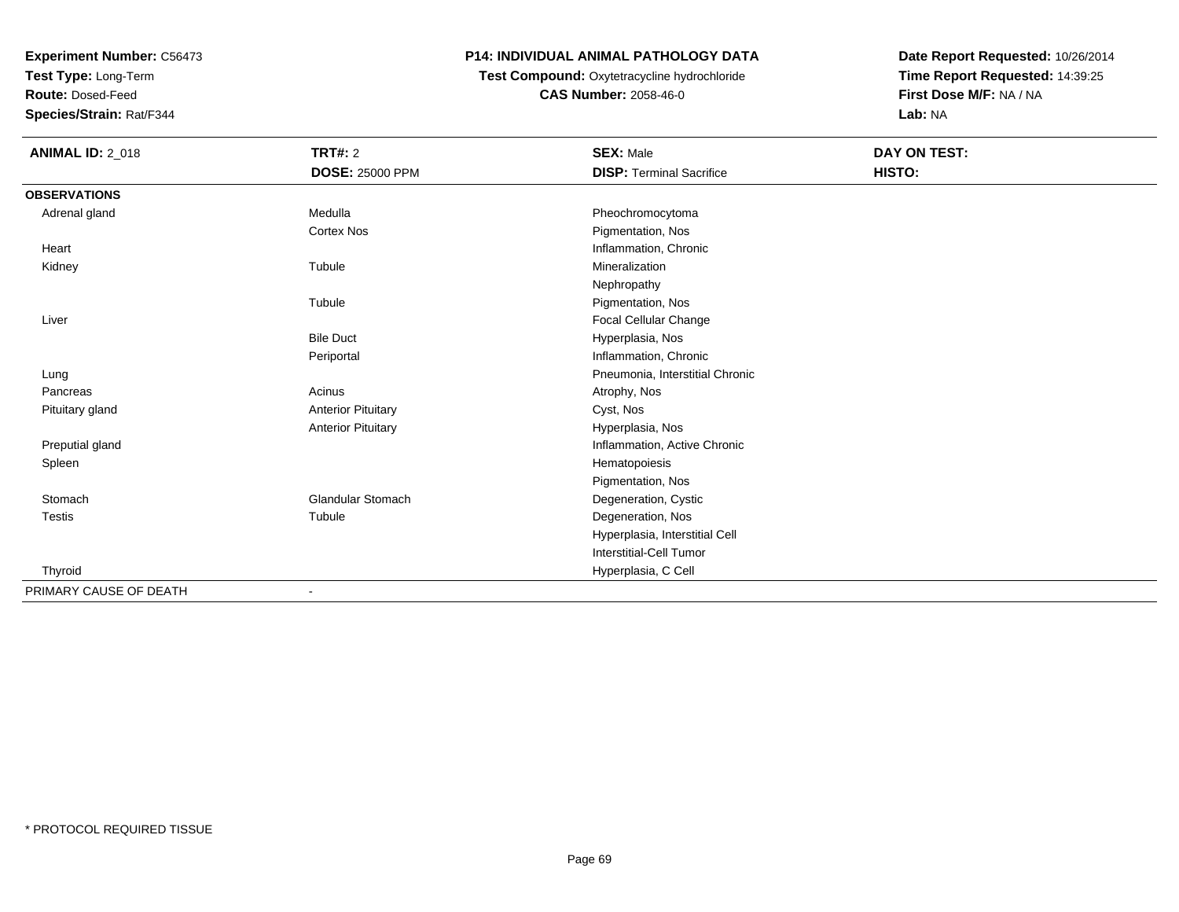**Experiment Number:** C56473
**Test Type:** Long-Term
**Route:** Dosed-Feed
**Species/Strain:** Rat/F344

**P14: INDIVIDUAL ANIMAL PATHOLOGY DATA**
**Test Compound:** Oxytetracycline hydrochloride
**CAS Number:** 2058-46-0

**Date Report Requested:** 10/26/2014
**Time Report Requested:** 14:39:25
**First Dose M/F:** NA / NA
**Lab:** NA

| **ANIMAL ID:** 2_018 | **TRT#:** 2 | **SEX:** Male | **DAY ON TEST:** |
|---|---|---|---|
| | **DOSE:** 25000 PPM | **DISP:** Terminal Sacrifice | **HISTO:** |
| **OBSERVATIONS** | | | |
| Adrenal gland | Medulla | Pheochromocytoma | |
| | Cortex Nos | Pigmentation, Nos | |
| Heart | | Inflammation, Chronic | |
| Kidney | Tubule | Mineralization | |
| | | Nephropathy | |
| | Tubule | Pigmentation, Nos | |
| Liver | | Focal Cellular Change | |
| | Bile Duct | Hyperplasia, Nos | |
| | Periportal | Inflammation, Chronic | |
| Lung | | Pneumonia, Interstitial Chronic | |
| Pancreas | Acinus | Atrophy, Nos | |
| Pituitary gland | Anterior Pituitary | Cyst, Nos | |
| | Anterior Pituitary | Hyperplasia, Nos | |
| Preputial gland | | Inflammation, Active Chronic | |
| Spleen | | Hematopoiesis | |
| | | Pigmentation, Nos | |
| Stomach | Glandular Stomach | Degeneration, Cystic | |
| Testis | Tubule | Degeneration, Nos | |
| | | Hyperplasia, Interstitial Cell | |
| | | Interstitial-Cell Tumor | |
| Thyroid | | Hyperplasia, C Cell | |
| PRIMARY CAUSE OF DEATH | - | | |

* PROTOCOL REQUIRED TISSUE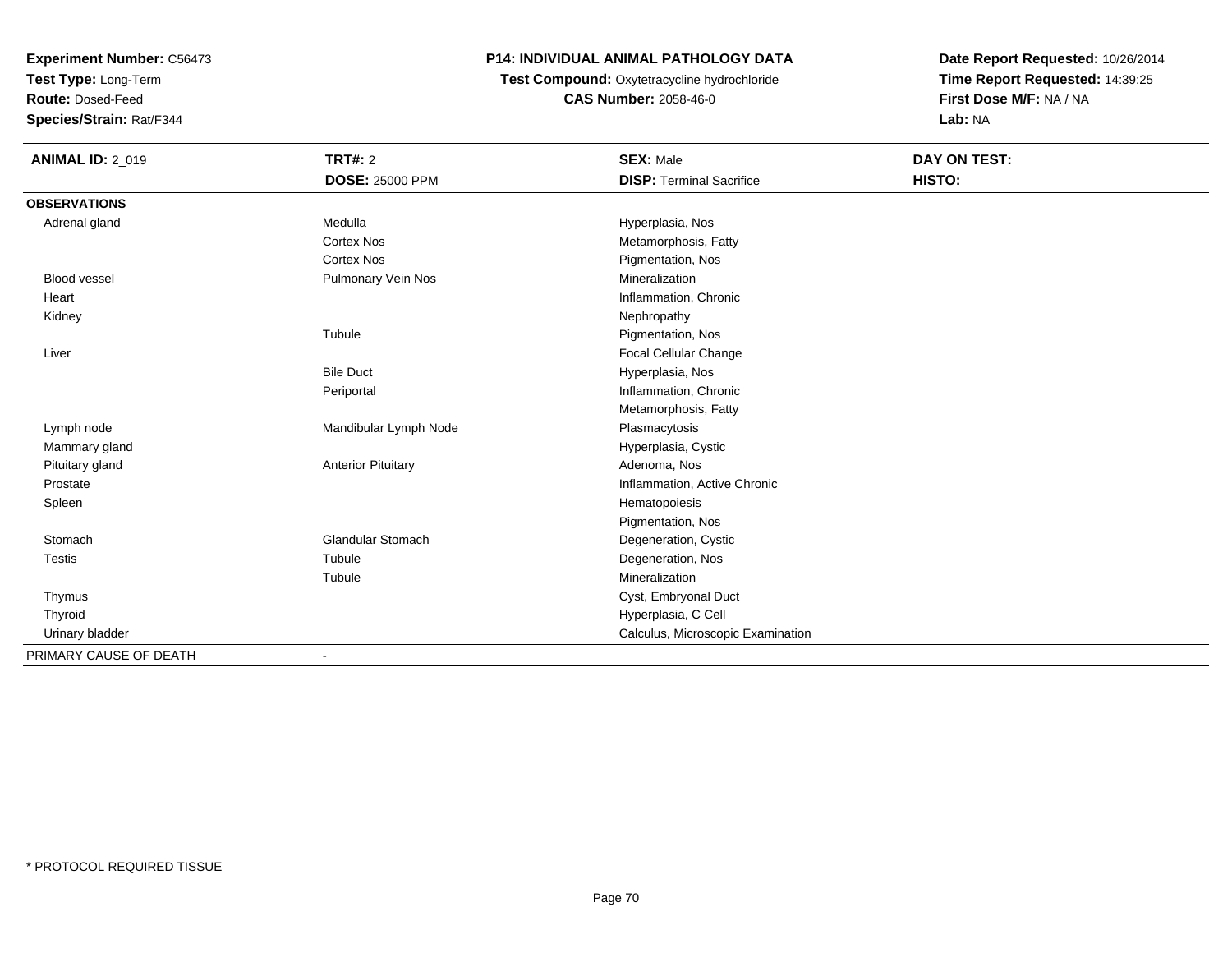**Experiment Number:** C56473
**Test Type:** Long-Term
**Route:** Dosed-Feed
**Species/Strain:** Rat/F344

**P14: INDIVIDUAL ANIMAL PATHOLOGY DATA**
**Test Compound:** Oxytetracycline hydrochloride
**CAS Number:** 2058-46-0

**Date Report Requested:** 10/26/2014
**Time Report Requested:** 14:39:25
**First Dose M/F:** NA / NA
**Lab:** NA

| **ANIMAL ID:** 2_019 | **TRT#:** 2 | **SEX:** Male | **DAY ON TEST:** |
|---|---|---|---|
| | **DOSE:** 25000 PPM | **DISP:** Terminal Sacrifice | **HISTO:** |
| **OBSERVATIONS** | | | |
| Adrenal gland | Medulla | Hyperplasia, Nos | |
| | Cortex Nos | Metamorphosis, Fatty | |
| | Cortex Nos | Pigmentation, Nos | |
| Blood vessel | Pulmonary Vein Nos | Mineralization | |
| Heart | | Inflammation, Chronic | |
| Kidney | | Nephropathy | |
| | Tubule | Pigmentation, Nos | |
| Liver | | Focal Cellular Change | |
| | Bile Duct | Hyperplasia, Nos | |
| | Periportal | Inflammation, Chronic | |
| | | Metamorphosis, Fatty | |
| Lymph node | Mandibular Lymph Node | Plasmacytosis | |
| Mammary gland | | Hyperplasia, Cystic | |
| Pituitary gland | Anterior Pituitary | Adenoma, Nos | |
| Prostate | | Inflammation, Active Chronic | |
| Spleen | | Hematopoiesis | |
| | | Pigmentation, Nos | |
| Stomach | Glandular Stomach | Degeneration, Cystic | |
| Testis | Tubule | Degeneration, Nos | |
| | Tubule | Mineralization | |
| Thymus | | Cyst, Embryonal Duct | |
| Thyroid | | Hyperplasia, C Cell | |
| Urinary bladder | | Calculus, Microscopic Examination | |
| PRIMARY CAUSE OF DEATH | - | | |

* PROTOCOL REQUIRED TISSUE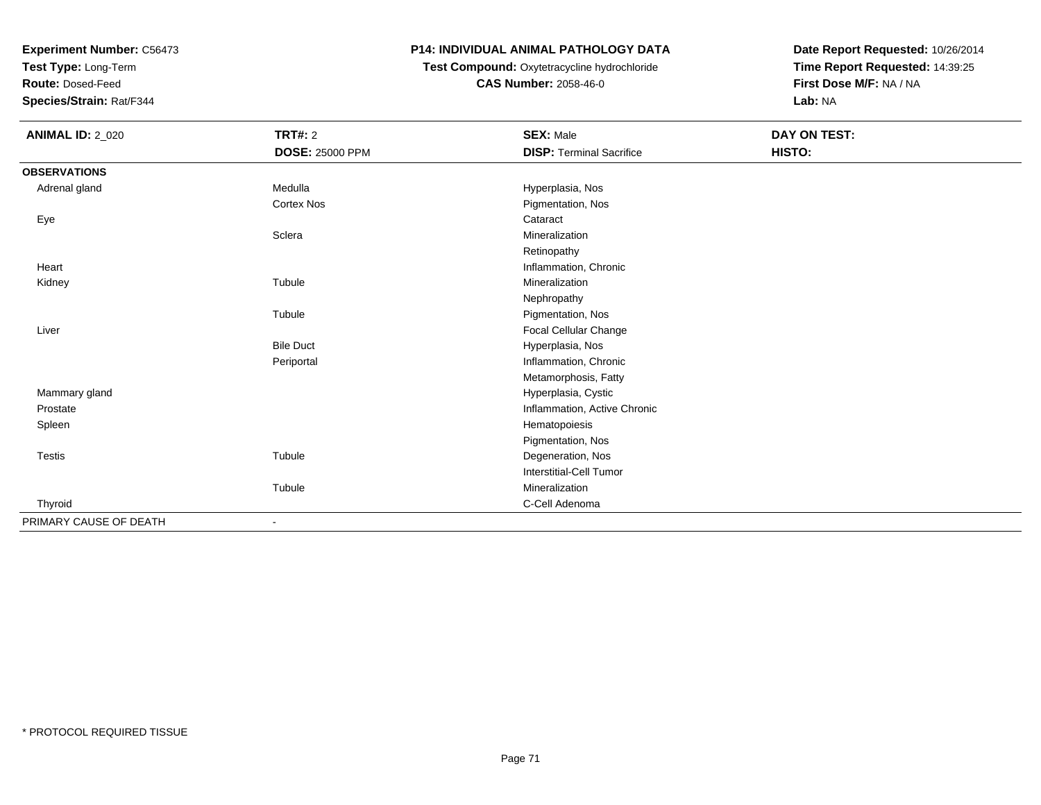**Experiment Number:** C56473
**Test Type:** Long-Term
**Route:** Dosed-Feed
**Species/Strain:** Rat/F344

**P14: INDIVIDUAL ANIMAL PATHOLOGY DATA**
**Test Compound:** Oxytetracycline hydrochloride
**CAS Number:** 2058-46-0

**Date Report Requested:** 10/26/2014
**Time Report Requested:** 14:39:25
**First Dose M/F:** NA / NA
**Lab:** NA

| **ANIMAL ID:** 2_020 | **TRT#:** 2 | **SEX:** Male | **DAY ON TEST:** |
|---|---|---|---|
| | **DOSE:** 25000 PPM | **DISP:** Terminal Sacrifice | **HISTO:** |
| **OBSERVATIONS** | | | |
| Adrenal gland | Medulla | Hyperplasia, Nos | |
| | Cortex Nos | Pigmentation, Nos | |
| Eye | | Cataract | |
| | Sclera | Mineralization | |
| | | Retinopathy | |
| Heart | | Inflammation, Chronic | |
| Kidney | Tubule | Mineralization | |
| | | Nephropathy | |
| | Tubule | Pigmentation, Nos | |
| Liver | | Focal Cellular Change | |
| | Bile Duct | Hyperplasia, Nos | |
| | Periportal | Inflammation, Chronic | |
| | | Metamorphosis, Fatty | |
| Mammary gland | | Hyperplasia, Cystic | |
| Prostate | | Inflammation, Active Chronic | |
| Spleen | | Hematopoiesis | |
| | | Pigmentation, Nos | |
| Testis | Tubule | Degeneration, Nos | |
| | | Interstitial-Cell Tumor | |
| | Tubule | Mineralization | |
| Thyroid | | C-Cell Adenoma | |
| PRIMARY CAUSE OF DEATH | - | | |

* PROTOCOL REQUIRED TISSUE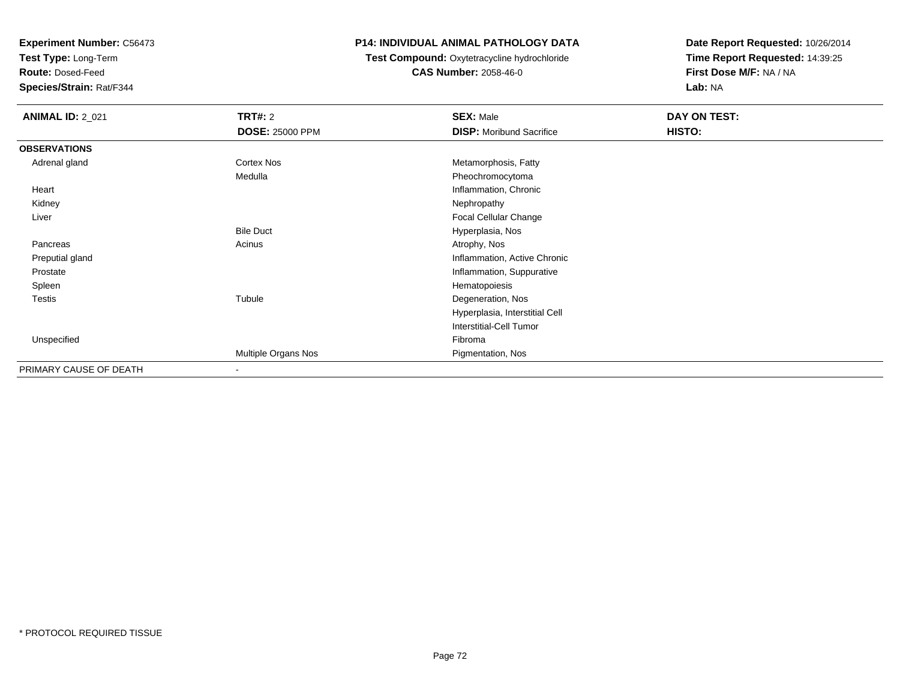**Experiment Number:** C56473
**Test Type:** Long-Term
**Route:** Dosed-Feed
**Species/Strain:** Rat/F344

**P14: INDIVIDUAL ANIMAL PATHOLOGY DATA**
**Test Compound:** Oxytetracycline hydrochloride
**CAS Number:** 2058-46-0

**Date Report Requested:** 10/26/2014
**Time Report Requested:** 14:39:25
**First Dose M/F:** NA / NA
**Lab:** NA

| **ANIMAL ID:** 2_021 | **TRT#:** 2 | **SEX:** Male | **DAY ON TEST:** |
|---|---|---|---|
| | **DOSE:** 25000 PPM | **DISP:** Moribund Sacrifice | **HISTO:** |
| **OBSERVATIONS** | | | |
| Adrenal gland | Cortex Nos | Metamorphosis, Fatty | |
| | Medulla | Pheochromocytoma | |
| Heart | | Inflammation, Chronic | |
| Kidney | | Nephropathy | |
| Liver | | Focal Cellular Change | |
| | Bile Duct | Hyperplasia, Nos | |
| Pancreas | Acinus | Atrophy, Nos | |
| Preputial gland | | Inflammation, Active Chronic | |
| Prostate | | Inflammation, Suppurative | |
| Spleen | | Hematopoiesis | |
| Testis | Tubule | Degeneration, Nos | |
| | | Hyperplasia, Interstitial Cell | |
| | | Interstitial-Cell Tumor | |
| Unspecified | | Fibroma | |
| | Multiple Organs Nos | Pigmentation, Nos | |
| PRIMARY CAUSE OF DEATH | - | | |

* PROTOCOL REQUIRED TISSUE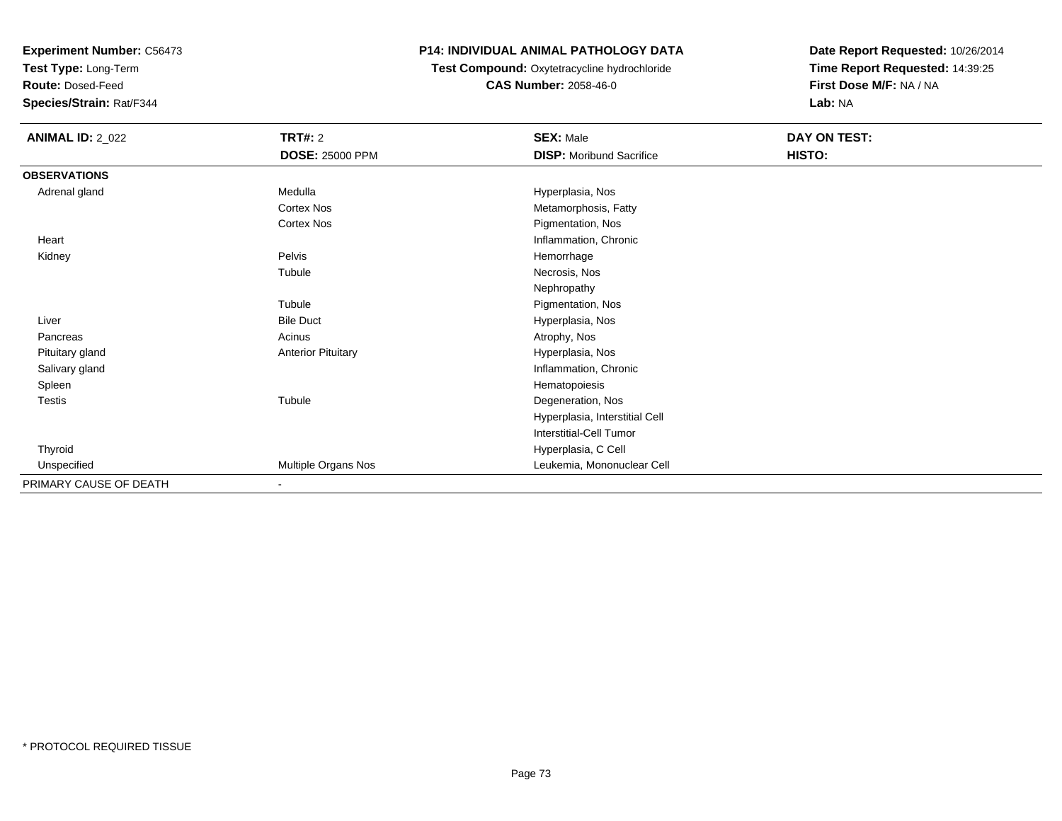**Experiment Number:** C56473
**Test Type:** Long-Term
**Route:** Dosed-Feed
**Species/Strain:** Rat/F344

**P14: INDIVIDUAL ANIMAL PATHOLOGY DATA**
**Test Compound:** Oxytetracycline hydrochloride
**CAS Number:** 2058-46-0

**Date Report Requested:** 10/26/2014
**Time Report Requested:** 14:39:25
**First Dose M/F:** NA / NA
**Lab:** NA

| **ANIMAL ID:** 2_022 | **TRT#:** 2 | **SEX:** Male | **DAY ON TEST:** |
|---|---|---|---|
| | **DOSE:** 25000 PPM | **DISP:** Moribund Sacrifice | **HISTO:** |
| **OBSERVATIONS** | | | |
| Adrenal gland | Medulla | Hyperplasia, Nos | |
| | Cortex Nos | Metamorphosis, Fatty | |
| | Cortex Nos | Pigmentation, Nos | |
| Heart | | Inflammation, Chronic | |
| Kidney | Pelvis | Hemorrhage | |
| | Tubule | Necrosis, Nos | |
| | | Nephropathy | |
| | Tubule | Pigmentation, Nos | |
| Liver | Bile Duct | Hyperplasia, Nos | |
| Pancreas | Acinus | Atrophy, Nos | |
| Pituitary gland | Anterior Pituitary | Hyperplasia, Nos | |
| Salivary gland | | Inflammation, Chronic | |
| Spleen | | Hematopoiesis | |
| Testis | Tubule | Degeneration, Nos | |
| | | Hyperplasia, Interstitial Cell | |
| | | Interstitial-Cell Tumor | |
| Thyroid | | Hyperplasia, C Cell | |
| Unspecified | Multiple Organs Nos | Leukemia, Mononuclear Cell | |
| PRIMARY CAUSE OF DEATH | - | | |

\* PROTOCOL REQUIRED TISSUE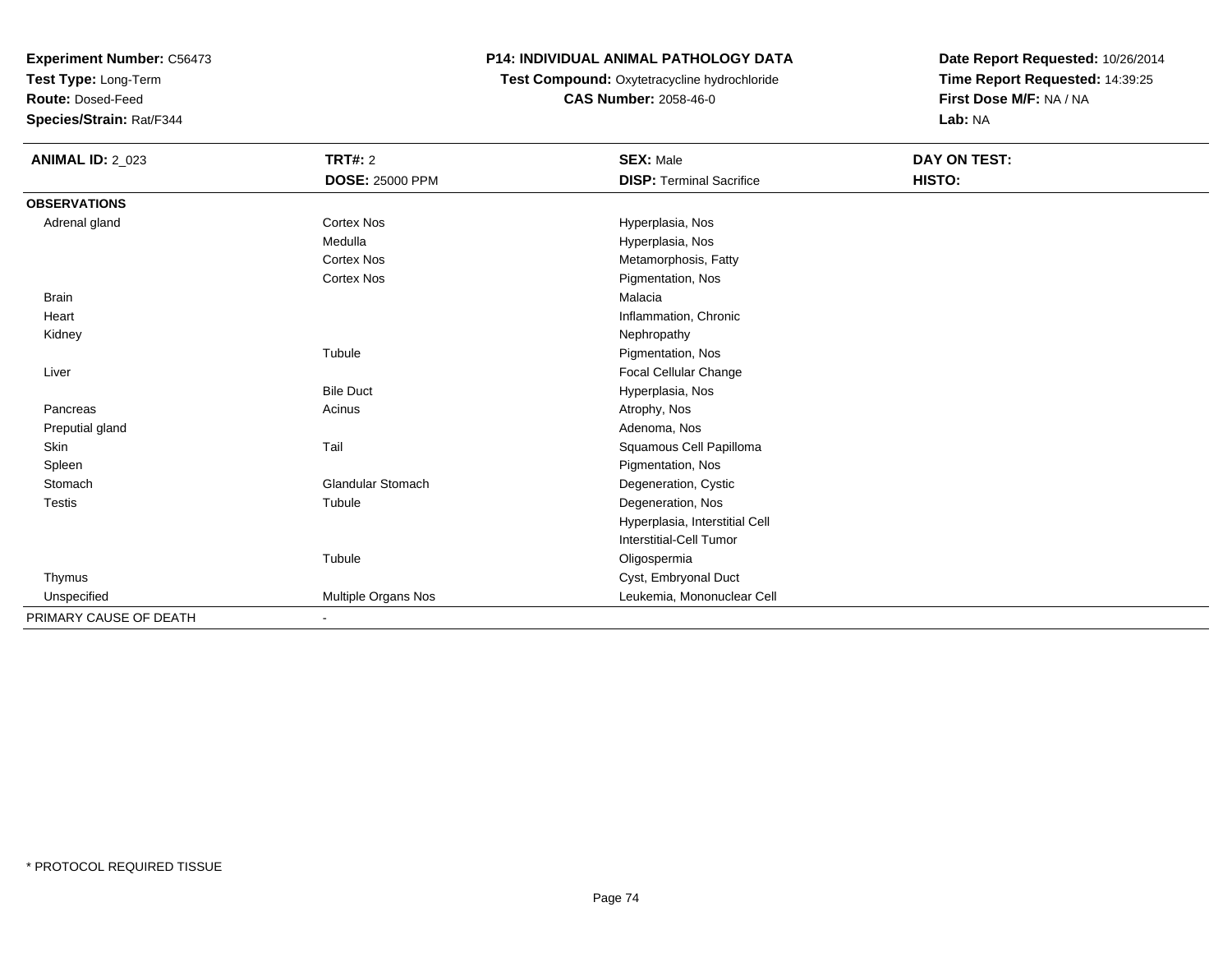**Experiment Number:** C56473
**Test Type:** Long-Term
**Route:** Dosed-Feed
**Species/Strain:** Rat/F344

# P14: INDIVIDUAL ANIMAL PATHOLOGY DATA

**Test Compound:** Oxytetracycline hydrochloride
**CAS Number:** 2058-46-0

**Date Report Requested:** 10/26/2014
**Time Report Requested:** 14:39:25
**First Dose M/F:** NA / NA
**Lab:** NA

| **ANIMAL ID:** 2_023 | **TRT#:** 2 | **SEX:** Male | **DAY ON TEST:** |
|---|---|---|---|
| | **DOSE:** 25000 PPM | **DISP:** Terminal Sacrifice | **HISTO:** |
| **OBSERVATIONS** | | | |
| Adrenal gland | Cortex Nos | Hyperplasia, Nos | |
| | Medulla | Hyperplasia, Nos | |
| | Cortex Nos | Metamorphosis, Fatty | |
| | Cortex Nos | Pigmentation, Nos | |
| Brain | | Malacia | |
| Heart | | Inflammation, Chronic | |
| Kidney | | Nephropathy | |
| | Tubule | Pigmentation, Nos | |
| Liver | | Focal Cellular Change | |
| | Bile Duct | Hyperplasia, Nos | |
| Pancreas | Acinus | Atrophy, Nos | |
| Preputial gland | | Adenoma, Nos | |
| Skin | Tail | Squamous Cell Papilloma | |
| Spleen | | Pigmentation, Nos | |
| Stomach | Glandular Stomach | Degeneration, Cystic | |
| Testis | Tubule | Degeneration, Nos | |
| | | Hyperplasia, Interstitial Cell | |
| | | Interstitial-Cell Tumor | |
| | Tubule | Oligospermia | |
| Thymus | | Cyst, Embryonal Duct | |
| Unspecified | Multiple Organs Nos | Leukemia, Mononuclear Cell | |
| PRIMARY CAUSE OF DEATH | - | | |

* PROTOCOL REQUIRED TISSUE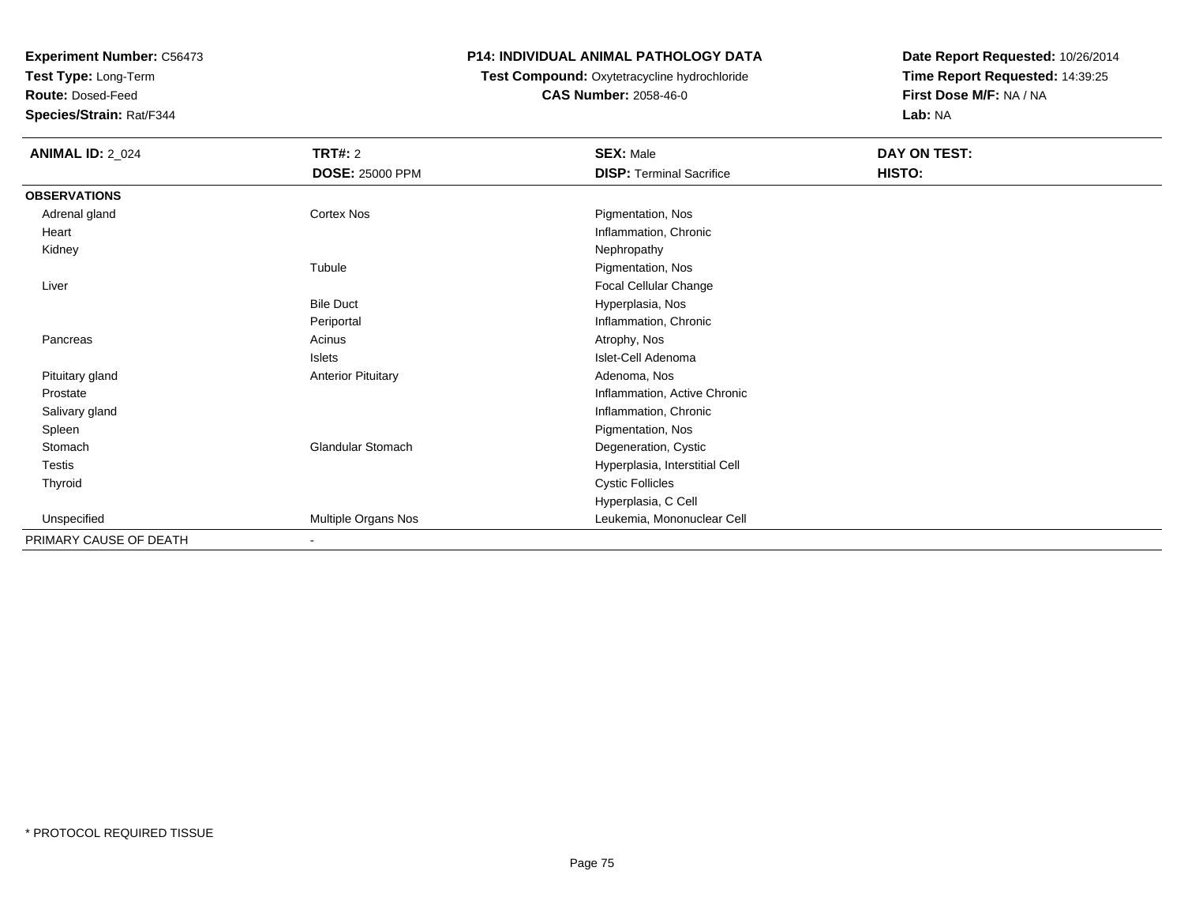**Experiment Number:** C56473
**Test Type:** Long-Term
**Route:** Dosed-Feed
**Species/Strain:** Rat/F344

**P14: INDIVIDUAL ANIMAL PATHOLOGY DATA**
**Test Compound:** Oxytetracycline hydrochloride
**CAS Number:** 2058-46-0

**Date Report Requested:** 10/26/2014
**Time Report Requested:** 14:39:25
**First Dose M/F:** NA / NA
**Lab:** NA

| **ANIMAL ID:** 2_024 | **TRT#:** 2 | **SEX:** Male | **DAY ON TEST:** |
|---|---|---|---|
| | **DOSE:** 25000 PPM | **DISP:** Terminal Sacrifice | **HISTO:** |
| **OBSERVATIONS** | | | |
| Adrenal gland | Cortex Nos | Pigmentation, Nos | |
| Heart | | Inflammation, Chronic | |
| Kidney | | Nephropathy | |
| | Tubule | Pigmentation, Nos | |
| Liver | | Focal Cellular Change | |
| | Bile Duct | Hyperplasia, Nos | |
| | Periportal | Inflammation, Chronic | |
| Pancreas | Acinus | Atrophy, Nos | |
| | Islets | Islet-Cell Adenoma | |
| Pituitary gland | Anterior Pituitary | Adenoma, Nos | |
| Prostate | | Inflammation, Active Chronic | |
| Salivary gland | | Inflammation, Chronic | |
| Spleen | | Pigmentation, Nos | |
| Stomach | Glandular Stomach | Degeneration, Cystic | |
| Testis | | Hyperplasia, Interstitial Cell | |
| Thyroid | | Cystic Follicles | |
| | | Hyperplasia, C Cell | |
| Unspecified | Multiple Organs Nos | Leukemia, Mononuclear Cell | |
| PRIMARY CAUSE OF DEATH | - | | |

* PROTOCOL REQUIRED TISSUE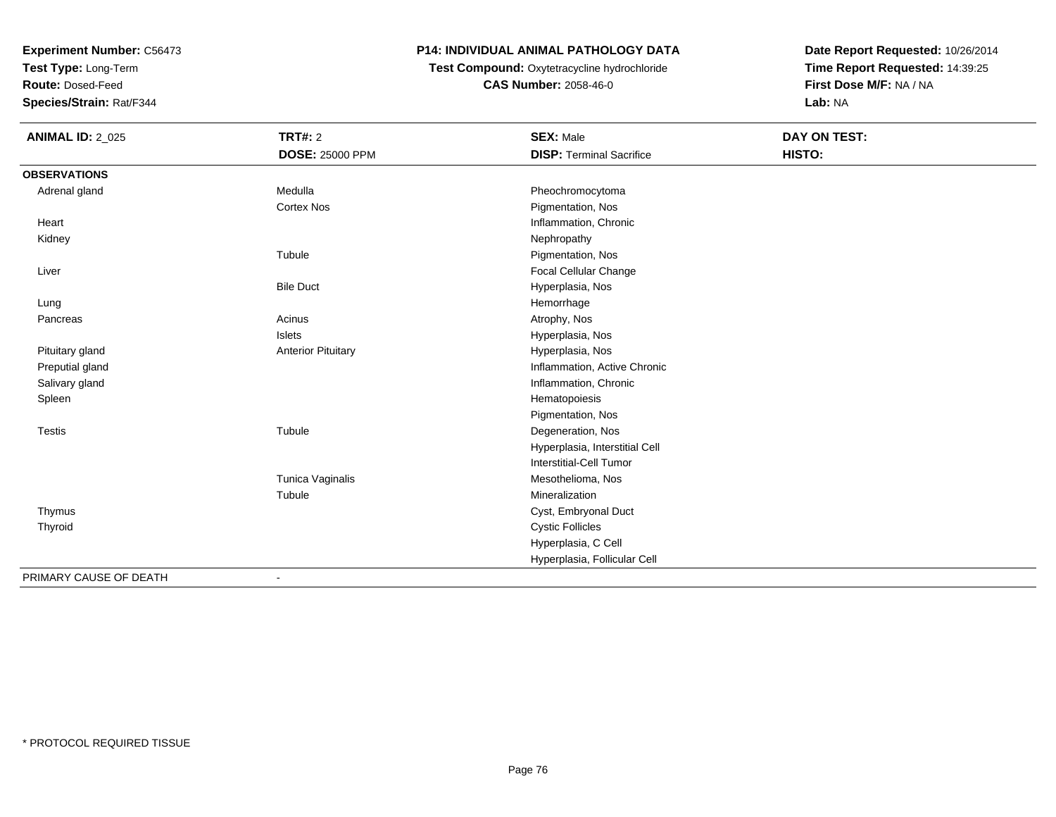**Experiment Number:** C56473
**Test Type:** Long-Term
**Route:** Dosed-Feed
**Species/Strain:** Rat/F344

**P14: INDIVIDUAL ANIMAL PATHOLOGY DATA**
**Test Compound:** Oxytetracycline hydrochloride
**CAS Number:** 2058-46-0

**Date Report Requested:** 10/26/2014
**Time Report Requested:** 14:39:25
**First Dose M/F:** NA / NA
**Lab:** NA

| **ANIMAL ID:** 2_025 | **TRT#:** 2 | **SEX:** Male | **DAY ON TEST:** |
|---|---|---|---|
| | **DOSE:** 25000 PPM | **DISP:** Terminal Sacrifice | **HISTO:** |
| **OBSERVATIONS** | | | |
| Adrenal gland | Medulla | Pheochromocytoma | |
| | Cortex Nos | Pigmentation, Nos | |
| Heart | | Inflammation, Chronic | |
| Kidney | | Nephropathy | |
| | Tubule | Pigmentation, Nos | |
| Liver | | Focal Cellular Change | |
| | Bile Duct | Hyperplasia, Nos | |
| Lung | | Hemorrhage | |
| Pancreas | Acinus | Atrophy, Nos | |
| | Islets | Hyperplasia, Nos | |
| Pituitary gland | Anterior Pituitary | Hyperplasia, Nos | |
| Preputial gland | | Inflammation, Active Chronic | |
| Salivary gland | | Inflammation, Chronic | |
| Spleen | | Hematopoiesis | |
| | | Pigmentation, Nos | |
| Testis | Tubule | Degeneration, Nos | |
| | | Hyperplasia, Interstitial Cell | |
| | | Interstitial-Cell Tumor | |
| | Tunica Vaginalis | Mesothelioma, Nos | |
| | Tubule | Mineralization | |
| Thymus | | Cyst, Embryonal Duct | |
| Thyroid | | Cystic Follicles | |
| | | Hyperplasia, C Cell | |
| | | Hyperplasia, Follicular Cell | |
| PRIMARY CAUSE OF DEATH | - | | |

* PROTOCOL REQUIRED TISSUE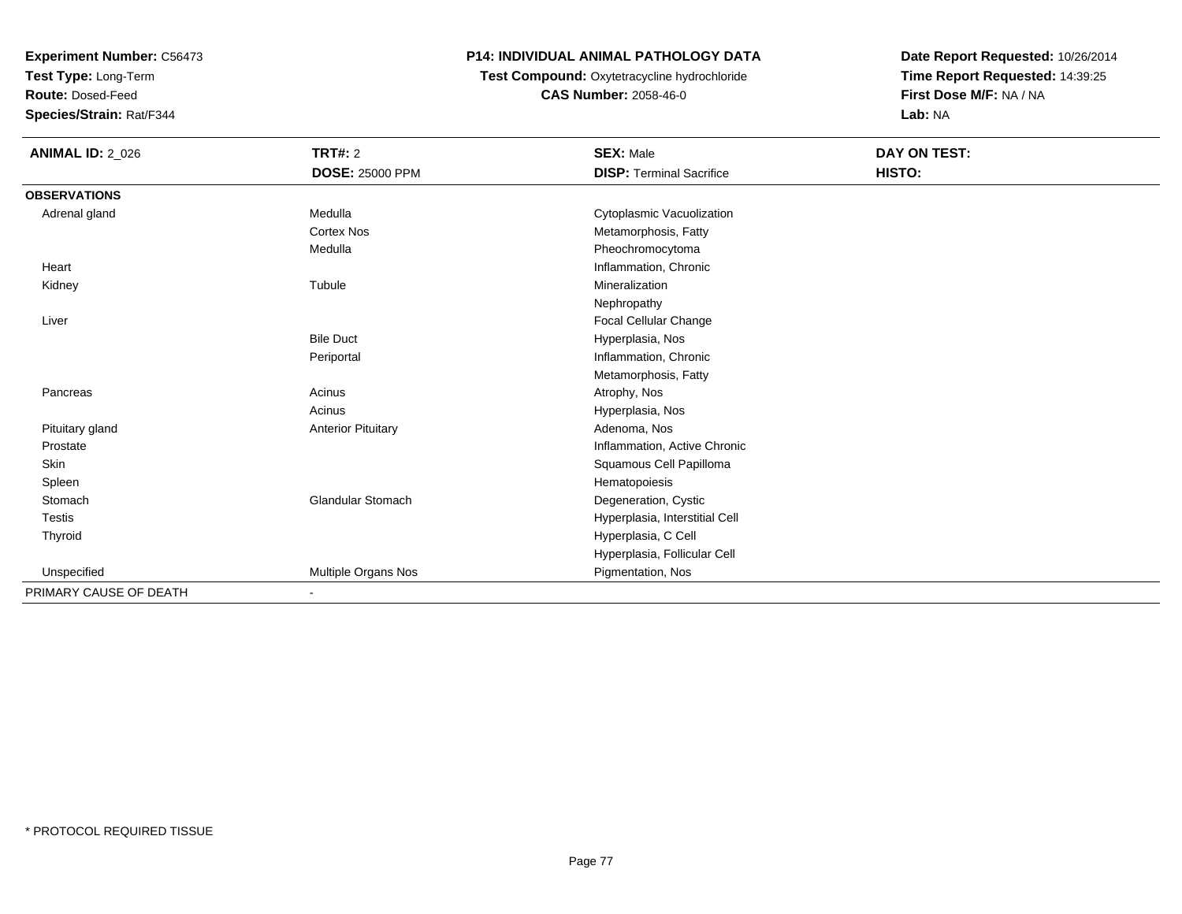**Experiment Number:** C56473
**Test Type:** Long-Term
**Route:** Dosed-Feed
**Species/Strain:** Rat/F344

**P14: INDIVIDUAL ANIMAL PATHOLOGY DATA**
**Test Compound:** Oxytetracycline hydrochloride
**CAS Number:** 2058-46-0

**Date Report Requested:** 10/26/2014
**Time Report Requested:** 14:39:25
**First Dose M/F:** NA / NA
**Lab:** NA

| **ANIMAL ID:** 2_026 | **TRT#:** 2 | **SEX:** Male | **DAY ON TEST:** |
|---|---|---|---|
| | **DOSE:** 25000 PPM | **DISP:** Terminal Sacrifice | **HISTO:** |
| **OBSERVATIONS** | | | |
| Adrenal gland | Medulla | Cytoplasmic Vacuolization | |
| | Cortex Nos | Metamorphosis, Fatty | |
| | Medulla | Pheochromocytoma | |
| Heart | | Inflammation, Chronic | |
| Kidney | Tubule | Mineralization | |
| | | Nephropathy | |
| Liver | | Focal Cellular Change | |
| | Bile Duct | Hyperplasia, Nos | |
| | Periportal | Inflammation, Chronic | |
| | | Metamorphosis, Fatty | |
| Pancreas | Acinus | Atrophy, Nos | |
| | Acinus | Hyperplasia, Nos | |
| Pituitary gland | Anterior Pituitary | Adenoma, Nos | |
| Prostate | | Inflammation, Active Chronic | |
| Skin | | Squamous Cell Papilloma | |
| Spleen | | Hematopoiesis | |
| Stomach | Glandular Stomach | Degeneration, Cystic | |
| Testis | | Hyperplasia, Interstitial Cell | |
| Thyroid | | Hyperplasia, C Cell | |
| | | Hyperplasia, Follicular Cell | |
| Unspecified | Multiple Organs Nos | Pigmentation, Nos | |
| PRIMARY CAUSE OF DEATH | - | | |

* PROTOCOL REQUIRED TISSUE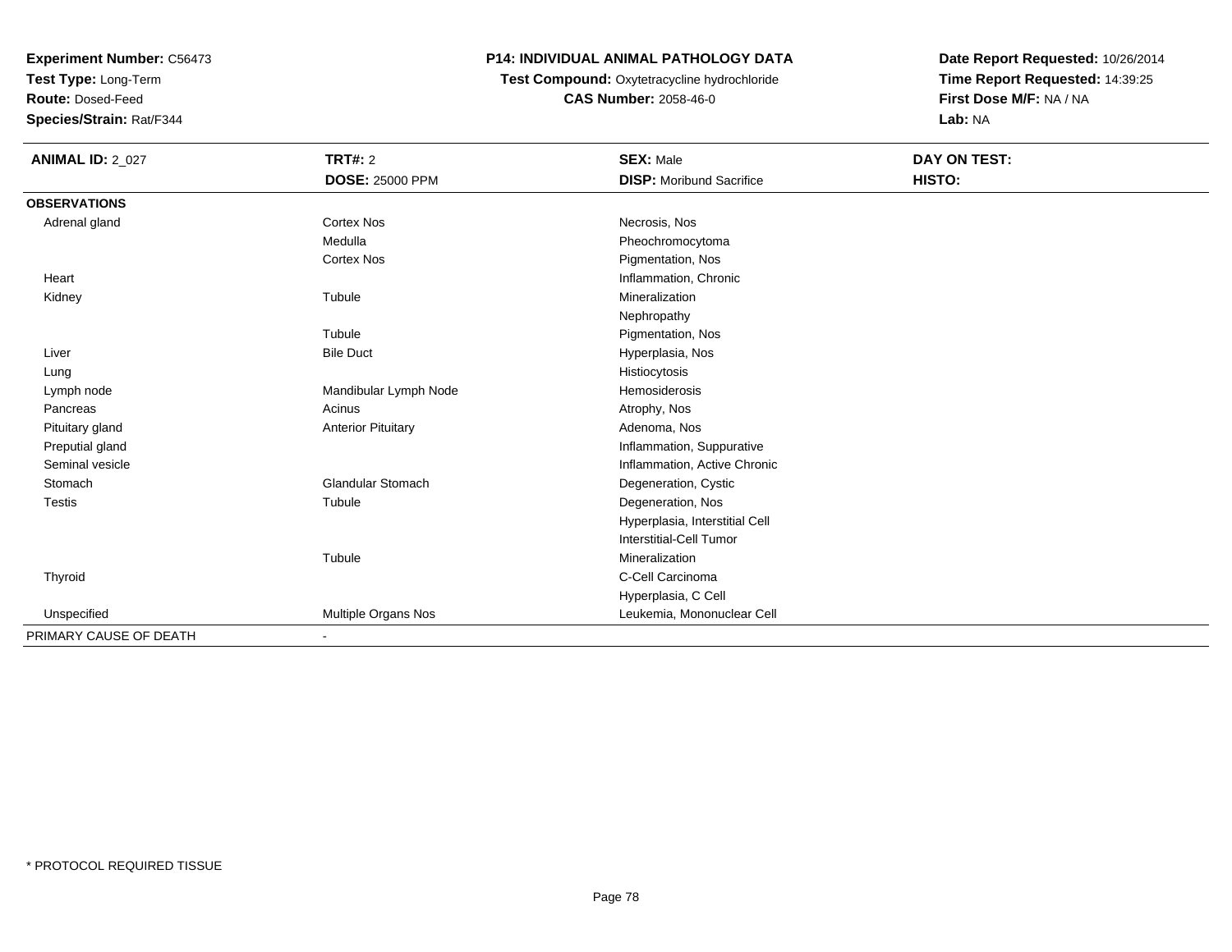**Experiment Number:** C56473
**Test Type:** Long-Term
**Route:** Dosed-Feed
**Species/Strain:** Rat/F344

**P14: INDIVIDUAL ANIMAL PATHOLOGY DATA**
**Test Compound:** Oxytetracycline hydrochloride
**CAS Number:** 2058-46-0

**Date Report Requested:** 10/26/2014
**Time Report Requested:** 14:39:25
**First Dose M/F:** NA / NA
**Lab:** NA

| **ANIMAL ID:** 2_027 | **TRT#:** 2 | **SEX:** Male | **DAY ON TEST:** |
|---|---|---|---|
| | **DOSE:** 25000 PPM | **DISP:** Moribund Sacrifice | **HISTO:** |
| **OBSERVATIONS** | | | |
| Adrenal gland | Cortex Nos | Necrosis, Nos | |
| | Medulla | Pheochromocytoma | |
| | Cortex Nos | Pigmentation, Nos | |
| Heart | | Inflammation, Chronic | |
| Kidney | Tubule | Mineralization | |
| | | Nephropathy | |
| | Tubule | Pigmentation, Nos | |
| Liver | Bile Duct | Hyperplasia, Nos | |
| Lung | | Histiocytosis | |
| Lymph node | Mandibular Lymph Node | Hemosiderosis | |
| Pancreas | Acinus | Atrophy, Nos | |
| Pituitary gland | Anterior Pituitary | Adenoma, Nos | |
| Preputial gland | | Inflammation, Suppurative | |
| Seminal vesicle | | Inflammation, Active Chronic | |
| Stomach | Glandular Stomach | Degeneration, Cystic | |
| Testis | Tubule | Degeneration, Nos | |
| | | Hyperplasia, Interstitial Cell | |
| | | Interstitial-Cell Tumor | |
| | Tubule | Mineralization | |
| Thyroid | | C-Cell Carcinoma | |
| | | Hyperplasia, C Cell | |
| Unspecified | Multiple Organs Nos | Leukemia, Mononuclear Cell | |
| PRIMARY CAUSE OF DEATH | - | | |

\* PROTOCOL REQUIRED TISSUE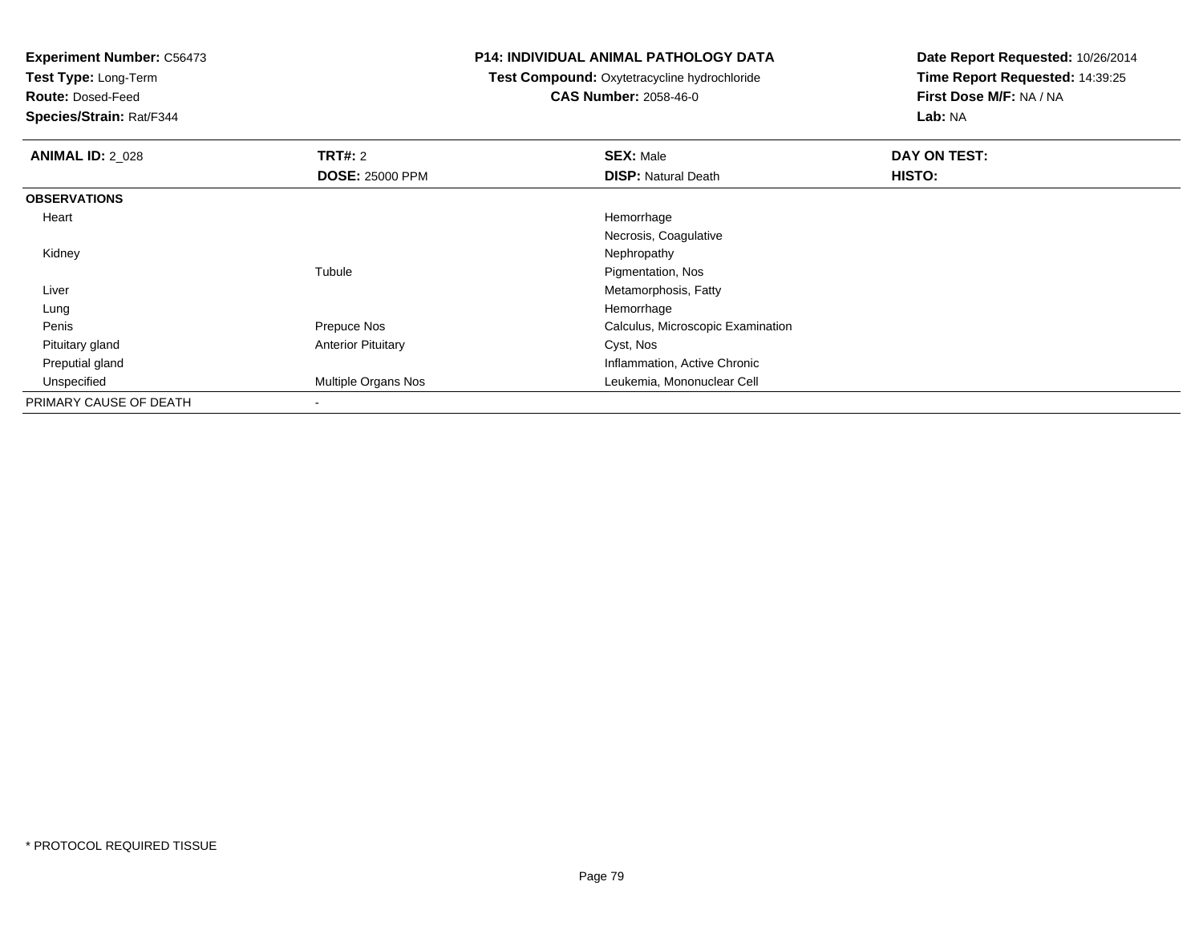**Experiment Number:** C56473
**Test Type:** Long-Term
**Route:** Dosed-Feed
**Species/Strain:** Rat/F344

**P14: INDIVIDUAL ANIMAL PATHOLOGY DATA**
**Test Compound:** Oxytetracycline hydrochloride
**CAS Number:** 2058-46-0

**Date Report Requested:** 10/26/2014
**Time Report Requested:** 14:39:25
**First Dose M/F:** NA / NA
**Lab:** NA

| **ANIMAL ID:** 2_028 | **TRT#:** 2 | **SEX:** Male | **DAY ON TEST:** |
|---|---|---|---|
| | **DOSE:** 25000 PPM | **DISP:** Natural Death | **HISTO:** |
| **OBSERVATIONS** | | | |
| Heart | | Hemorrhage | |
| | | Necrosis, Coagulative | |
| Kidney | | Nephropathy | |
| | Tubule | Pigmentation, Nos | |
| Liver | | Metamorphosis, Fatty | |
| Lung | | Hemorrhage | |
| Penis | Prepuce Nos | Calculus, Microscopic Examination | |
| Pituitary gland | Anterior Pituitary | Cyst, Nos | |
| Preputial gland | | Inflammation, Active Chronic | |
| Unspecified | Multiple Organs Nos | Leukemia, Mononuclear Cell | |
| PRIMARY CAUSE OF DEATH | - | | |

* PROTOCOL REQUIRED TISSUE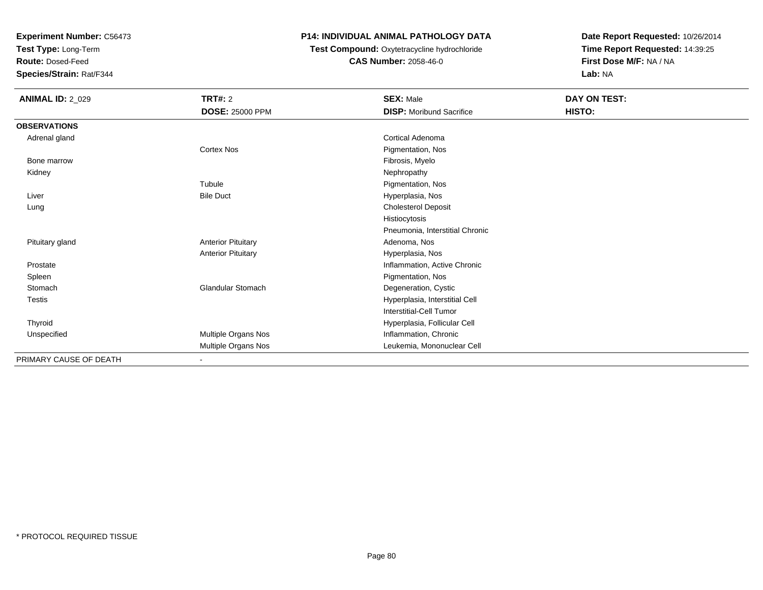**Experiment Number:** C56473
**Test Type:** Long-Term
**Route:** Dosed-Feed
**Species/Strain:** Rat/F344

**P14: INDIVIDUAL ANIMAL PATHOLOGY DATA**
**Test Compound:** Oxytetracycline hydrochloride
**CAS Number:** 2058-46-0

**Date Report Requested:** 10/26/2014
**Time Report Requested:** 14:39:25
**First Dose M/F:** NA / NA
**Lab:** NA

| **ANIMAL ID:** 2_029 | **TRT#:** 2 | **SEX:** Male | **DAY ON TEST:** |
|---|---|---|---|
| | **DOSE:** 25000 PPM | **DISP:** Moribund Sacrifice | **HISTO:** |
| **OBSERVATIONS** | | | |
| Adrenal gland | | Cortical Adenoma | |
| | Cortex Nos | Pigmentation, Nos | |
| Bone marrow | | Fibrosis, Myelo | |
| Kidney | | Nephropathy | |
| | Tubule | Pigmentation, Nos | |
| Liver | Bile Duct | Hyperplasia, Nos | |
| Lung | | Cholesterol Deposit | |
| | | Histiocytosis | |
| | | Pneumonia, Interstitial Chronic | |
| Pituitary gland | Anterior Pituitary | Adenoma, Nos | |
| | Anterior Pituitary | Hyperplasia, Nos | |
| Prostate | | Inflammation, Active Chronic | |
| Spleen | | Pigmentation, Nos | |
| Stomach | Glandular Stomach | Degeneration, Cystic | |
| Testis | | Hyperplasia, Interstitial Cell | |
| | | Interstitial-Cell Tumor | |
| Thyroid | | Hyperplasia, Follicular Cell | |
| Unspecified | Multiple Organs Nos | Inflammation, Chronic | |
| | Multiple Organs Nos | Leukemia, Mononuclear Cell | |
| PRIMARY CAUSE OF DEATH | - | | |

* PROTOCOL REQUIRED TISSUE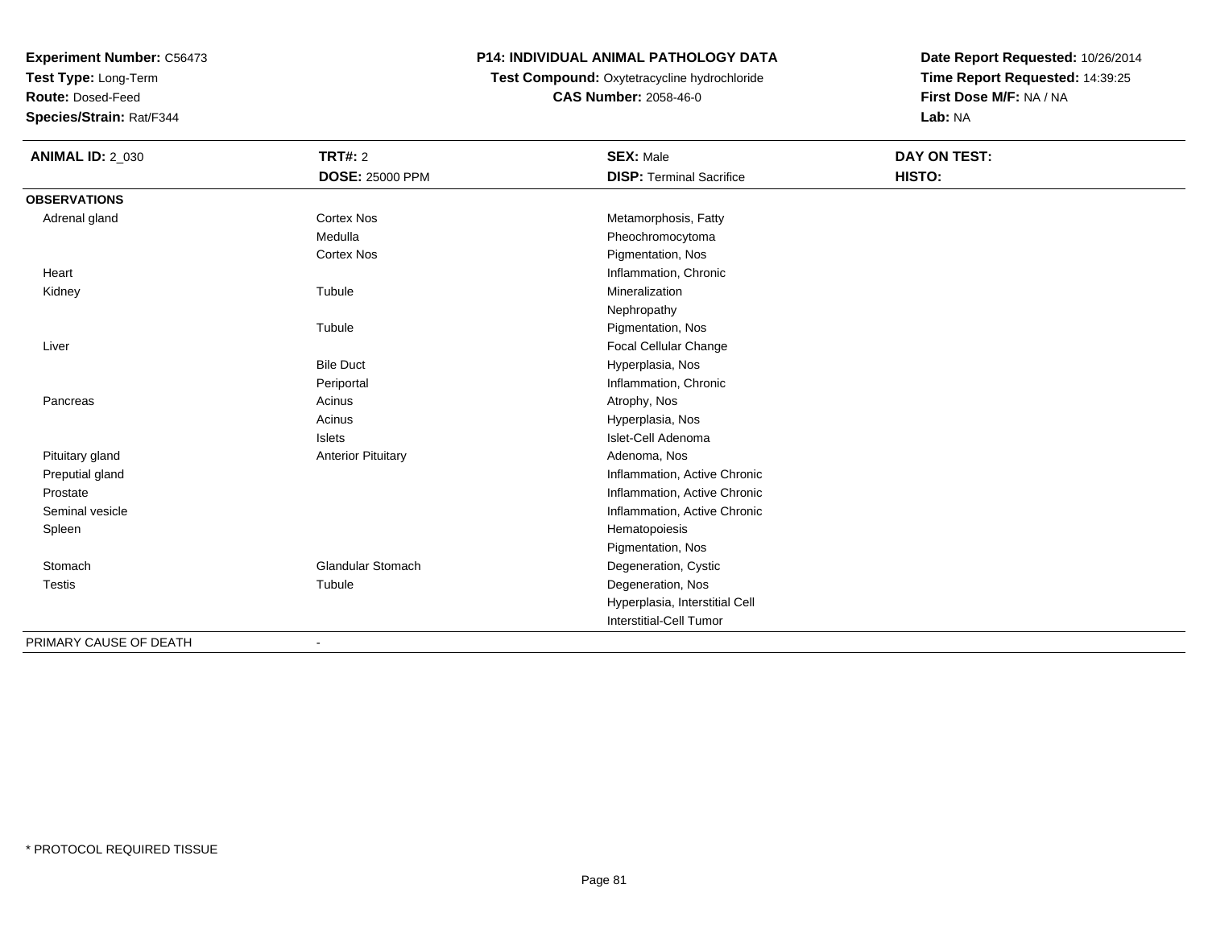**Experiment Number:** C56473
**Test Type:** Long-Term
**Route:** Dosed-Feed
**Species/Strain:** Rat/F344

**P14: INDIVIDUAL ANIMAL PATHOLOGY DATA**
**Test Compound:** Oxytetracycline hydrochloride
**CAS Number:** 2058-46-0

**Date Report Requested:** 10/26/2014
**Time Report Requested:** 14:39:25
**First Dose M/F:** NA / NA
**Lab:** NA

| **ANIMAL ID:** 2_030 | **TRT#:** 2 | **SEX:** Male | **DAY ON TEST:** |
|---|---|---|---|
| | **DOSE:** 25000 PPM | **DISP:** Terminal Sacrifice | **HISTO:** |
| **OBSERVATIONS** | | | |
| Adrenal gland | Cortex Nos | Metamorphosis, Fatty | |
| | Medulla | Pheochromocytoma | |
| | Cortex Nos | Pigmentation, Nos | |
| Heart | | Inflammation, Chronic | |
| Kidney | Tubule | Mineralization | |
| | | Nephropathy | |
| | Tubule | Pigmentation, Nos | |
| Liver | | Focal Cellular Change | |
| | Bile Duct | Hyperplasia, Nos | |
| | Periportal | Inflammation, Chronic | |
| Pancreas | Acinus | Atrophy, Nos | |
| | Acinus | Hyperplasia, Nos | |
| | Islets | Islet-Cell Adenoma | |
| Pituitary gland | Anterior Pituitary | Adenoma, Nos | |
| Preputial gland | | Inflammation, Active Chronic | |
| Prostate | | Inflammation, Active Chronic | |
| Seminal vesicle | | Inflammation, Active Chronic | |
| Spleen | | Hematopoiesis | |
| | | Pigmentation, Nos | |
| Stomach | Glandular Stomach | Degeneration, Cystic | |
| Testis | Tubule | Degeneration, Nos | |
| | | Hyperplasia, Interstitial Cell | |
| | | Interstitial-Cell Tumor | |
| PRIMARY CAUSE OF DEATH | - | | |

\* PROTOCOL REQUIRED TISSUE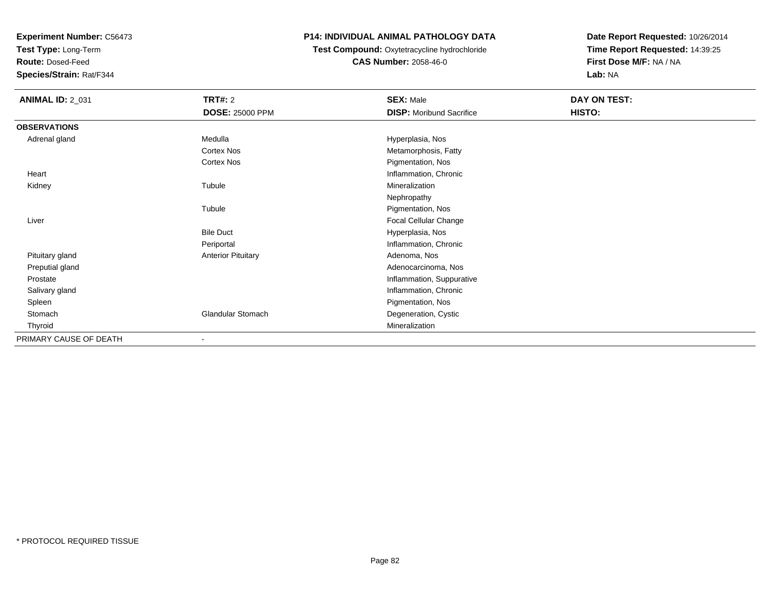**Experiment Number:** C56473
**Test Type:** Long-Term
**Route:** Dosed-Feed
**Species/Strain:** Rat/F344

## P14: INDIVIDUAL ANIMAL PATHOLOGY DATA

**Test Compound:** Oxytetracycline hydrochloride
**CAS Number:** 2058-46-0

**Date Report Requested:** 10/26/2014
**Time Report Requested:** 14:39:25
**First Dose M/F:** NA / NA
**Lab:** NA

| **ANIMAL ID:** 2_031 | **TRT#:** 2 | **SEX:** Male | **DAY ON TEST:** |
|---|---|---|---|
| | **DOSE:** 25000 PPM | **DISP:** Moribund Sacrifice | **HISTO:** |
| **OBSERVATIONS** | | | |
| Adrenal gland | Medulla | Hyperplasia, Nos | |
| | Cortex Nos | Metamorphosis, Fatty | |
| | Cortex Nos | Pigmentation, Nos | |
| Heart | | Inflammation, Chronic | |
| Kidney | Tubule | Mineralization | |
| | | Nephropathy | |
| | Tubule | Pigmentation, Nos | |
| Liver | | Focal Cellular Change | |
| | Bile Duct | Hyperplasia, Nos | |
| | Periportal | Inflammation, Chronic | |
| Pituitary gland | Anterior Pituitary | Adenoma, Nos | |
| Preputial gland | | Adenocarcinoma, Nos | |
| Prostate | | Inflammation, Suppurative | |
| Salivary gland | | Inflammation, Chronic | |
| Spleen | | Pigmentation, Nos | |
| Stomach | Glandular Stomach | Degeneration, Cystic | |
| Thyroid | | Mineralization | |
| PRIMARY CAUSE OF DEATH | - | | |

* PROTOCOL REQUIRED TISSUE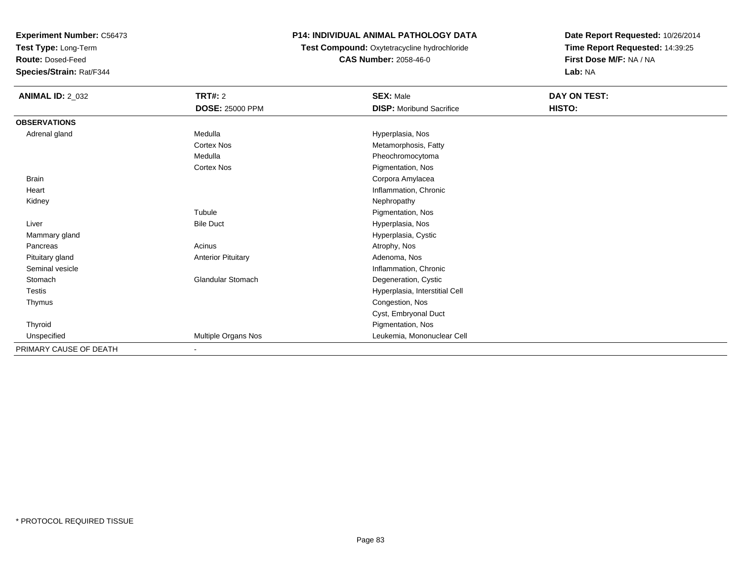**Experiment Number:** C56473
**Test Type:** Long-Term
**Route:** Dosed-Feed
**Species/Strain:** Rat/F344

# P14: INDIVIDUAL ANIMAL PATHOLOGY DATA

**Test Compound:** Oxytetracycline hydrochloride
**CAS Number:** 2058-46-0

**Date Report Requested:** 10/26/2014
**Time Report Requested:** 14:39:25
**First Dose M/F:** NA / NA
**Lab:** NA

| **ANIMAL ID:** 2_032 | **TRT#:** 2 | **SEX:** Male | **DAY ON TEST:** |
|---|---|---|---|
| | **DOSE:** 25000 PPM | **DISP:** Moribund Sacrifice | **HISTO:** |
| **OBSERVATIONS** | | | |
| Adrenal gland | Medulla | Hyperplasia, Nos | |
| | Cortex Nos | Metamorphosis, Fatty | |
| | Medulla | Pheochromocytoma | |
| | Cortex Nos | Pigmentation, Nos | |
| Brain | | Corpora Amylacea | |
| Heart | | Inflammation, Chronic | |
| Kidney | | Nephropathy | |
| | Tubule | Pigmentation, Nos | |
| Liver | Bile Duct | Hyperplasia, Nos | |
| Mammary gland | | Hyperplasia, Cystic | |
| Pancreas | Acinus | Atrophy, Nos | |
| Pituitary gland | Anterior Pituitary | Adenoma, Nos | |
| Seminal vesicle | | Inflammation, Chronic | |
| Stomach | Glandular Stomach | Degeneration, Cystic | |
| Testis | | Hyperplasia, Interstitial Cell | |
| Thymus | | Congestion, Nos | |
| | | Cyst, Embryonal Duct | |
| Thyroid | | Pigmentation, Nos | |
| Unspecified | Multiple Organs Nos | Leukemia, Mononuclear Cell | |
| PRIMARY CAUSE OF DEATH | - | | |

* PROTOCOL REQUIRED TISSUE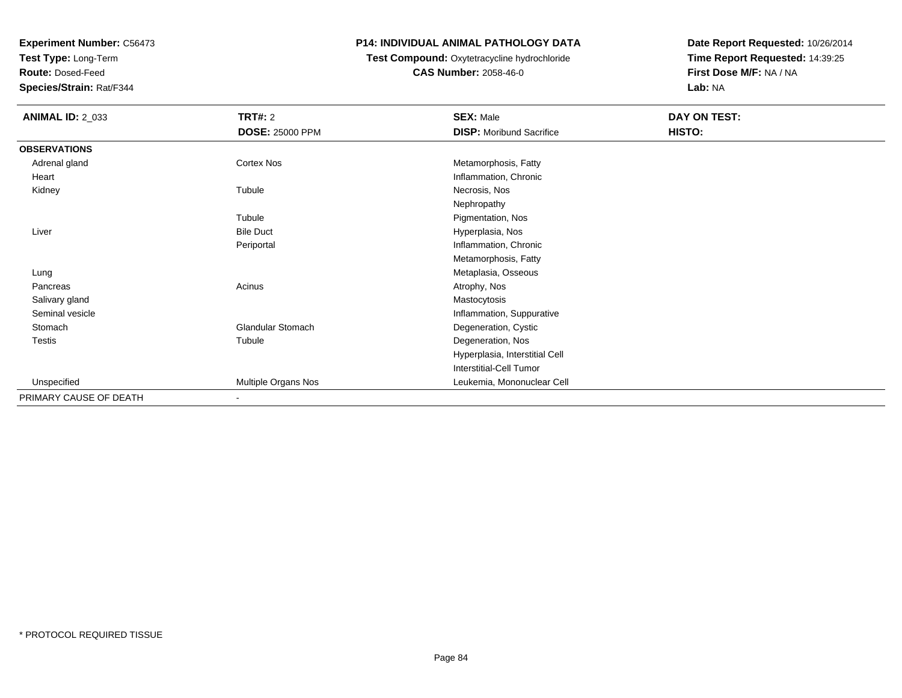**Experiment Number:** C56473
**Test Type:** Long-Term
**Route:** Dosed-Feed
**Species/Strain:** Rat/F344

**P14: INDIVIDUAL ANIMAL PATHOLOGY DATA**
**Test Compound:** Oxytetracycline hydrochloride
**CAS Number:** 2058-46-0

**Date Report Requested:** 10/26/2014
**Time Report Requested:** 14:39:25
**First Dose M/F:** NA / NA
**Lab:** NA

| **ANIMAL ID:** 2_033 | **TRT#:** 2 | **SEX:** Male | **DAY ON TEST:** |
|---|---|---|---|
| | **DOSE:** 25000 PPM | **DISP:** Moribund Sacrifice | **HISTO:** |
| **OBSERVATIONS** | | | |
| Adrenal gland | Cortex Nos | Metamorphosis, Fatty | |
| Heart | | Inflammation, Chronic | |
| Kidney | Tubule | Necrosis, Nos | |
| | | Nephropathy | |
| | Tubule | Pigmentation, Nos | |
| Liver | Bile Duct | Hyperplasia, Nos | |
| | Periportal | Inflammation, Chronic | |
| | | Metamorphosis, Fatty | |
| Lung | | Metaplasia, Osseous | |
| Pancreas | Acinus | Atrophy, Nos | |
| Salivary gland | | Mastocytosis | |
| Seminal vesicle | | Inflammation, Suppurative | |
| Stomach | Glandular Stomach | Degeneration, Cystic | |
| Testis | Tubule | Degeneration, Nos | |
| | | Hyperplasia, Interstitial Cell | |
| | | Interstitial-Cell Tumor | |
| Unspecified | Multiple Organs Nos | Leukemia, Mononuclear Cell | |
| PRIMARY CAUSE OF DEATH | - | | |

* PROTOCOL REQUIRED TISSUE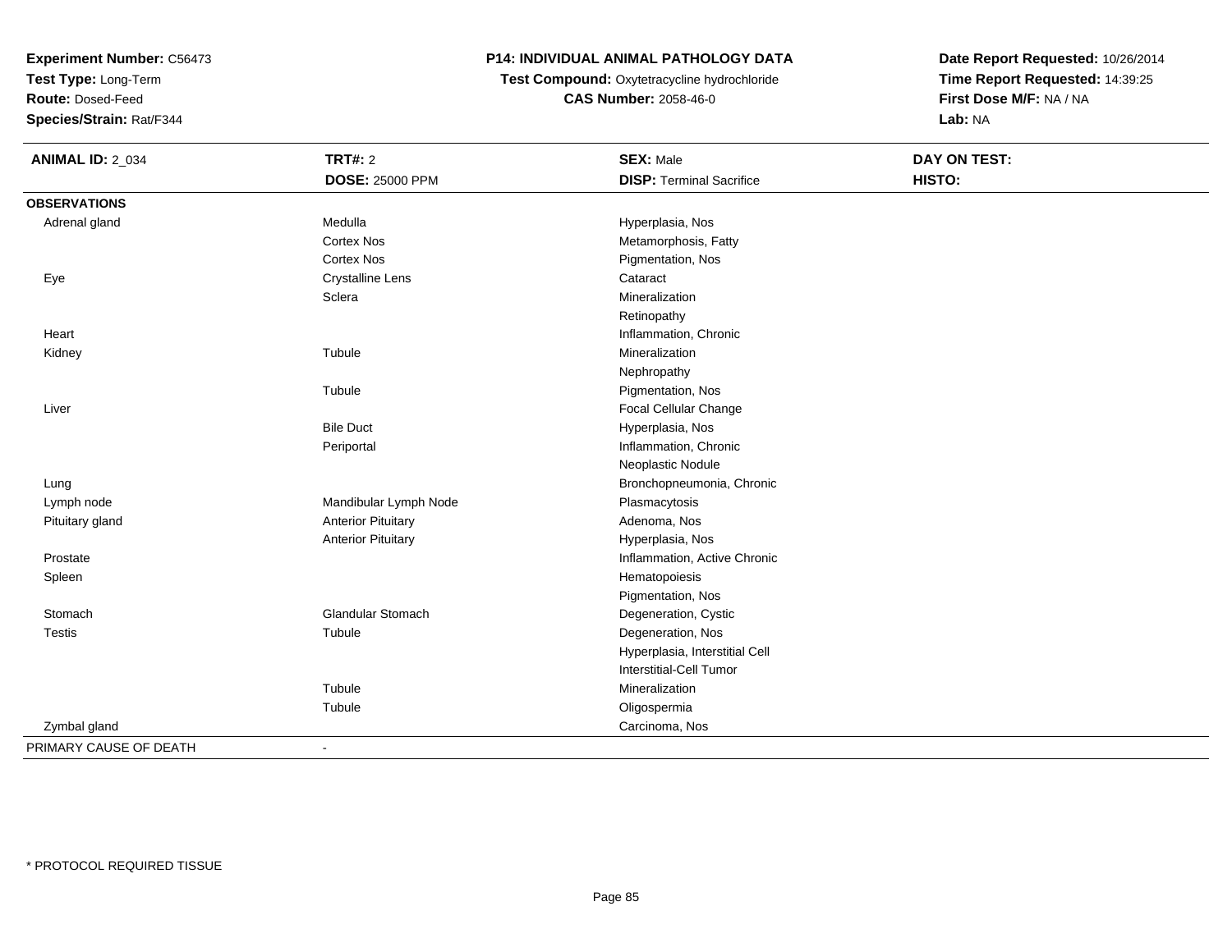**Experiment Number:** C56473
**Test Type:** Long-Term
**Route:** Dosed-Feed
**Species/Strain:** Rat/F344

**P14: INDIVIDUAL ANIMAL PATHOLOGY DATA**
**Test Compound:** Oxytetracycline hydrochloride
**CAS Number:** 2058-46-0

**Date Report Requested:** 10/26/2014
**Time Report Requested:** 14:39:25
**First Dose M/F:** NA / NA
**Lab:** NA

| **ANIMAL ID:** 2_034 | **TRT#:** 2 | **SEX:** Male | **DAY ON TEST:** |
|---|---|---|---|
| | **DOSE:** 25000 PPM | **DISP:** Terminal Sacrifice | **HISTO:** |
| **OBSERVATIONS** | | | |
| Adrenal gland | Medulla | Hyperplasia, Nos | |
| | Cortex Nos | Metamorphosis, Fatty | |
| | Cortex Nos | Pigmentation, Nos | |
| Eye | Crystalline Lens | Cataract | |
| | Sclera | Mineralization | |
| | | Retinopathy | |
| Heart | | Inflammation, Chronic | |
| Kidney | Tubule | Mineralization | |
| | | Nephropathy | |
| | Tubule | Pigmentation, Nos | |
| Liver | | Focal Cellular Change | |
| | Bile Duct | Hyperplasia, Nos | |
| | Periportal | Inflammation, Chronic | |
| | | Neoplastic Nodule | |
| Lung | | Bronchopneumonia, Chronic | |
| Lymph node | Mandibular Lymph Node | Plasmacytosis | |
| Pituitary gland | Anterior Pituitary | Adenoma, Nos | |
| | Anterior Pituitary | Hyperplasia, Nos | |
| Prostate | | Inflammation, Active Chronic | |
| Spleen | | Hematopoiesis | |
| | | Pigmentation, Nos | |
| Stomach | Glandular Stomach | Degeneration, Cystic | |
| Testis | Tubule | Degeneration, Nos | |
| | | Hyperplasia, Interstitial Cell | |
| | | Interstitial-Cell Tumor | |
| | Tubule | Mineralization | |
| | Tubule | Oligospermia | |
| Zymbal gland | | Carcinoma, Nos | |
| PRIMARY CAUSE OF DEATH | - | | |

* PROTOCOL REQUIRED TISSUE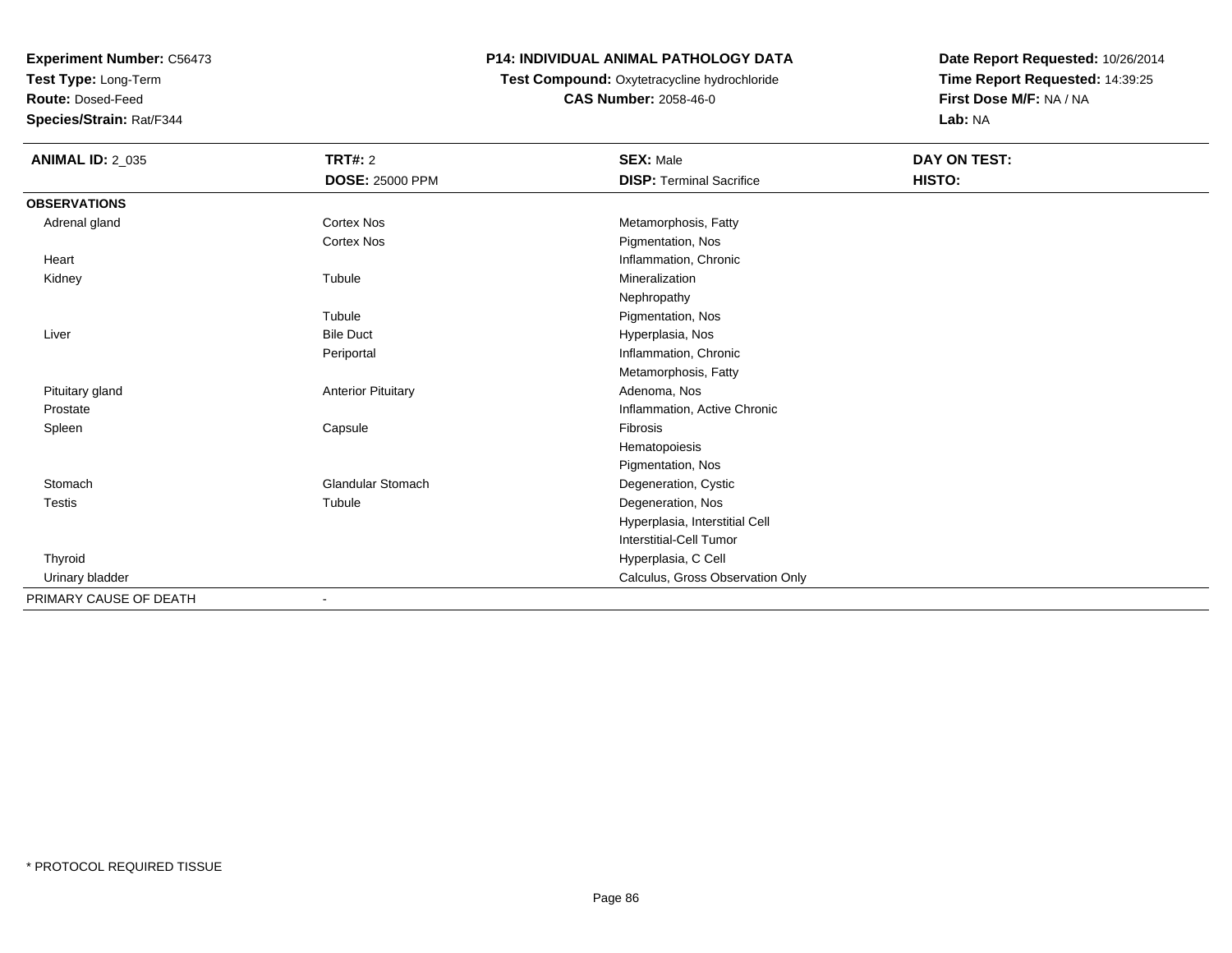**Experiment Number:** C56473
**Test Type:** Long-Term
**Route:** Dosed-Feed
**Species/Strain:** Rat/F344

**P14: INDIVIDUAL ANIMAL PATHOLOGY DATA**
**Test Compound:** Oxytetracycline hydrochloride
**CAS Number:** 2058-46-0

**Date Report Requested:** 10/26/2014
**Time Report Requested:** 14:39:25
**First Dose M/F:** NA / NA
**Lab:** NA

| **ANIMAL ID:** 2_035 | **TRT#:** 2 | **SEX:** Male | **DAY ON TEST:** |
|---|---|---|---|
| | **DOSE:** 25000 PPM | **DISP:** Terminal Sacrifice | **HISTO:** |
| **OBSERVATIONS** | | | |
| Adrenal gland | Cortex Nos | Metamorphosis, Fatty | |
| | Cortex Nos | Pigmentation, Nos | |
| Heart | | Inflammation, Chronic | |
| Kidney | Tubule | Mineralization | |
| | | Nephropathy | |
| | Tubule | Pigmentation, Nos | |
| Liver | Bile Duct | Hyperplasia, Nos | |
| | Periportal | Inflammation, Chronic | |
| | | Metamorphosis, Fatty | |
| Pituitary gland | Anterior Pituitary | Adenoma, Nos | |
| Prostate | | Inflammation, Active Chronic | |
| Spleen | Capsule | Fibrosis | |
| | | Hematopoiesis | |
| | | Pigmentation, Nos | |
| Stomach | Glandular Stomach | Degeneration, Cystic | |
| Testis | Tubule | Degeneration, Nos | |
| | | Hyperplasia, Interstitial Cell | |
| | | Interstitial-Cell Tumor | |
| Thyroid | | Hyperplasia, C Cell | |
| Urinary bladder | | Calculus, Gross Observation Only | |
| PRIMARY CAUSE OF DEATH | - | | |

* PROTOCOL REQUIRED TISSUE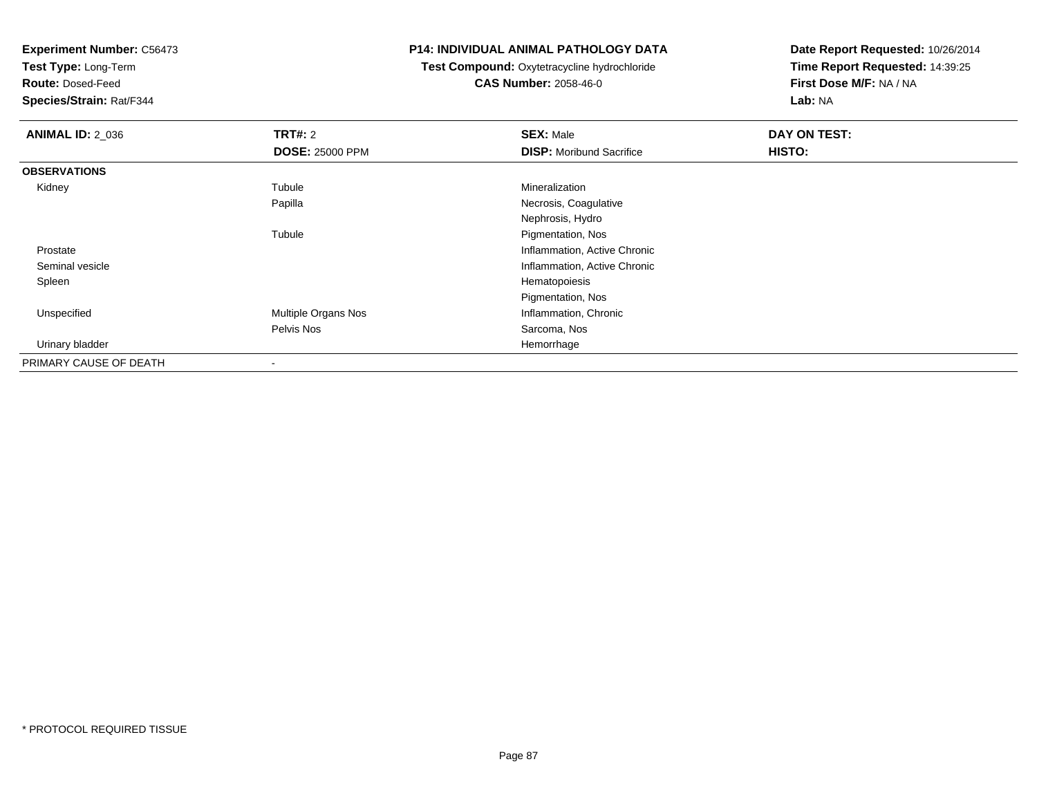**Experiment Number:** C56473
**Test Type:** Long-Term
**Route:** Dosed-Feed
**Species/Strain:** Rat/F344

**P14: INDIVIDUAL ANIMAL PATHOLOGY DATA**
**Test Compound:** Oxytetracycline hydrochloride
**CAS Number:** 2058-46-0

**Date Report Requested:** 10/26/2014
**Time Report Requested:** 14:39:25
**First Dose M/F:** NA / NA
**Lab:** NA

| **ANIMAL ID:** 2_036 | **TRT#:** 2 | **SEX:** Male | **DAY ON TEST:** |
|---|---|---|---|
| | **DOSE:** 25000 PPM | **DISP:** Moribund Sacrifice | **HISTO:** |
| **OBSERVATIONS** | | | |
| Kidney | Tubule | Mineralization | |
| | Papilla | Necrosis, Coagulative | |
| | | Nephrosis, Hydro | |
| | Tubule | Pigmentation, Nos | |
| Prostate | | Inflammation, Active Chronic | |
| Seminal vesicle | | Inflammation, Active Chronic | |
| Spleen | | Hematopoiesis | |
| | | Pigmentation, Nos | |
| Unspecified | Multiple Organs Nos | Inflammation, Chronic | |
| | Pelvis Nos | Sarcoma, Nos | |
| Urinary bladder | | Hemorrhage | |
| PRIMARY CAUSE OF DEATH | - | | |

* PROTOCOL REQUIRED TISSUE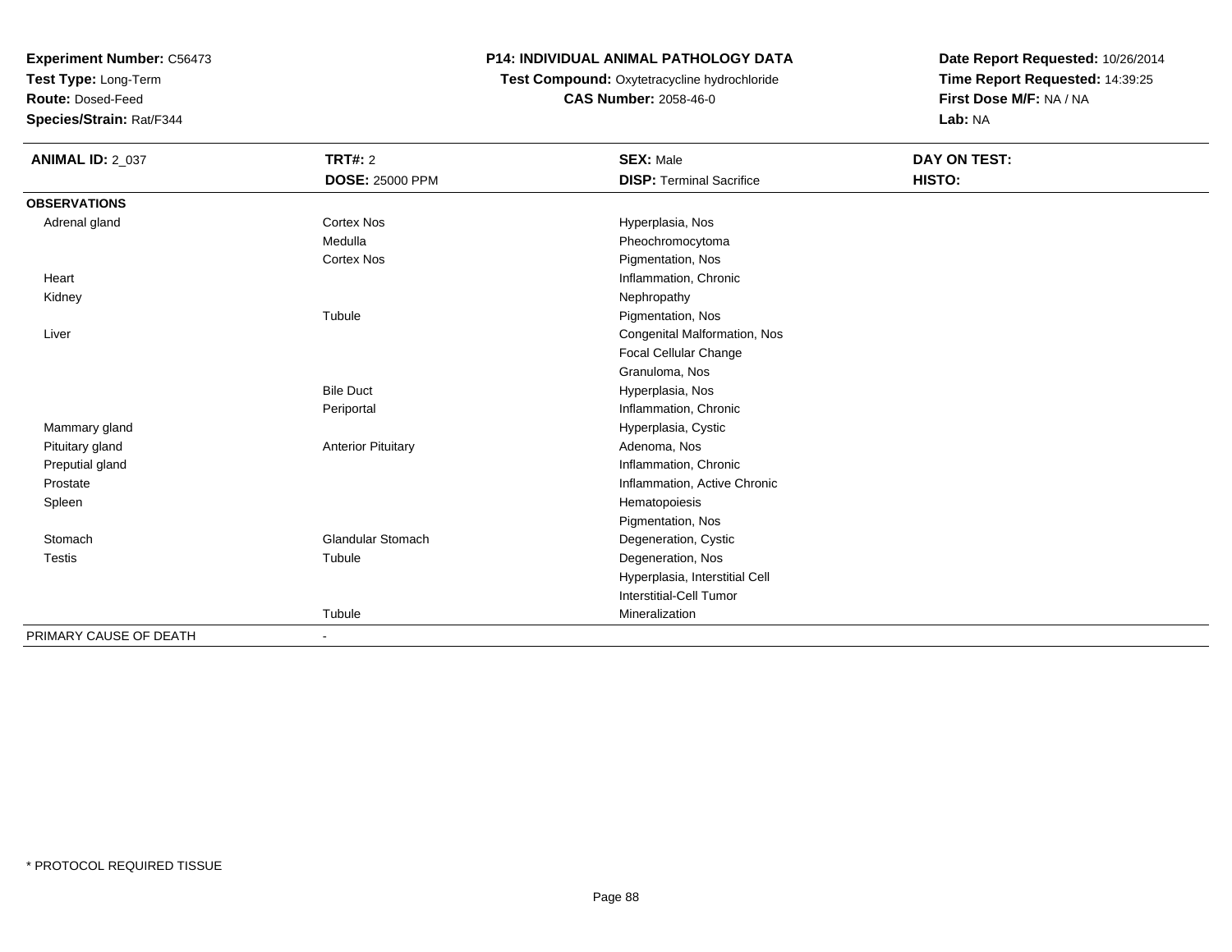**Experiment Number:** C56473
**Test Type:** Long-Term
**Route:** Dosed-Feed
**Species/Strain:** Rat/F344

**P14: INDIVIDUAL ANIMAL PATHOLOGY DATA**
**Test Compound:** Oxytetracycline hydrochloride
**CAS Number:** 2058-46-0

**Date Report Requested:** 10/26/2014
**Time Report Requested:** 14:39:25
**First Dose M/F:** NA / NA
**Lab:** NA

| **ANIMAL ID:** 2_037 | **TRT#:** 2 | **SEX:** Male | **DAY ON TEST:** |
|---|---|---|---|
| | **DOSE:** 25000 PPM | **DISP:** Terminal Sacrifice | **HISTO:** |
| **OBSERVATIONS** | | | |
| Adrenal gland | Cortex Nos | Hyperplasia, Nos | |
| | Medulla | Pheochromocytoma | |
| | Cortex Nos | Pigmentation, Nos | |
| Heart | | Inflammation, Chronic | |
| Kidney | | Nephropathy | |
| | Tubule | Pigmentation, Nos | |
| Liver | | Congenital Malformation, Nos | |
| | | Focal Cellular Change | |
| | | Granuloma, Nos | |
| | Bile Duct | Hyperplasia, Nos | |
| | Periportal | Inflammation, Chronic | |
| Mammary gland | | Hyperplasia, Cystic | |
| Pituitary gland | Anterior Pituitary | Adenoma, Nos | |
| Preputial gland | | Inflammation, Chronic | |
| Prostate | | Inflammation, Active Chronic | |
| Spleen | | Hematopoiesis | |
| | | Pigmentation, Nos | |
| Stomach | Glandular Stomach | Degeneration, Cystic | |
| Testis | Tubule | Degeneration, Nos | |
| | | Hyperplasia, Interstitial Cell | |
| | | Interstitial-Cell Tumor | |
| | Tubule | Mineralization | |
| PRIMARY CAUSE OF DEATH | - | | |

* PROTOCOL REQUIRED TISSUE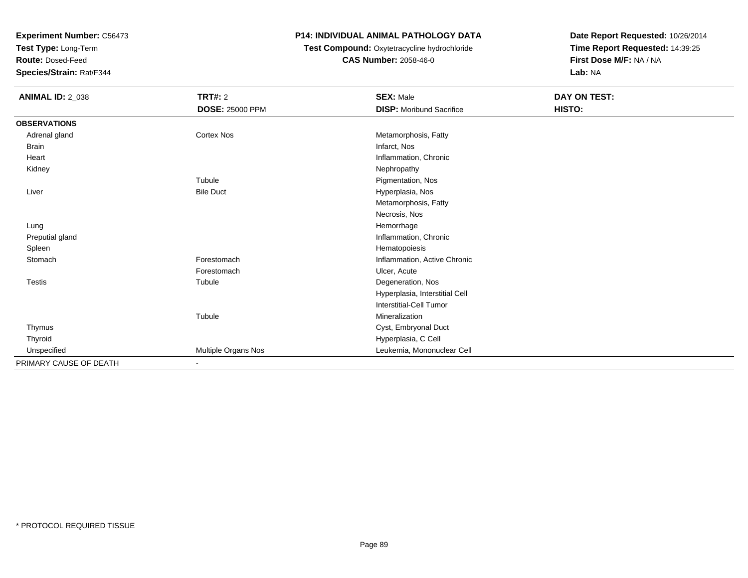**Experiment Number:** C56473
**Test Type:** Long-Term
**Route:** Dosed-Feed
**Species/Strain:** Rat/F344

**P14: INDIVIDUAL ANIMAL PATHOLOGY DATA**
**Test Compound:** Oxytetracycline hydrochloride
**CAS Number:** 2058-46-0

**Date Report Requested:** 10/26/2014
**Time Report Requested:** 14:39:25
**First Dose M/F:** NA / NA
**Lab:** NA

| **ANIMAL ID:** 2_038 | **TRT#:** 2 | **SEX:** Male | **DAY ON TEST:** |
|---|---|---|---|
| | **DOSE:** 25000 PPM | **DISP:** Moribund Sacrifice | **HISTO:** |
| **OBSERVATIONS** | | | |
| Adrenal gland | Cortex Nos | Metamorphosis, Fatty | |
| Brain | | Infarct, Nos | |
| Heart | | Inflammation, Chronic | |
| Kidney | | Nephropathy | |
| | Tubule | Pigmentation, Nos | |
| Liver | Bile Duct | Hyperplasia, Nos | |
| | | Metamorphosis, Fatty | |
| | | Necrosis, Nos | |
| Lung | | Hemorrhage | |
| Preputial gland | | Inflammation, Chronic | |
| Spleen | | Hematopoiesis | |
| Stomach | Forestomach | Inflammation, Active Chronic | |
| | Forestomach | Ulcer, Acute | |
| Testis | Tubule | Degeneration, Nos | |
| | | Hyperplasia, Interstitial Cell | |
| | | Interstitial-Cell Tumor | |
| | Tubule | Mineralization | |
| Thymus | | Cyst, Embryonal Duct | |
| Thyroid | | Hyperplasia, C Cell | |
| Unspecified | Multiple Organs Nos | Leukemia, Mononuclear Cell | |
| PRIMARY CAUSE OF DEATH | - | | |

* PROTOCOL REQUIRED TISSUE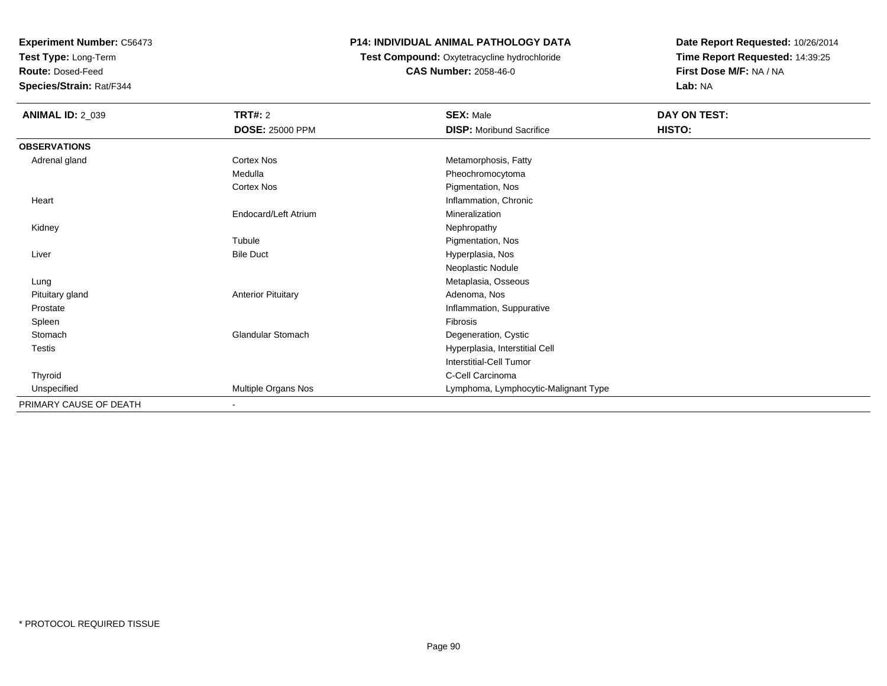**Experiment Number:** C56473
**Test Type:** Long-Term
**Route:** Dosed-Feed
**Species/Strain:** Rat/F344

**P14: INDIVIDUAL ANIMAL PATHOLOGY DATA**
**Test Compound:** Oxytetracycline hydrochloride
**CAS Number:** 2058-46-0

**Date Report Requested:** 10/26/2014
**Time Report Requested:** 14:39:25
**First Dose M/F:** NA / NA
**Lab:** NA

| **ANIMAL ID:** 2_039 | **TRT#:** 2 | **SEX:** Male | **DAY ON TEST:** |
|---|---|---|---|
| | **DOSE:** 25000 PPM | **DISP:** Moribund Sacrifice | **HISTO:** |
| **OBSERVATIONS** | | | |
| Adrenal gland | Cortex Nos | Metamorphosis, Fatty | |
| | Medulla | Pheochromocytoma | |
| | Cortex Nos | Pigmentation, Nos | |
| Heart | | Inflammation, Chronic | |
| | Endocard/Left Atrium | Mineralization | |
| Kidney | | Nephropathy | |
| | Tubule | Pigmentation, Nos | |
| Liver | Bile Duct | Hyperplasia, Nos | |
| | | Neoplastic Nodule | |
| Lung | | Metaplasia, Osseous | |
| Pituitary gland | Anterior Pituitary | Adenoma, Nos | |
| Prostate | | Inflammation, Suppurative | |
| Spleen | | Fibrosis | |
| Stomach | Glandular Stomach | Degeneration, Cystic | |
| Testis | | Hyperplasia, Interstitial Cell | |
| | | Interstitial-Cell Tumor | |
| Thyroid | | C-Cell Carcinoma | |
| Unspecified | Multiple Organs Nos | Lymphoma, Lymphocytic-Malignant Type | |
| PRIMARY CAUSE OF DEATH | - | | |

* PROTOCOL REQUIRED TISSUE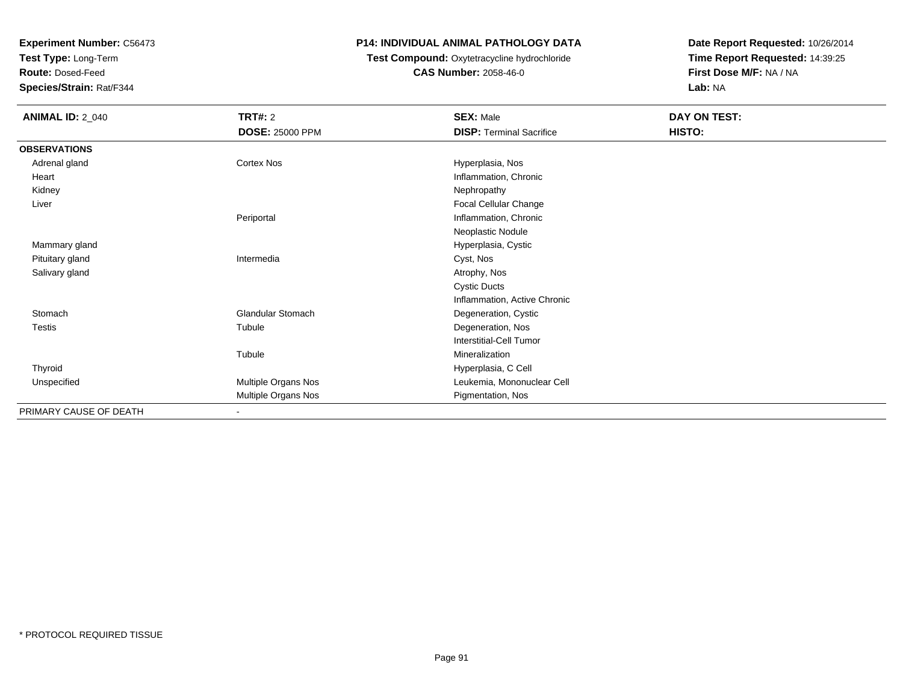**Experiment Number:** C56473
**Test Type:** Long-Term
**Route:** Dosed-Feed
**Species/Strain:** Rat/F344

**P14: INDIVIDUAL ANIMAL PATHOLOGY DATA**
**Test Compound:** Oxytetracycline hydrochloride
**CAS Number:** 2058-46-0

**Date Report Requested:** 10/26/2014
**Time Report Requested:** 14:39:25
**First Dose M/F:** NA / NA
**Lab:** NA

| **ANIMAL ID:** 2_040 | **TRT#:** 2 | **SEX:** Male | **DAY ON TEST:** |
|---|---|---|---|
| | **DOSE:** 25000 PPM | **DISP:** Terminal Sacrifice | **HISTO:** |
| **OBSERVATIONS** | | | |
| Adrenal gland | Cortex Nos | Hyperplasia, Nos | |
| Heart | | Inflammation, Chronic | |
| Kidney | | Nephropathy | |
| Liver | | Focal Cellular Change | |
| | Periportal | Inflammation, Chronic | |
| | | Neoplastic Nodule | |
| Mammary gland | | Hyperplasia, Cystic | |
| Pituitary gland | Intermedia | Cyst, Nos | |
| Salivary gland | | Atrophy, Nos | |
| | | Cystic Ducts | |
| | | Inflammation, Active Chronic | |
| Stomach | Glandular Stomach | Degeneration, Cystic | |
| Testis | Tubule | Degeneration, Nos | |
| | | Interstitial-Cell Tumor | |
| | Tubule | Mineralization | |
| Thyroid | | Hyperplasia, C Cell | |
| Unspecified | Multiple Organs Nos | Leukemia, Mononuclear Cell | |
| | Multiple Organs Nos | Pigmentation, Nos | |
| PRIMARY CAUSE OF DEATH | - | | |

* PROTOCOL REQUIRED TISSUE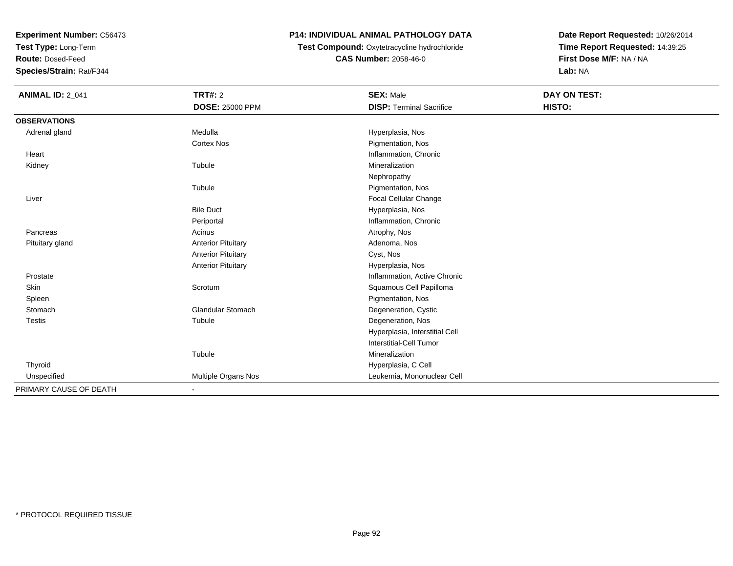**Experiment Number:** C56473
**Test Type:** Long-Term
**Route:** Dosed-Feed
**Species/Strain:** Rat/F344

**P14: INDIVIDUAL ANIMAL PATHOLOGY DATA**
**Test Compound:** Oxytetracycline hydrochloride
**CAS Number:** 2058-46-0

**Date Report Requested:** 10/26/2014
**Time Report Requested:** 14:39:25
**First Dose M/F:** NA / NA
**Lab:** NA

| **ANIMAL ID:** 2_041 | **TRT#:** 2 | **SEX:** Male | **DAY ON TEST:** |
|---|---|---|---|
| | **DOSE:** 25000 PPM | **DISP:** Terminal Sacrifice | **HISTO:** |
| **OBSERVATIONS** | | | |
| Adrenal gland | Medulla | Hyperplasia, Nos | |
| | Cortex Nos | Pigmentation, Nos | |
| Heart | | Inflammation, Chronic | |
| Kidney | Tubule | Mineralization | |
| | | Nephropathy | |
| | Tubule | Pigmentation, Nos | |
| Liver | | Focal Cellular Change | |
| | Bile Duct | Hyperplasia, Nos | |
| | Periportal | Inflammation, Chronic | |
| Pancreas | Acinus | Atrophy, Nos | |
| Pituitary gland | Anterior Pituitary | Adenoma, Nos | |
| | Anterior Pituitary | Cyst, Nos | |
| | Anterior Pituitary | Hyperplasia, Nos | |
| Prostate | | Inflammation, Active Chronic | |
| Skin | Scrotum | Squamous Cell Papilloma | |
| Spleen | | Pigmentation, Nos | |
| Stomach | Glandular Stomach | Degeneration, Cystic | |
| Testis | Tubule | Degeneration, Nos | |
| | | Hyperplasia, Interstitial Cell | |
| | | Interstitial-Cell Tumor | |
| | Tubule | Mineralization | |
| Thyroid | | Hyperplasia, C Cell | |
| Unspecified | Multiple Organs Nos | Leukemia, Mononuclear Cell | |
| PRIMARY CAUSE OF DEATH | - | | |

* PROTOCOL REQUIRED TISSUE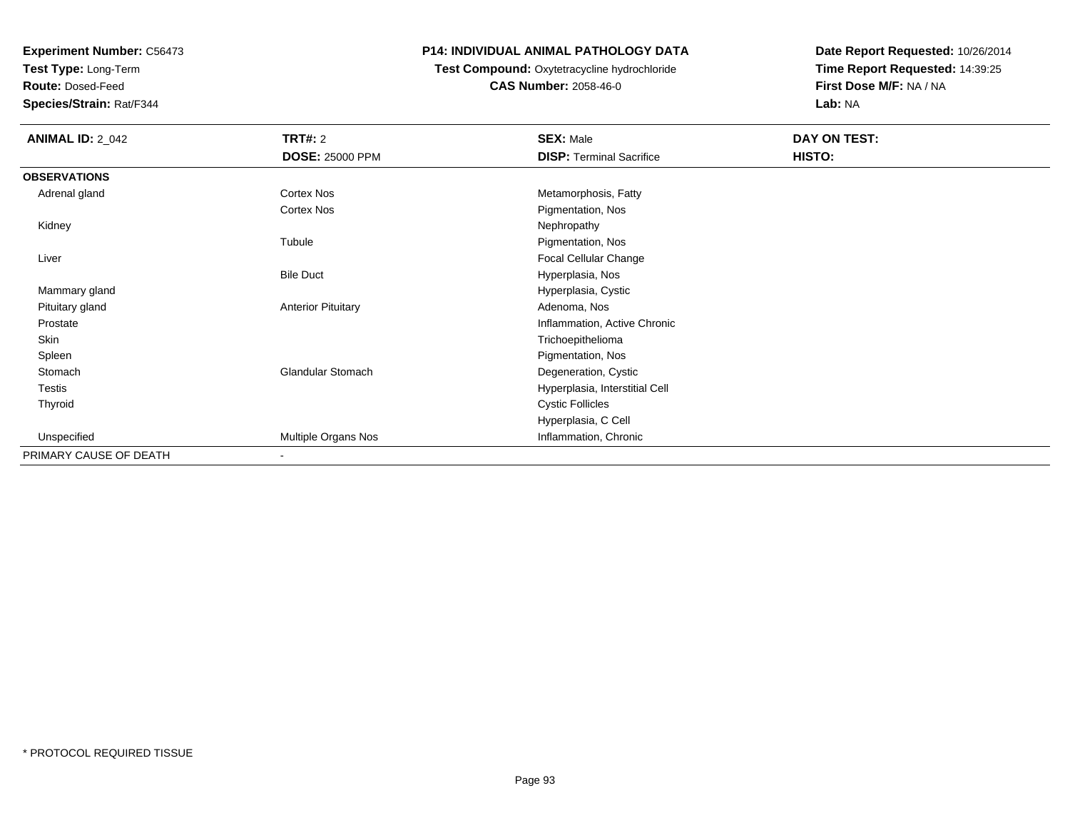**Experiment Number:** C56473
**Test Type:** Long-Term
**Route:** Dosed-Feed
**Species/Strain:** Rat/F344

**P14: INDIVIDUAL ANIMAL PATHOLOGY DATA**
**Test Compound:** Oxytetracycline hydrochloride
**CAS Number:** 2058-46-0

**Date Report Requested:** 10/26/2014
**Time Report Requested:** 14:39:25
**First Dose M/F:** NA / NA
**Lab:** NA

| **ANIMAL ID:** 2_042 | **TRT#:** 2 | **SEX:** Male | **DAY ON TEST:** |
|---|---|---|---|
| | **DOSE:** 25000 PPM | **DISP:** Terminal Sacrifice | **HISTO:** |
| **OBSERVATIONS** | | | |
| Adrenal gland | Cortex Nos | Metamorphosis, Fatty | |
| | Cortex Nos | Pigmentation, Nos | |
| Kidney | | Nephropathy | |
| | Tubule | Pigmentation, Nos | |
| Liver | | Focal Cellular Change | |
| | Bile Duct | Hyperplasia, Nos | |
| Mammary gland | | Hyperplasia, Cystic | |
| Pituitary gland | Anterior Pituitary | Adenoma, Nos | |
| Prostate | | Inflammation, Active Chronic | |
| Skin | | Trichoepithelioma | |
| Spleen | | Pigmentation, Nos | |
| Stomach | Glandular Stomach | Degeneration, Cystic | |
| Testis | | Hyperplasia, Interstitial Cell | |
| Thyroid | | Cystic Follicles | |
| | | Hyperplasia, C Cell | |
| Unspecified | Multiple Organs Nos | Inflammation, Chronic | |
| PRIMARY CAUSE OF DEATH | - | | |

* PROTOCOL REQUIRED TISSUE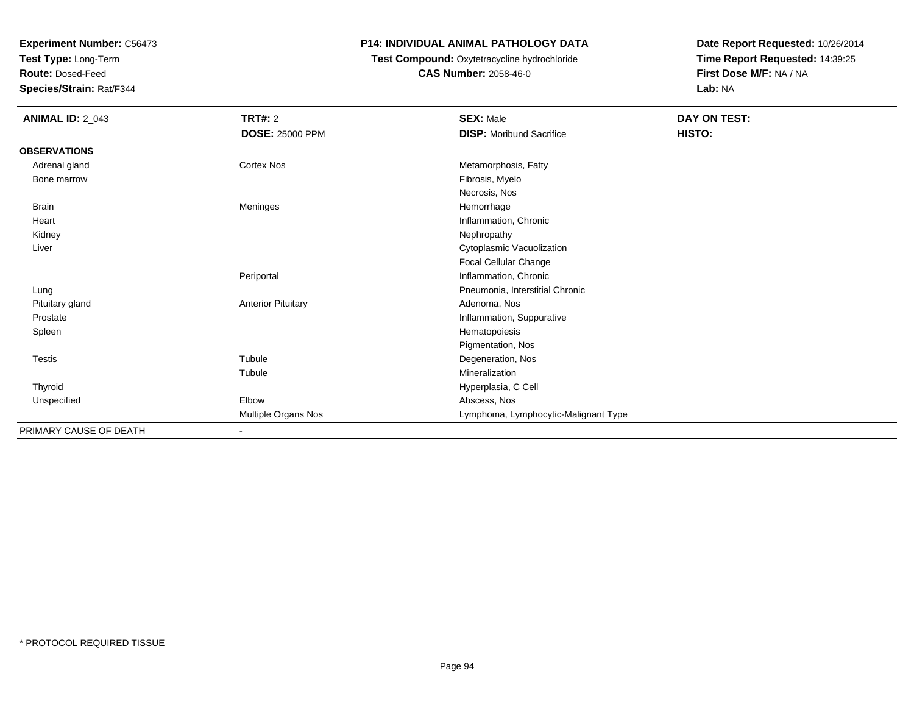**Experiment Number:** C56473
**Test Type:** Long-Term
**Route:** Dosed-Feed
**Species/Strain:** Rat/F344

**P14: INDIVIDUAL ANIMAL PATHOLOGY DATA**
**Test Compound:** Oxytetracycline hydrochloride
**CAS Number:** 2058-46-0

**Date Report Requested:** 10/26/2014
**Time Report Requested:** 14:39:25
**First Dose M/F:** NA / NA
**Lab:** NA

| **ANIMAL ID:** 2_043 | **TRT#:** 2 | **SEX:** Male | **DAY ON TEST:** |
|---|---|---|---|
| | **DOSE:** 25000 PPM | **DISP:** Moribund Sacrifice | **HISTO:** |
| **OBSERVATIONS** | | | |
| Adrenal gland | Cortex Nos | Metamorphosis, Fatty | |
| Bone marrow | | Fibrosis, Myelo | |
| | | Necrosis, Nos | |
| Brain | Meninges | Hemorrhage | |
| Heart | | Inflammation, Chronic | |
| Kidney | | Nephropathy | |
| Liver | | Cytoplasmic Vacuolization | |
| | | Focal Cellular Change | |
| | Periportal | Inflammation, Chronic | |
| Lung | | Pneumonia, Interstitial Chronic | |
| Pituitary gland | Anterior Pituitary | Adenoma, Nos | |
| Prostate | | Inflammation, Suppurative | |
| Spleen | | Hematopoiesis | |
| | | Pigmentation, Nos | |
| Testis | Tubule | Degeneration, Nos | |
| | Tubule | Mineralization | |
| Thyroid | | Hyperplasia, C Cell | |
| Unspecified | Elbow | Abscess, Nos | |
| | Multiple Organs Nos | Lymphoma, Lymphocytic-Malignant Type | |
| PRIMARY CAUSE OF DEATH | - | | |

* PROTOCOL REQUIRED TISSUE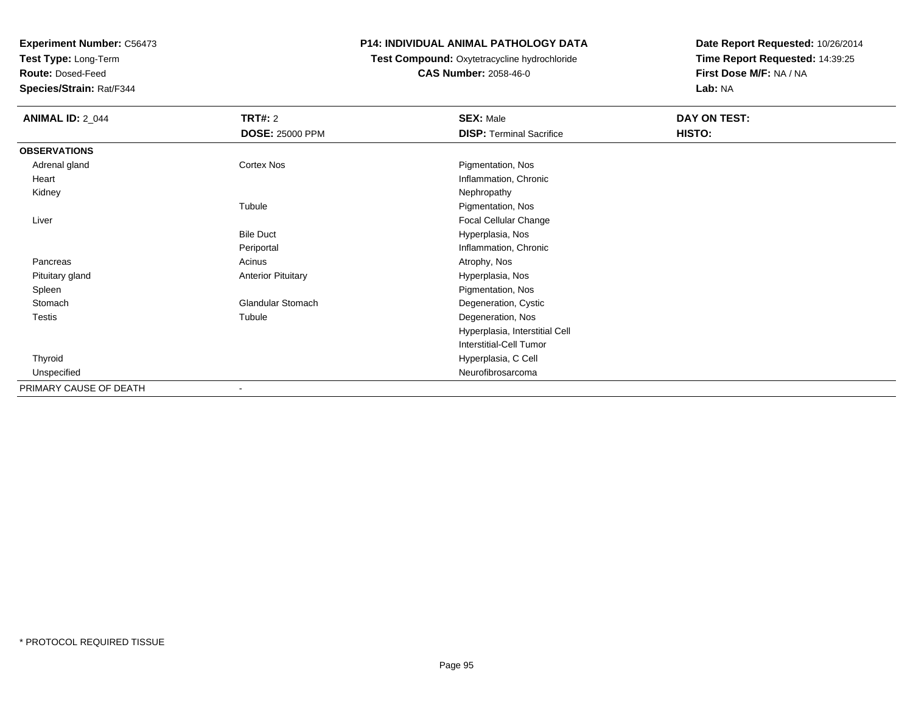**Experiment Number:** C56473
**Test Type:** Long-Term
**Route:** Dosed-Feed
**Species/Strain:** Rat/F344

**P14: INDIVIDUAL ANIMAL PATHOLOGY DATA**
**Test Compound:** Oxytetracycline hydrochloride
**CAS Number:** 2058-46-0

**Date Report Requested:** 10/26/2014
**Time Report Requested:** 14:39:25
**First Dose M/F:** NA / NA
**Lab:** NA

| **ANIMAL ID:** 2_044 | **TRT#:** 2 | **SEX:** Male | **DAY ON TEST:** |
|---|---|---|---|
| | **DOSE:** 25000 PPM | **DISP:** Terminal Sacrifice | **HISTO:** |
| **OBSERVATIONS** | | | |
| Adrenal gland | Cortex Nos | Pigmentation, Nos | |
| Heart | | Inflammation, Chronic | |
| Kidney | | Nephropathy | |
| | Tubule | Pigmentation, Nos | |
| Liver | | Focal Cellular Change | |
| | Bile Duct | Hyperplasia, Nos | |
| | Periportal | Inflammation, Chronic | |
| Pancreas | Acinus | Atrophy, Nos | |
| Pituitary gland | Anterior Pituitary | Hyperplasia, Nos | |
| Spleen | | Pigmentation, Nos | |
| Stomach | Glandular Stomach | Degeneration, Cystic | |
| Testis | Tubule | Degeneration, Nos | |
| | | Hyperplasia, Interstitial Cell | |
| | | Interstitial-Cell Tumor | |
| Thyroid | | Hyperplasia, C Cell | |
| Unspecified | | Neurofibrosarcoma | |
| PRIMARY CAUSE OF DEATH | - | | |

* PROTOCOL REQUIRED TISSUE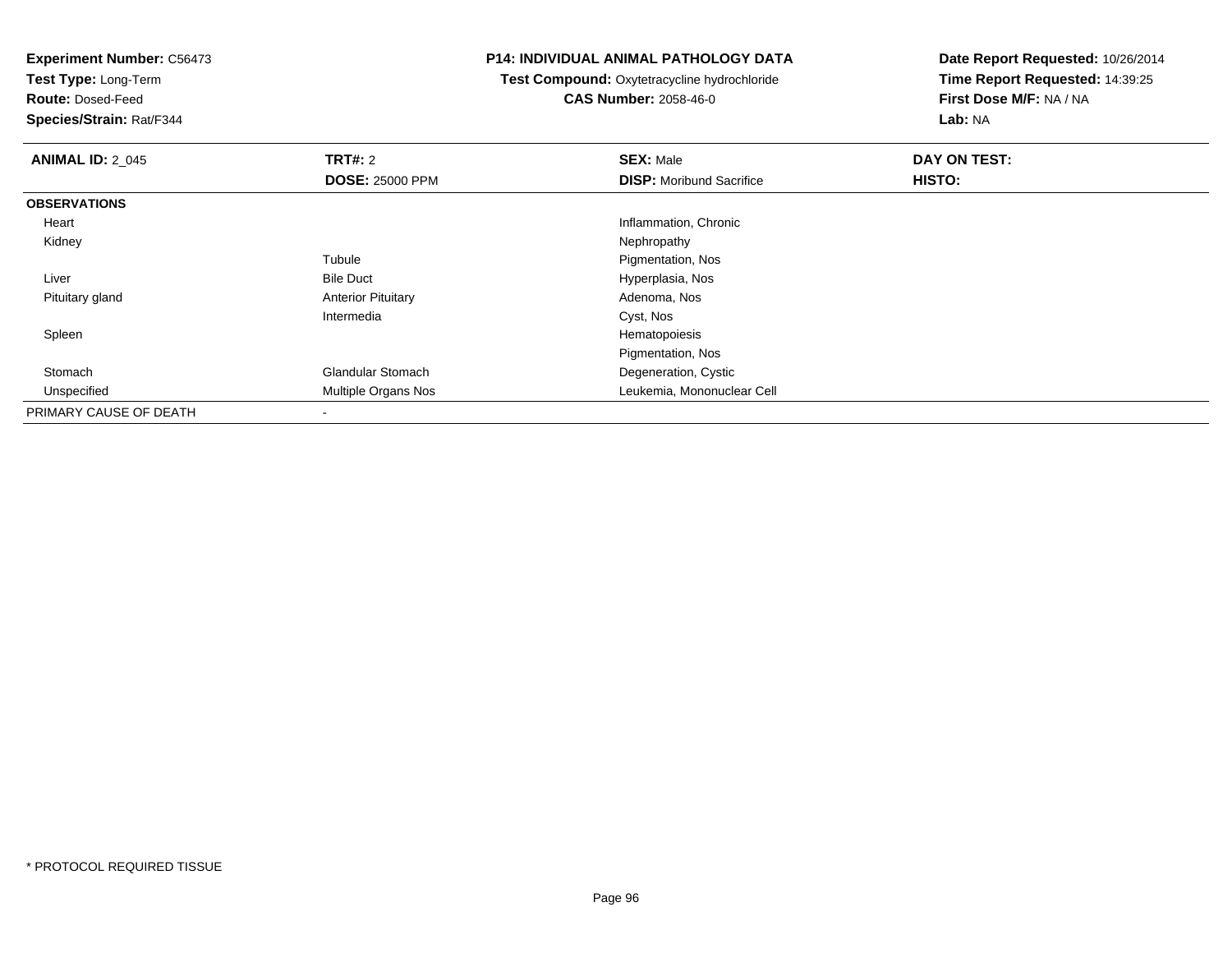**Experiment Number:** C56473
**Test Type:** Long-Term
**Route:** Dosed-Feed
**Species/Strain:** Rat/F344

**P14: INDIVIDUAL ANIMAL PATHOLOGY DATA**
**Test Compound:** Oxytetracycline hydrochloride
**CAS Number:** 2058-46-0

**Date Report Requested:** 10/26/2014
**Time Report Requested:** 14:39:25
**First Dose M/F:** NA / NA
**Lab:** NA

| **ANIMAL ID:** 2_045 | **TRT#:** 2 | **SEX:** Male | **DAY ON TEST:** |
|---|---|---|---|
| | **DOSE:** 25000 PPM | **DISP:** Moribund Sacrifice | **HISTO:** |
| **OBSERVATIONS** | | | |
| Heart | | Inflammation, Chronic | |
| Kidney | | Nephropathy | |
| | Tubule | Pigmentation, Nos | |
| Liver | Bile Duct | Hyperplasia, Nos | |
| Pituitary gland | Anterior Pituitary | Adenoma, Nos | |
| | Intermedia | Cyst, Nos | |
| Spleen | | Hematopoiesis | |
| | | Pigmentation, Nos | |
| Stomach | Glandular Stomach | Degeneration, Cystic | |
| Unspecified | Multiple Organs Nos | Leukemia, Mononuclear Cell | |
| PRIMARY CAUSE OF DEATH | - | | |

* PROTOCOL REQUIRED TISSUE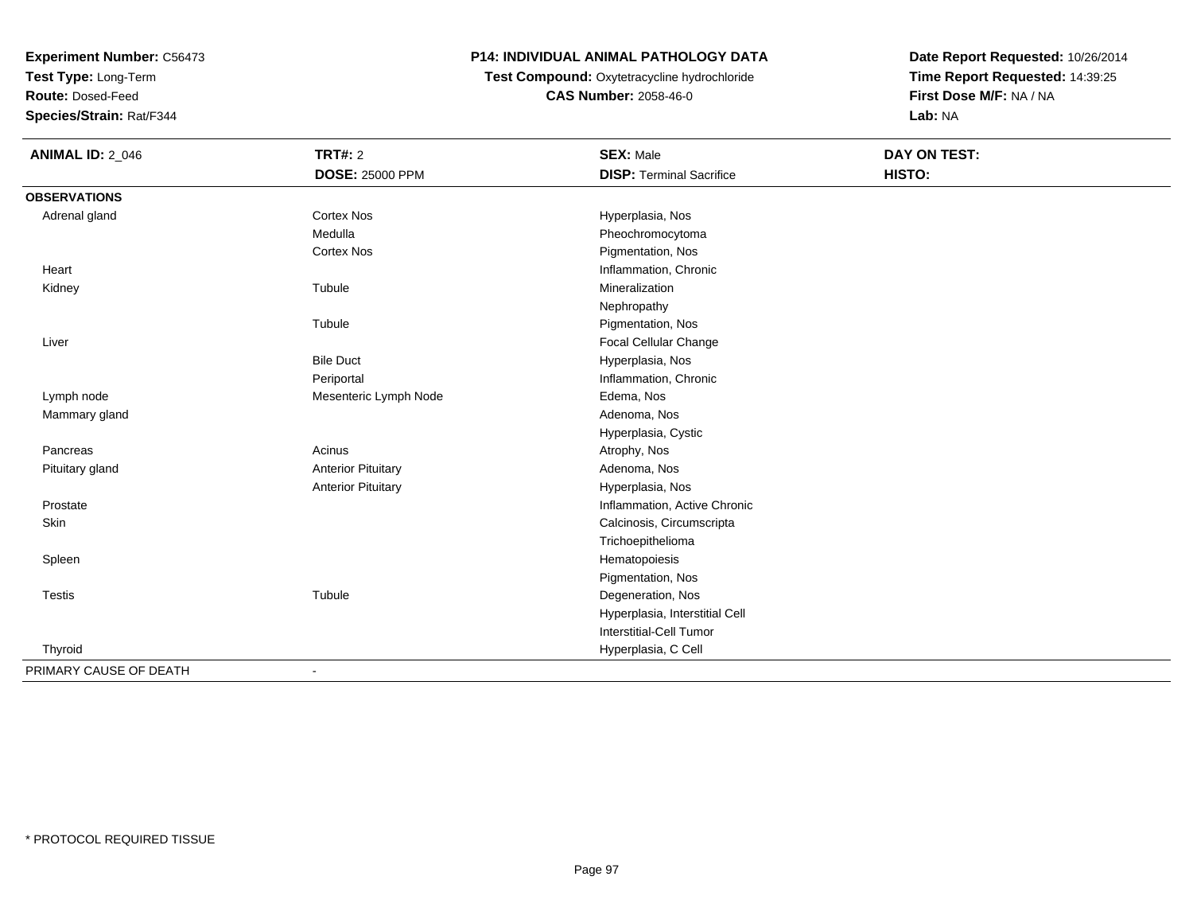**Experiment Number:** C56473
**Test Type:** Long-Term
**Route:** Dosed-Feed
**Species/Strain:** Rat/F344

**P14: INDIVIDUAL ANIMAL PATHOLOGY DATA**
**Test Compound:** Oxytetracycline hydrochloride
**CAS Number:** 2058-46-0

**Date Report Requested:** 10/26/2014
**Time Report Requested:** 14:39:25
**First Dose M/F:** NA / NA
**Lab:** NA

| **ANIMAL ID:** 2_046 | **TRT#:** 2 | **SEX:** Male | **DAY ON TEST:** |
|---|---|---|---|
| | **DOSE:** 25000 PPM | **DISP:** Terminal Sacrifice | **HISTO:** |
| **OBSERVATIONS** | | | |
| Adrenal gland | Cortex Nos | Hyperplasia, Nos | |
| | Medulla | Pheochromocytoma | |
| | Cortex Nos | Pigmentation, Nos | |
| Heart | | Inflammation, Chronic | |
| Kidney | Tubule | Mineralization | |
| | | Nephropathy | |
| | Tubule | Pigmentation, Nos | |
| Liver | | Focal Cellular Change | |
| | Bile Duct | Hyperplasia, Nos | |
| | Periportal | Inflammation, Chronic | |
| Lymph node | Mesenteric Lymph Node | Edema, Nos | |
| Mammary gland | | Adenoma, Nos | |
| | | Hyperplasia, Cystic | |
| Pancreas | Acinus | Atrophy, Nos | |
| Pituitary gland | Anterior Pituitary | Adenoma, Nos | |
| | Anterior Pituitary | Hyperplasia, Nos | |
| Prostate | | Inflammation, Active Chronic | |
| Skin | | Calcinosis, Circumscripta | |
| | | Trichoepithelioma | |
| Spleen | | Hematopoiesis | |
| | | Pigmentation, Nos | |
| Testis | Tubule | Degeneration, Nos | |
| | | Hyperplasia, Interstitial Cell | |
| | | Interstitial-Cell Tumor | |
| Thyroid | | Hyperplasia, C Cell | |
| PRIMARY CAUSE OF DEATH | - | | |

\* PROTOCOL REQUIRED TISSUE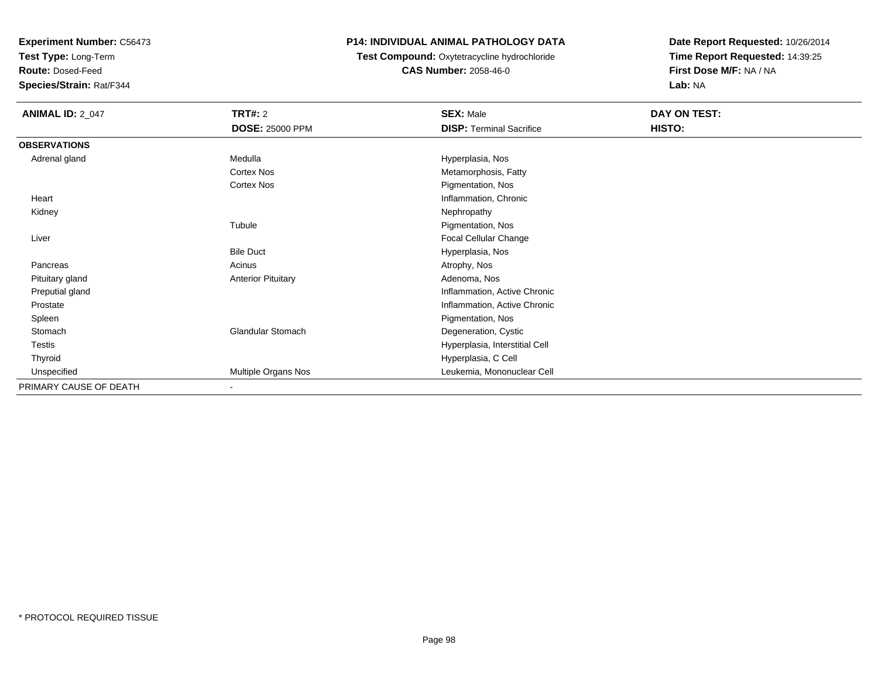**Experiment Number:** C56473
**Test Type:** Long-Term
**Route:** Dosed-Feed
**Species/Strain:** Rat/F344

**P14: INDIVIDUAL ANIMAL PATHOLOGY DATA**
**Test Compound:** Oxytetracycline hydrochloride
**CAS Number:** 2058-46-0

**Date Report Requested:** 10/26/2014
**Time Report Requested:** 14:39:25
**First Dose M/F:** NA / NA
**Lab:** NA

| **ANIMAL ID:** 2_047 | **TRT#:** 2 | **SEX:** Male | **DAY ON TEST:** |
|---|---|---|---|
| | **DOSE:** 25000 PPM | **DISP:** Terminal Sacrifice | **HISTO:** |
| **OBSERVATIONS** | | | |
| Adrenal gland | Medulla | Hyperplasia, Nos | |
| | Cortex Nos | Metamorphosis, Fatty | |
| | Cortex Nos | Pigmentation, Nos | |
| Heart | | Inflammation, Chronic | |
| Kidney | | Nephropathy | |
| | Tubule | Pigmentation, Nos | |
| Liver | | Focal Cellular Change | |
| | Bile Duct | Hyperplasia, Nos | |
| Pancreas | Acinus | Atrophy, Nos | |
| Pituitary gland | Anterior Pituitary | Adenoma, Nos | |
| Preputial gland | | Inflammation, Active Chronic | |
| Prostate | | Inflammation, Active Chronic | |
| Spleen | | Pigmentation, Nos | |
| Stomach | Glandular Stomach | Degeneration, Cystic | |
| Testis | | Hyperplasia, Interstitial Cell | |
| Thyroid | | Hyperplasia, C Cell | |
| Unspecified | Multiple Organs Nos | Leukemia, Mononuclear Cell | |
| PRIMARY CAUSE OF DEATH | - | | |

* PROTOCOL REQUIRED TISSUE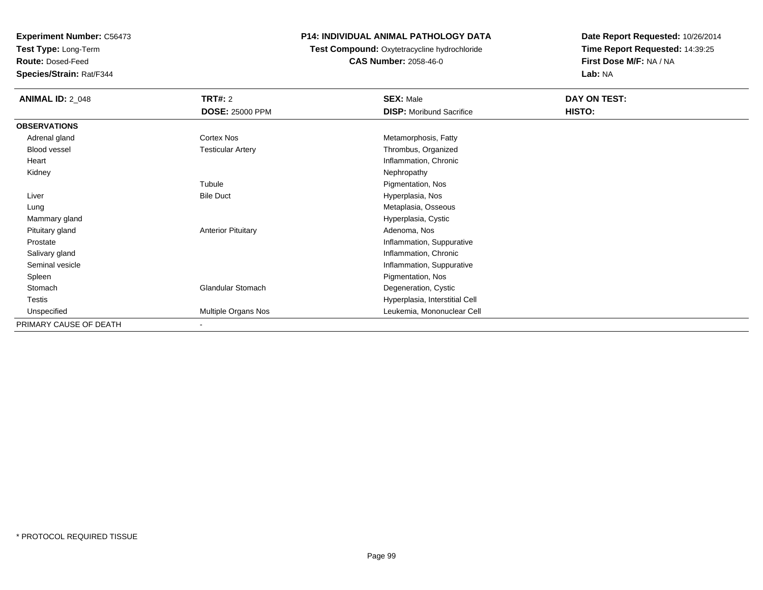**Experiment Number:** C56473
**Test Type:** Long-Term
**Route:** Dosed-Feed
**Species/Strain:** Rat/F344

**P14: INDIVIDUAL ANIMAL PATHOLOGY DATA**
**Test Compound:** Oxytetracycline hydrochloride
**CAS Number:** 2058-46-0

**Date Report Requested:** 10/26/2014
**Time Report Requested:** 14:39:25
**First Dose M/F:** NA / NA
**Lab:** NA

| **ANIMAL ID:** 2_048 | **TRT#:** 2 | **SEX:** Male | **DAY ON TEST:** |
|---|---|---|---|
| | **DOSE:** 25000 PPM | **DISP:** Moribund Sacrifice | **HISTO:** |
| **OBSERVATIONS** | | | |
| Adrenal gland | Cortex Nos | Metamorphosis, Fatty | |
| Blood vessel | Testicular Artery | Thrombus, Organized | |
| Heart | | Inflammation, Chronic | |
| Kidney | | Nephropathy | |
| | Tubule | Pigmentation, Nos | |
| Liver | Bile Duct | Hyperplasia, Nos | |
| Lung | | Metaplasia, Osseous | |
| Mammary gland | | Hyperplasia, Cystic | |
| Pituitary gland | Anterior Pituitary | Adenoma, Nos | |
| Prostate | | Inflammation, Suppurative | |
| Salivary gland | | Inflammation, Chronic | |
| Seminal vesicle | | Inflammation, Suppurative | |
| Spleen | | Pigmentation, Nos | |
| Stomach | Glandular Stomach | Degeneration, Cystic | |
| Testis | | Hyperplasia, Interstitial Cell | |
| Unspecified | Multiple Organs Nos | Leukemia, Mononuclear Cell | |
| PRIMARY CAUSE OF DEATH | - | | |

* PROTOCOL REQUIRED TISSUE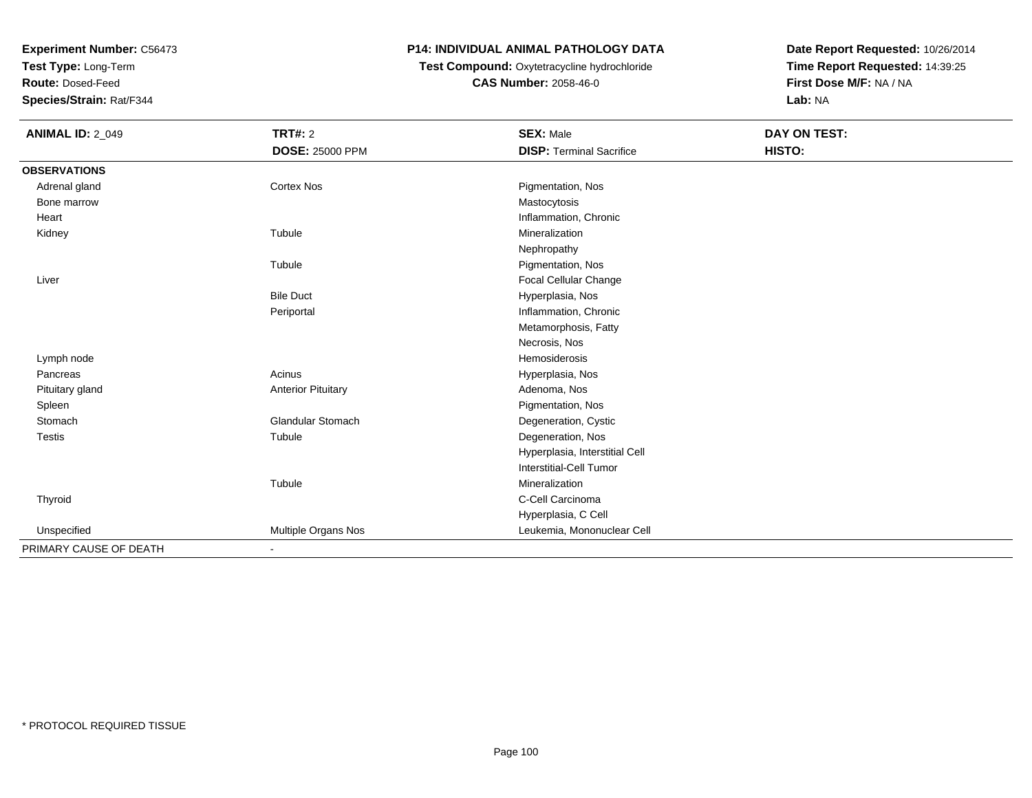**Experiment Number:** C56473
**Test Type:** Long-Term
**Route:** Dosed-Feed
**Species/Strain:** Rat/F344

# P14: INDIVIDUAL ANIMAL PATHOLOGY DATA

**Test Compound:** Oxytetracycline hydrochloride
**CAS Number:** 2058-46-0

**Date Report Requested:** 10/26/2014
**Time Report Requested:** 14:39:25
**First Dose M/F:** NA / NA
**Lab:** NA

| **ANIMAL ID:** 2_049 | **TRT#:** 2 | **SEX:** Male | **DAY ON TEST:** |
|---|---|---|---|
| | **DOSE:** 25000 PPM | **DISP:** Terminal Sacrifice | **HISTO:** |
| **OBSERVATIONS** | | | |
| Adrenal gland | Cortex Nos | Pigmentation, Nos | |
| Bone marrow | | Mastocytosis | |
| Heart | | Inflammation, Chronic | |
| Kidney | Tubule | Mineralization | |
| | | Nephropathy | |
| | Tubule | Pigmentation, Nos | |
| Liver | | Focal Cellular Change | |
| | Bile Duct | Hyperplasia, Nos | |
| | Periportal | Inflammation, Chronic | |
| | | Metamorphosis, Fatty | |
| | | Necrosis, Nos | |
| Lymph node | | Hemosiderosis | |
| Pancreas | Acinus | Hyperplasia, Nos | |
| Pituitary gland | Anterior Pituitary | Adenoma, Nos | |
| Spleen | | Pigmentation, Nos | |
| Stomach | Glandular Stomach | Degeneration, Cystic | |
| Testis | Tubule | Degeneration, Nos | |
| | | Hyperplasia, Interstitial Cell | |
| | | Interstitial-Cell Tumor | |
| | Tubule | Mineralization | |
| Thyroid | | C-Cell Carcinoma | |
| | | Hyperplasia, C Cell | |
| Unspecified | Multiple Organs Nos | Leukemia, Mononuclear Cell | |
| PRIMARY CAUSE OF DEATH | - | | |

* PROTOCOL REQUIRED TISSUE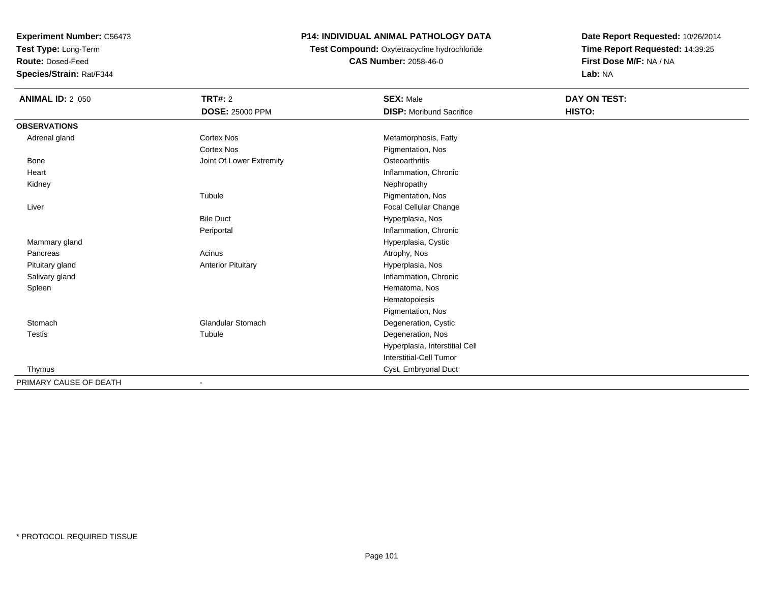**Experiment Number:** C56473
**Test Type:** Long-Term
**Route:** Dosed-Feed
**Species/Strain:** Rat/F344

**P14: INDIVIDUAL ANIMAL PATHOLOGY DATA**
**Test Compound:** Oxytetracycline hydrochloride
**CAS Number:** 2058-46-0

**Date Report Requested:** 10/26/2014
**Time Report Requested:** 14:39:25
**First Dose M/F:** NA / NA
**Lab:** NA

| **ANIMAL ID:** 2_050 | **TRT#:** 2 | **SEX:** Male | **DAY ON TEST:** |
|---|---|---|---|
| | **DOSE:** 25000 PPM | **DISP:** Moribund Sacrifice | **HISTO:** |
| **OBSERVATIONS** | | | |
| Adrenal gland | Cortex Nos | Metamorphosis, Fatty | |
| | Cortex Nos | Pigmentation, Nos | |
| Bone | Joint Of Lower Extremity | Osteoarthritis | |
| Heart | | Inflammation, Chronic | |
| Kidney | | Nephropathy | |
| | Tubule | Pigmentation, Nos | |
| Liver | | Focal Cellular Change | |
| | Bile Duct | Hyperplasia, Nos | |
| | Periportal | Inflammation, Chronic | |
| Mammary gland | | Hyperplasia, Cystic | |
| Pancreas | Acinus | Atrophy, Nos | |
| Pituitary gland | Anterior Pituitary | Hyperplasia, Nos | |
| Salivary gland | | Inflammation, Chronic | |
| Spleen | | Hematoma, Nos | |
| | | Hematopoiesis | |
| | | Pigmentation, Nos | |
| Stomach | Glandular Stomach | Degeneration, Cystic | |
| Testis | Tubule | Degeneration, Nos | |
| | | Hyperplasia, Interstitial Cell | |
| | | Interstitial-Cell Tumor | |
| Thymus | | Cyst, Embryonal Duct | |
| PRIMARY CAUSE OF DEATH | - | | |

* PROTOCOL REQUIRED TISSUE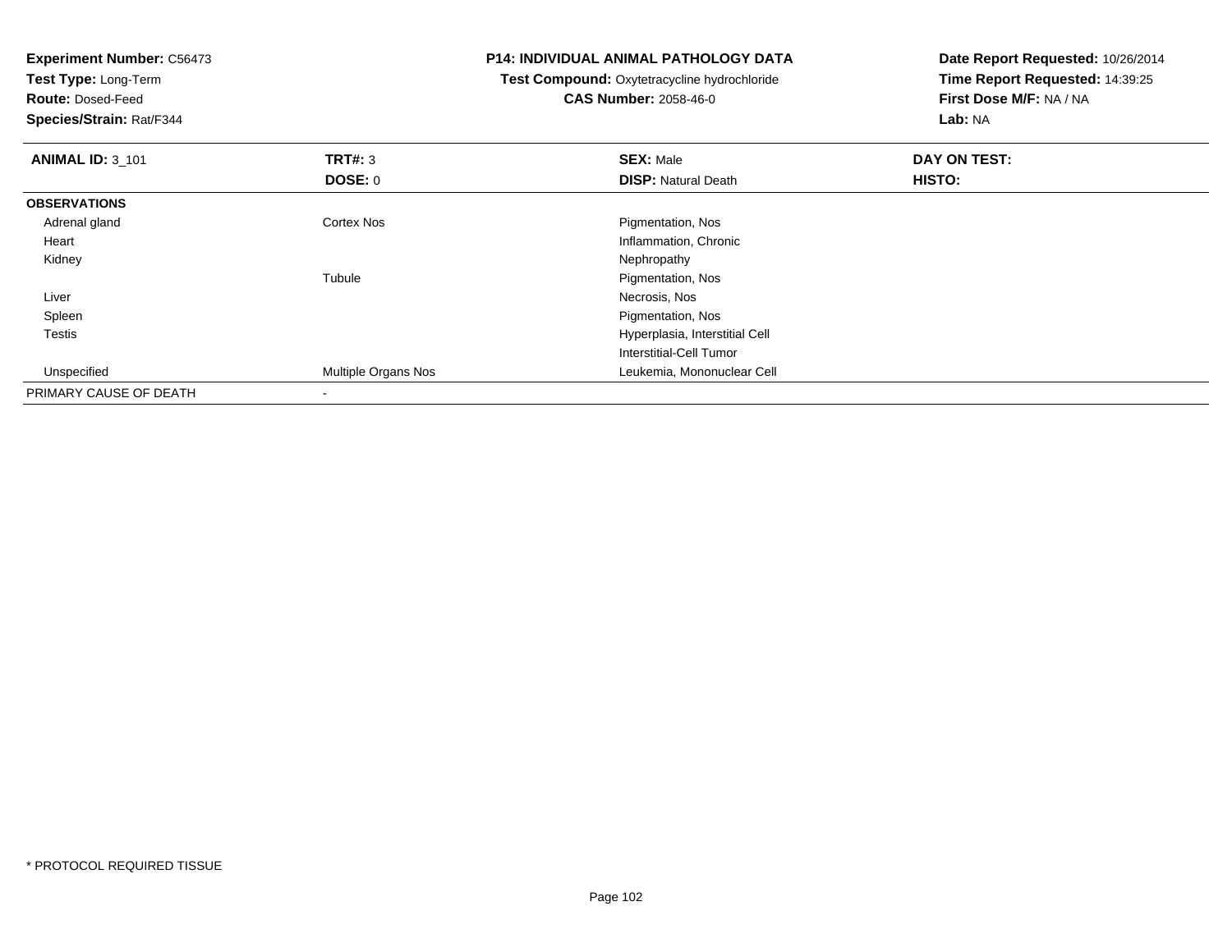**Experiment Number:** C56473
**Test Type:** Long-Term
**Route:** Dosed-Feed
**Species/Strain:** Rat/F344

**P14: INDIVIDUAL ANIMAL PATHOLOGY DATA**
**Test Compound:** Oxytetracycline hydrochloride
**CAS Number:** 2058-46-0

**Date Report Requested:** 10/26/2014
**Time Report Requested:** 14:39:25
**First Dose M/F:** NA / NA
**Lab:** NA

| **ANIMAL ID:** 3_101 | **TRT#:** 3 | **SEX:** Male | **DAY ON TEST:** |
|---|---|---|---|
| | **DOSE:** 0 | **DISP:** Natural Death | **HISTO:** |
| **OBSERVATIONS** | | | |
| Adrenal gland | Cortex Nos | Pigmentation, Nos | |
| Heart | | Inflammation, Chronic | |
| Kidney | | Nephropathy | |
| | Tubule | Pigmentation, Nos | |
| Liver | | Necrosis, Nos | |
| Spleen | | Pigmentation, Nos | |
| Testis | | Hyperplasia, Interstitial Cell | |
| | | Interstitial-Cell Tumor | |
| Unspecified | Multiple Organs Nos | Leukemia, Mononuclear Cell | |
| PRIMARY CAUSE OF DEATH | - | | |

* PROTOCOL REQUIRED TISSUE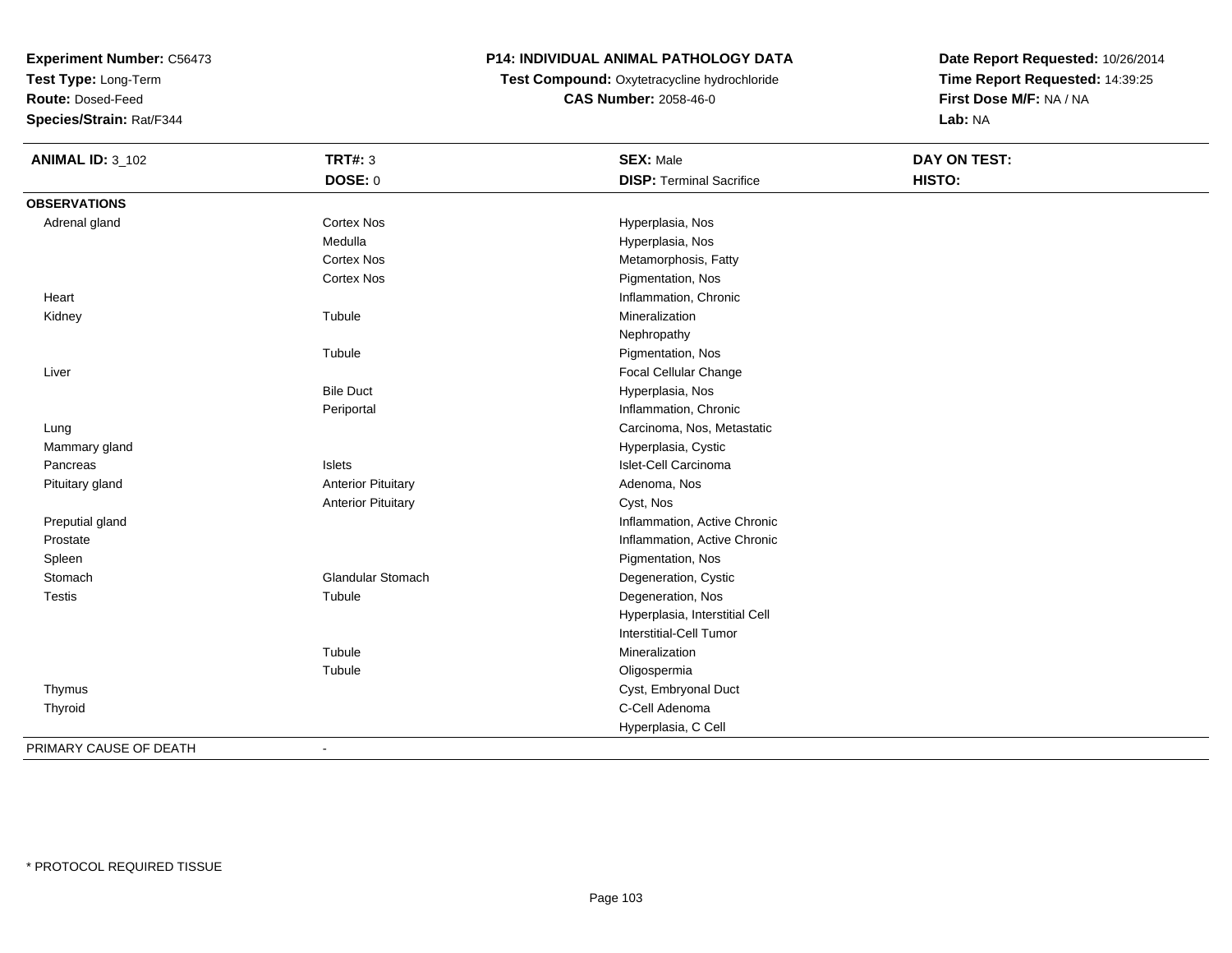**Experiment Number:** C56473
**Test Type:** Long-Term
**Route:** Dosed-Feed
**Species/Strain:** Rat/F344

**P14: INDIVIDUAL ANIMAL PATHOLOGY DATA**
**Test Compound:** Oxytetracycline hydrochloride
**CAS Number:** 2058-46-0

**Date Report Requested:** 10/26/2014
**Time Report Requested:** 14:39:25
**First Dose M/F:** NA / NA
**Lab:** NA

| **ANIMAL ID:** 3_102 | **TRT#:** 3 | **SEX:** Male | **DAY ON TEST:** |
|---|---|---|---|
| | **DOSE:** 0 | **DISP:** Terminal Sacrifice | **HISTO:** |
| **OBSERVATIONS** | | | |
| Adrenal gland | Cortex Nos | Hyperplasia, Nos | |
| | Medulla | Hyperplasia, Nos | |
| | Cortex Nos | Metamorphosis, Fatty | |
| | Cortex Nos | Pigmentation, Nos | |
| Heart | | Inflammation, Chronic | |
| Kidney | Tubule | Mineralization | |
| | | Nephropathy | |
| | Tubule | Pigmentation, Nos | |
| Liver | | Focal Cellular Change | |
| | Bile Duct | Hyperplasia, Nos | |
| | Periportal | Inflammation, Chronic | |
| Lung | | Carcinoma, Nos, Metastatic | |
| Mammary gland | | Hyperplasia, Cystic | |
| Pancreas | Islets | Islet-Cell Carcinoma | |
| Pituitary gland | Anterior Pituitary | Adenoma, Nos | |
| | Anterior Pituitary | Cyst, Nos | |
| Preputial gland | | Inflammation, Active Chronic | |
| Prostate | | Inflammation, Active Chronic | |
| Spleen | | Pigmentation, Nos | |
| Stomach | Glandular Stomach | Degeneration, Cystic | |
| Testis | Tubule | Degeneration, Nos | |
| | | Hyperplasia, Interstitial Cell | |
| | | Interstitial-Cell Tumor | |
| | Tubule | Mineralization | |
| | Tubule | Oligospermia | |
| Thymus | | Cyst, Embryonal Duct | |
| Thyroid | | C-Cell Adenoma | |
| | | Hyperplasia, C Cell | |
| PRIMARY CAUSE OF DEATH | - | | |

* PROTOCOL REQUIRED TISSUE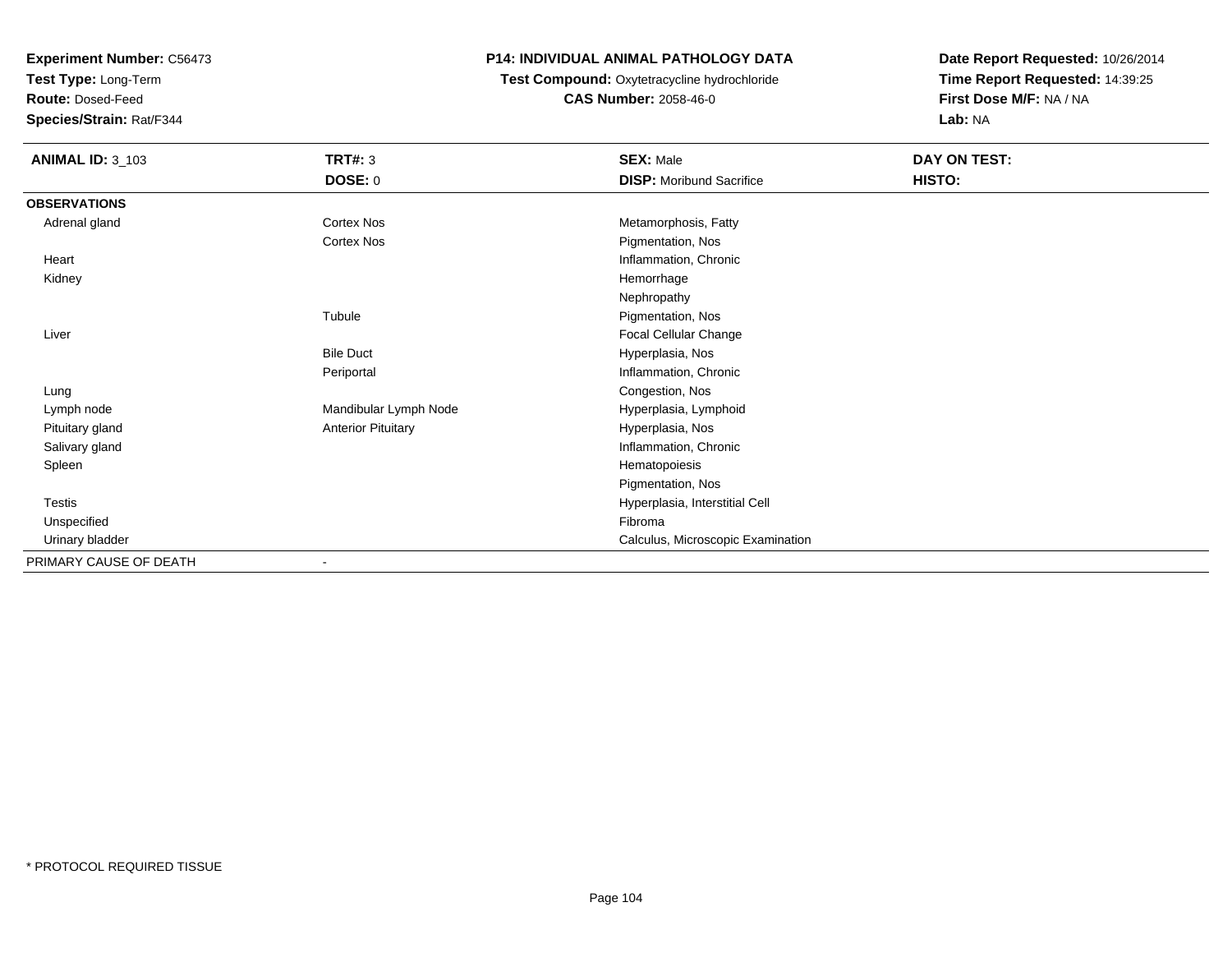**Experiment Number:** C56473
**Test Type:** Long-Term
**Route:** Dosed-Feed
**Species/Strain:** Rat/F344

**P14: INDIVIDUAL ANIMAL PATHOLOGY DATA**
**Test Compound:** Oxytetracycline hydrochloride
**CAS Number:** 2058-46-0

**Date Report Requested:** 10/26/2014
**Time Report Requested:** 14:39:25
**First Dose M/F:** NA / NA
**Lab:** NA

| **ANIMAL ID:** 3_103 | **TRT#:** 3 | **SEX:** Male | **DAY ON TEST:** |
|---|---|---|---|
| | **DOSE:** 0 | **DISP:** Moribund Sacrifice | **HISTO:** |
| **OBSERVATIONS** | | | |
| Adrenal gland | Cortex Nos | Metamorphosis, Fatty | |
| | Cortex Nos | Pigmentation, Nos | |
| Heart | | Inflammation, Chronic | |
| Kidney | | Hemorrhage | |
| | | Nephropathy | |
| | Tubule | Pigmentation, Nos | |
| Liver | | Focal Cellular Change | |
| | Bile Duct | Hyperplasia, Nos | |
| | Periportal | Inflammation, Chronic | |
| Lung | | Congestion, Nos | |
| Lymph node | Mandibular Lymph Node | Hyperplasia, Lymphoid | |
| Pituitary gland | Anterior Pituitary | Hyperplasia, Nos | |
| Salivary gland | | Inflammation, Chronic | |
| Spleen | | Hematopoiesis | |
| | | Pigmentation, Nos | |
| Testis | | Hyperplasia, Interstitial Cell | |
| Unspecified | | Fibroma | |
| Urinary bladder | | Calculus, Microscopic Examination | |
| PRIMARY CAUSE OF DEATH | - | | |

* PROTOCOL REQUIRED TISSUE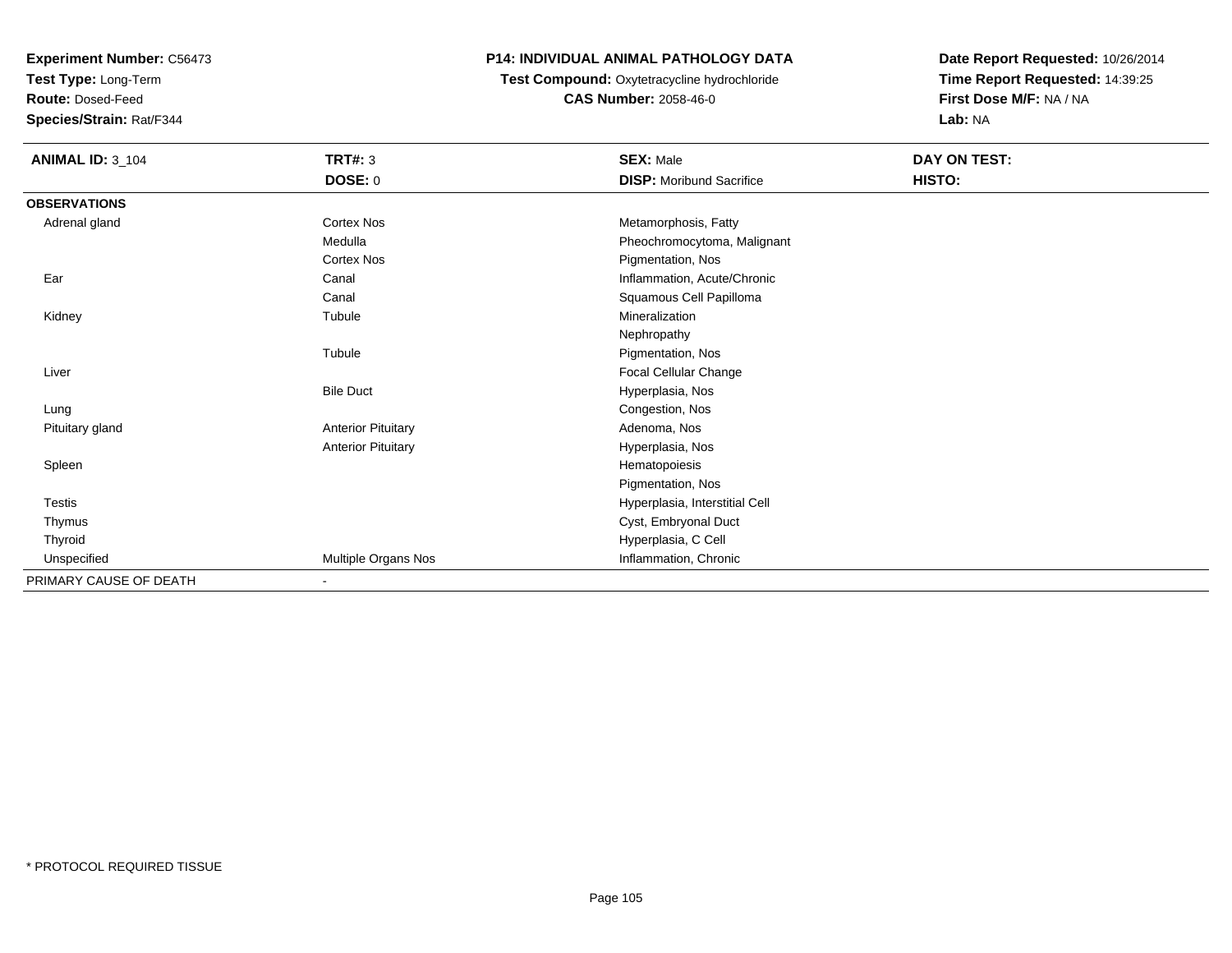**Experiment Number:** C56473
**Test Type:** Long-Term
**Route:** Dosed-Feed
**Species/Strain:** Rat/F344

# P14: INDIVIDUAL ANIMAL PATHOLOGY DATA

**Test Compound:** Oxytetracycline hydrochloride
**CAS Number:** 2058-46-0

**Date Report Requested:** 10/26/2014
**Time Report Requested:** 14:39:25
**First Dose M/F:** NA / NA
**Lab:** NA

| **ANIMAL ID:** 3_104 | **TRT#:** 3 | **SEX:** Male | **DAY ON TEST:** |
|---|---|---|---|
| | **DOSE:** 0 | **DISP:** Moribund Sacrifice | **HISTO:** |
| **OBSERVATIONS** | | | |
| Adrenal gland | Cortex Nos | Metamorphosis, Fatty | |
| | Medulla | Pheochromocytoma, Malignant | |
| | Cortex Nos | Pigmentation, Nos | |
| Ear | Canal | Inflammation, Acute/Chronic | |
| | Canal | Squamous Cell Papilloma | |
| Kidney | Tubule | Mineralization | |
| | | Nephropathy | |
| | Tubule | Pigmentation, Nos | |
| Liver | | Focal Cellular Change | |
| | Bile Duct | Hyperplasia, Nos | |
| Lung | | Congestion, Nos | |
| Pituitary gland | Anterior Pituitary | Adenoma, Nos | |
| | Anterior Pituitary | Hyperplasia, Nos | |
| Spleen | | Hematopoiesis | |
| | | Pigmentation, Nos | |
| Testis | | Hyperplasia, Interstitial Cell | |
| Thymus | | Cyst, Embryonal Duct | |
| Thyroid | | Hyperplasia, C Cell | |
| Unspecified | Multiple Organs Nos | Inflammation, Chronic | |
| PRIMARY CAUSE OF DEATH | - | | |

* PROTOCOL REQUIRED TISSUE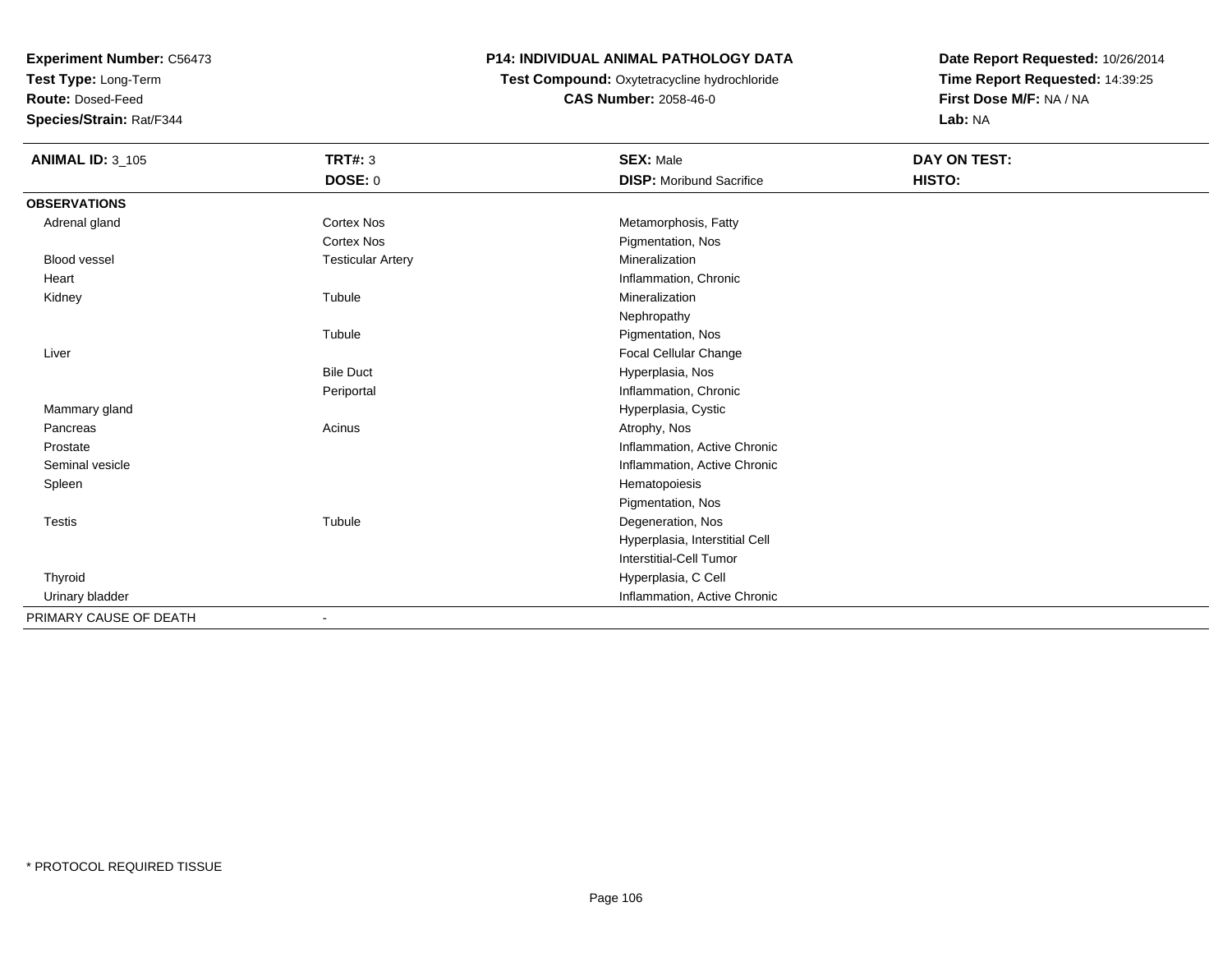**Experiment Number:** C56473
**Test Type:** Long-Term
**Route:** Dosed-Feed
**Species/Strain:** Rat/F344

**P14: INDIVIDUAL ANIMAL PATHOLOGY DATA**
**Test Compound:** Oxytetracycline hydrochloride
**CAS Number:** 2058-46-0

**Date Report Requested:** 10/26/2014
**Time Report Requested:** 14:39:25
**First Dose M/F:** NA / NA
**Lab:** NA

| **ANIMAL ID:** 3_105 | **TRT#:** 3 | **SEX:** Male | **DAY ON TEST:** |
|---|---|---|---|
| | **DOSE:** 0 | **DISP:** Moribund Sacrifice | **HISTO:** |
| **OBSERVATIONS** | | | |
| Adrenal gland | Cortex Nos | Metamorphosis, Fatty | |
| | Cortex Nos | Pigmentation, Nos | |
| Blood vessel | Testicular Artery | Mineralization | |
| Heart | | Inflammation, Chronic | |
| Kidney | Tubule | Mineralization | |
| | | Nephropathy | |
| | Tubule | Pigmentation, Nos | |
| Liver | | Focal Cellular Change | |
| | Bile Duct | Hyperplasia, Nos | |
| | Periportal | Inflammation, Chronic | |
| Mammary gland | | Hyperplasia, Cystic | |
| Pancreas | Acinus | Atrophy, Nos | |
| Prostate | | Inflammation, Active Chronic | |
| Seminal vesicle | | Inflammation, Active Chronic | |
| Spleen | | Hematopoiesis | |
| | | Pigmentation, Nos | |
| Testis | Tubule | Degeneration, Nos | |
| | | Hyperplasia, Interstitial Cell | |
| | | Interstitial-Cell Tumor | |
| Thyroid | | Hyperplasia, C Cell | |
| Urinary bladder | | Inflammation, Active Chronic | |
| PRIMARY CAUSE OF DEATH | - | | |

* PROTOCOL REQUIRED TISSUE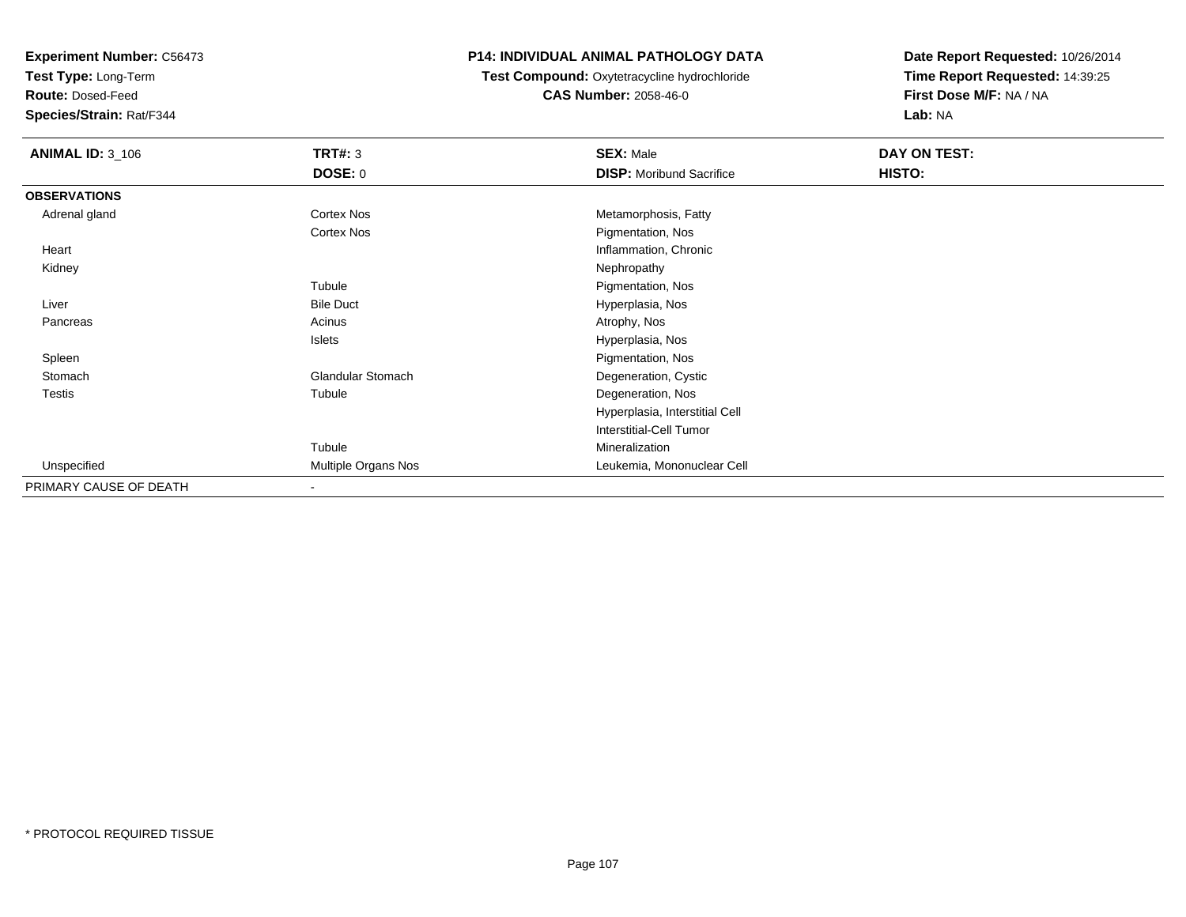**Experiment Number:** C56473
**Test Type:** Long-Term
**Route:** Dosed-Feed
**Species/Strain:** Rat/F344

**P14: INDIVIDUAL ANIMAL PATHOLOGY DATA**
**Test Compound:** Oxytetracycline hydrochloride
**CAS Number:** 2058-46-0

**Date Report Requested:** 10/26/2014
**Time Report Requested:** 14:39:25
**First Dose M/F:** NA / NA
**Lab:** NA

| **ANIMAL ID:** 3_106 | **TRT#:** 3 | **SEX:** Male | **DAY ON TEST:** |
|---|---|---|---|
| | **DOSE:** 0 | **DISP:** Moribund Sacrifice | **HISTO:** |
| **OBSERVATIONS** | | | |
| Adrenal gland | Cortex Nos | Metamorphosis, Fatty | |
| | Cortex Nos | Pigmentation, Nos | |
| Heart | | Inflammation, Chronic | |
| Kidney | | Nephropathy | |
| | Tubule | Pigmentation, Nos | |
| Liver | Bile Duct | Hyperplasia, Nos | |
| Pancreas | Acinus | Atrophy, Nos | |
| | Islets | Hyperplasia, Nos | |
| Spleen | | Pigmentation, Nos | |
| Stomach | Glandular Stomach | Degeneration, Cystic | |
| Testis | Tubule | Degeneration, Nos | |
| | | Hyperplasia, Interstitial Cell | |
| | | Interstitial-Cell Tumor | |
| | Tubule | Mineralization | |
| Unspecified | Multiple Organs Nos | Leukemia, Mononuclear Cell | |
| PRIMARY CAUSE OF DEATH | - | | |

\* PROTOCOL REQUIRED TISSUE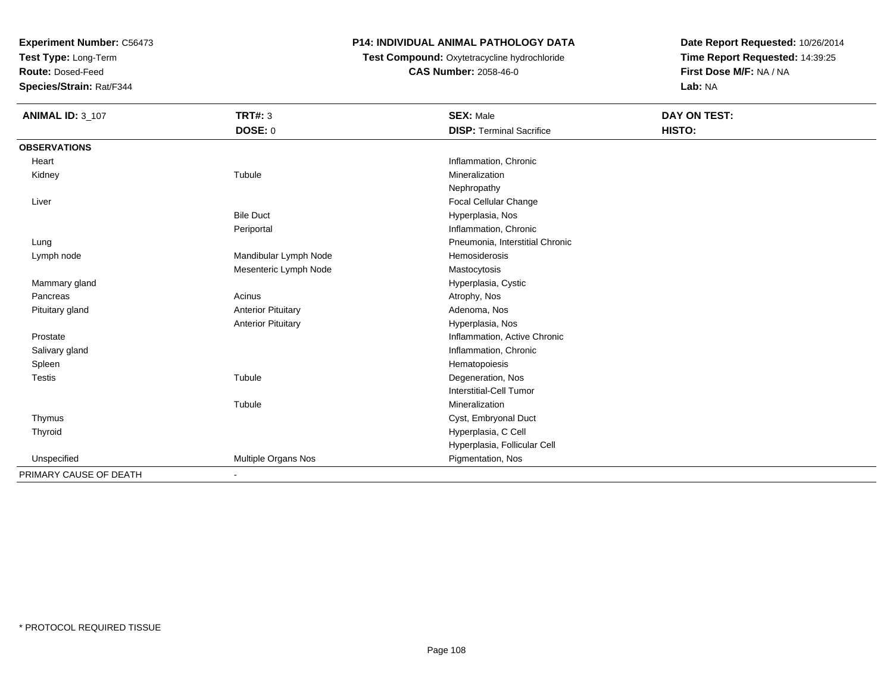**Experiment Number:** C56473
**Test Type:** Long-Term
**Route:** Dosed-Feed
**Species/Strain:** Rat/F344

**P14: INDIVIDUAL ANIMAL PATHOLOGY DATA**
**Test Compound:** Oxytetracycline hydrochloride
**CAS Number:** 2058-46-0

**Date Report Requested:** 10/26/2014
**Time Report Requested:** 14:39:25
**First Dose M/F:** NA / NA
**Lab:** NA

| ANIMAL ID: 3_107 | TRT#: 3 | SEX: Male | DAY ON TEST: |
|---|---|---|---|
| | DOSE: 0 | DISP: Terminal Sacrifice | HISTO: |
| **OBSERVATIONS** | | | |
| Heart | | Inflammation, Chronic | |
| Kidney | Tubule | Mineralization | |
| | | Nephropathy | |
| Liver | | Focal Cellular Change | |
| | Bile Duct | Hyperplasia, Nos | |
| | Periportal | Inflammation, Chronic | |
| Lung | | Pneumonia, Interstitial Chronic | |
| Lymph node | Mandibular Lymph Node | Hemosiderosis | |
| | Mesenteric Lymph Node | Mastocytosis | |
| Mammary gland | | Hyperplasia, Cystic | |
| Pancreas | Acinus | Atrophy, Nos | |
| Pituitary gland | Anterior Pituitary | Adenoma, Nos | |
| | Anterior Pituitary | Hyperplasia, Nos | |
| Prostate | | Inflammation, Active Chronic | |
| Salivary gland | | Inflammation, Chronic | |
| Spleen | | Hematopoiesis | |
| Testis | Tubule | Degeneration, Nos | |
| | | Interstitial-Cell Tumor | |
| | Tubule | Mineralization | |
| Thymus | | Cyst, Embryonal Duct | |
| Thyroid | | Hyperplasia, C Cell | |
| | | Hyperplasia, Follicular Cell | |
| Unspecified | Multiple Organs Nos | Pigmentation, Nos | |
| PRIMARY CAUSE OF DEATH | - | | |

\* PROTOCOL REQUIRED TISSUE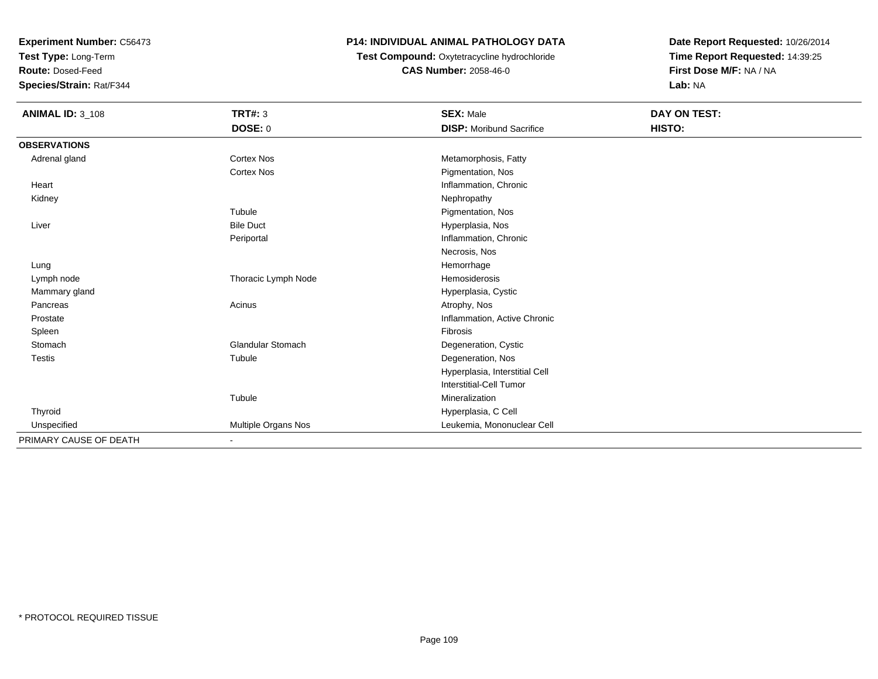**Experiment Number:** C56473
**Test Type:** Long-Term
**Route:** Dosed-Feed
**Species/Strain:** Rat/F344

**P14: INDIVIDUAL ANIMAL PATHOLOGY DATA**
**Test Compound:** Oxytetracycline hydrochloride
**CAS Number:** 2058-46-0

**Date Report Requested:** 10/26/2014
**Time Report Requested:** 14:39:25
**First Dose M/F:** NA / NA
**Lab:** NA

| **ANIMAL ID:** 3_108 | **TRT#:** 3 | **SEX:** Male | **DAY ON TEST:** |
|---|---|---|---|
| | **DOSE:** 0 | **DISP:** Moribund Sacrifice | **HISTO:** |
| **OBSERVATIONS** | | | |
| Adrenal gland | Cortex Nos | Metamorphosis, Fatty | |
| | Cortex Nos | Pigmentation, Nos | |
| Heart | | Inflammation, Chronic | |
| Kidney | | Nephropathy | |
| | Tubule | Pigmentation, Nos | |
| Liver | Bile Duct | Hyperplasia, Nos | |
| | Periportal | Inflammation, Chronic | |
| | | Necrosis, Nos | |
| Lung | | Hemorrhage | |
| Lymph node | Thoracic Lymph Node | Hemosiderosis | |
| Mammary gland | | Hyperplasia, Cystic | |
| Pancreas | Acinus | Atrophy, Nos | |
| Prostate | | Inflammation, Active Chronic | |
| Spleen | | Fibrosis | |
| Stomach | Glandular Stomach | Degeneration, Cystic | |
| Testis | Tubule | Degeneration, Nos | |
| | | Hyperplasia, Interstitial Cell | |
| | | Interstitial-Cell Tumor | |
| | Tubule | Mineralization | |
| Thyroid | | Hyperplasia, C Cell | |
| Unspecified | Multiple Organs Nos | Leukemia, Mononuclear Cell | |
| PRIMARY CAUSE OF DEATH | - | | |

\* PROTOCOL REQUIRED TISSUE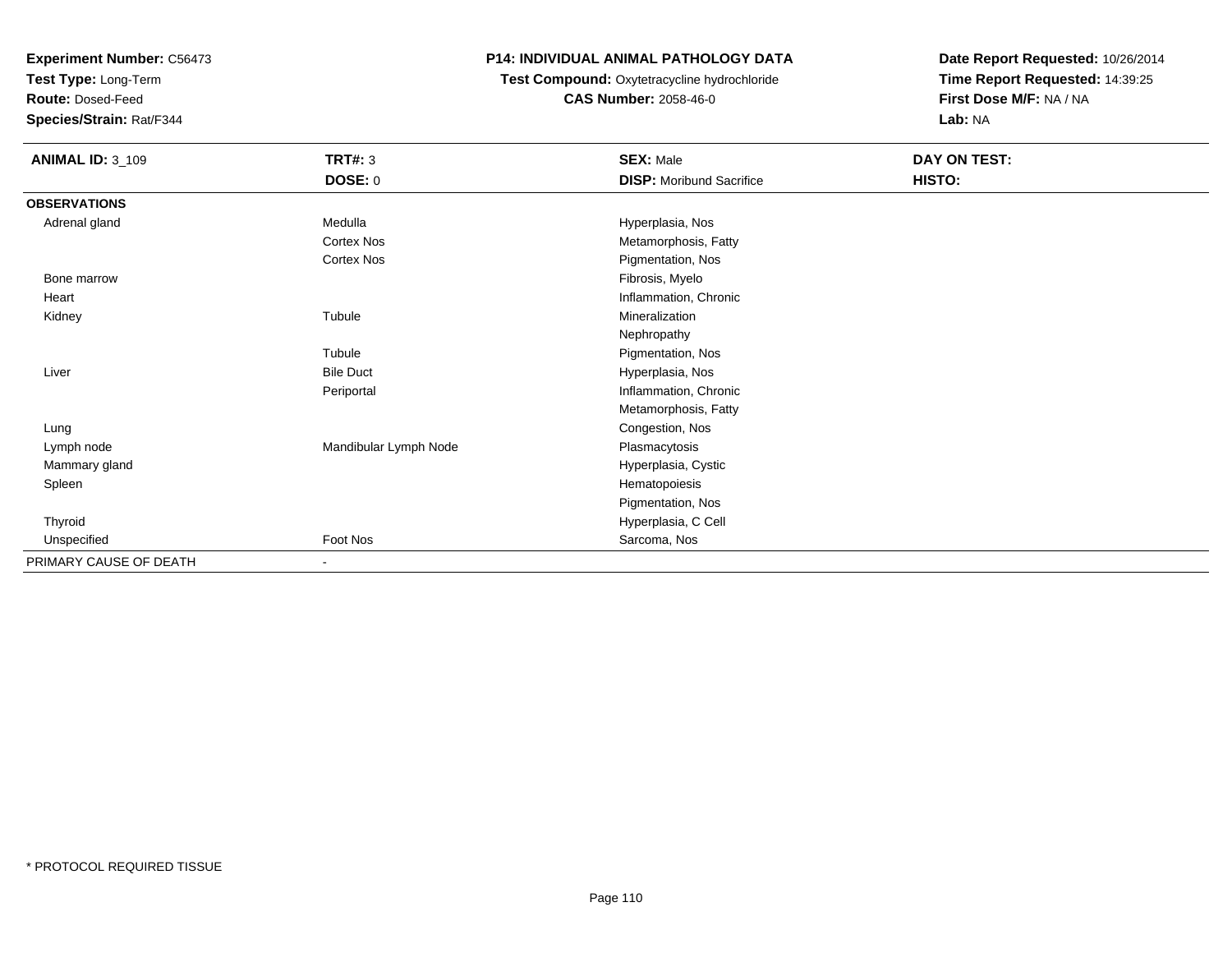**Experiment Number:** C56473
**Test Type:** Long-Term
**Route:** Dosed-Feed
**Species/Strain:** Rat/F344

## P14: INDIVIDUAL ANIMAL PATHOLOGY DATA

**Test Compound:** Oxytetracycline hydrochloride
**CAS Number:** 2058-46-0

**Date Report Requested:** 10/26/2014
**Time Report Requested:** 14:39:25
**First Dose M/F:** NA / NA
**Lab:** NA

| **ANIMAL ID:** 3_109 | **TRT#:** 3 | **SEX:** Male | **DAY ON TEST:** |
|---|---|---|---|
| | **DOSE:** 0 | **DISP:** Moribund Sacrifice | **HISTO:** |
| **OBSERVATIONS** | | | |
| Adrenal gland | Medulla | Hyperplasia, Nos | |
| | Cortex Nos | Metamorphosis, Fatty | |
| | Cortex Nos | Pigmentation, Nos | |
| Bone marrow | | Fibrosis, Myelo | |
| Heart | | Inflammation, Chronic | |
| Kidney | Tubule | Mineralization | |
| | | Nephropathy | |
| | Tubule | Pigmentation, Nos | |
| Liver | Bile Duct | Hyperplasia, Nos | |
| | Periportal | Inflammation, Chronic | |
| | | Metamorphosis, Fatty | |
| Lung | | Congestion, Nos | |
| Lymph node | Mandibular Lymph Node | Plasmacytosis | |
| Mammary gland | | Hyperplasia, Cystic | |
| Spleen | | Hematopoiesis | |
| | | Pigmentation, Nos | |
| Thyroid | | Hyperplasia, C Cell | |
| Unspecified | Foot Nos | Sarcoma, Nos | |
| PRIMARY CAUSE OF DEATH | - | | |

* PROTOCOL REQUIRED TISSUE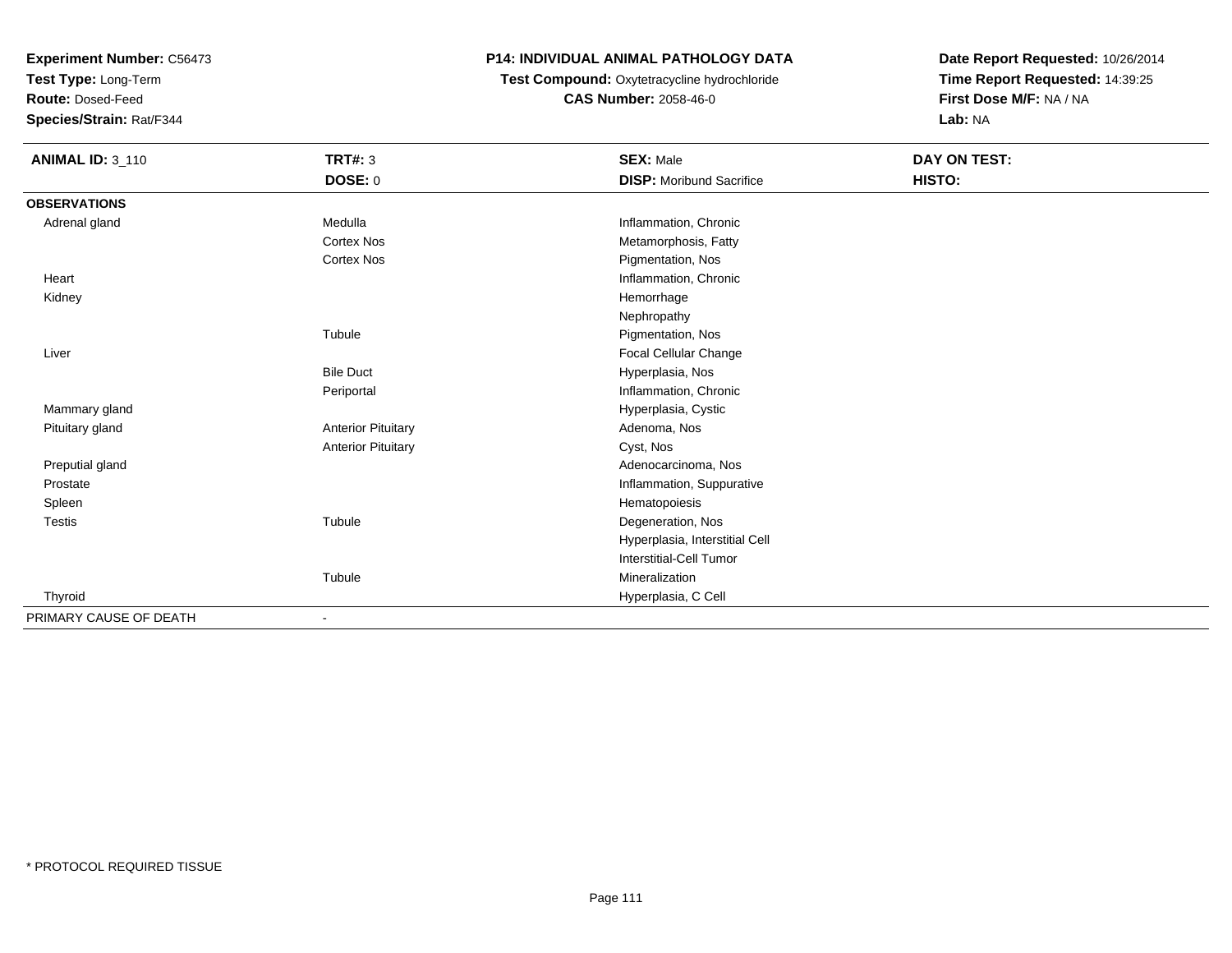**Experiment Number:** C56473
**Test Type:** Long-Term
**Route:** Dosed-Feed
**Species/Strain:** Rat/F344

**P14: INDIVIDUAL ANIMAL PATHOLOGY DATA**
**Test Compound:** Oxytetracycline hydrochloride
**CAS Number:** 2058-46-0

**Date Report Requested:** 10/26/2014
**Time Report Requested:** 14:39:25
**First Dose M/F:** NA / NA
**Lab:** NA

| **ANIMAL ID:** 3_110 | **TRT#:** 3 | **SEX:** Male | **DAY ON TEST:** |
|---|---|---|---|
| | **DOSE:** 0 | **DISP:** Moribund Sacrifice | **HISTO:** |
| **OBSERVATIONS** | | | |
| Adrenal gland | Medulla | Inflammation, Chronic | |
| | Cortex Nos | Metamorphosis, Fatty | |
| | Cortex Nos | Pigmentation, Nos | |
| Heart | | Inflammation, Chronic | |
| Kidney | | Hemorrhage | |
| | | Nephropathy | |
| | Tubule | Pigmentation, Nos | |
| Liver | | Focal Cellular Change | |
| | Bile Duct | Hyperplasia, Nos | |
| | Periportal | Inflammation, Chronic | |
| Mammary gland | | Hyperplasia, Cystic | |
| Pituitary gland | Anterior Pituitary | Adenoma, Nos | |
| | Anterior Pituitary | Cyst, Nos | |
| Preputial gland | | Adenocarcinoma, Nos | |
| Prostate | | Inflammation, Suppurative | |
| Spleen | | Hematopoiesis | |
| Testis | Tubule | Degeneration, Nos | |
| | | Hyperplasia, Interstitial Cell | |
| | | Interstitial-Cell Tumor | |
| | Tubule | Mineralization | |
| Thyroid | | Hyperplasia, C Cell | |
| PRIMARY CAUSE OF DEATH | - | | |

\* PROTOCOL REQUIRED TISSUE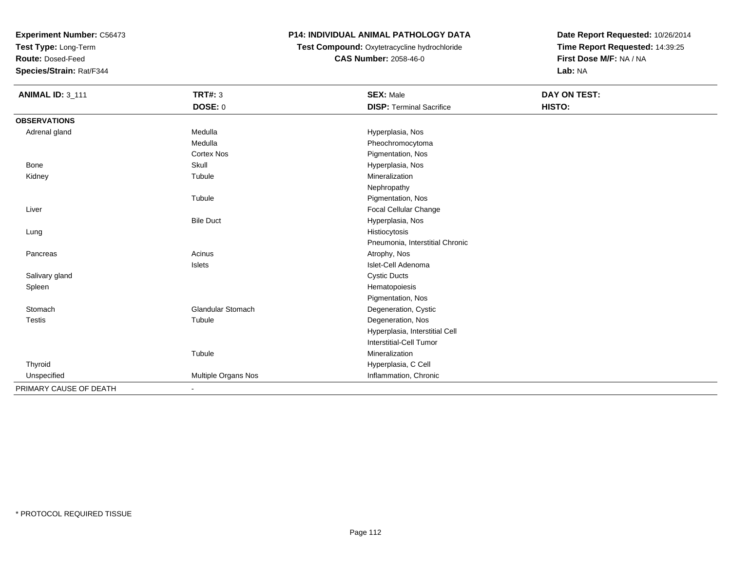**Experiment Number:** C56473
**Test Type:** Long-Term
**Route:** Dosed-Feed
**Species/Strain:** Rat/F344

**P14: INDIVIDUAL ANIMAL PATHOLOGY DATA**
**Test Compound:** Oxytetracycline hydrochloride
**CAS Number:** 2058-46-0

**Date Report Requested:** 10/26/2014
**Time Report Requested:** 14:39:25
**First Dose M/F:** NA / NA
**Lab:** NA

| **ANIMAL ID:** 3_111 | **TRT#:** 3 | **SEX:** Male | **DAY ON TEST:** |
|---|---|---|---|
| | **DOSE:** 0 | **DISP:** Terminal Sacrifice | **HISTO:** |
| **OBSERVATIONS** | | | |
| Adrenal gland | Medulla | Hyperplasia, Nos | |
| | Medulla | Pheochromocytoma | |
| | Cortex Nos | Pigmentation, Nos | |
| Bone | Skull | Hyperplasia, Nos | |
| Kidney | Tubule | Mineralization | |
| | | Nephropathy | |
| | Tubule | Pigmentation, Nos | |
| Liver | | Focal Cellular Change | |
| | Bile Duct | Hyperplasia, Nos | |
| Lung | | Histiocytosis | |
| | | Pneumonia, Interstitial Chronic | |
| Pancreas | Acinus | Atrophy, Nos | |
| | Islets | Islet-Cell Adenoma | |
| Salivary gland | | Cystic Ducts | |
| Spleen | | Hematopoiesis | |
| | | Pigmentation, Nos | |
| Stomach | Glandular Stomach | Degeneration, Cystic | |
| Testis | Tubule | Degeneration, Nos | |
| | | Hyperplasia, Interstitial Cell | |
| | | Interstitial-Cell Tumor | |
| | Tubule | Mineralization | |
| Thyroid | | Hyperplasia, C Cell | |
| Unspecified | Multiple Organs Nos | Inflammation, Chronic | |
| PRIMARY CAUSE OF DEATH | - | | |

* PROTOCOL REQUIRED TISSUE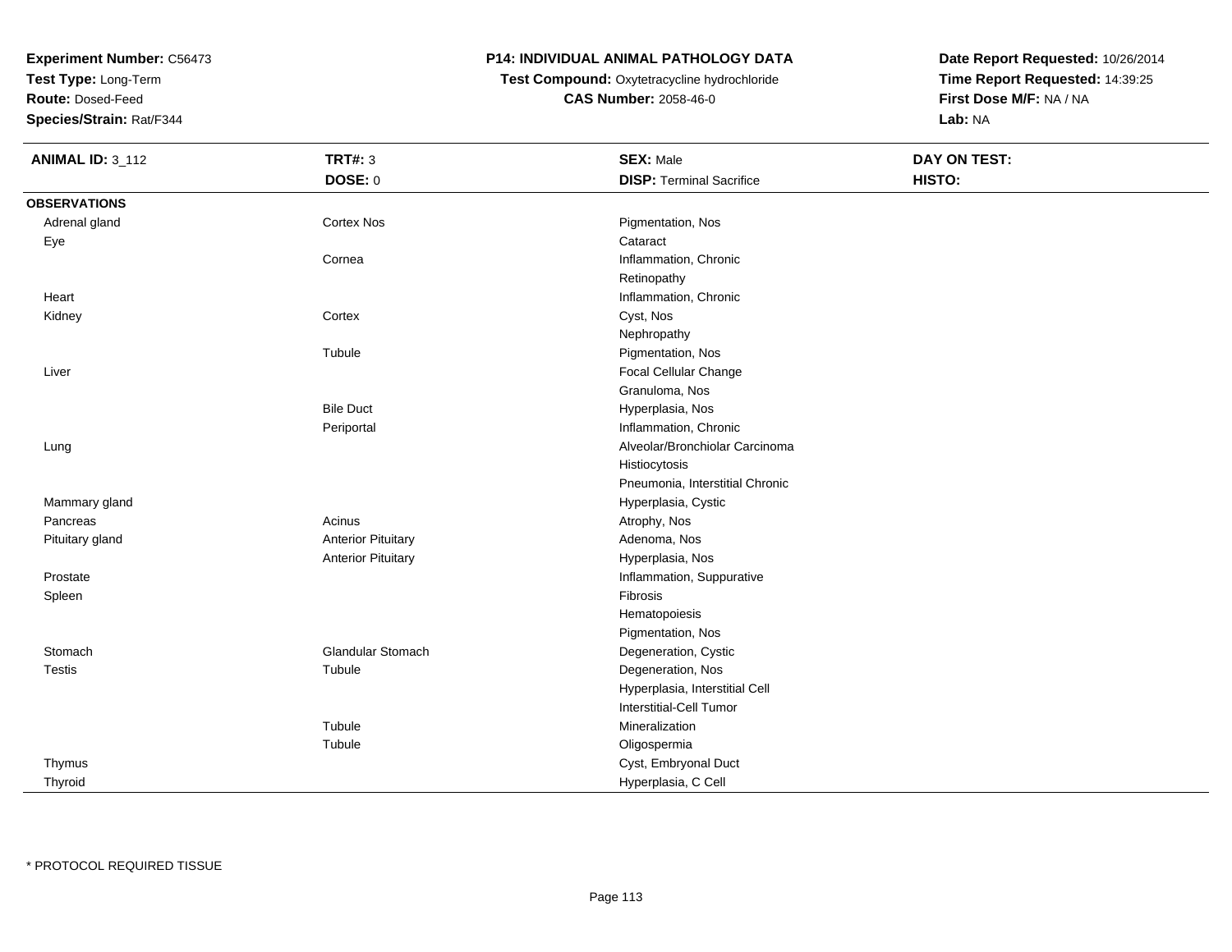**Experiment Number:** C56473
**Test Type:** Long-Term
**Route:** Dosed-Feed
**Species/Strain:** Rat/F344

**P14: INDIVIDUAL ANIMAL PATHOLOGY DATA**
**Test Compound:** Oxytetracycline hydrochloride
**CAS Number:** 2058-46-0

**Date Report Requested:** 10/26/2014
**Time Report Requested:** 14:39:25
**First Dose M/F:** NA / NA
**Lab:** NA

| **ANIMAL ID:** 3_112 | **TRT#:** 3 | **SEX:** Male | **DAY ON TEST:** |
|---|---|---|---|
| | **DOSE:** 0 | **DISP:** Terminal Sacrifice | **HISTO:** |

| **OBSERVATIONS** | | |
|---|---|---|
| Adrenal gland | Cortex Nos | Pigmentation, Nos |
| Eye | | Cataract |
| | Cornea | Inflammation, Chronic |
| | | Retinopathy |
| Heart | | Inflammation, Chronic |
| Kidney | Cortex | Cyst, Nos |
| | | Nephropathy |
| | Tubule | Pigmentation, Nos |
| Liver | | Focal Cellular Change |
| | | Granuloma, Nos |
| | Bile Duct | Hyperplasia, Nos |
| | Periportal | Inflammation, Chronic |
| Lung | | Alveolar/Bronchiolar Carcinoma |
| | | Histiocytosis |
| | | Pneumonia, Interstitial Chronic |
| Mammary gland | | Hyperplasia, Cystic |
| Pancreas | Acinus | Atrophy, Nos |
| Pituitary gland | Anterior Pituitary | Adenoma, Nos |
| | Anterior Pituitary | Hyperplasia, Nos |
| Prostate | | Inflammation, Suppurative |
| Spleen | | Fibrosis |
| | | Hematopoiesis |
| | | Pigmentation, Nos |
| Stomach | Glandular Stomach | Degeneration, Cystic |
| Testis | Tubule | Degeneration, Nos |
| | | Hyperplasia, Interstitial Cell |
| | | Interstitial-Cell Tumor |
| | Tubule | Mineralization |
| | Tubule | Oligospermia |
| Thymus | | Cyst, Embryonal Duct |
| Thyroid | | Hyperplasia, C Cell |

* PROTOCOL REQUIRED TISSUE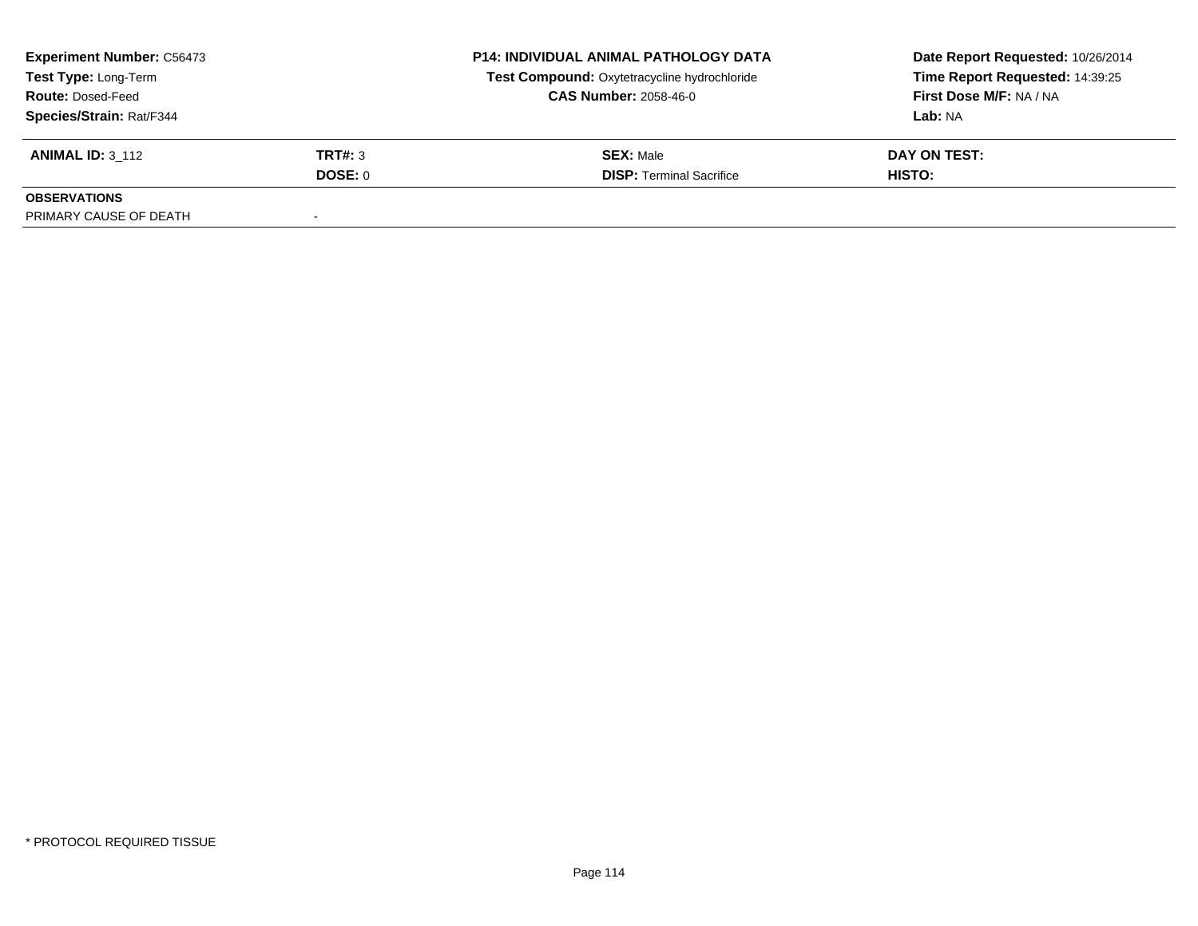**Experiment Number:** C56473
**Test Type:** Long-Term
**Route:** Dosed-Feed
**Species/Strain:** Rat/F344

**P14: INDIVIDUAL ANIMAL PATHOLOGY DATA**
**Test Compound:** Oxytetracycline hydrochloride
**CAS Number:** 2058-46-0

**Date Report Requested:** 10/26/2014
**Time Report Requested:** 14:39:25
**First Dose M/F:** NA / NA
**Lab:** NA

| **ANIMAL ID:** 3_112 | **TRT#:** 3 | **SEX:** Male | **DAY ON TEST:** |
|---|---|---|---|
| | **DOSE:** 0 | **DISP:** Terminal Sacrifice | **HISTO:** |

**OBSERVATIONS**

| | |
|---|---|
| PRIMARY CAUSE OF DEATH | - |

* PROTOCOL REQUIRED TISSUE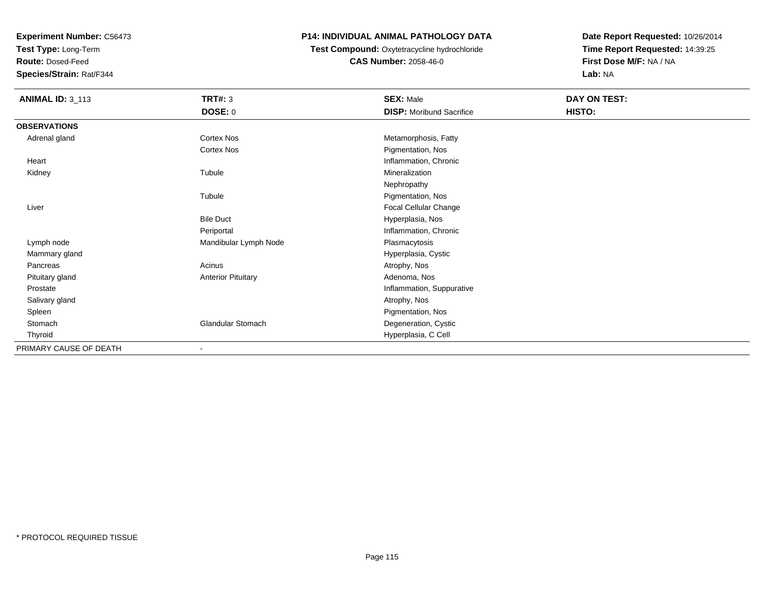**Experiment Number:** C56473
**Test Type:** Long-Term
**Route:** Dosed-Feed
**Species/Strain:** Rat/F344

**P14: INDIVIDUAL ANIMAL PATHOLOGY DATA**
**Test Compound:** Oxytetracycline hydrochloride
**CAS Number:** 2058-46-0

**Date Report Requested:** 10/26/2014
**Time Report Requested:** 14:39:25
**First Dose M/F:** NA / NA
**Lab:** NA

| **ANIMAL ID:** 3_113 | **TRT#:** 3 | **SEX:** Male | **DAY ON TEST:** |
|---|---|---|---|
| | **DOSE:** 0 | **DISP:** Moribund Sacrifice | **HISTO:** |
| **OBSERVATIONS** | | | |
| Adrenal gland | Cortex Nos | Metamorphosis, Fatty | |
| | Cortex Nos | Pigmentation, Nos | |
| Heart | | Inflammation, Chronic | |
| Kidney | Tubule | Mineralization | |
| | | Nephropathy | |
| | Tubule | Pigmentation, Nos | |
| Liver | | Focal Cellular Change | |
| | Bile Duct | Hyperplasia, Nos | |
| | Periportal | Inflammation, Chronic | |
| Lymph node | Mandibular Lymph Node | Plasmacytosis | |
| Mammary gland | | Hyperplasia, Cystic | |
| Pancreas | Acinus | Atrophy, Nos | |
| Pituitary gland | Anterior Pituitary | Adenoma, Nos | |
| Prostate | | Inflammation, Suppurative | |
| Salivary gland | | Atrophy, Nos | |
| Spleen | | Pigmentation, Nos | |
| Stomach | Glandular Stomach | Degeneration, Cystic | |
| Thyroid | | Hyperplasia, C Cell | |
| PRIMARY CAUSE OF DEATH | - | | |

* PROTOCOL REQUIRED TISSUE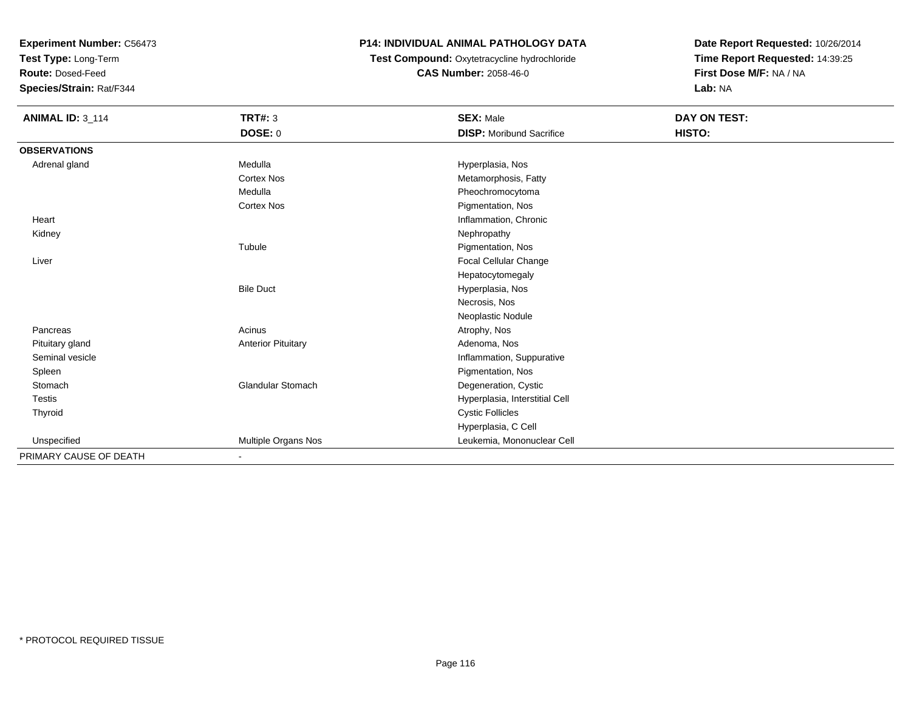**Experiment Number:** C56473
**Test Type:** Long-Term
**Route:** Dosed-Feed
**Species/Strain:** Rat/F344

**P14: INDIVIDUAL ANIMAL PATHOLOGY DATA**
**Test Compound:** Oxytetracycline hydrochloride
**CAS Number:** 2058-46-0

**Date Report Requested:** 10/26/2014
**Time Report Requested:** 14:39:25
**First Dose M/F:** NA / NA
**Lab:** NA

| **ANIMAL ID:** 3_114 | **TRT#:** 3 | **SEX:** Male | **DAY ON TEST:** |
|---|---|---|---|
| | **DOSE:** 0 | **DISP:** Moribund Sacrifice | **HISTO:** |
| **OBSERVATIONS** | | | |
| Adrenal gland | Medulla | Hyperplasia, Nos | |
| | Cortex Nos | Metamorphosis, Fatty | |
| | Medulla | Pheochromocytoma | |
| | Cortex Nos | Pigmentation, Nos | |
| Heart | | Inflammation, Chronic | |
| Kidney | | Nephropathy | |
| | Tubule | Pigmentation, Nos | |
| Liver | | Focal Cellular Change | |
| | | Hepatocytomegaly | |
| | Bile Duct | Hyperplasia, Nos | |
| | | Necrosis, Nos | |
| | | Neoplastic Nodule | |
| Pancreas | Acinus | Atrophy, Nos | |
| Pituitary gland | Anterior Pituitary | Adenoma, Nos | |
| Seminal vesicle | | Inflammation, Suppurative | |
| Spleen | | Pigmentation, Nos | |
| Stomach | Glandular Stomach | Degeneration, Cystic | |
| Testis | | Hyperplasia, Interstitial Cell | |
| Thyroid | | Cystic Follicles | |
| | | Hyperplasia, C Cell | |
| Unspecified | Multiple Organs Nos | Leukemia, Mononuclear Cell | |
| PRIMARY CAUSE OF DEATH | - | | |

* PROTOCOL REQUIRED TISSUE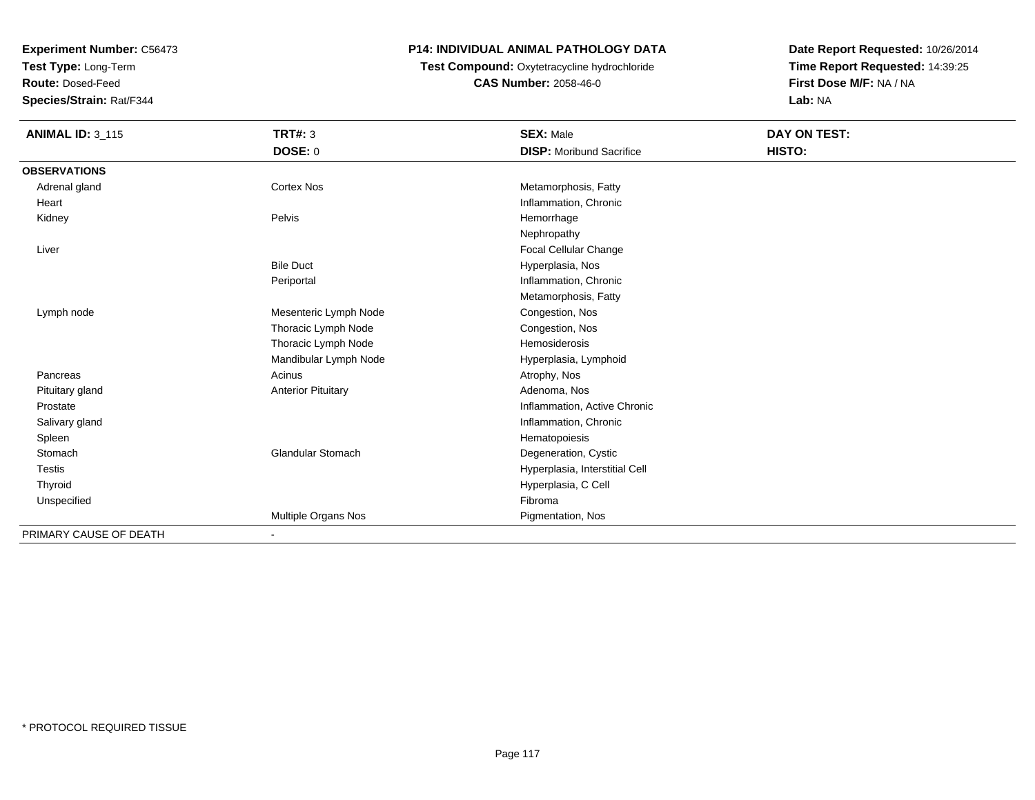**Experiment Number:** C56473
**Test Type:** Long-Term
**Route:** Dosed-Feed
**Species/Strain:** Rat/F344

**P14: INDIVIDUAL ANIMAL PATHOLOGY DATA**
**Test Compound:** Oxytetracycline hydrochloride
**CAS Number:** 2058-46-0

**Date Report Requested:** 10/26/2014
**Time Report Requested:** 14:39:25
**First Dose M/F:** NA / NA
**Lab:** NA

| **ANIMAL ID:** 3_115 | **TRT#:** 3 | **SEX:** Male | **DAY ON TEST:** |
|---|---|---|---|
| | **DOSE:** 0 | **DISP:** Moribund Sacrifice | **HISTO:** |
| **OBSERVATIONS** | | | |
| Adrenal gland | Cortex Nos | Metamorphosis, Fatty | |
| Heart | | Inflammation, Chronic | |
| Kidney | Pelvis | Hemorrhage | |
| | | Nephropathy | |
| Liver | | Focal Cellular Change | |
| | Bile Duct | Hyperplasia, Nos | |
| | Periportal | Inflammation, Chronic | |
| | | Metamorphosis, Fatty | |
| Lymph node | Mesenteric Lymph Node | Congestion, Nos | |
| | Thoracic Lymph Node | Congestion, Nos | |
| | Thoracic Lymph Node | Hemosiderosis | |
| | Mandibular Lymph Node | Hyperplasia, Lymphoid | |
| Pancreas | Acinus | Atrophy, Nos | |
| Pituitary gland | Anterior Pituitary | Adenoma, Nos | |
| Prostate | | Inflammation, Active Chronic | |
| Salivary gland | | Inflammation, Chronic | |
| Spleen | | Hematopoiesis | |
| Stomach | Glandular Stomach | Degeneration, Cystic | |
| Testis | | Hyperplasia, Interstitial Cell | |
| Thyroid | | Hyperplasia, C Cell | |
| Unspecified | | Fibroma | |
| | Multiple Organs Nos | Pigmentation, Nos | |
| PRIMARY CAUSE OF DEATH | - | | |

* PROTOCOL REQUIRED TISSUE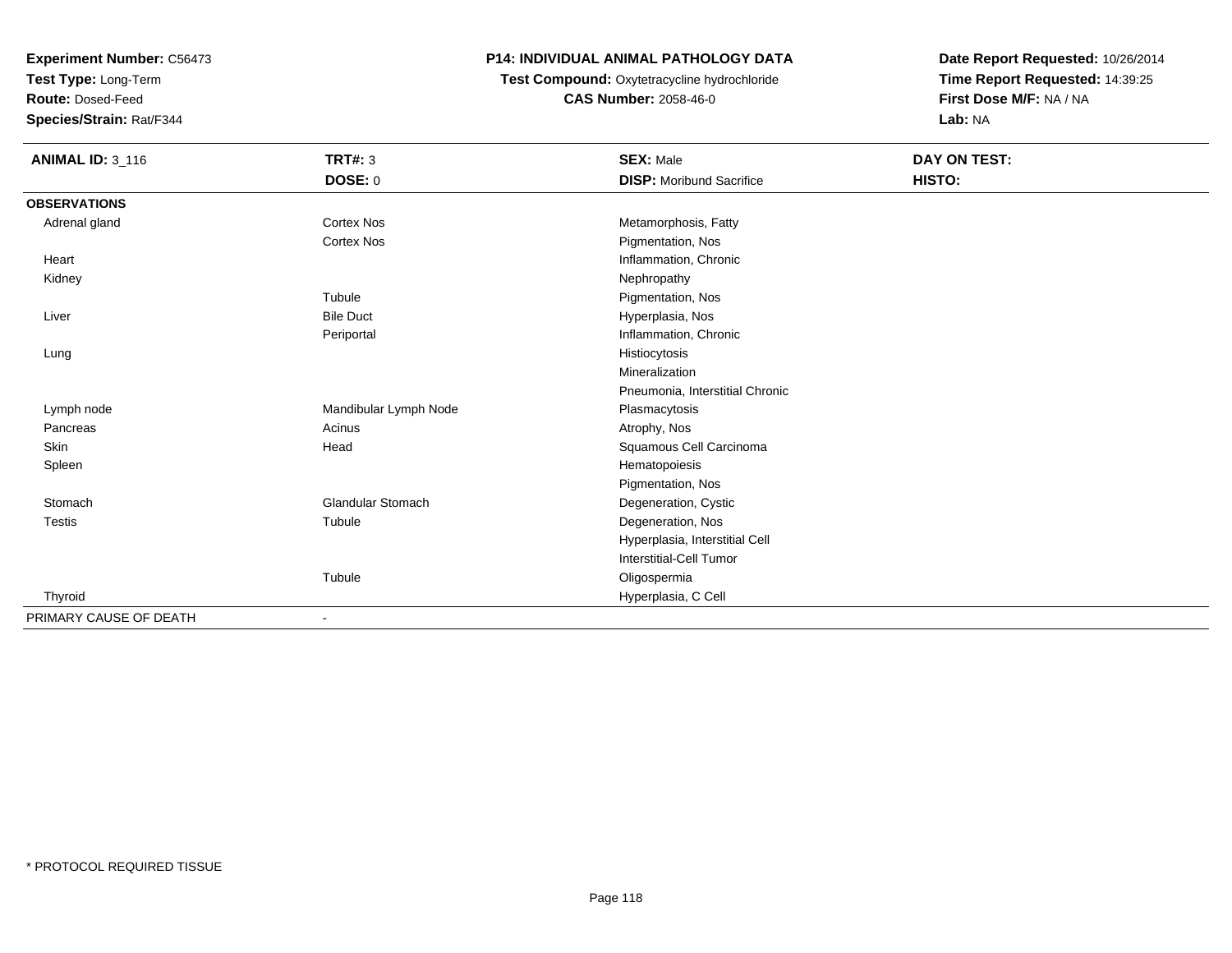**Experiment Number:** C56473
**Test Type:** Long-Term
**Route:** Dosed-Feed
**Species/Strain:** Rat/F344

**P14: INDIVIDUAL ANIMAL PATHOLOGY DATA**
**Test Compound:** Oxytetracycline hydrochloride
**CAS Number:** 2058-46-0

**Date Report Requested:** 10/26/2014
**Time Report Requested:** 14:39:25
**First Dose M/F:** NA / NA
**Lab:** NA

| **ANIMAL ID:** 3_116 | **TRT#:** 3 | **SEX:** Male | **DAY ON TEST:** |
|---|---|---|---|
| | **DOSE:** 0 | **DISP:** Moribund Sacrifice | **HISTO:** |
| **OBSERVATIONS** | | | |
| Adrenal gland | Cortex Nos | Metamorphosis, Fatty | |
| | Cortex Nos | Pigmentation, Nos | |
| Heart | | Inflammation, Chronic | |
| Kidney | | Nephropathy | |
| | Tubule | Pigmentation, Nos | |
| Liver | Bile Duct | Hyperplasia, Nos | |
| | Periportal | Inflammation, Chronic | |
| Lung | | Histiocytosis | |
| | | Mineralization | |
| | | Pneumonia, Interstitial Chronic | |
| Lymph node | Mandibular Lymph Node | Plasmacytosis | |
| Pancreas | Acinus | Atrophy, Nos | |
| Skin | Head | Squamous Cell Carcinoma | |
| Spleen | | Hematopoiesis | |
| | | Pigmentation, Nos | |
| Stomach | Glandular Stomach | Degeneration, Cystic | |
| Testis | Tubule | Degeneration, Nos | |
| | | Hyperplasia, Interstitial Cell | |
| | | Interstitial-Cell Tumor | |
| | Tubule | Oligospermia | |
| Thyroid | | Hyperplasia, C Cell | |
| PRIMARY CAUSE OF DEATH | - | | |

* PROTOCOL REQUIRED TISSUE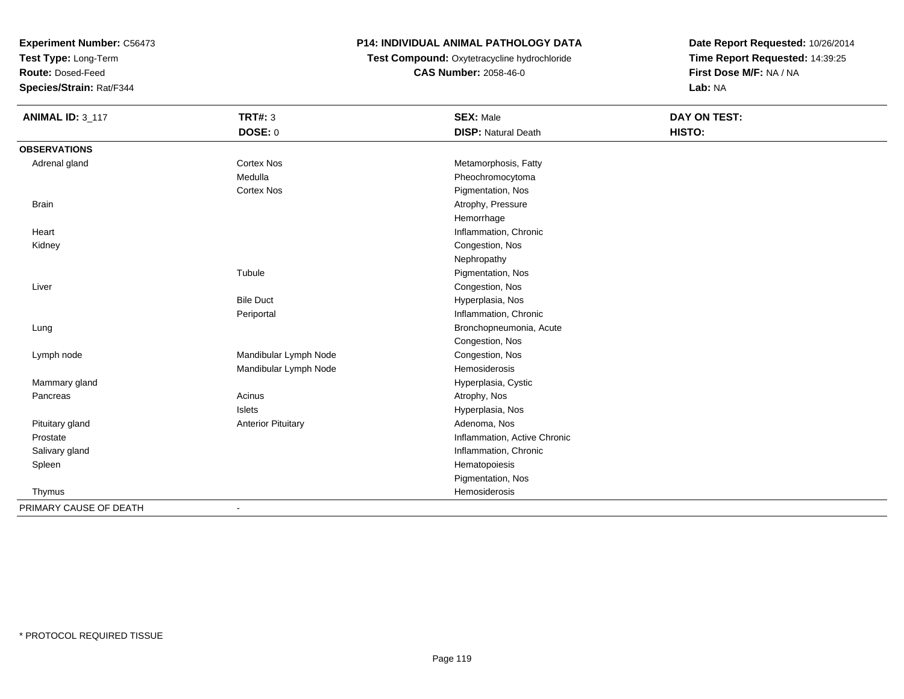**Experiment Number:** C56473
**Test Type:** Long-Term
**Route:** Dosed-Feed
**Species/Strain:** Rat/F344

**P14: INDIVIDUAL ANIMAL PATHOLOGY DATA**
**Test Compound:** Oxytetracycline hydrochloride
**CAS Number:** 2058-46-0

**Date Report Requested:** 10/26/2014
**Time Report Requested:** 14:39:25
**First Dose M/F:** NA / NA
**Lab:** NA

| **ANIMAL ID:** 3_117 | **TRT#:** 3 | **SEX:** Male | **DAY ON TEST:** |
|---|---|---|---|
| | **DOSE:** 0 | **DISP:** Natural Death | **HISTO:** |
| **OBSERVATIONS** | | | |
| Adrenal gland | Cortex Nos | Metamorphosis, Fatty | |
| | Medulla | Pheochromocytoma | |
| | Cortex Nos | Pigmentation, Nos | |
| Brain | | Atrophy, Pressure | |
| | | Hemorrhage | |
| Heart | | Inflammation, Chronic | |
| Kidney | | Congestion, Nos | |
| | | Nephropathy | |
| | Tubule | Pigmentation, Nos | |
| Liver | | Congestion, Nos | |
| | Bile Duct | Hyperplasia, Nos | |
| | Periportal | Inflammation, Chronic | |
| Lung | | Bronchopneumonia, Acute | |
| | | Congestion, Nos | |
| Lymph node | Mandibular Lymph Node | Congestion, Nos | |
| | Mandibular Lymph Node | Hemosiderosis | |
| Mammary gland | | Hyperplasia, Cystic | |
| Pancreas | Acinus | Atrophy, Nos | |
| | Islets | Hyperplasia, Nos | |
| Pituitary gland | Anterior Pituitary | Adenoma, Nos | |
| Prostate | | Inflammation, Active Chronic | |
| Salivary gland | | Inflammation, Chronic | |
| Spleen | | Hematopoiesis | |
| | | Pigmentation, Nos | |
| Thymus | | Hemosiderosis | |
| PRIMARY CAUSE OF DEATH | - | | |

* PROTOCOL REQUIRED TISSUE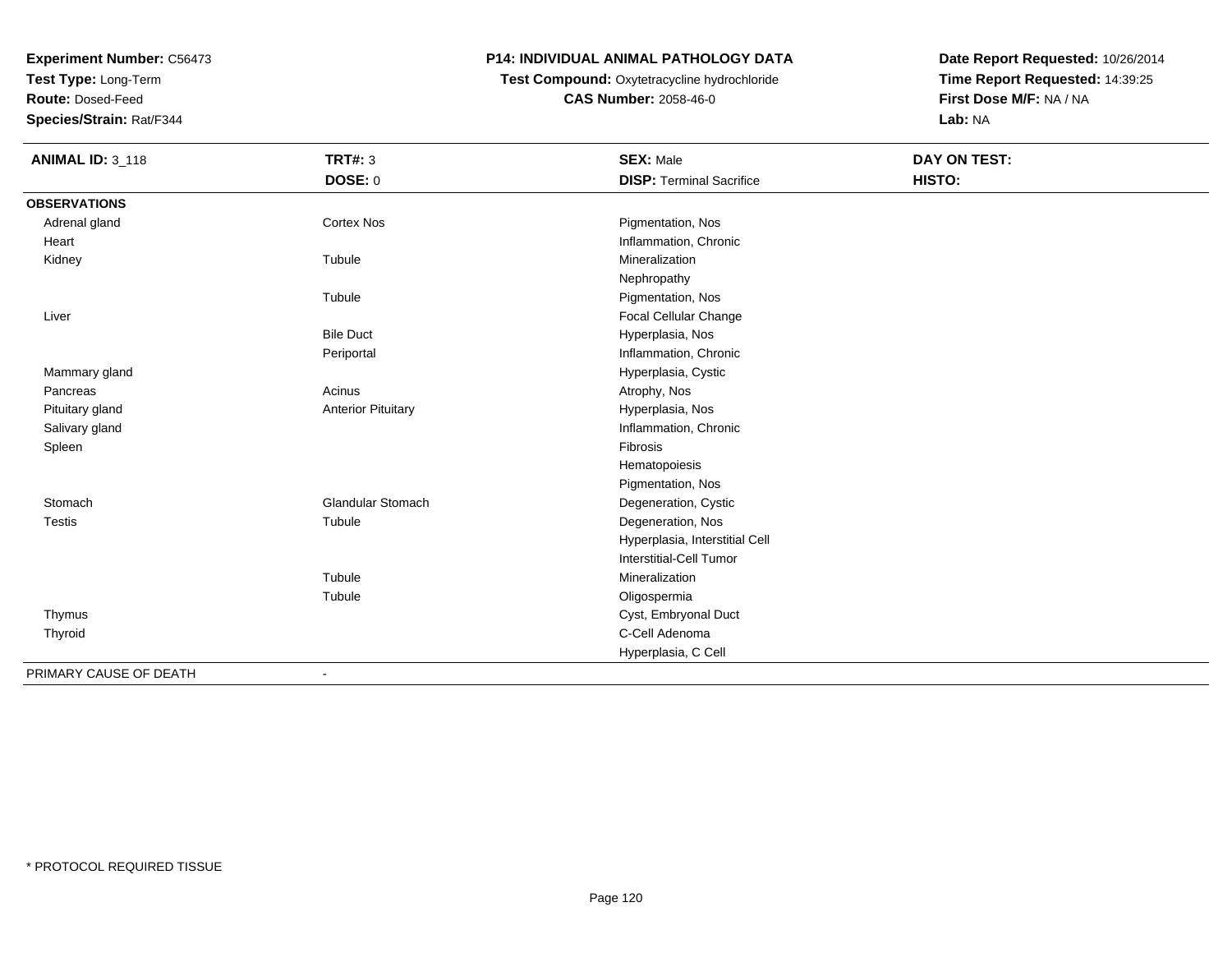**Experiment Number:** C56473
**Test Type:** Long-Term
**Route:** Dosed-Feed
**Species/Strain:** Rat/F344

**P14: INDIVIDUAL ANIMAL PATHOLOGY DATA**
**Test Compound:** Oxytetracycline hydrochloride
**CAS Number:** 2058-46-0

**Date Report Requested:** 10/26/2014
**Time Report Requested:** 14:39:25
**First Dose M/F:** NA / NA
**Lab:** NA

| **ANIMAL ID:** 3_118 | **TRT#:** 3 | **SEX:** Male | **DAY ON TEST:** |
|---|---|---|---|
| | **DOSE:** 0 | **DISP:** Terminal Sacrifice | **HISTO:** |
| **OBSERVATIONS** | | | |
| Adrenal gland | Cortex Nos | Pigmentation, Nos | |
| Heart | | Inflammation, Chronic | |
| Kidney | Tubule | Mineralization | |
| | | Nephropathy | |
| | Tubule | Pigmentation, Nos | |
| Liver | | Focal Cellular Change | |
| | Bile Duct | Hyperplasia, Nos | |
| | Periportal | Inflammation, Chronic | |
| Mammary gland | | Hyperplasia, Cystic | |
| Pancreas | Acinus | Atrophy, Nos | |
| Pituitary gland | Anterior Pituitary | Hyperplasia, Nos | |
| Salivary gland | | Inflammation, Chronic | |
| Spleen | | Fibrosis | |
| | | Hematopoiesis | |
| | | Pigmentation, Nos | |
| Stomach | Glandular Stomach | Degeneration, Cystic | |
| Testis | Tubule | Degeneration, Nos | |
| | | Hyperplasia, Interstitial Cell | |
| | | Interstitial-Cell Tumor | |
| | Tubule | Mineralization | |
| | Tubule | Oligospermia | |
| Thymus | | Cyst, Embryonal Duct | |
| Thyroid | | C-Cell Adenoma | |
| | | Hyperplasia, C Cell | |
| PRIMARY CAUSE OF DEATH | - | | |

\* PROTOCOL REQUIRED TISSUE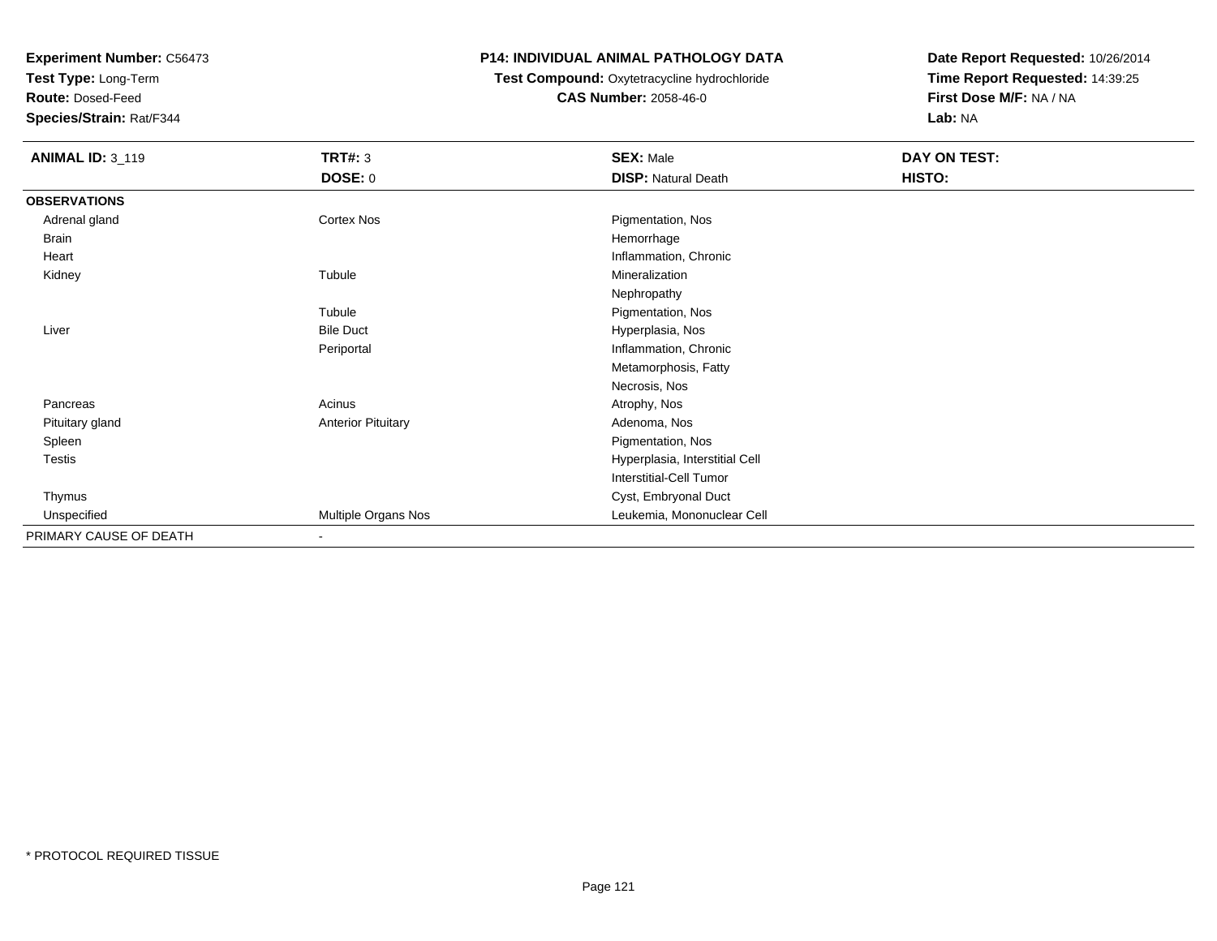**Experiment Number:** C56473
**Test Type:** Long-Term
**Route:** Dosed-Feed
**Species/Strain:** Rat/F344

**P14: INDIVIDUAL ANIMAL PATHOLOGY DATA**
**Test Compound:** Oxytetracycline hydrochloride
**CAS Number:** 2058-46-0

**Date Report Requested:** 10/26/2014
**Time Report Requested:** 14:39:25
**First Dose M/F:** NA / NA
**Lab:** NA

| **ANIMAL ID:** 3_119 | **TRT#:** 3 | **SEX:** Male | **DAY ON TEST:** |
|---|---|---|---|
| | **DOSE:** 0 | **DISP:** Natural Death | **HISTO:** |
| **OBSERVATIONS** | | | |
| Adrenal gland | Cortex Nos | Pigmentation, Nos | |
| Brain | | Hemorrhage | |
| Heart | | Inflammation, Chronic | |
| Kidney | Tubule | Mineralization | |
| | | Nephropathy | |
| | Tubule | Pigmentation, Nos | |
| Liver | Bile Duct | Hyperplasia, Nos | |
| | Periportal | Inflammation, Chronic | |
| | | Metamorphosis, Fatty | |
| | | Necrosis, Nos | |
| Pancreas | Acinus | Atrophy, Nos | |
| Pituitary gland | Anterior Pituitary | Adenoma, Nos | |
| Spleen | | Pigmentation, Nos | |
| Testis | | Hyperplasia, Interstitial Cell | |
| | | Interstitial-Cell Tumor | |
| Thymus | | Cyst, Embryonal Duct | |
| Unspecified | Multiple Organs Nos | Leukemia, Mononuclear Cell | |
| PRIMARY CAUSE OF DEATH | - | | |

* PROTOCOL REQUIRED TISSUE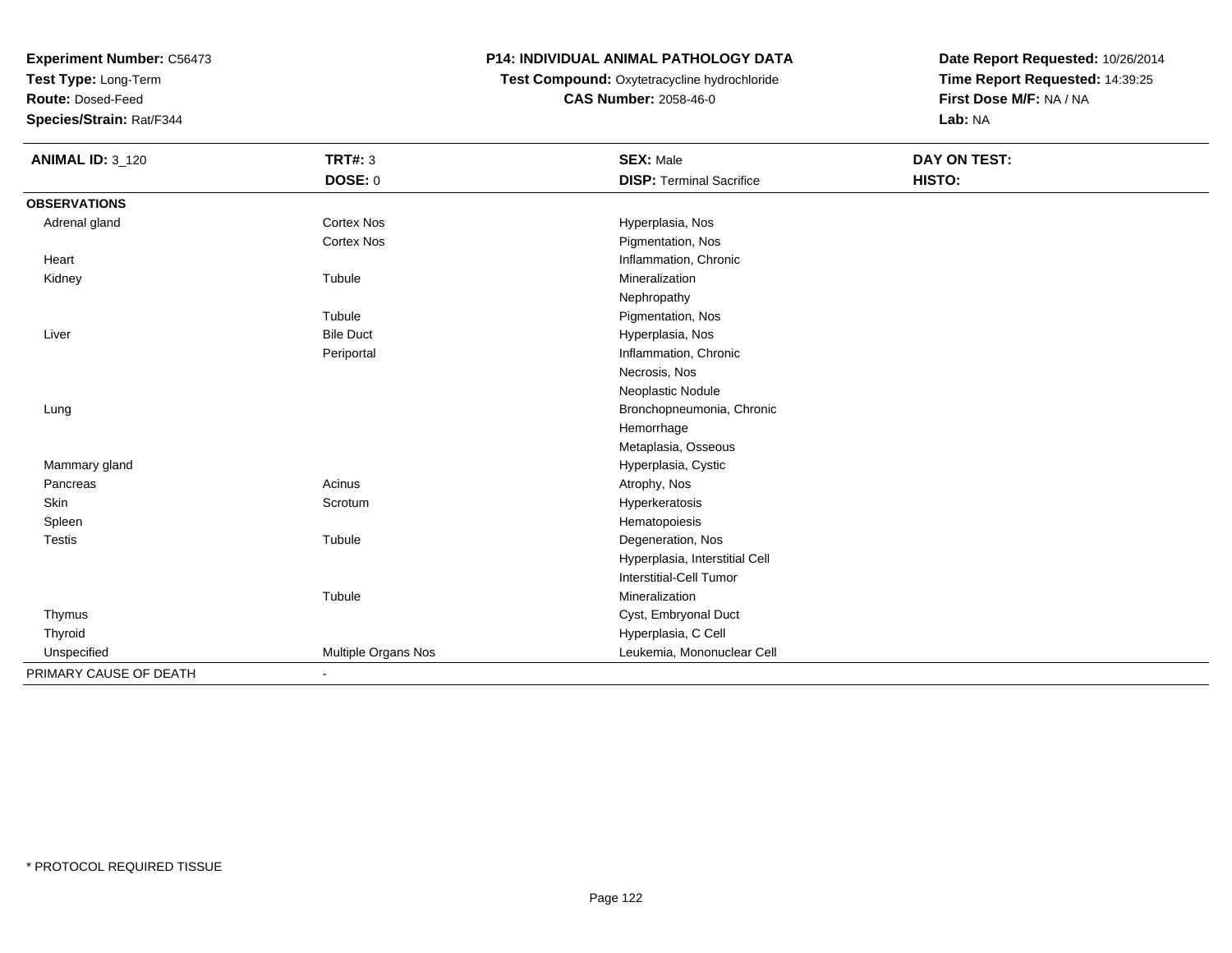**Experiment Number:** C56473
**Test Type:** Long-Term
**Route:** Dosed-Feed
**Species/Strain:** Rat/F344

**P14: INDIVIDUAL ANIMAL PATHOLOGY DATA**
**Test Compound:** Oxytetracycline hydrochloride
**CAS Number:** 2058-46-0

**Date Report Requested:** 10/26/2014
**Time Report Requested:** 14:39:25
**First Dose M/F:** NA / NA
**Lab:** NA

| **ANIMAL ID:** 3_120 | **TRT#:** 3 | **SEX:** Male | **DAY ON TEST:** |
|---|---|---|---|
| | **DOSE:** 0 | **DISP:** Terminal Sacrifice | **HISTO:** |
| **OBSERVATIONS** | | | |
| Adrenal gland | Cortex Nos | Hyperplasia, Nos | |
| | Cortex Nos | Pigmentation, Nos | |
| Heart | | Inflammation, Chronic | |
| Kidney | Tubule | Mineralization | |
| | | Nephropathy | |
| | Tubule | Pigmentation, Nos | |
| Liver | Bile Duct | Hyperplasia, Nos | |
| | Periportal | Inflammation, Chronic | |
| | | Necrosis, Nos | |
| | | Neoplastic Nodule | |
| Lung | | Bronchopneumonia, Chronic | |
| | | Hemorrhage | |
| | | Metaplasia, Osseous | |
| Mammary gland | | Hyperplasia, Cystic | |
| Pancreas | Acinus | Atrophy, Nos | |
| Skin | Scrotum | Hyperkeratosis | |
| Spleen | | Hematopoiesis | |
| Testis | Tubule | Degeneration, Nos | |
| | | Hyperplasia, Interstitial Cell | |
| | | Interstitial-Cell Tumor | |
| | Tubule | Mineralization | |
| Thymus | | Cyst, Embryonal Duct | |
| Thyroid | | Hyperplasia, C Cell | |
| Unspecified | Multiple Organs Nos | Leukemia, Mononuclear Cell | |
| PRIMARY CAUSE OF DEATH | - | | |

* PROTOCOL REQUIRED TISSUE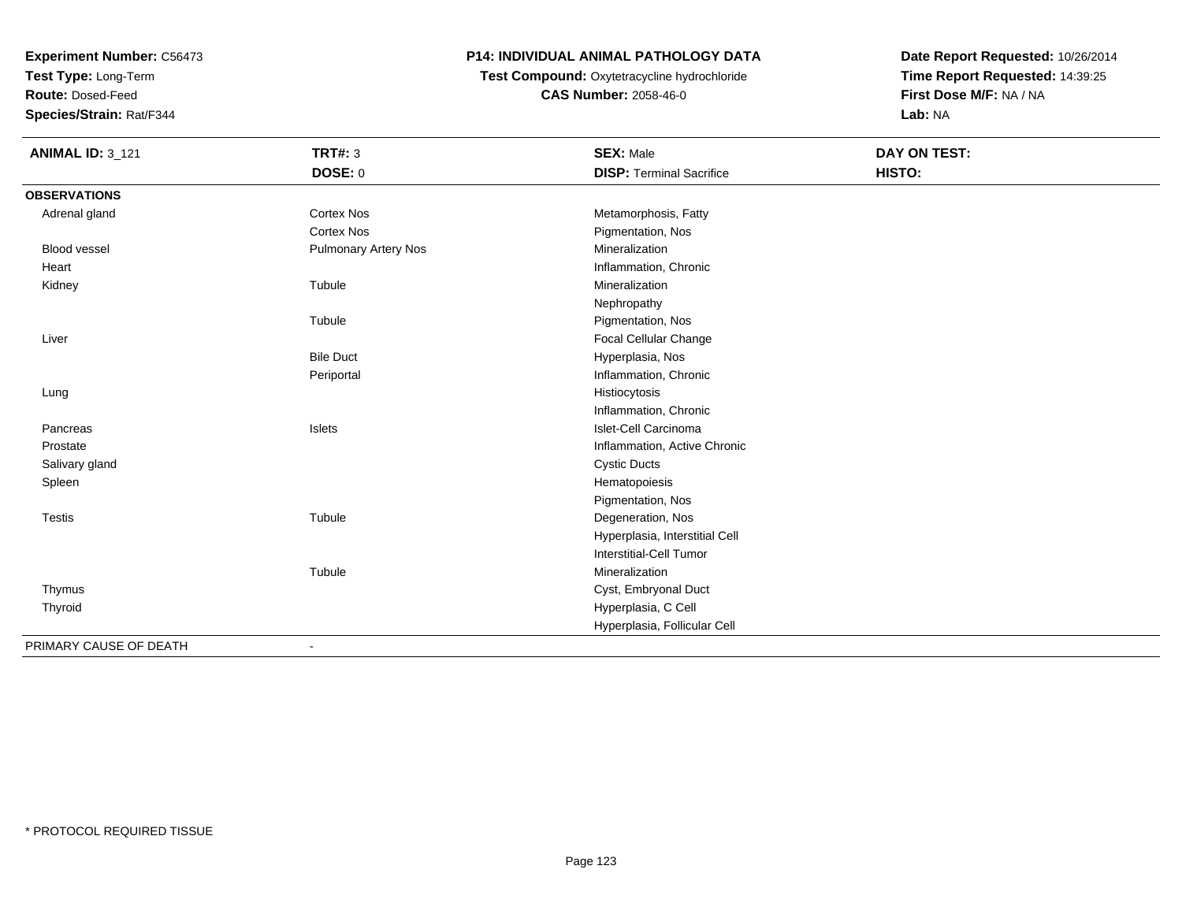**Experiment Number:** C56473
**Test Type:** Long-Term
**Route:** Dosed-Feed
**Species/Strain:** Rat/F344

**P14: INDIVIDUAL ANIMAL PATHOLOGY DATA**
**Test Compound:** Oxytetracycline hydrochloride
**CAS Number:** 2058-46-0

**Date Report Requested:** 10/26/2014
**Time Report Requested:** 14:39:25
**First Dose M/F:** NA / NA
**Lab:** NA

| **ANIMAL ID:** 3_121 | **TRT#:** 3 | **SEX:** Male | **DAY ON TEST:** |
|---|---|---|---|
| | **DOSE:** 0 | **DISP:** Terminal Sacrifice | **HISTO:** |
| **OBSERVATIONS** | | | |
| Adrenal gland | Cortex Nos | Metamorphosis, Fatty | |
| | Cortex Nos | Pigmentation, Nos | |
| Blood vessel | Pulmonary Artery Nos | Mineralization | |
| Heart | | Inflammation, Chronic | |
| Kidney | Tubule | Mineralization | |
| | | Nephropathy | |
| | Tubule | Pigmentation, Nos | |
| Liver | | Focal Cellular Change | |
| | Bile Duct | Hyperplasia, Nos | |
| | Periportal | Inflammation, Chronic | |
| Lung | | Histiocytosis | |
| | | Inflammation, Chronic | |
| Pancreas | Islets | Islet-Cell Carcinoma | |
| Prostate | | Inflammation, Active Chronic | |
| Salivary gland | | Cystic Ducts | |
| Spleen | | Hematopoiesis | |
| | | Pigmentation, Nos | |
| Testis | Tubule | Degeneration, Nos | |
| | | Hyperplasia, Interstitial Cell | |
| | | Interstitial-Cell Tumor | |
| | Tubule | Mineralization | |
| Thymus | | Cyst, Embryonal Duct | |
| Thyroid | | Hyperplasia, C Cell | |
| | | Hyperplasia, Follicular Cell | |
| PRIMARY CAUSE OF DEATH | - | | |

* PROTOCOL REQUIRED TISSUE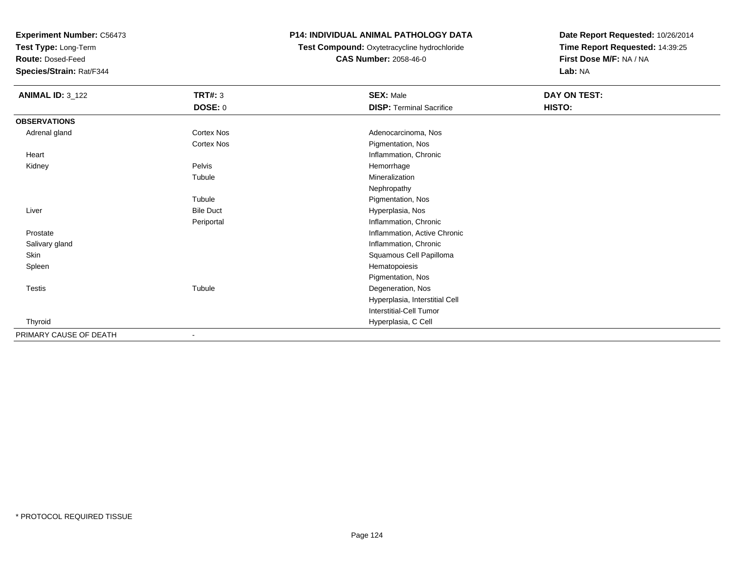**Experiment Number:** C56473
**Test Type:** Long-Term
**Route:** Dosed-Feed
**Species/Strain:** Rat/F344

**P14: INDIVIDUAL ANIMAL PATHOLOGY DATA**
**Test Compound:** Oxytetracycline hydrochloride
**CAS Number:** 2058-46-0

**Date Report Requested:** 10/26/2014
**Time Report Requested:** 14:39:25
**First Dose M/F:** NA / NA
**Lab:** NA

| **ANIMAL ID:** 3_122 | **TRT#:** 3 | **SEX:** Male | **DAY ON TEST:** |
|---|---|---|---|
| | **DOSE:** 0 | **DISP:** Terminal Sacrifice | **HISTO:** |
| **OBSERVATIONS** | | | |
| Adrenal gland | Cortex Nos | Adenocarcinoma, Nos | |
| | Cortex Nos | Pigmentation, Nos | |
| Heart | | Inflammation, Chronic | |
| Kidney | Pelvis | Hemorrhage | |
| | Tubule | Mineralization | |
| | | Nephropathy | |
| | Tubule | Pigmentation, Nos | |
| Liver | Bile Duct | Hyperplasia, Nos | |
| | Periportal | Inflammation, Chronic | |
| Prostate | | Inflammation, Active Chronic | |
| Salivary gland | | Inflammation, Chronic | |
| Skin | | Squamous Cell Papilloma | |
| Spleen | | Hematopoiesis | |
| | | Pigmentation, Nos | |
| Testis | Tubule | Degeneration, Nos | |
| | | Hyperplasia, Interstitial Cell | |
| | | Interstitial-Cell Tumor | |
| Thyroid | | Hyperplasia, C Cell | |
| PRIMARY CAUSE OF DEATH | - | | |

* PROTOCOL REQUIRED TISSUE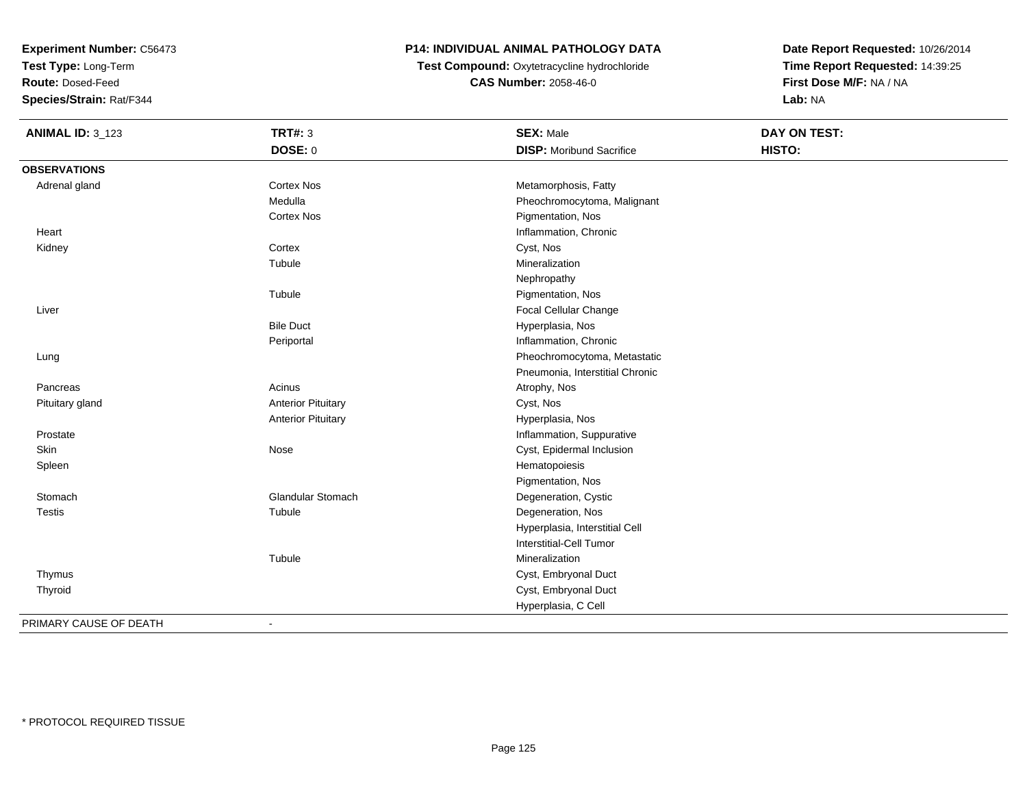**Experiment Number:** C56473
**Test Type:** Long-Term
**Route:** Dosed-Feed
**Species/Strain:** Rat/F344

**P14: INDIVIDUAL ANIMAL PATHOLOGY DATA**
**Test Compound:** Oxytetracycline hydrochloride
**CAS Number:** 2058-46-0

**Date Report Requested:** 10/26/2014
**Time Report Requested:** 14:39:25
**First Dose M/F:** NA / NA
**Lab:** NA

| **ANIMAL ID:** 3_123 | **TRT#:** 3 | **SEX:** Male | **DAY ON TEST:** |
|---|---|---|---|
| | **DOSE:** 0 | **DISP:** Moribund Sacrifice | **HISTO:** |
| **OBSERVATIONS** | | | |
| Adrenal gland | Cortex Nos | Metamorphosis, Fatty | |
| | Medulla | Pheochromocytoma, Malignant | |
| | Cortex Nos | Pigmentation, Nos | |
| Heart | | Inflammation, Chronic | |
| Kidney | Cortex | Cyst, Nos | |
| | Tubule | Mineralization | |
| | | Nephropathy | |
| | Tubule | Pigmentation, Nos | |
| Liver | | Focal Cellular Change | |
| | Bile Duct | Hyperplasia, Nos | |
| | Periportal | Inflammation, Chronic | |
| Lung | | Pheochromocytoma, Metastatic | |
| | | Pneumonia, Interstitial Chronic | |
| Pancreas | Acinus | Atrophy, Nos | |
| Pituitary gland | Anterior Pituitary | Cyst, Nos | |
| | Anterior Pituitary | Hyperplasia, Nos | |
| Prostate | | Inflammation, Suppurative | |
| Skin | Nose | Cyst, Epidermal Inclusion | |
| Spleen | | Hematopoiesis | |
| | | Pigmentation, Nos | |
| Stomach | Glandular Stomach | Degeneration, Cystic | |
| Testis | Tubule | Degeneration, Nos | |
| | | Hyperplasia, Interstitial Cell | |
| | | Interstitial-Cell Tumor | |
| | Tubule | Mineralization | |
| Thymus | | Cyst, Embryonal Duct | |
| Thyroid | | Cyst, Embryonal Duct | |
| | | Hyperplasia, C Cell | |
| PRIMARY CAUSE OF DEATH | - | | |

* PROTOCOL REQUIRED TISSUE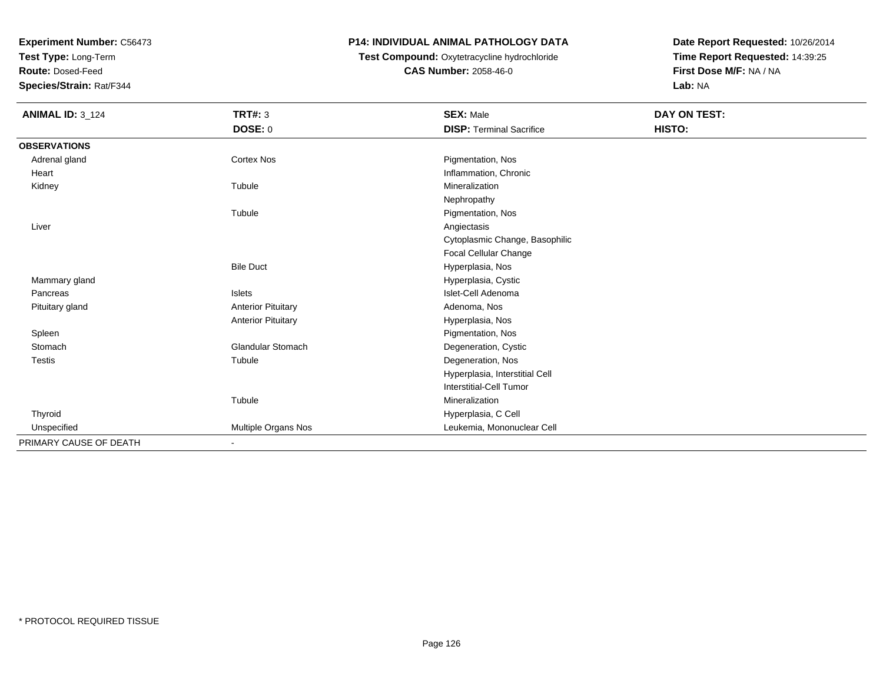**Experiment Number:** C56473
**Test Type:** Long-Term
**Route:** Dosed-Feed
**Species/Strain:** Rat/F344

**P14: INDIVIDUAL ANIMAL PATHOLOGY DATA**
**Test Compound:** Oxytetracycline hydrochloride
**CAS Number:** 2058-46-0

**Date Report Requested:** 10/26/2014
**Time Report Requested:** 14:39:25
**First Dose M/F:** NA / NA
**Lab:** NA

| **ANIMAL ID:** 3_124 | **TRT#:** 3 | **SEX:** Male | **DAY ON TEST:** |
|---|---|---|---|
| | **DOSE:** 0 | **DISP:** Terminal Sacrifice | **HISTO:** |
| **OBSERVATIONS** | | | |
| Adrenal gland | Cortex Nos | Pigmentation, Nos | |
| Heart | | Inflammation, Chronic | |
| Kidney | Tubule | Mineralization | |
| | | Nephropathy | |
| | Tubule | Pigmentation, Nos | |
| Liver | | Angiectasis | |
| | | Cytoplasmic Change, Basophilic | |
| | | Focal Cellular Change | |
| | Bile Duct | Hyperplasia, Nos | |
| Mammary gland | | Hyperplasia, Cystic | |
| Pancreas | Islets | Islet-Cell Adenoma | |
| Pituitary gland | Anterior Pituitary | Adenoma, Nos | |
| | Anterior Pituitary | Hyperplasia, Nos | |
| Spleen | | Pigmentation, Nos | |
| Stomach | Glandular Stomach | Degeneration, Cystic | |
| Testis | Tubule | Degeneration, Nos | |
| | | Hyperplasia, Interstitial Cell | |
| | | Interstitial-Cell Tumor | |
| | Tubule | Mineralization | |
| Thyroid | | Hyperplasia, C Cell | |
| Unspecified | Multiple Organs Nos | Leukemia, Mononuclear Cell | |
| PRIMARY CAUSE OF DEATH | - | | |

\* PROTOCOL REQUIRED TISSUE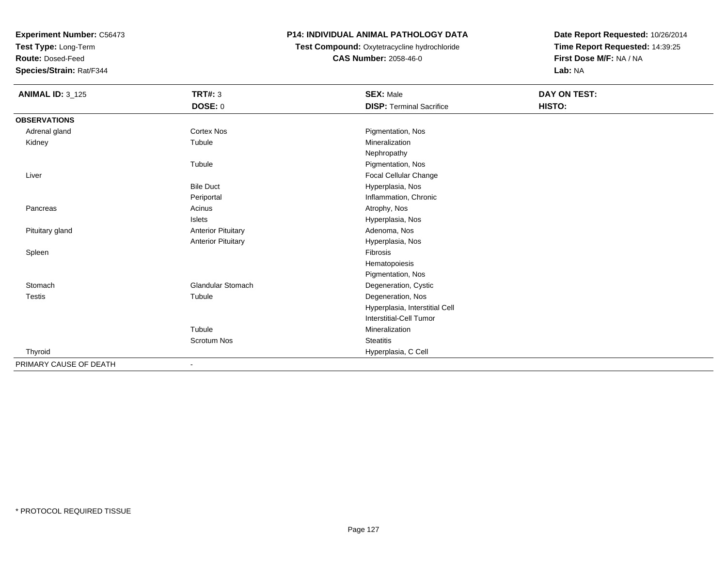**Experiment Number:** C56473
**Test Type:** Long-Term
**Route:** Dosed-Feed
**Species/Strain:** Rat/F344

**P14: INDIVIDUAL ANIMAL PATHOLOGY DATA**
**Test Compound:** Oxytetracycline hydrochloride
**CAS Number:** 2058-46-0

**Date Report Requested:** 10/26/2014
**Time Report Requested:** 14:39:25
**First Dose M/F:** NA / NA
**Lab:** NA

| **ANIMAL ID:** 3_125 | **TRT#:** 3 | **SEX:** Male | **DAY ON TEST:** |
|---|---|---|---|
| | **DOSE:** 0 | **DISP:** Terminal Sacrifice | **HISTO:** |
| **OBSERVATIONS** | | | |
| Adrenal gland | Cortex Nos | Pigmentation, Nos | |
| Kidney | Tubule | Mineralization | |
| | | Nephropathy | |
| | Tubule | Pigmentation, Nos | |
| Liver | | Focal Cellular Change | |
| | Bile Duct | Hyperplasia, Nos | |
| | Periportal | Inflammation, Chronic | |
| Pancreas | Acinus | Atrophy, Nos | |
| | Islets | Hyperplasia, Nos | |
| Pituitary gland | Anterior Pituitary | Adenoma, Nos | |
| | Anterior Pituitary | Hyperplasia, Nos | |
| Spleen | | Fibrosis | |
| | | Hematopoiesis | |
| | | Pigmentation, Nos | |
| Stomach | Glandular Stomach | Degeneration, Cystic | |
| Testis | Tubule | Degeneration, Nos | |
| | | Hyperplasia, Interstitial Cell | |
| | | Interstitial-Cell Tumor | |
| | Tubule | Mineralization | |
| | Scrotum Nos | Steatitis | |
| Thyroid | | Hyperplasia, C Cell | |
| PRIMARY CAUSE OF DEATH | - | | |

* PROTOCOL REQUIRED TISSUE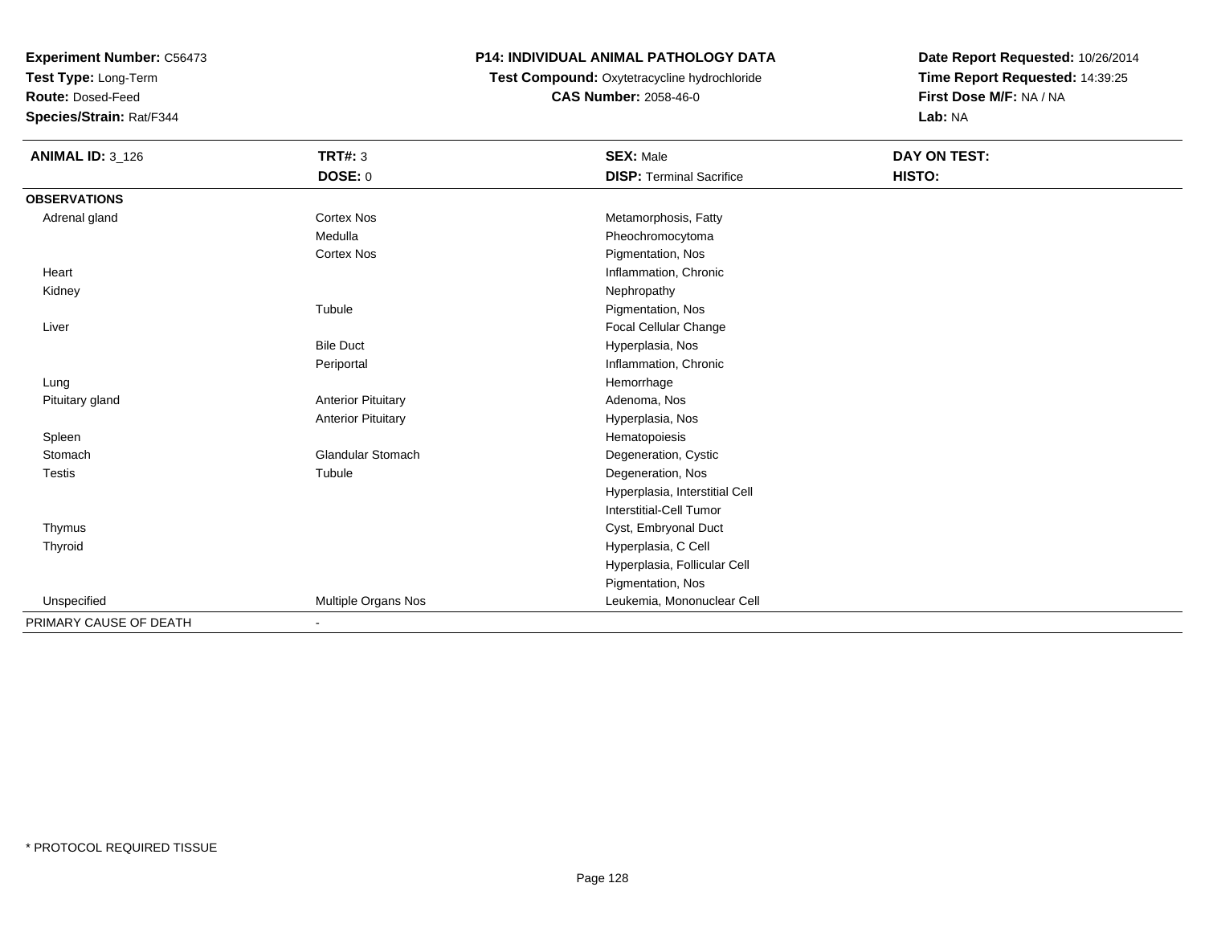**Experiment Number:** C56473
**Test Type:** Long-Term
**Route:** Dosed-Feed
**Species/Strain:** Rat/F344

# P14: INDIVIDUAL ANIMAL PATHOLOGY DATA

**Test Compound:** Oxytetracycline hydrochloride
**CAS Number:** 2058-46-0

**Date Report Requested:** 10/26/2014
**Time Report Requested:** 14:39:25
**First Dose M/F:** NA / NA
**Lab:** NA

| **ANIMAL ID:** 3_126 | **TRT#:** 3 | **SEX:** Male | **DAY ON TEST:** |
|---|---|---|---|
| | **DOSE:** 0 | **DISP:** Terminal Sacrifice | **HISTO:** |
| **OBSERVATIONS** | | | |
| Adrenal gland | Cortex Nos | Metamorphosis, Fatty | |
| | Medulla | Pheochromocytoma | |
| | Cortex Nos | Pigmentation, Nos | |
| Heart | | Inflammation, Chronic | |
| Kidney | | Nephropathy | |
| | Tubule | Pigmentation, Nos | |
| Liver | | Focal Cellular Change | |
| | Bile Duct | Hyperplasia, Nos | |
| | Periportal | Inflammation, Chronic | |
| Lung | | Hemorrhage | |
| Pituitary gland | Anterior Pituitary | Adenoma, Nos | |
| | Anterior Pituitary | Hyperplasia, Nos | |
| Spleen | | Hematopoiesis | |
| Stomach | Glandular Stomach | Degeneration, Cystic | |
| Testis | Tubule | Degeneration, Nos | |
| | | Hyperplasia, Interstitial Cell | |
| | | Interstitial-Cell Tumor | |
| Thymus | | Cyst, Embryonal Duct | |
| Thyroid | | Hyperplasia, C Cell | |
| | | Hyperplasia, Follicular Cell | |
| | | Pigmentation, Nos | |
| Unspecified | Multiple Organs Nos | Leukemia, Mononuclear Cell | |
| PRIMARY CAUSE OF DEATH | - | | |

* PROTOCOL REQUIRED TISSUE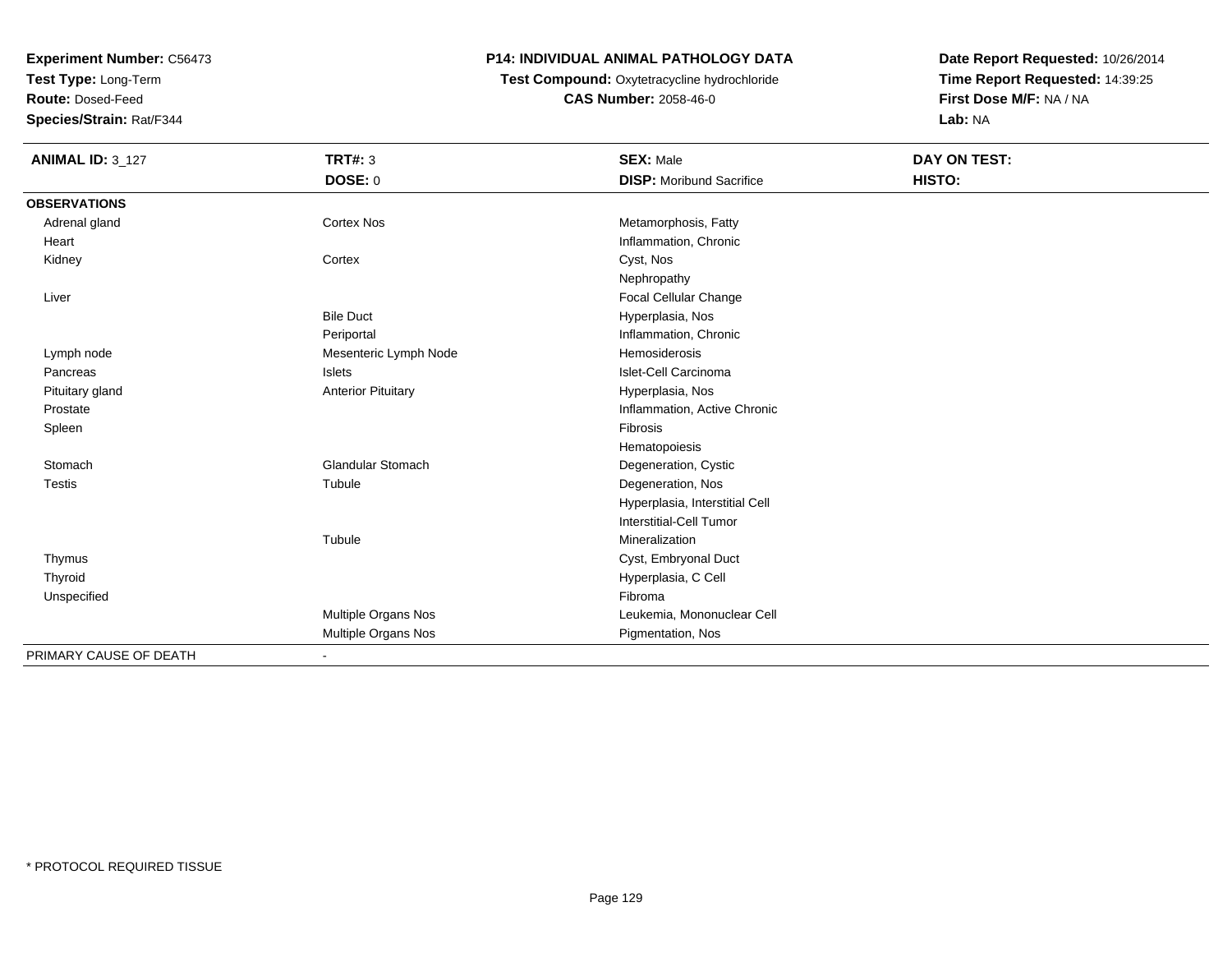**Experiment Number:** C56473
**Test Type:** Long-Term
**Route:** Dosed-Feed
**Species/Strain:** Rat/F344

**P14: INDIVIDUAL ANIMAL PATHOLOGY DATA**
**Test Compound:** Oxytetracycline hydrochloride
**CAS Number:** 2058-46-0

**Date Report Requested:** 10/26/2014
**Time Report Requested:** 14:39:25
**First Dose M/F:** NA / NA
**Lab:** NA

| **ANIMAL ID:** 3_127 | **TRT#:** 3 | **SEX:** Male | **DAY ON TEST:** |
|---|---|---|---|
| | **DOSE:** 0 | **DISP:** Moribund Sacrifice | **HISTO:** |
| **OBSERVATIONS** | | | |
| Adrenal gland | Cortex Nos | Metamorphosis, Fatty | |
| Heart | | Inflammation, Chronic | |
| Kidney | Cortex | Cyst, Nos | |
| | | Nephropathy | |
| Liver | | Focal Cellular Change | |
| | Bile Duct | Hyperplasia, Nos | |
| | Periportal | Inflammation, Chronic | |
| Lymph node | Mesenteric Lymph Node | Hemosiderosis | |
| Pancreas | Islets | Islet-Cell Carcinoma | |
| Pituitary gland | Anterior Pituitary | Hyperplasia, Nos | |
| Prostate | | Inflammation, Active Chronic | |
| Spleen | | Fibrosis | |
| | | Hematopoiesis | |
| Stomach | Glandular Stomach | Degeneration, Cystic | |
| Testis | Tubule | Degeneration, Nos | |
| | | Hyperplasia, Interstitial Cell | |
| | | Interstitial-Cell Tumor | |
| | Tubule | Mineralization | |
| Thymus | | Cyst, Embryonal Duct | |
| Thyroid | | Hyperplasia, C Cell | |
| Unspecified | | Fibroma | |
| | Multiple Organs Nos | Leukemia, Mononuclear Cell | |
| | Multiple Organs Nos | Pigmentation, Nos | |
| PRIMARY CAUSE OF DEATH | - | | |

* PROTOCOL REQUIRED TISSUE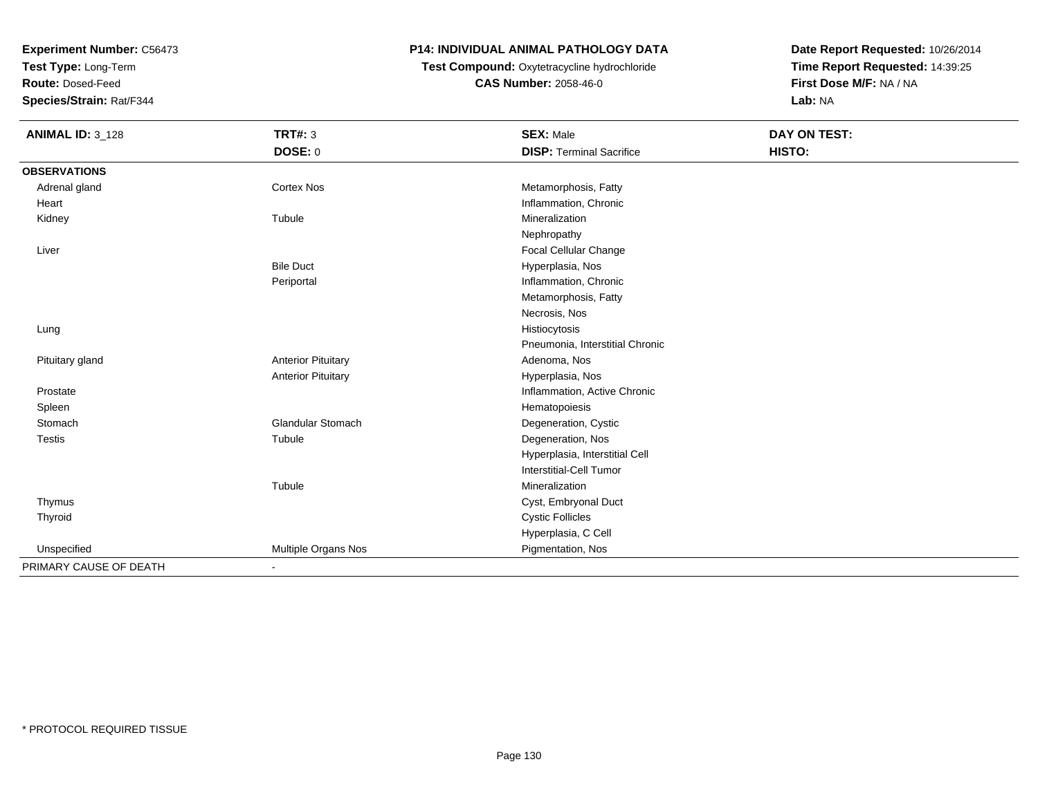**Experiment Number:** C56473
**Test Type:** Long-Term
**Route:** Dosed-Feed
**Species/Strain:** Rat/F344

## P14: INDIVIDUAL ANIMAL PATHOLOGY DATA

**Test Compound:** Oxytetracycline hydrochloride
**CAS Number:** 2058-46-0

**Date Report Requested:** 10/26/2014
**Time Report Requested:** 14:39:25
**First Dose M/F:** NA / NA
**Lab:** NA

| **ANIMAL ID:** 3_128 | **TRT#:** 3 | **SEX:** Male | **DAY ON TEST:** |
|---|---|---|---|
| | **DOSE:** 0 | **DISP:** Terminal Sacrifice | **HISTO:** |
| **OBSERVATIONS** | | | |
| Adrenal gland | Cortex Nos | Metamorphosis, Fatty | |
| Heart | | Inflammation, Chronic | |
| Kidney | Tubule | Mineralization | |
| | | Nephropathy | |
| Liver | | Focal Cellular Change | |
| | Bile Duct | Hyperplasia, Nos | |
| | Periportal | Inflammation, Chronic | |
| | | Metamorphosis, Fatty | |
| | | Necrosis, Nos | |
| Lung | | Histiocytosis | |
| | | Pneumonia, Interstitial Chronic | |
| Pituitary gland | Anterior Pituitary | Adenoma, Nos | |
| | Anterior Pituitary | Hyperplasia, Nos | |
| Prostate | | Inflammation, Active Chronic | |
| Spleen | | Hematopoiesis | |
| Stomach | Glandular Stomach | Degeneration, Cystic | |
| Testis | Tubule | Degeneration, Nos | |
| | | Hyperplasia, Interstitial Cell | |
| | | Interstitial-Cell Tumor | |
| | Tubule | Mineralization | |
| Thymus | | Cyst, Embryonal Duct | |
| Thyroid | | Cystic Follicles | |
| | | Hyperplasia, C Cell | |
| Unspecified | Multiple Organs Nos | Pigmentation, Nos | |
| PRIMARY CAUSE OF DEATH | - | | |

* PROTOCOL REQUIRED TISSUE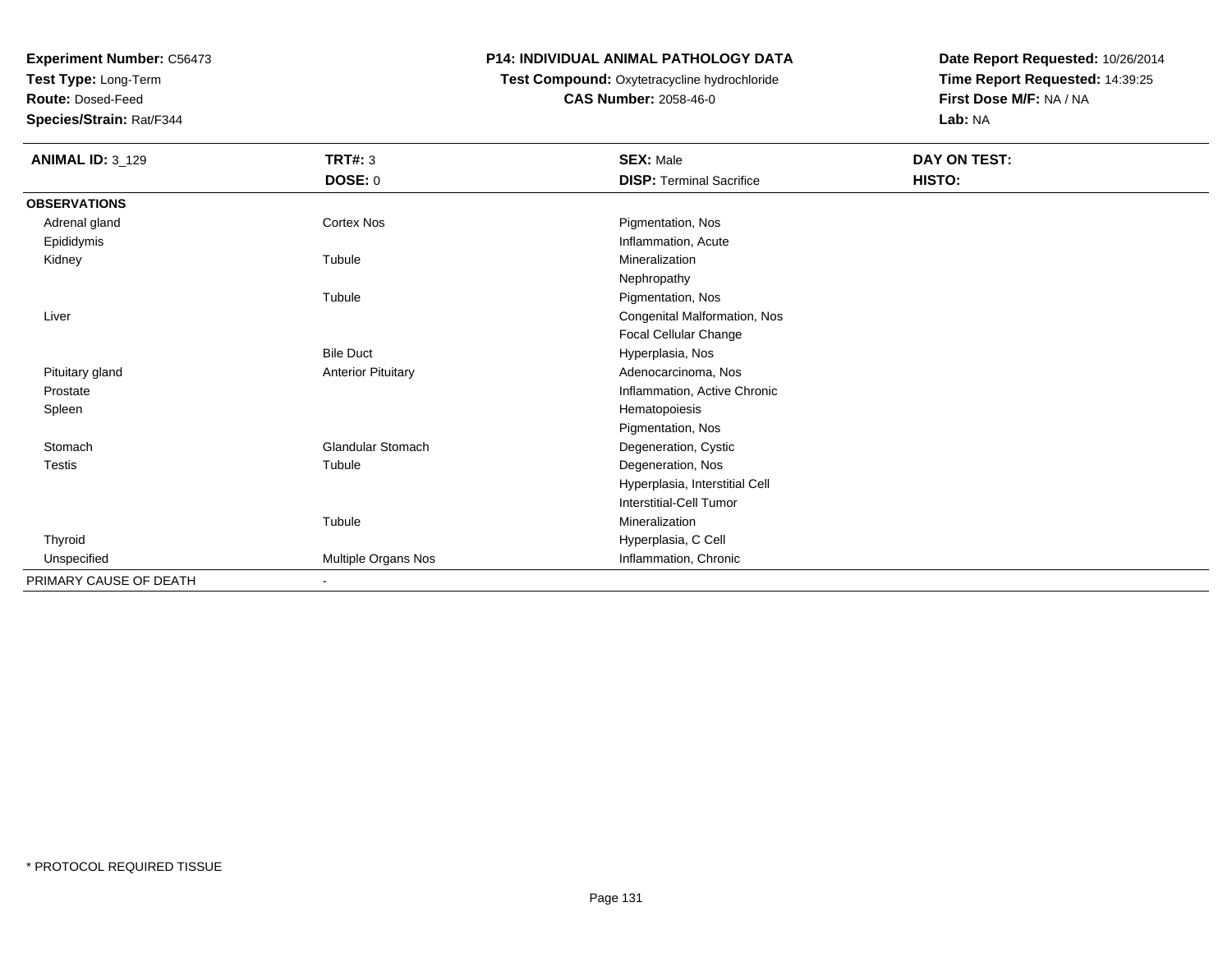**Experiment Number:** C56473
**Test Type:** Long-Term
**Route:** Dosed-Feed
**Species/Strain:** Rat/F344

**P14: INDIVIDUAL ANIMAL PATHOLOGY DATA**
**Test Compound:** Oxytetracycline hydrochloride
**CAS Number:** 2058-46-0

**Date Report Requested:** 10/26/2014
**Time Report Requested:** 14:39:25
**First Dose M/F:** NA / NA
**Lab:** NA

| **ANIMAL ID:** 3_129 | **TRT#:** 3 | **SEX:** Male | **DAY ON TEST:** |
|---|---|---|---|
| | **DOSE:** 0 | **DISP:** Terminal Sacrifice | **HISTO:** |
| **OBSERVATIONS** | | | |
| Adrenal gland | Cortex Nos | Pigmentation, Nos | |
| Epididymis | | Inflammation, Acute | |
| Kidney | Tubule | Mineralization | |
| | | Nephropathy | |
| | Tubule | Pigmentation, Nos | |
| Liver | | Congenital Malformation, Nos | |
| | | Focal Cellular Change | |
| | Bile Duct | Hyperplasia, Nos | |
| Pituitary gland | Anterior Pituitary | Adenocarcinoma, Nos | |
| Prostate | | Inflammation, Active Chronic | |
| Spleen | | Hematopoiesis | |
| | | Pigmentation, Nos | |
| Stomach | Glandular Stomach | Degeneration, Cystic | |
| Testis | Tubule | Degeneration, Nos | |
| | | Hyperplasia, Interstitial Cell | |
| | | Interstitial-Cell Tumor | |
| | Tubule | Mineralization | |
| Thyroid | | Hyperplasia, C Cell | |
| Unspecified | Multiple Organs Nos | Inflammation, Chronic | |
| PRIMARY CAUSE OF DEATH | - | | |

* PROTOCOL REQUIRED TISSUE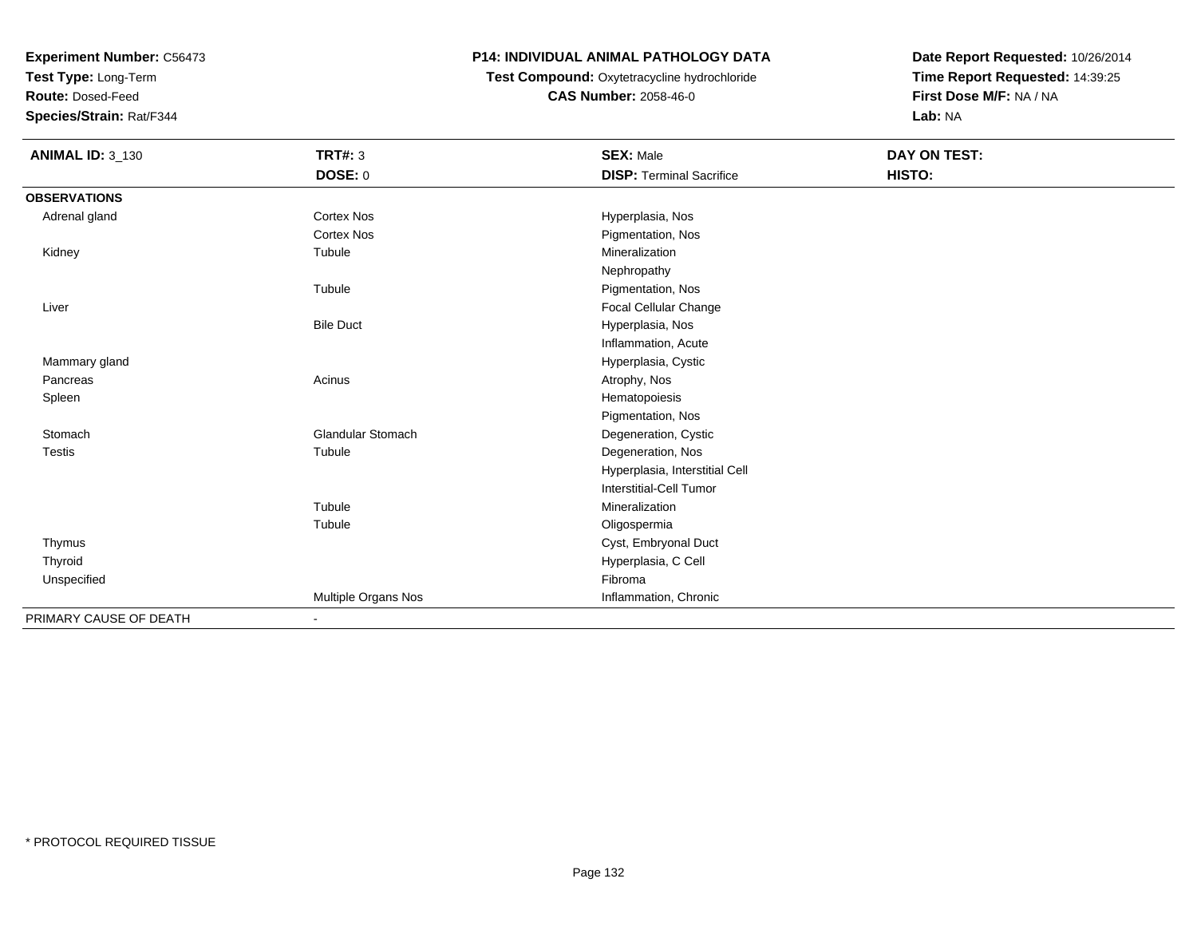**Experiment Number:** C56473
**Test Type:** Long-Term
**Route:** Dosed-Feed
**Species/Strain:** Rat/F344

**P14: INDIVIDUAL ANIMAL PATHOLOGY DATA**
**Test Compound:** Oxytetracycline hydrochloride
**CAS Number:** 2058-46-0

**Date Report Requested:** 10/26/2014
**Time Report Requested:** 14:39:25
**First Dose M/F:** NA / NA
**Lab:** NA

| **ANIMAL ID:** 3_130 | **TRT#:** 3<br>**DOSE:** 0 | **SEX:** Male<br>**DISP:** Terminal Sacrifice | **DAY ON TEST:**<br>**HISTO:** |
|---|---|---|---|
| **OBSERVATIONS** | | | |
| Adrenal gland | Cortex Nos | Hyperplasia, Nos | |
| | Cortex Nos | Pigmentation, Nos | |
| Kidney | Tubule | Mineralization | |
| | | Nephropathy | |
| | Tubule | Pigmentation, Nos | |
| Liver | | Focal Cellular Change | |
| | Bile Duct | Hyperplasia, Nos | |
| | | Inflammation, Acute | |
| Mammary gland | | Hyperplasia, Cystic | |
| Pancreas | Acinus | Atrophy, Nos | |
| Spleen | | Hematopoiesis | |
| | | Pigmentation, Nos | |
| Stomach | Glandular Stomach | Degeneration, Cystic | |
| Testis | Tubule | Degeneration, Nos | |
| | | Hyperplasia, Interstitial Cell | |
| | | Interstitial-Cell Tumor | |
| | Tubule | Mineralization | |
| | Tubule | Oligospermia | |
| Thymus | | Cyst, Embryonal Duct | |
| Thyroid | | Hyperplasia, C Cell | |
| Unspecified | | Fibroma | |
| | Multiple Organs Nos | Inflammation, Chronic | |
| PRIMARY CAUSE OF DEATH | - | | |

* PROTOCOL REQUIRED TISSUE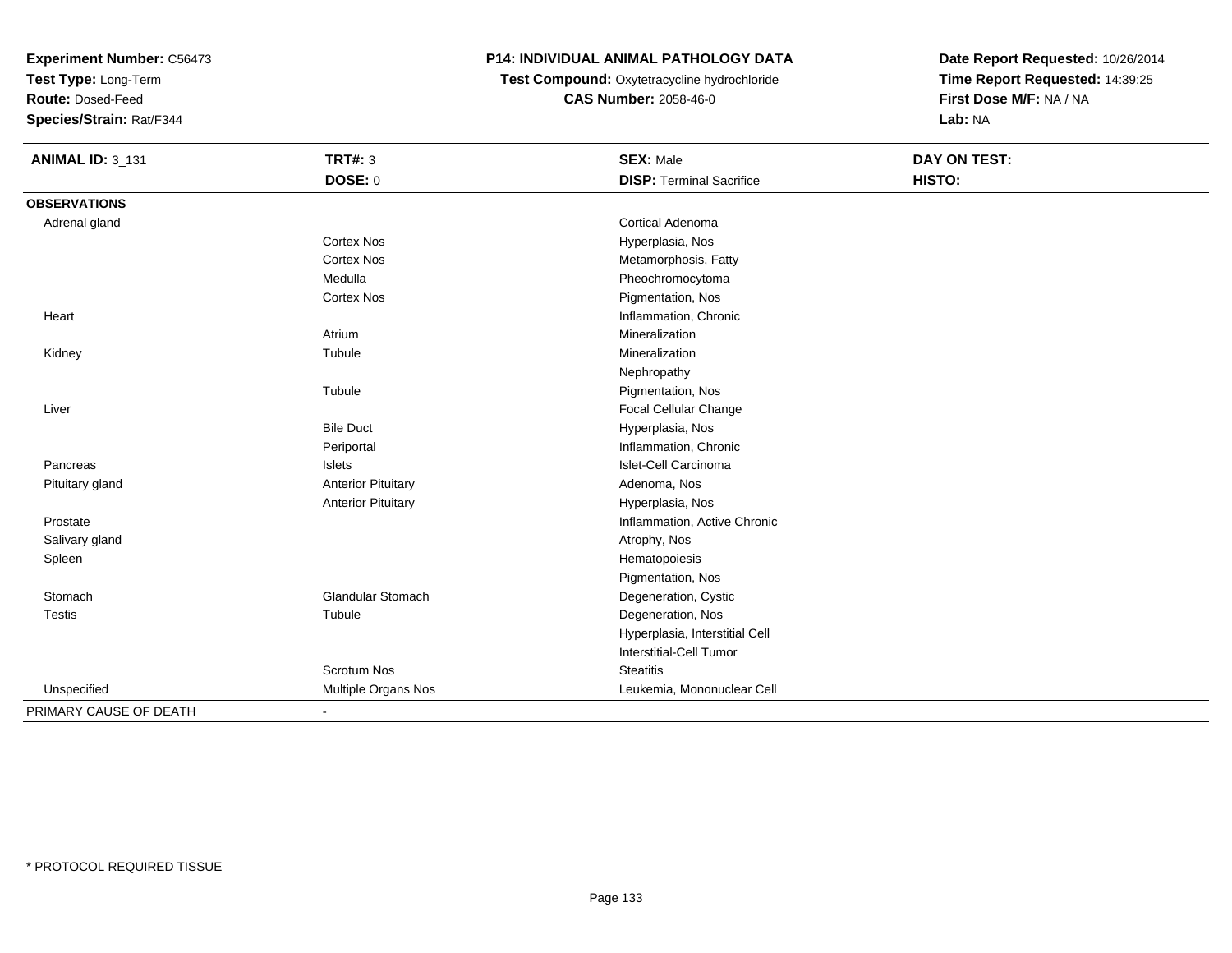**Experiment Number:** C56473
**Test Type:** Long-Term
**Route:** Dosed-Feed
**Species/Strain:** Rat/F344

**P14: INDIVIDUAL ANIMAL PATHOLOGY DATA**
**Test Compound:** Oxytetracycline hydrochloride
**CAS Number:** 2058-46-0

**Date Report Requested:** 10/26/2014
**Time Report Requested:** 14:39:25
**First Dose M/F:** NA / NA
**Lab:** NA

| **ANIMAL ID:** 3_131 | **TRT#:** 3 | **SEX:** Male | **DAY ON TEST:** |
|---|---|---|---|
| | **DOSE:** 0 | **DISP:** Terminal Sacrifice | **HISTO:** |
| **OBSERVATIONS** | | | |
| Adrenal gland | | Cortical Adenoma | |
| | Cortex Nos | Hyperplasia, Nos | |
| | Cortex Nos | Metamorphosis, Fatty | |
| | Medulla | Pheochromocytoma | |
| | Cortex Nos | Pigmentation, Nos | |
| Heart | | Inflammation, Chronic | |
| | Atrium | Mineralization | |
| Kidney | Tubule | Mineralization | |
| | | Nephropathy | |
| | Tubule | Pigmentation, Nos | |
| Liver | | Focal Cellular Change | |
| | Bile Duct | Hyperplasia, Nos | |
| | Periportal | Inflammation, Chronic | |
| Pancreas | Islets | Islet-Cell Carcinoma | |
| Pituitary gland | Anterior Pituitary | Adenoma, Nos | |
| | Anterior Pituitary | Hyperplasia, Nos | |
| Prostate | | Inflammation, Active Chronic | |
| Salivary gland | | Atrophy, Nos | |
| Spleen | | Hematopoiesis | |
| | | Pigmentation, Nos | |
| Stomach | Glandular Stomach | Degeneration, Cystic | |
| Testis | Tubule | Degeneration, Nos | |
| | | Hyperplasia, Interstitial Cell | |
| | | Interstitial-Cell Tumor | |
| | Scrotum Nos | Steatitis | |
| Unspecified | Multiple Organs Nos | Leukemia, Mononuclear Cell | |
| PRIMARY CAUSE OF DEATH | - | | |

* PROTOCOL REQUIRED TISSUE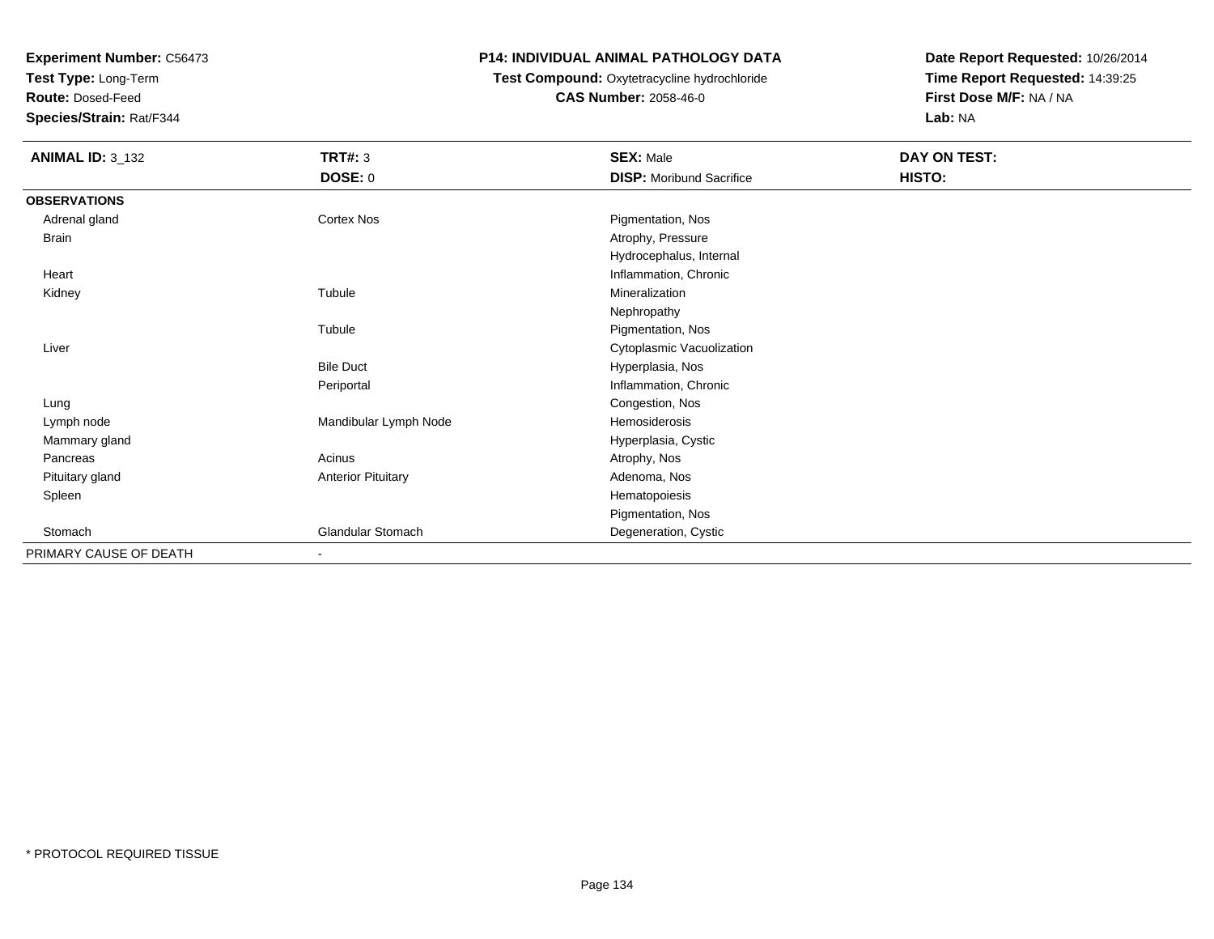**Experiment Number:** C56473
**Test Type:** Long-Term
**Route:** Dosed-Feed
**Species/Strain:** Rat/F344

**P14: INDIVIDUAL ANIMAL PATHOLOGY DATA**
**Test Compound:** Oxytetracycline hydrochloride
**CAS Number:** 2058-46-0

**Date Report Requested:** 10/26/2014
**Time Report Requested:** 14:39:25
**First Dose M/F:** NA / NA
**Lab:** NA

| **ANIMAL ID:** 3_132 | **TRT#:** 3 | **SEX:** Male | **DAY ON TEST:** |
|---|---|---|---|
| | **DOSE:** 0 | **DISP:** Moribund Sacrifice | **HISTO:** |
| **OBSERVATIONS** | | | |
| Adrenal gland | Cortex Nos | Pigmentation, Nos | |
| Brain | | Atrophy, Pressure | |
| | | Hydrocephalus, Internal | |
| Heart | | Inflammation, Chronic | |
| Kidney | Tubule | Mineralization | |
| | | Nephropathy | |
| | Tubule | Pigmentation, Nos | |
| Liver | | Cytoplasmic Vacuolization | |
| | Bile Duct | Hyperplasia, Nos | |
| | Periportal | Inflammation, Chronic | |
| Lung | | Congestion, Nos | |
| Lymph node | Mandibular Lymph Node | Hemosiderosis | |
| Mammary gland | | Hyperplasia, Cystic | |
| Pancreas | Acinus | Atrophy, Nos | |
| Pituitary gland | Anterior Pituitary | Adenoma, Nos | |
| Spleen | | Hematopoiesis | |
| | | Pigmentation, Nos | |
| Stomach | Glandular Stomach | Degeneration, Cystic | |
| PRIMARY CAUSE OF DEATH | - | | |

* PROTOCOL REQUIRED TISSUE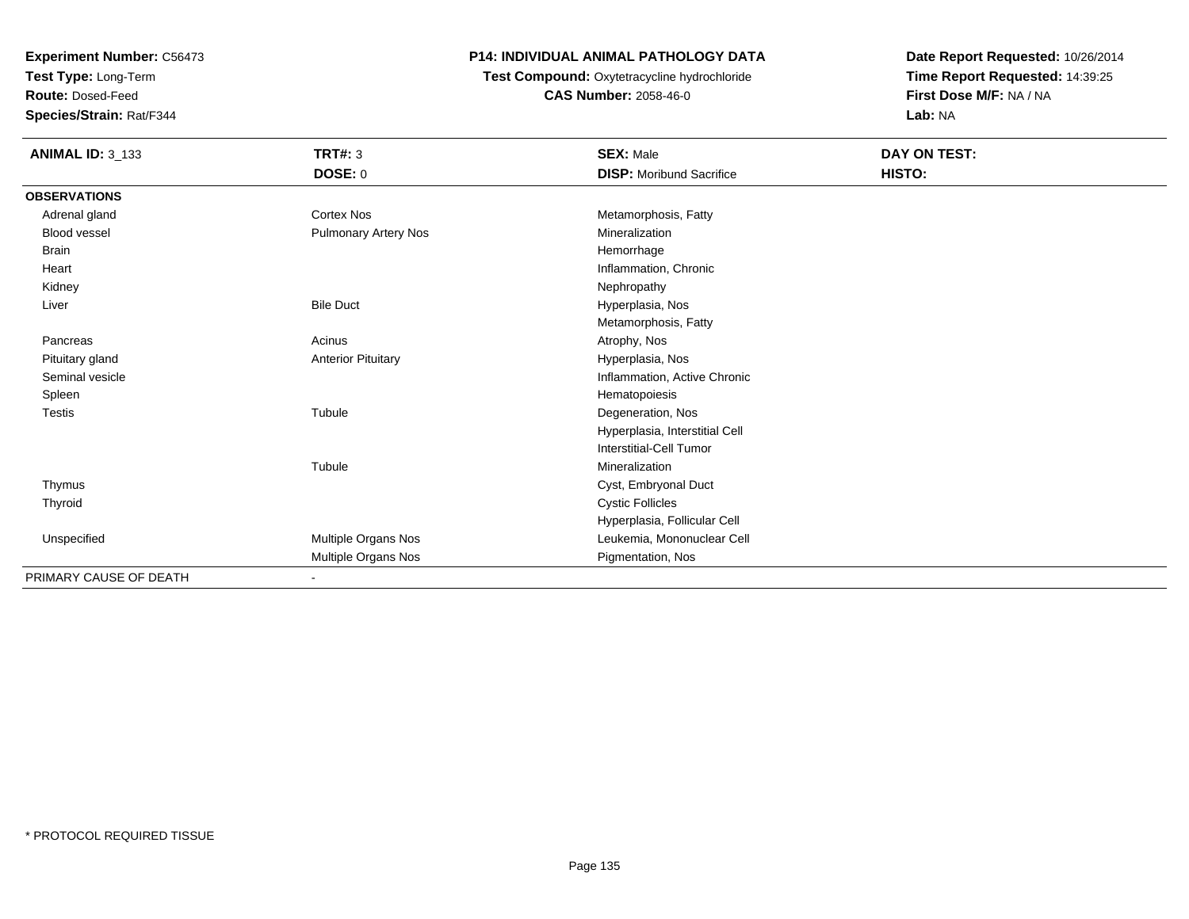**Experiment Number:** C56473
**Test Type:** Long-Term
**Route:** Dosed-Feed
**Species/Strain:** Rat/F344

**P14: INDIVIDUAL ANIMAL PATHOLOGY DATA**
**Test Compound:** Oxytetracycline hydrochloride
**CAS Number:** 2058-46-0

**Date Report Requested:** 10/26/2014
**Time Report Requested:** 14:39:25
**First Dose M/F:** NA / NA
**Lab:** NA

| **ANIMAL ID:** 3_133 | **TRT#:** 3 | **SEX:** Male | **DAY ON TEST:** |
|---|---|---|---|
| | **DOSE:** 0 | **DISP:** Moribund Sacrifice | **HISTO:** |
| **OBSERVATIONS** | | | |
| Adrenal gland | Cortex Nos | Metamorphosis, Fatty | |
| Blood vessel | Pulmonary Artery Nos | Mineralization | |
| Brain | | Hemorrhage | |
| Heart | | Inflammation, Chronic | |
| Kidney | | Nephropathy | |
| Liver | Bile Duct | Hyperplasia, Nos | |
| | | Metamorphosis, Fatty | |
| Pancreas | Acinus | Atrophy, Nos | |
| Pituitary gland | Anterior Pituitary | Hyperplasia, Nos | |
| Seminal vesicle | | Inflammation, Active Chronic | |
| Spleen | | Hematopoiesis | |
| Testis | Tubule | Degeneration, Nos | |
| | | Hyperplasia, Interstitial Cell | |
| | | Interstitial-Cell Tumor | |
| | Tubule | Mineralization | |
| Thymus | | Cyst, Embryonal Duct | |
| Thyroid | | Cystic Follicles | |
| | | Hyperplasia, Follicular Cell | |
| Unspecified | Multiple Organs Nos | Leukemia, Mononuclear Cell | |
| | Multiple Organs Nos | Pigmentation, Nos | |
| PRIMARY CAUSE OF DEATH | - | | |

\* PROTOCOL REQUIRED TISSUE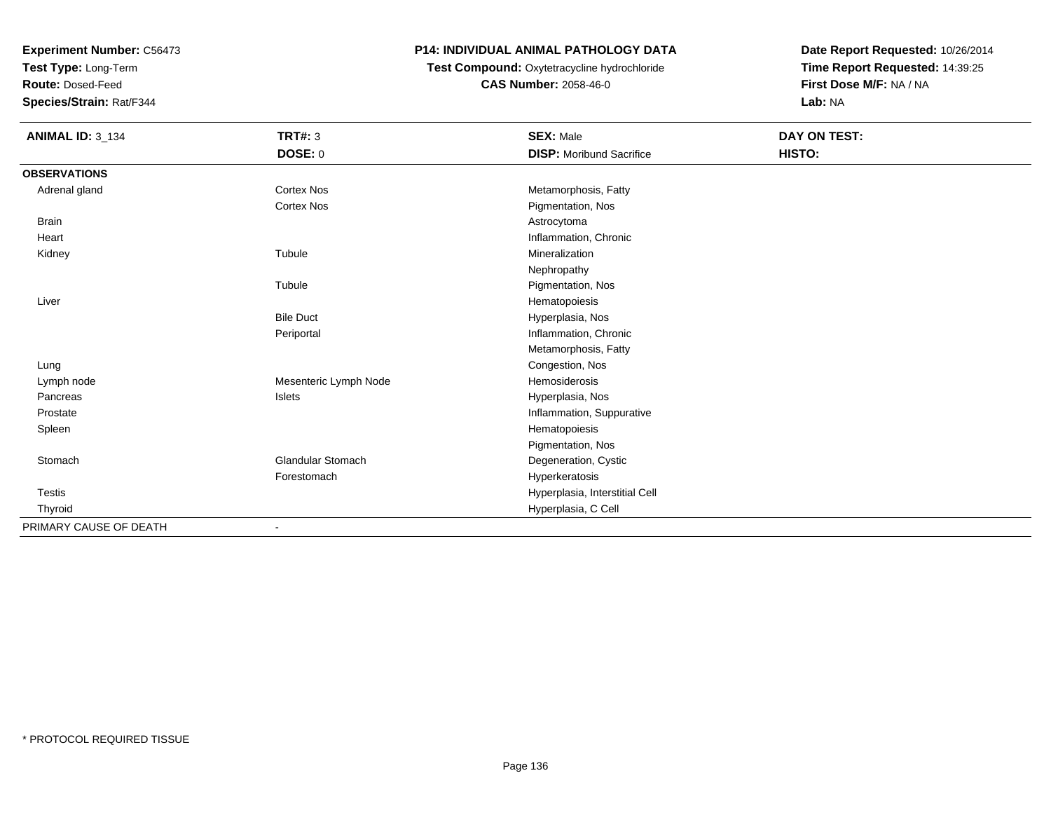**Experiment Number:** C56473
**Test Type:** Long-Term
**Route:** Dosed-Feed
**Species/Strain:** Rat/F344

**P14: INDIVIDUAL ANIMAL PATHOLOGY DATA**
**Test Compound:** Oxytetracycline hydrochloride
**CAS Number:** 2058-46-0

**Date Report Requested:** 10/26/2014
**Time Report Requested:** 14:39:25
**First Dose M/F:** NA / NA
**Lab:** NA

| **ANIMAL ID:** 3_134 | **TRT#:** 3 | **SEX:** Male | **DAY ON TEST:** |
|---|---|---|---|
| | **DOSE:** 0 | **DISP:** Moribund Sacrifice | **HISTO:** |
| **OBSERVATIONS** | | | |
| Adrenal gland | Cortex Nos | Metamorphosis, Fatty | |
| | Cortex Nos | Pigmentation, Nos | |
| Brain | | Astrocytoma | |
| Heart | | Inflammation, Chronic | |
| Kidney | Tubule | Mineralization | |
| | | Nephropathy | |
| | Tubule | Pigmentation, Nos | |
| Liver | | Hematopoiesis | |
| | Bile Duct | Hyperplasia, Nos | |
| | Periportal | Inflammation, Chronic | |
| | | Metamorphosis, Fatty | |
| Lung | | Congestion, Nos | |
| Lymph node | Mesenteric Lymph Node | Hemosiderosis | |
| Pancreas | Islets | Hyperplasia, Nos | |
| Prostate | | Inflammation, Suppurative | |
| Spleen | | Hematopoiesis | |
| | | Pigmentation, Nos | |
| Stomach | Glandular Stomach | Degeneration, Cystic | |
| | Forestomach | Hyperkeratosis | |
| Testis | | Hyperplasia, Interstitial Cell | |
| Thyroid | | Hyperplasia, C Cell | |
| PRIMARY CAUSE OF DEATH | - | | |

* PROTOCOL REQUIRED TISSUE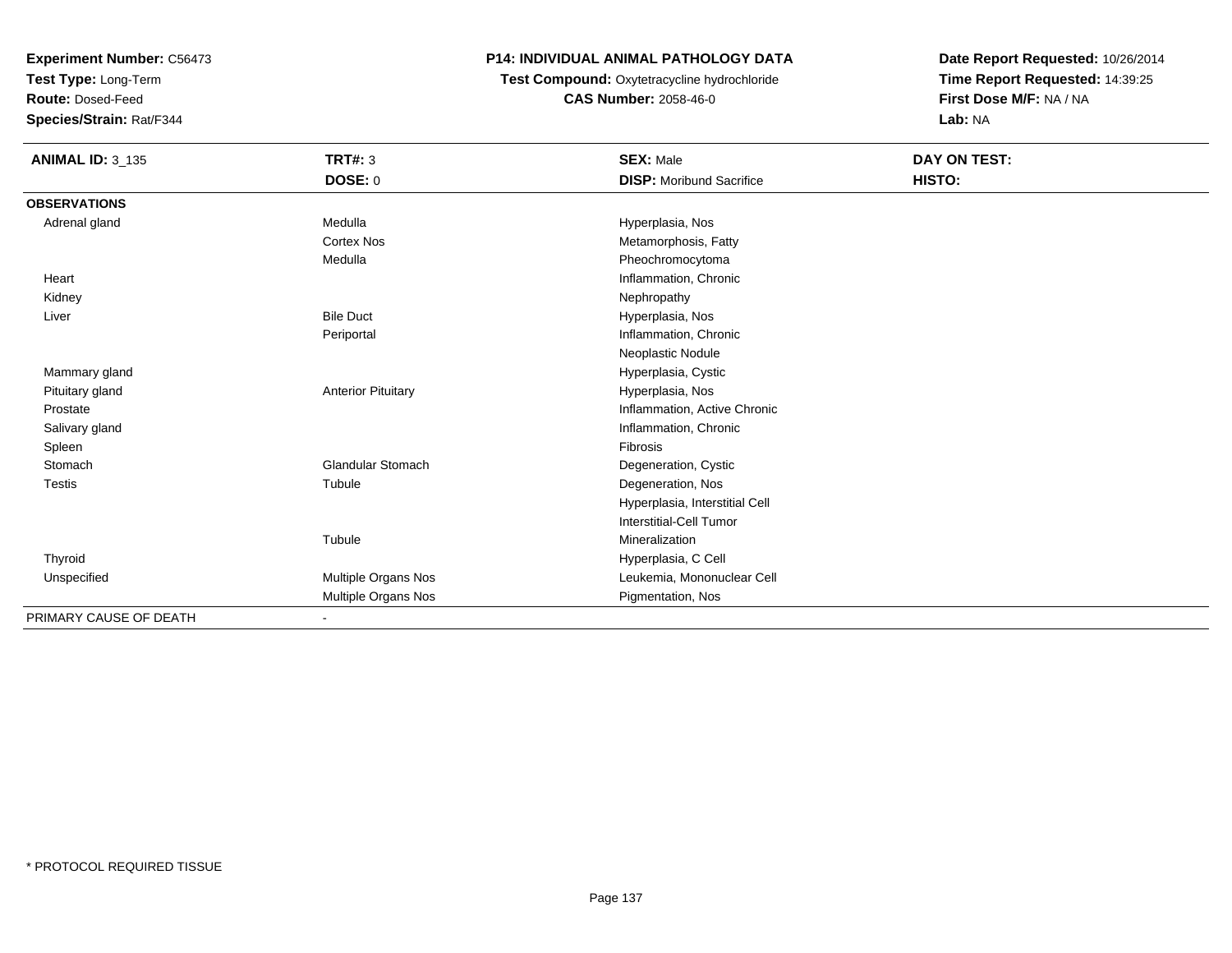**Experiment Number:** C56473
**Test Type:** Long-Term
**Route:** Dosed-Feed
**Species/Strain:** Rat/F344

**P14: INDIVIDUAL ANIMAL PATHOLOGY DATA**
**Test Compound:** Oxytetracycline hydrochloride
**CAS Number:** 2058-46-0

**Date Report Requested:** 10/26/2014
**Time Report Requested:** 14:39:25
**First Dose M/F:** NA / NA
**Lab:** NA

| **ANIMAL ID:** 3_135 | **TRT#:** 3 | **SEX:** Male | **DAY ON TEST:** |
|---|---|---|---|
| | **DOSE:** 0 | **DISP:** Moribund Sacrifice | **HISTO:** |
| **OBSERVATIONS** | | | |
| Adrenal gland | Medulla | Hyperplasia, Nos | |
| | Cortex Nos | Metamorphosis, Fatty | |
| | Medulla | Pheochromocytoma | |
| Heart | | Inflammation, Chronic | |
| Kidney | | Nephropathy | |
| Liver | Bile Duct | Hyperplasia, Nos | |
| | Periportal | Inflammation, Chronic | |
| | | Neoplastic Nodule | |
| Mammary gland | | Hyperplasia, Cystic | |
| Pituitary gland | Anterior Pituitary | Hyperplasia, Nos | |
| Prostate | | Inflammation, Active Chronic | |
| Salivary gland | | Inflammation, Chronic | |
| Spleen | | Fibrosis | |
| Stomach | Glandular Stomach | Degeneration, Cystic | |
| Testis | Tubule | Degeneration, Nos | |
| | | Hyperplasia, Interstitial Cell | |
| | | Interstitial-Cell Tumor | |
| | Tubule | Mineralization | |
| Thyroid | | Hyperplasia, C Cell | |
| Unspecified | Multiple Organs Nos | Leukemia, Mononuclear Cell | |
| | Multiple Organs Nos | Pigmentation, Nos | |
| PRIMARY CAUSE OF DEATH | - | | |

* PROTOCOL REQUIRED TISSUE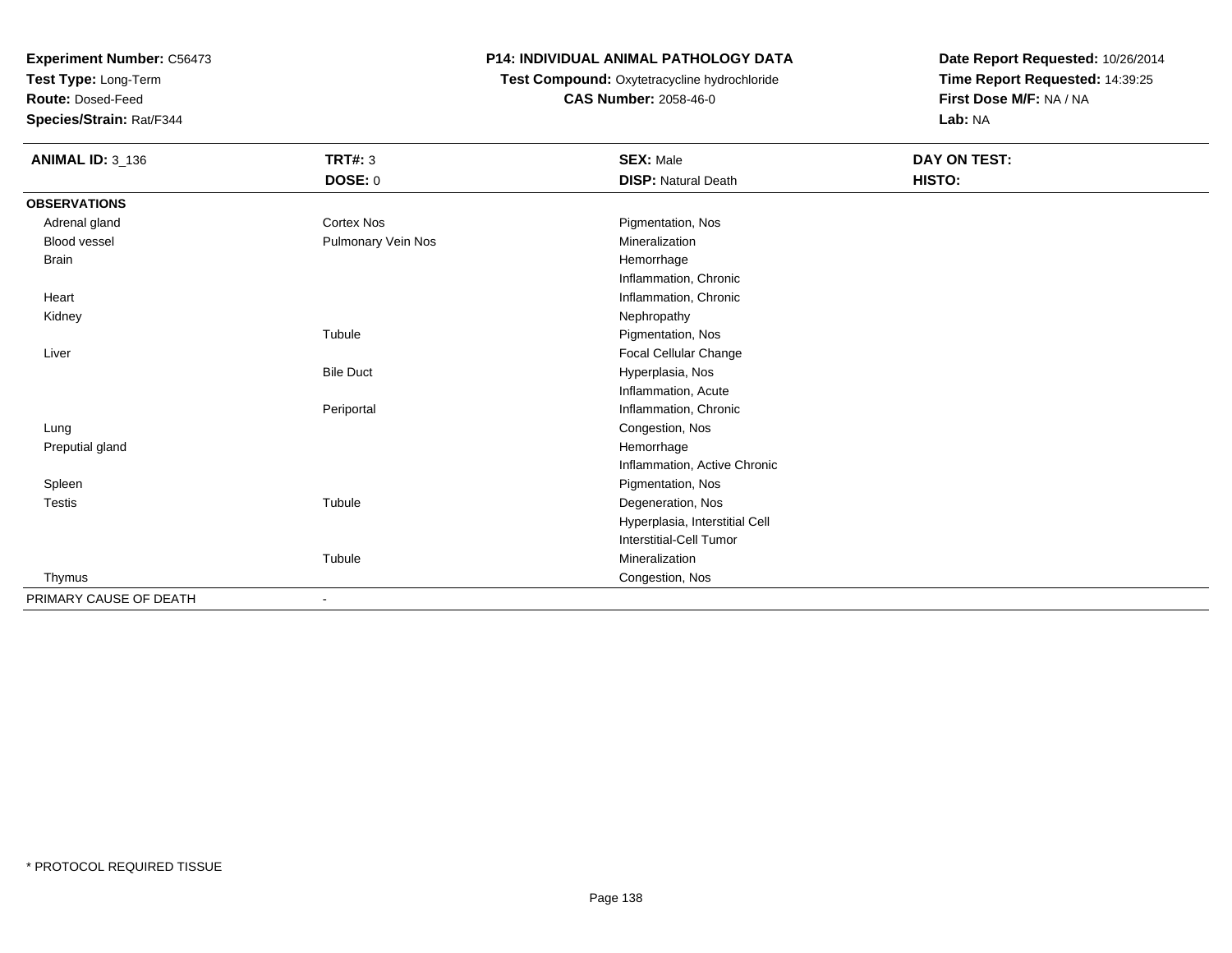**Experiment Number:** C56473
**Test Type:** Long-Term
**Route:** Dosed-Feed
**Species/Strain:** Rat/F344

**P14: INDIVIDUAL ANIMAL PATHOLOGY DATA**
**Test Compound:** Oxytetracycline hydrochloride
**CAS Number:** 2058-46-0

**Date Report Requested:** 10/26/2014
**Time Report Requested:** 14:39:25
**First Dose M/F:** NA / NA
**Lab:** NA

| **ANIMAL ID:** 3_136 | **TRT#:** 3 | **SEX:** Male | **DAY ON TEST:** |
|---|---|---|---|
| | **DOSE:** 0 | **DISP:** Natural Death | **HISTO:** |
| **OBSERVATIONS** | | | |
| Adrenal gland | Cortex Nos | Pigmentation, Nos | |
| Blood vessel | Pulmonary Vein Nos | Mineralization | |
| Brain | | Hemorrhage | |
| | | Inflammation, Chronic | |
| Heart | | Inflammation, Chronic | |
| Kidney | | Nephropathy | |
| | Tubule | Pigmentation, Nos | |
| Liver | | Focal Cellular Change | |
| | Bile Duct | Hyperplasia, Nos | |
| | | Inflammation, Acute | |
| | Periportal | Inflammation, Chronic | |
| Lung | | Congestion, Nos | |
| Preputial gland | | Hemorrhage | |
| | | Inflammation, Active Chronic | |
| Spleen | | Pigmentation, Nos | |
| Testis | Tubule | Degeneration, Nos | |
| | | Hyperplasia, Interstitial Cell | |
| | | Interstitial-Cell Tumor | |
| | Tubule | Mineralization | |
| Thymus | | Congestion, Nos | |
| PRIMARY CAUSE OF DEATH | - | | |

\* PROTOCOL REQUIRED TISSUE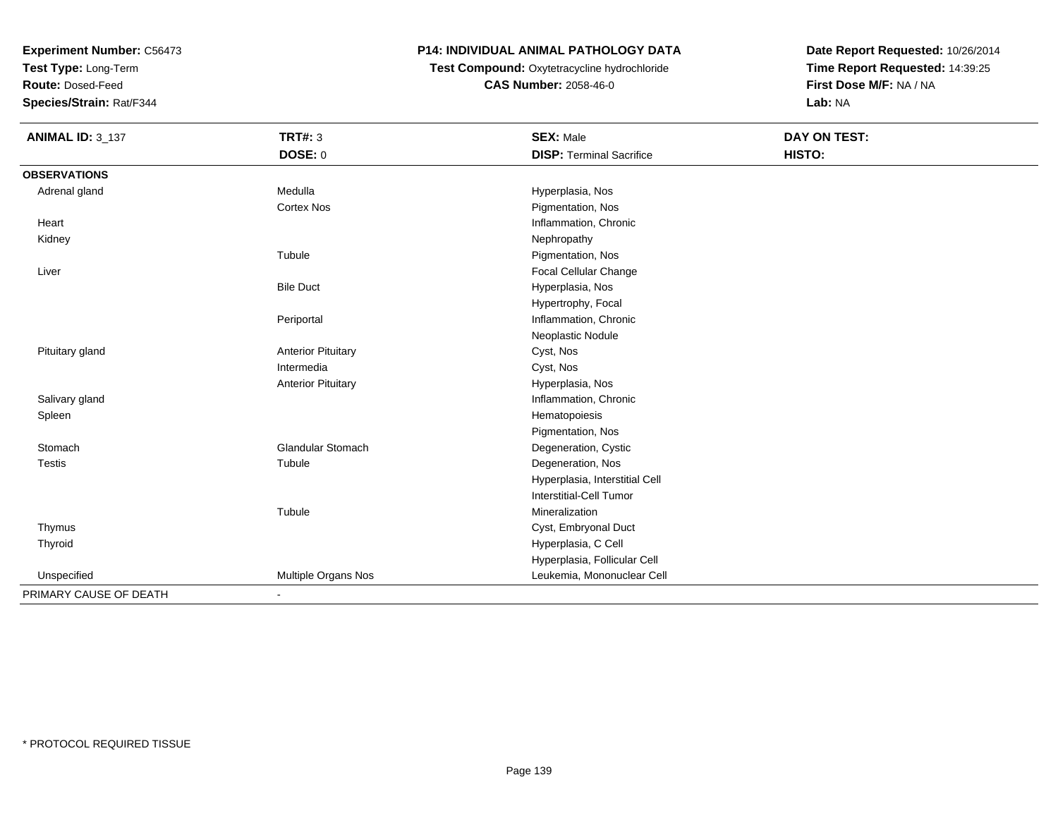**Experiment Number:** C56473
**Test Type:** Long-Term
**Route:** Dosed-Feed
**Species/Strain:** Rat/F344

**P14: INDIVIDUAL ANIMAL PATHOLOGY DATA**
**Test Compound:** Oxytetracycline hydrochloride
**CAS Number:** 2058-46-0

**Date Report Requested:** 10/26/2014
**Time Report Requested:** 14:39:25
**First Dose M/F:** NA / NA
**Lab:** NA

| **ANIMAL ID:** 3_137 | **TRT#:** 3 | **SEX:** Male | **DAY ON TEST:** |
|---|---|---|---|
| | **DOSE:** 0 | **DISP:** Terminal Sacrifice | **HISTO:** |
| **OBSERVATIONS** | | | |
| Adrenal gland | Medulla | Hyperplasia, Nos | |
| | Cortex Nos | Pigmentation, Nos | |
| Heart | | Inflammation, Chronic | |
| Kidney | | Nephropathy | |
| | Tubule | Pigmentation, Nos | |
| Liver | | Focal Cellular Change | |
| | Bile Duct | Hyperplasia, Nos | |
| | | Hypertrophy, Focal | |
| | Periportal | Inflammation, Chronic | |
| | | Neoplastic Nodule | |
| Pituitary gland | Anterior Pituitary | Cyst, Nos | |
| | Intermedia | Cyst, Nos | |
| | Anterior Pituitary | Hyperplasia, Nos | |
| Salivary gland | | Inflammation, Chronic | |
| Spleen | | Hematopoiesis | |
| | | Pigmentation, Nos | |
| Stomach | Glandular Stomach | Degeneration, Cystic | |
| Testis | Tubule | Degeneration, Nos | |
| | | Hyperplasia, Interstitial Cell | |
| | | Interstitial-Cell Tumor | |
| | Tubule | Mineralization | |
| Thymus | | Cyst, Embryonal Duct | |
| Thyroid | | Hyperplasia, C Cell | |
| | | Hyperplasia, Follicular Cell | |
| Unspecified | Multiple Organs Nos | Leukemia, Mononuclear Cell | |
| PRIMARY CAUSE OF DEATH | - | | |

\* PROTOCOL REQUIRED TISSUE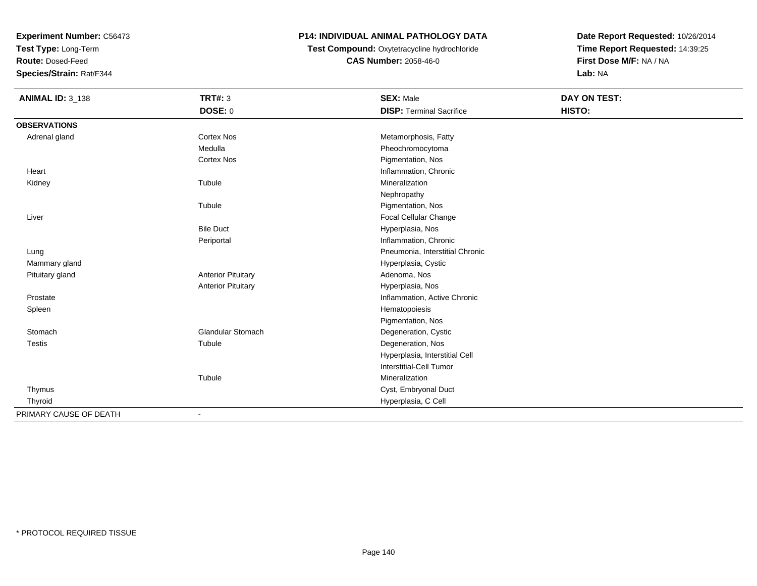**Experiment Number:** C56473
**Test Type:** Long-Term
**Route:** Dosed-Feed
**Species/Strain:** Rat/F344

**P14: INDIVIDUAL ANIMAL PATHOLOGY DATA**
**Test Compound:** Oxytetracycline hydrochloride
**CAS Number:** 2058-46-0

**Date Report Requested:** 10/26/2014
**Time Report Requested:** 14:39:25
**First Dose M/F:** NA / NA
**Lab:** NA

| **ANIMAL ID:** 3_138 | **TRT#:** 3 | **SEX:** Male | **DAY ON TEST:** |
|---|---|---|---|
| | **DOSE:** 0 | **DISP:** Terminal Sacrifice | **HISTO:** |
| **OBSERVATIONS** | | | |
| Adrenal gland | Cortex Nos | Metamorphosis, Fatty | |
| | Medulla | Pheochromocytoma | |
| | Cortex Nos | Pigmentation, Nos | |
| Heart | | Inflammation, Chronic | |
| Kidney | Tubule | Mineralization | |
| | | Nephropathy | |
| | Tubule | Pigmentation, Nos | |
| Liver | | Focal Cellular Change | |
| | Bile Duct | Hyperplasia, Nos | |
| | Periportal | Inflammation, Chronic | |
| Lung | | Pneumonia, Interstitial Chronic | |
| Mammary gland | | Hyperplasia, Cystic | |
| Pituitary gland | Anterior Pituitary | Adenoma, Nos | |
| | Anterior Pituitary | Hyperplasia, Nos | |
| Prostate | | Inflammation, Active Chronic | |
| Spleen | | Hematopoiesis | |
| | | Pigmentation, Nos | |
| Stomach | Glandular Stomach | Degeneration, Cystic | |
| Testis | Tubule | Degeneration, Nos | |
| | | Hyperplasia, Interstitial Cell | |
| | | Interstitial-Cell Tumor | |
| | Tubule | Mineralization | |
| Thymus | | Cyst, Embryonal Duct | |
| Thyroid | | Hyperplasia, C Cell | |
| PRIMARY CAUSE OF DEATH | - | | |

* PROTOCOL REQUIRED TISSUE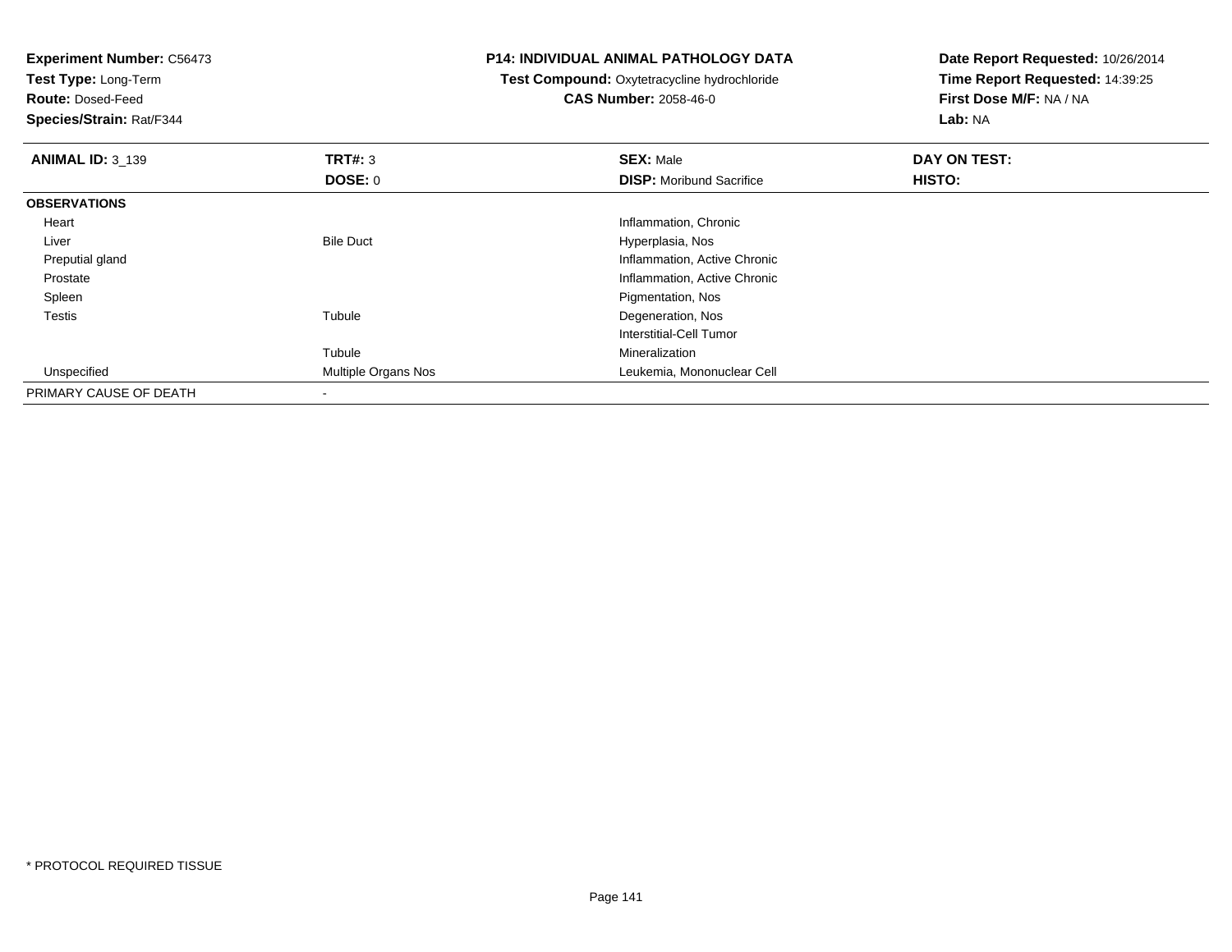**Experiment Number:** C56473
**Test Type:** Long-Term
**Route:** Dosed-Feed
**Species/Strain:** Rat/F344

**P14: INDIVIDUAL ANIMAL PATHOLOGY DATA**
**Test Compound:** Oxytetracycline hydrochloride
**CAS Number:** 2058-46-0

**Date Report Requested:** 10/26/2014
**Time Report Requested:** 14:39:25
**First Dose M/F:** NA / NA
**Lab:** NA

| **ANIMAL ID:** 3_139 | **TRT#:** 3 | **SEX:** Male | **DAY ON TEST:** |
|---|---|---|---|
| | **DOSE:** 0 | **DISP:** Moribund Sacrifice | **HISTO:** |
| **OBSERVATIONS** | | | |
| Heart | | Inflammation, Chronic | |
| Liver | Bile Duct | Hyperplasia, Nos | |
| Preputial gland | | Inflammation, Active Chronic | |
| Prostate | | Inflammation, Active Chronic | |
| Spleen | | Pigmentation, Nos | |
| Testis | Tubule | Degeneration, Nos | |
| | | Interstitial-Cell Tumor | |
| | Tubule | Mineralization | |
| Unspecified | Multiple Organs Nos | Leukemia, Mononuclear Cell | |
| PRIMARY CAUSE OF DEATH | - | | |

\* PROTOCOL REQUIRED TISSUE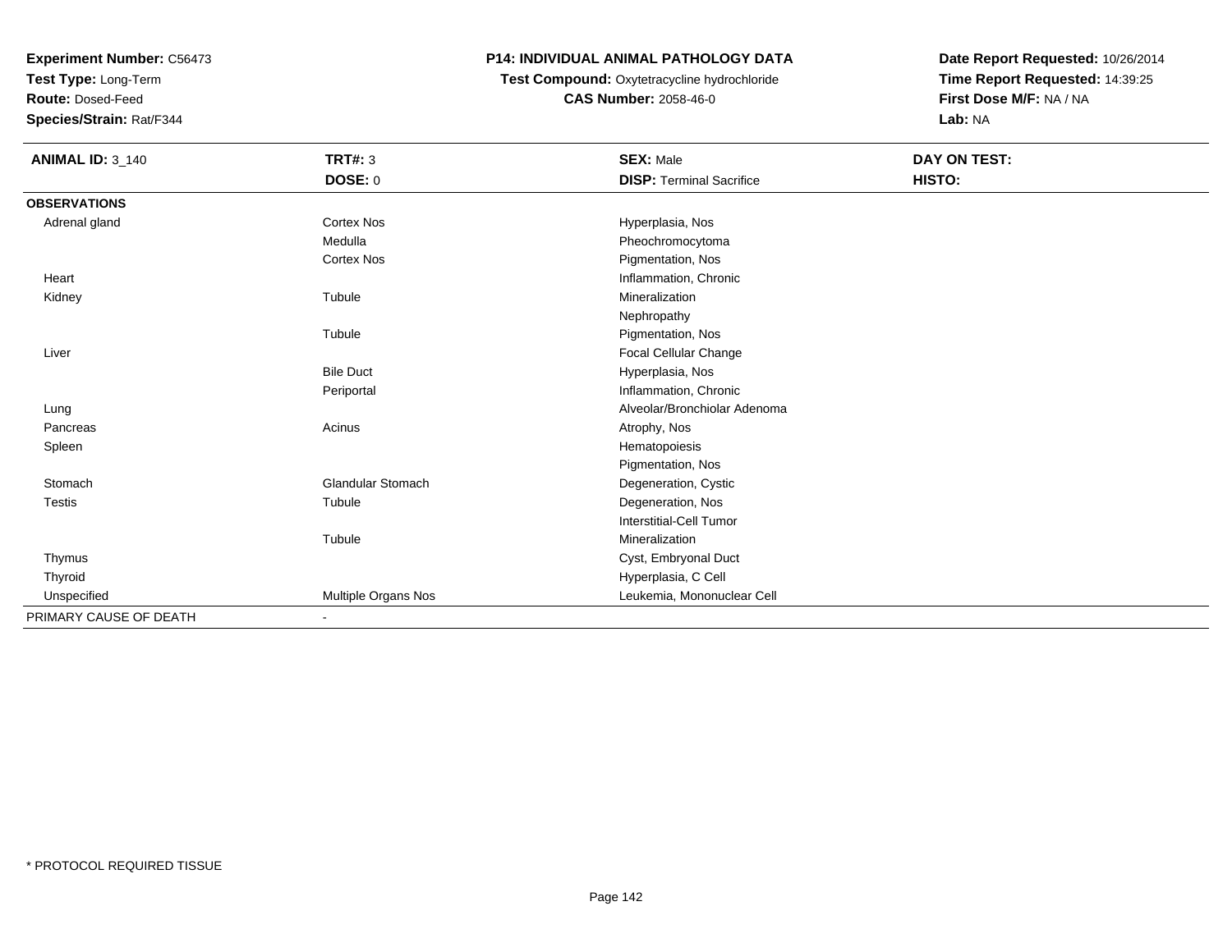**Experiment Number:** C56473
**Test Type:** Long-Term
**Route:** Dosed-Feed
**Species/Strain:** Rat/F344

**P14: INDIVIDUAL ANIMAL PATHOLOGY DATA**
**Test Compound:** Oxytetracycline hydrochloride
**CAS Number:** 2058-46-0

**Date Report Requested:** 10/26/2014
**Time Report Requested:** 14:39:25
**First Dose M/F:** NA / NA
**Lab:** NA

| **ANIMAL ID:** 3_140 | **TRT#:** 3 | **SEX:** Male | **DAY ON TEST:** |
|---|---|---|---|
| | **DOSE:** 0 | **DISP:** Terminal Sacrifice | **HISTO:** |
| **OBSERVATIONS** | | | |
| Adrenal gland | Cortex Nos | Hyperplasia, Nos | |
| | Medulla | Pheochromocytoma | |
| | Cortex Nos | Pigmentation, Nos | |
| Heart | | Inflammation, Chronic | |
| Kidney | Tubule | Mineralization | |
| | | Nephropathy | |
| | Tubule | Pigmentation, Nos | |
| Liver | | Focal Cellular Change | |
| | Bile Duct | Hyperplasia, Nos | |
| | Periportal | Inflammation, Chronic | |
| Lung | | Alveolar/Bronchiolar Adenoma | |
| Pancreas | Acinus | Atrophy, Nos | |
| Spleen | | Hematopoiesis | |
| | | Pigmentation, Nos | |
| Stomach | Glandular Stomach | Degeneration, Cystic | |
| Testis | Tubule | Degeneration, Nos | |
| | | Interstitial-Cell Tumor | |
| | Tubule | Mineralization | |
| Thymus | | Cyst, Embryonal Duct | |
| Thyroid | | Hyperplasia, C Cell | |
| Unspecified | Multiple Organs Nos | Leukemia, Mononuclear Cell | |
| PRIMARY CAUSE OF DEATH | - | | |

\* PROTOCOL REQUIRED TISSUE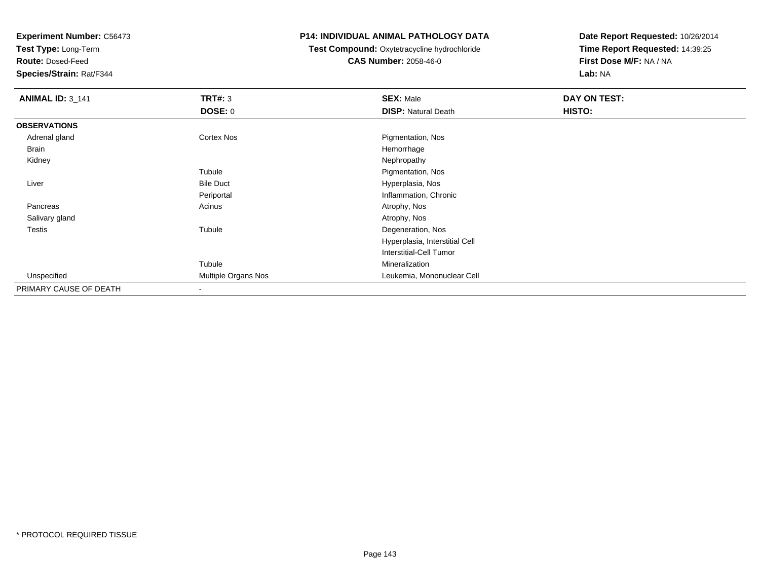**Experiment Number:** C56473
**Test Type:** Long-Term
**Route:** Dosed-Feed
**Species/Strain:** Rat/F344

**P14: INDIVIDUAL ANIMAL PATHOLOGY DATA**
**Test Compound:** Oxytetracycline hydrochloride
**CAS Number:** 2058-46-0

**Date Report Requested:** 10/26/2014
**Time Report Requested:** 14:39:25
**First Dose M/F:** NA / NA
**Lab:** NA

| **ANIMAL ID:** 3_141 | **TRT#:** 3 | **SEX:** Male | **DAY ON TEST:** |
|---|---|---|---|
| | **DOSE:** 0 | **DISP:** Natural Death | **HISTO:** |
| **OBSERVATIONS** | | | |
| Adrenal gland | Cortex Nos | Pigmentation, Nos | |
| Brain | | Hemorrhage | |
| Kidney | | Nephropathy | |
| | Tubule | Pigmentation, Nos | |
| Liver | Bile Duct | Hyperplasia, Nos | |
| | Periportal | Inflammation, Chronic | |
| Pancreas | Acinus | Atrophy, Nos | |
| Salivary gland | | Atrophy, Nos | |
| Testis | Tubule | Degeneration, Nos | |
| | | Hyperplasia, Interstitial Cell | |
| | | Interstitial-Cell Tumor | |
| | Tubule | Mineralization | |
| Unspecified | Multiple Organs Nos | Leukemia, Mononuclear Cell | |
| PRIMARY CAUSE OF DEATH | - | | |

* PROTOCOL REQUIRED TISSUE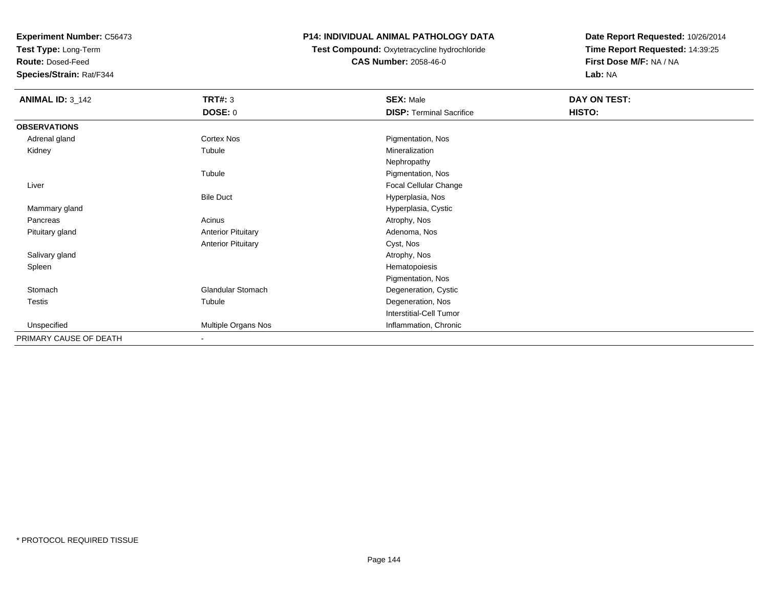**Experiment Number:** C56473
**Test Type:** Long-Term
**Route:** Dosed-Feed
**Species/Strain:** Rat/F344

**P14: INDIVIDUAL ANIMAL PATHOLOGY DATA**
**Test Compound:** Oxytetracycline hydrochloride
**CAS Number:** 2058-46-0

**Date Report Requested:** 10/26/2014
**Time Report Requested:** 14:39:25
**First Dose M/F:** NA / NA
**Lab:** NA

| **ANIMAL ID:** 3_142 | **TRT#:** 3<br>**DOSE:** 0 | **SEX:** Male<br>**DISP:** Terminal Sacrifice | **DAY ON TEST:**<br>**HISTO:** |
|---|---|---|---|
| **OBSERVATIONS** | | | |
| Adrenal gland | Cortex Nos | Pigmentation, Nos | |
| Kidney | Tubule | Mineralization | |
| | | Nephropathy | |
| | Tubule | Pigmentation, Nos | |
| Liver | | Focal Cellular Change | |
| | Bile Duct | Hyperplasia, Nos | |
| Mammary gland | | Hyperplasia, Cystic | |
| Pancreas | Acinus | Atrophy, Nos | |
| Pituitary gland | Anterior Pituitary | Adenoma, Nos | |
| | Anterior Pituitary | Cyst, Nos | |
| Salivary gland | | Atrophy, Nos | |
| Spleen | | Hematopoiesis | |
| | | Pigmentation, Nos | |
| Stomach | Glandular Stomach | Degeneration, Cystic | |
| Testis | Tubule | Degeneration, Nos | |
| | | Interstitial-Cell Tumor | |
| Unspecified | Multiple Organs Nos | Inflammation, Chronic | |
| PRIMARY CAUSE OF DEATH | - | | |

* PROTOCOL REQUIRED TISSUE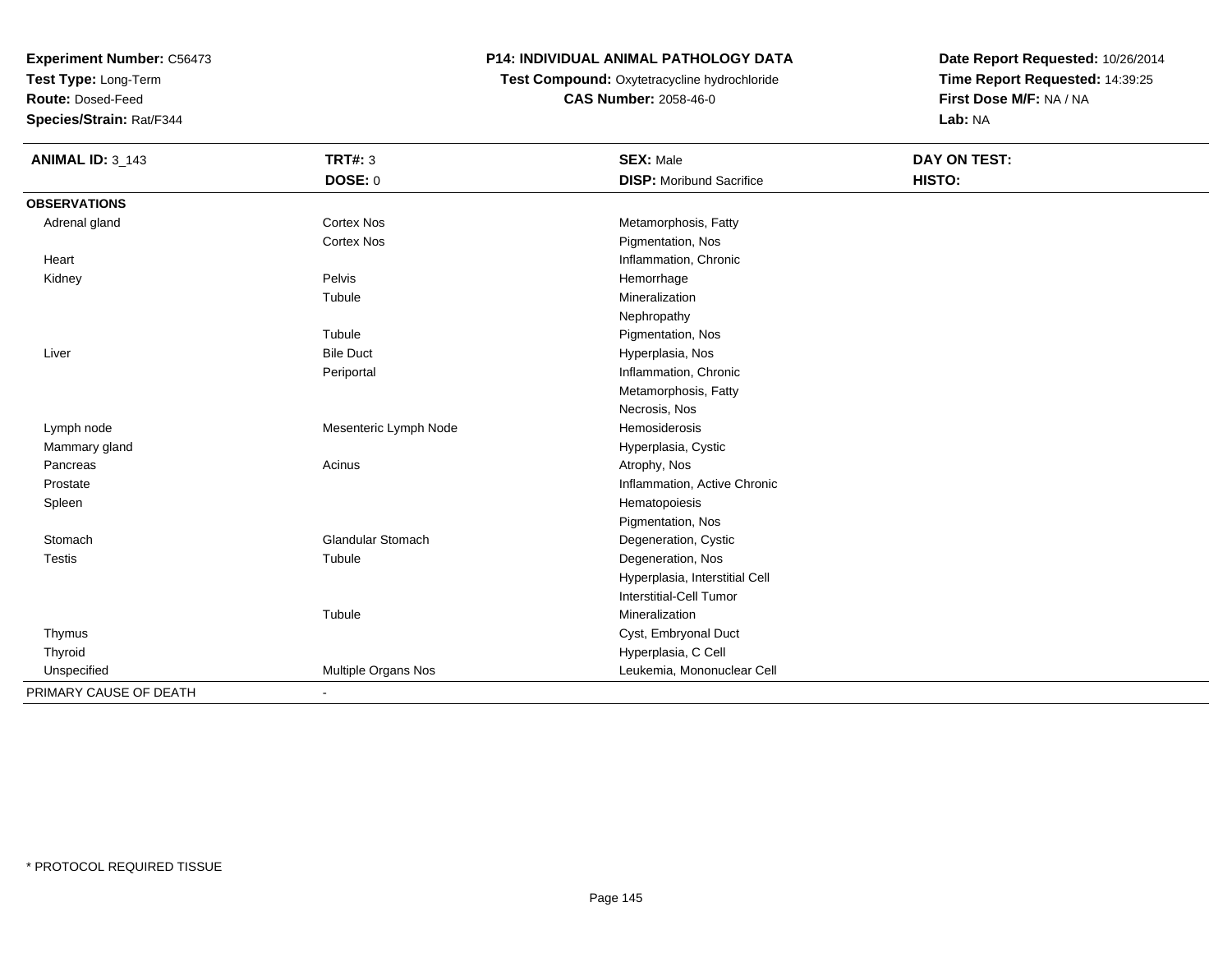**Experiment Number:** C56473
**Test Type:** Long-Term
**Route:** Dosed-Feed
**Species/Strain:** Rat/F344

**P14: INDIVIDUAL ANIMAL PATHOLOGY DATA**
**Test Compound:** Oxytetracycline hydrochloride
**CAS Number:** 2058-46-0

**Date Report Requested:** 10/26/2014
**Time Report Requested:** 14:39:25
**First Dose M/F:** NA / NA
**Lab:** NA

| **ANIMAL ID:** 3_143 | **TRT#:** 3 | **SEX:** Male | **DAY ON TEST:** |
|---|---|---|---|
| | **DOSE:** 0 | **DISP:** Moribund Sacrifice | **HISTO:** |
| **OBSERVATIONS** | | | |
| Adrenal gland | Cortex Nos | Metamorphosis, Fatty | |
| | Cortex Nos | Pigmentation, Nos | |
| Heart | | Inflammation, Chronic | |
| Kidney | Pelvis | Hemorrhage | |
| | Tubule | Mineralization | |
| | | Nephropathy | |
| | Tubule | Pigmentation, Nos | |
| Liver | Bile Duct | Hyperplasia, Nos | |
| | Periportal | Inflammation, Chronic | |
| | | Metamorphosis, Fatty | |
| | | Necrosis, Nos | |
| Lymph node | Mesenteric Lymph Node | Hemosiderosis | |
| Mammary gland | | Hyperplasia, Cystic | |
| Pancreas | Acinus | Atrophy, Nos | |
| Prostate | | Inflammation, Active Chronic | |
| Spleen | | Hematopoiesis | |
| | | Pigmentation, Nos | |
| Stomach | Glandular Stomach | Degeneration, Cystic | |
| Testis | Tubule | Degeneration, Nos | |
| | | Hyperplasia, Interstitial Cell | |
| | | Interstitial-Cell Tumor | |
| | Tubule | Mineralization | |
| Thymus | | Cyst, Embryonal Duct | |
| Thyroid | | Hyperplasia, C Cell | |
| Unspecified | Multiple Organs Nos | Leukemia, Mononuclear Cell | |
| PRIMARY CAUSE OF DEATH | - | | |

* PROTOCOL REQUIRED TISSUE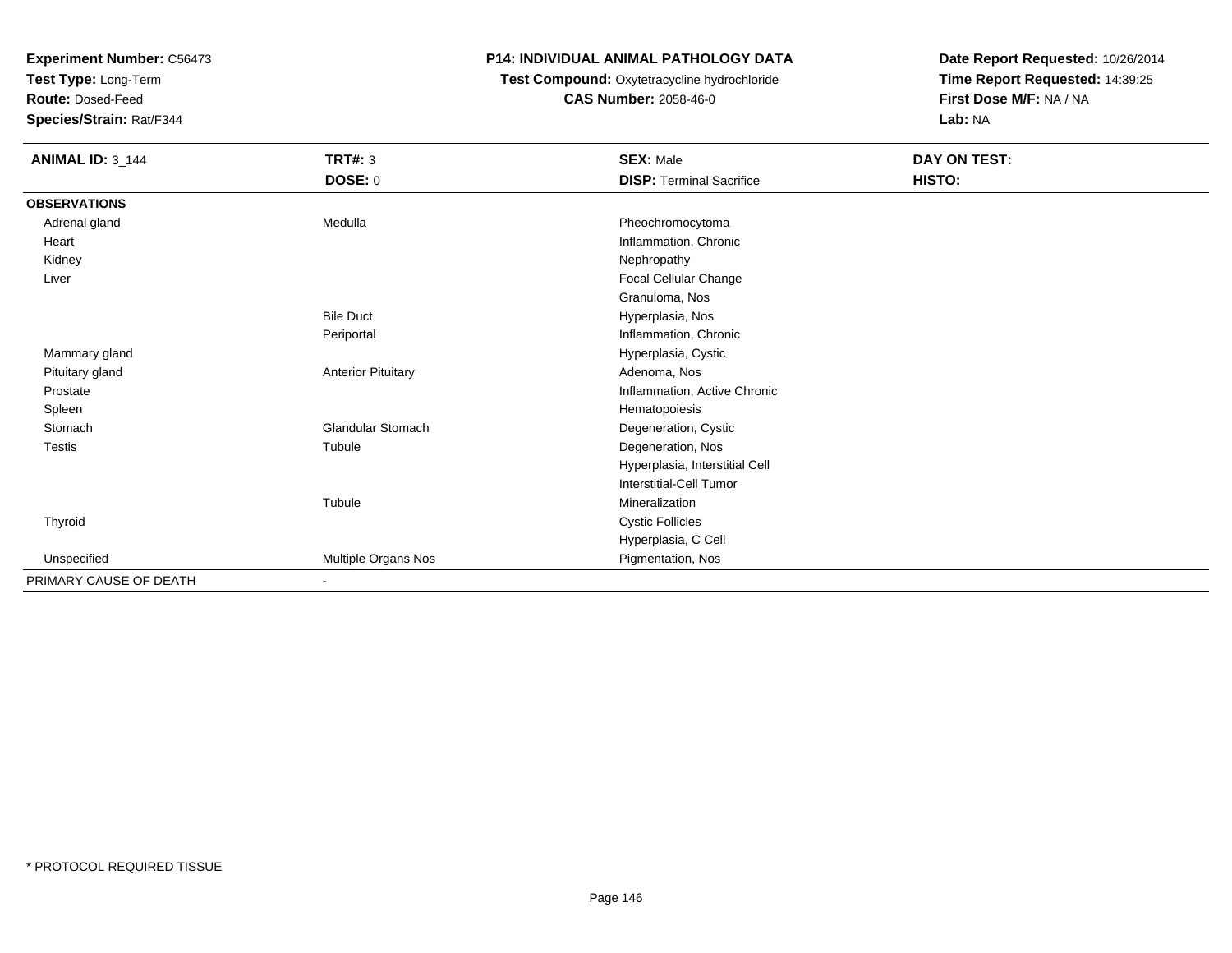**Experiment Number:** C56473
**Test Type:** Long-Term
**Route:** Dosed-Feed
**Species/Strain:** Rat/F344

**P14: INDIVIDUAL ANIMAL PATHOLOGY DATA**
**Test Compound:** Oxytetracycline hydrochloride
**CAS Number:** 2058-46-0

**Date Report Requested:** 10/26/2014
**Time Report Requested:** 14:39:25
**First Dose M/F:** NA / NA
**Lab:** NA

| **ANIMAL ID:** 3_144 | **TRT#:** 3 | **SEX:** Male | **DAY ON TEST:** |
|---|---|---|---|
| | **DOSE:** 0 | **DISP:** Terminal Sacrifice | **HISTO:** |
| **OBSERVATIONS** | | | |
| Adrenal gland | Medulla | Pheochromocytoma | |
| Heart | | Inflammation, Chronic | |
| Kidney | | Nephropathy | |
| Liver | | Focal Cellular Change | |
| | | Granuloma, Nos | |
| | Bile Duct | Hyperplasia, Nos | |
| | Periportal | Inflammation, Chronic | |
| Mammary gland | | Hyperplasia, Cystic | |
| Pituitary gland | Anterior Pituitary | Adenoma, Nos | |
| Prostate | | Inflammation, Active Chronic | |
| Spleen | | Hematopoiesis | |
| Stomach | Glandular Stomach | Degeneration, Cystic | |
| Testis | Tubule | Degeneration, Nos | |
| | | Hyperplasia, Interstitial Cell | |
| | | Interstitial-Cell Tumor | |
| | Tubule | Mineralization | |
| Thyroid | | Cystic Follicles | |
| | | Hyperplasia, C Cell | |
| Unspecified | Multiple Organs Nos | Pigmentation, Nos | |
| PRIMARY CAUSE OF DEATH | - | | |

* PROTOCOL REQUIRED TISSUE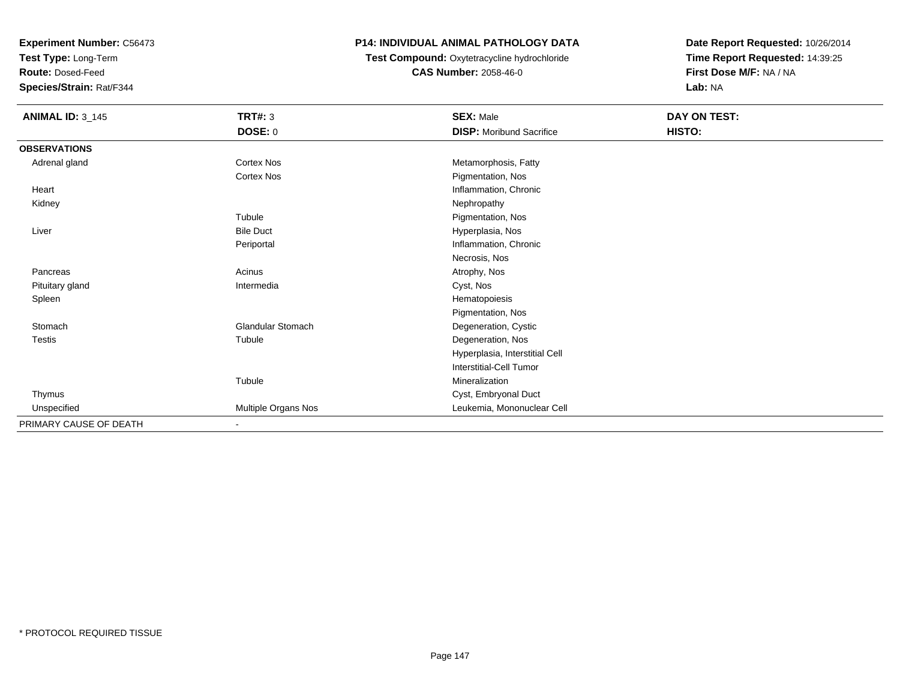**Experiment Number:** C56473
**Test Type:** Long-Term
**Route:** Dosed-Feed
**Species/Strain:** Rat/F344

**P14: INDIVIDUAL ANIMAL PATHOLOGY DATA**
**Test Compound:** Oxytetracycline hydrochloride
**CAS Number:** 2058-46-0

**Date Report Requested:** 10/26/2014
**Time Report Requested:** 14:39:25
**First Dose M/F:** NA / NA
**Lab:** NA

| **ANIMAL ID:** 3_145 | **TRT#:** 3 | **SEX:** Male | **DAY ON TEST:** |
|---|---|---|---|
| | **DOSE:** 0 | **DISP:** Moribund Sacrifice | **HISTO:** |
| **OBSERVATIONS** | | | |
| Adrenal gland | Cortex Nos | Metamorphosis, Fatty | |
| | Cortex Nos | Pigmentation, Nos | |
| Heart | | Inflammation, Chronic | |
| Kidney | | Nephropathy | |
| | Tubule | Pigmentation, Nos | |
| Liver | Bile Duct | Hyperplasia, Nos | |
| | Periportal | Inflammation, Chronic | |
| | | Necrosis, Nos | |
| Pancreas | Acinus | Atrophy, Nos | |
| Pituitary gland | Intermedia | Cyst, Nos | |
| Spleen | | Hematopoiesis | |
| | | Pigmentation, Nos | |
| Stomach | Glandular Stomach | Degeneration, Cystic | |
| Testis | Tubule | Degeneration, Nos | |
| | | Hyperplasia, Interstitial Cell | |
| | | Interstitial-Cell Tumor | |
| | Tubule | Mineralization | |
| Thymus | | Cyst, Embryonal Duct | |
| Unspecified | Multiple Organs Nos | Leukemia, Mononuclear Cell | |
| PRIMARY CAUSE OF DEATH | - | | |

* PROTOCOL REQUIRED TISSUE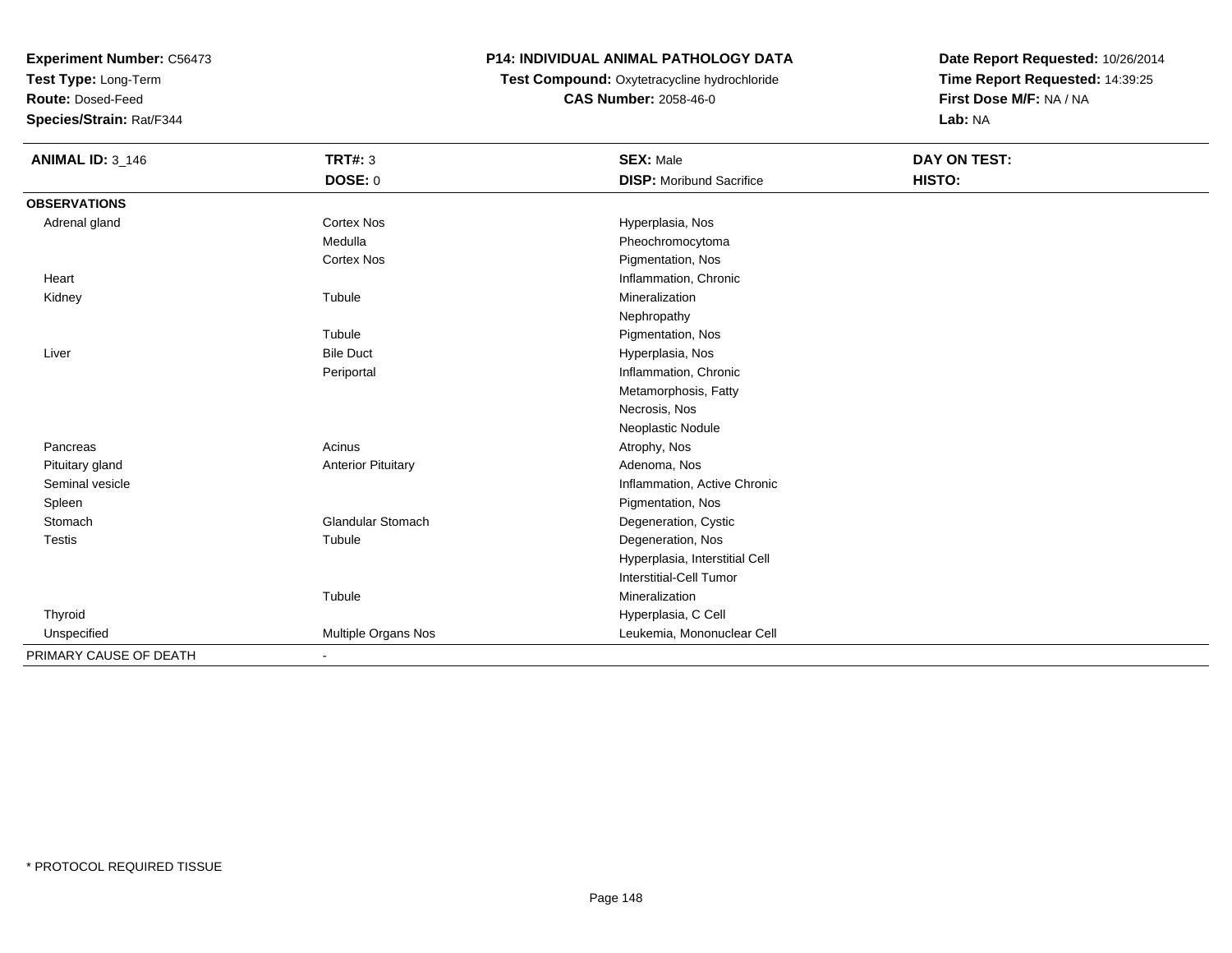**Experiment Number:** C56473
**Test Type:** Long-Term
**Route:** Dosed-Feed
**Species/Strain:** Rat/F344

## P14: INDIVIDUAL ANIMAL PATHOLOGY DATA

**Test Compound:** Oxytetracycline hydrochloride
**CAS Number:** 2058-46-0

**Date Report Requested:** 10/26/2014
**Time Report Requested:** 14:39:25
**First Dose M/F:** NA / NA
**Lab:** NA

| **ANIMAL ID:** 3_146 | **TRT#:** 3 | **SEX:** Male | **DAY ON TEST:** |
|---|---|---|---|
| | **DOSE:** 0 | **DISP:** Moribund Sacrifice | **HISTO:** |
| **OBSERVATIONS** | | | |
| Adrenal gland | Cortex Nos | Hyperplasia, Nos | |
| | Medulla | Pheochromocytoma | |
| | Cortex Nos | Pigmentation, Nos | |
| Heart | | Inflammation, Chronic | |
| Kidney | Tubule | Mineralization | |
| | | Nephropathy | |
| | Tubule | Pigmentation, Nos | |
| Liver | Bile Duct | Hyperplasia, Nos | |
| | Periportal | Inflammation, Chronic | |
| | | Metamorphosis, Fatty | |
| | | Necrosis, Nos | |
| | | Neoplastic Nodule | |
| Pancreas | Acinus | Atrophy, Nos | |
| Pituitary gland | Anterior Pituitary | Adenoma, Nos | |
| Seminal vesicle | | Inflammation, Active Chronic | |
| Spleen | | Pigmentation, Nos | |
| Stomach | Glandular Stomach | Degeneration, Cystic | |
| Testis | Tubule | Degeneration, Nos | |
| | | Hyperplasia, Interstitial Cell | |
| | | Interstitial-Cell Tumor | |
| | Tubule | Mineralization | |
| Thyroid | | Hyperplasia, C Cell | |
| Unspecified | Multiple Organs Nos | Leukemia, Mononuclear Cell | |
| PRIMARY CAUSE OF DEATH | - | | |

* PROTOCOL REQUIRED TISSUE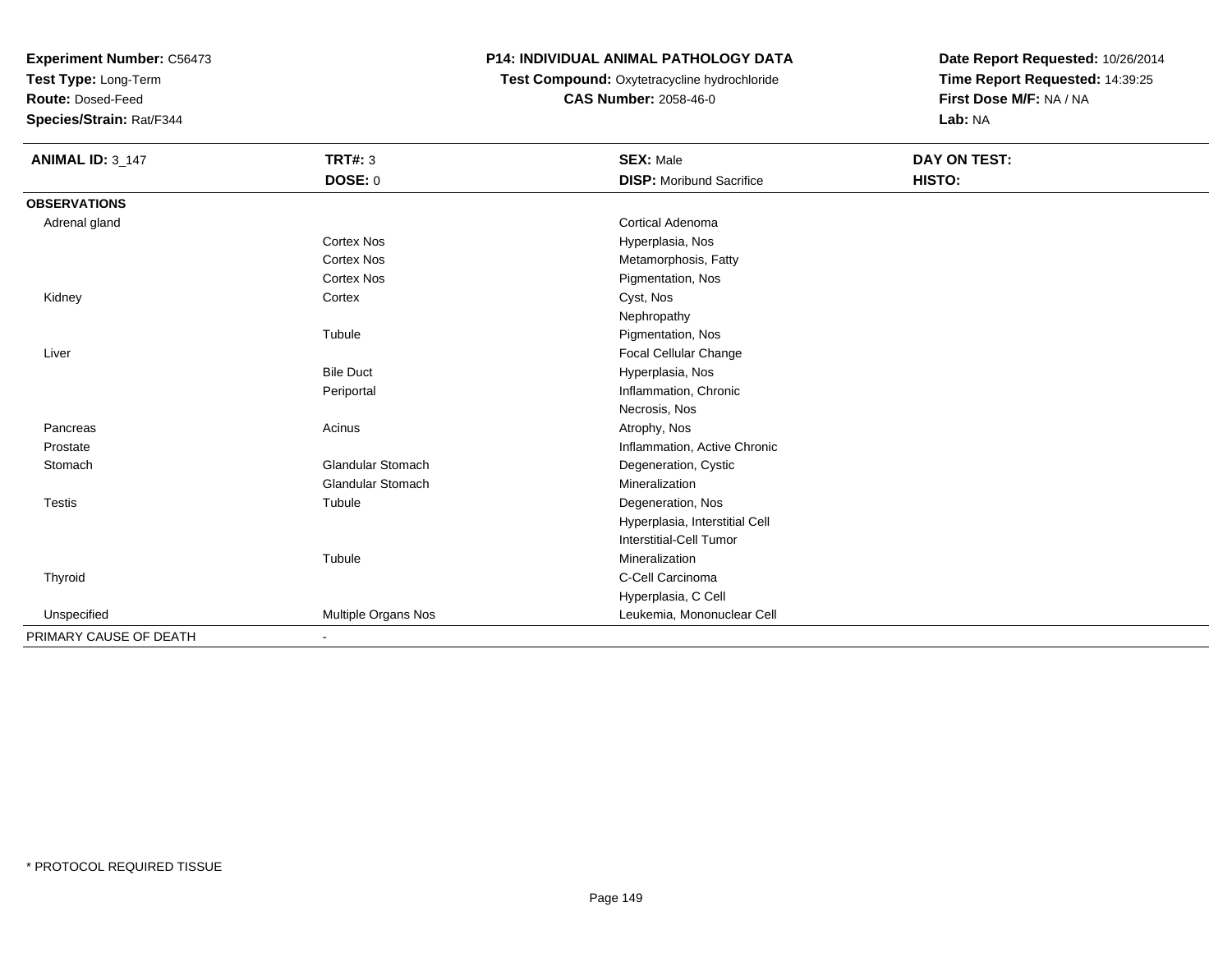**Experiment Number:** C56473
**Test Type:** Long-Term
**Route:** Dosed-Feed
**Species/Strain:** Rat/F344

**P14: INDIVIDUAL ANIMAL PATHOLOGY DATA**
**Test Compound:** Oxytetracycline hydrochloride
**CAS Number:** 2058-46-0

**Date Report Requested:** 10/26/2014
**Time Report Requested:** 14:39:25
**First Dose M/F:** NA / NA
**Lab:** NA

| **ANIMAL ID:** 3_147 | **TRT#:** 3 | **SEX:** Male | **DAY ON TEST:** |
|---|---|---|---|
| | **DOSE:** 0 | **DISP:** Moribund Sacrifice | **HISTO:** |
| **OBSERVATIONS** | | | |
| Adrenal gland | | Cortical Adenoma | |
| | Cortex Nos | Hyperplasia, Nos | |
| | Cortex Nos | Metamorphosis, Fatty | |
| | Cortex Nos | Pigmentation, Nos | |
| Kidney | Cortex | Cyst, Nos | |
| | | Nephropathy | |
| | Tubule | Pigmentation, Nos | |
| Liver | | Focal Cellular Change | |
| | Bile Duct | Hyperplasia, Nos | |
| | Periportal | Inflammation, Chronic | |
| | | Necrosis, Nos | |
| Pancreas | Acinus | Atrophy, Nos | |
| Prostate | | Inflammation, Active Chronic | |
| Stomach | Glandular Stomach | Degeneration, Cystic | |
| | Glandular Stomach | Mineralization | |
| Testis | Tubule | Degeneration, Nos | |
| | | Hyperplasia, Interstitial Cell | |
| | | Interstitial-Cell Tumor | |
| | Tubule | Mineralization | |
| Thyroid | | C-Cell Carcinoma | |
| | | Hyperplasia, C Cell | |
| Unspecified | Multiple Organs Nos | Leukemia, Mononuclear Cell | |
| PRIMARY CAUSE OF DEATH | - | | |

* PROTOCOL REQUIRED TISSUE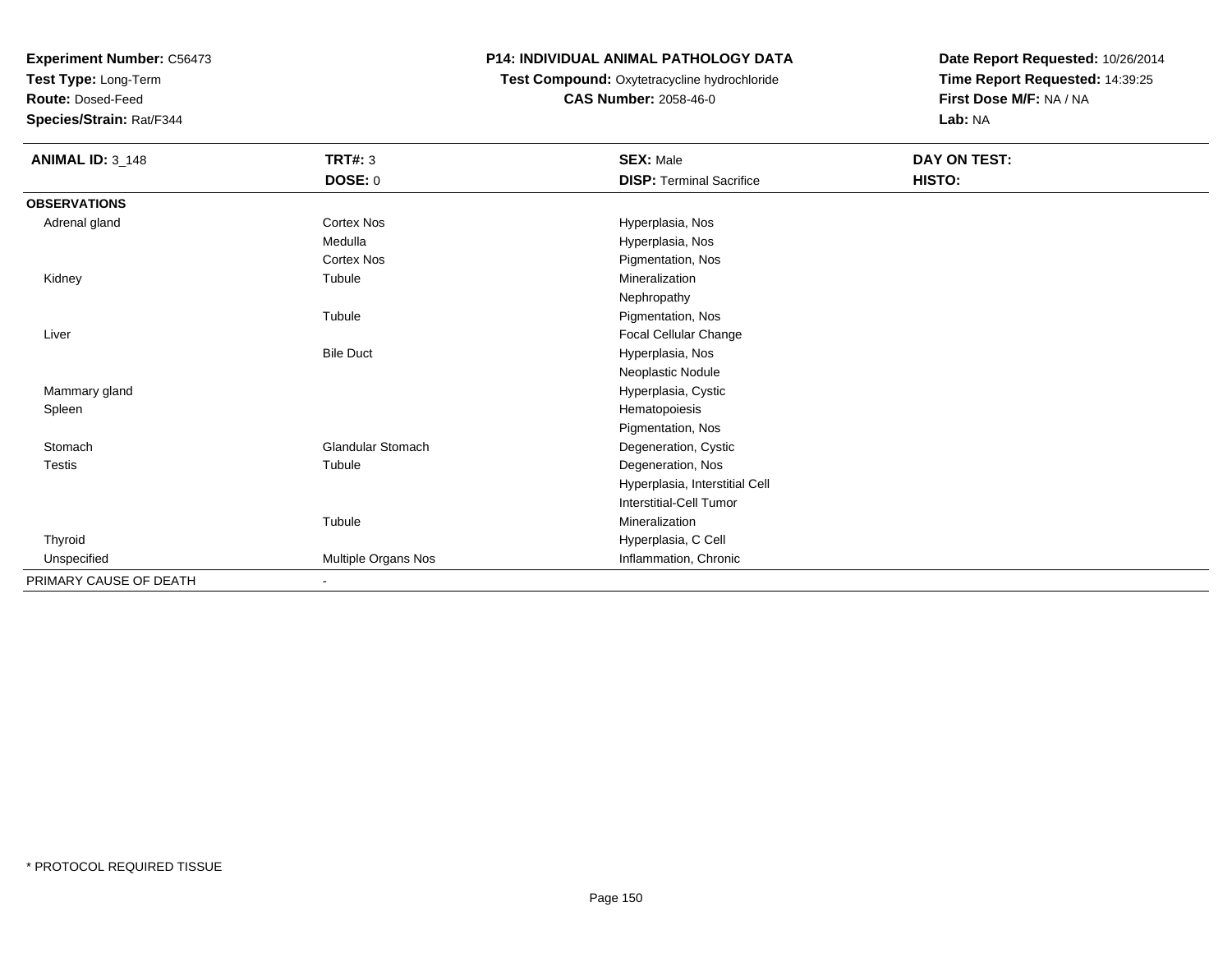**Experiment Number:** C56473
**Test Type:** Long-Term
**Route:** Dosed-Feed
**Species/Strain:** Rat/F344

**P14: INDIVIDUAL ANIMAL PATHOLOGY DATA**
**Test Compound:** Oxytetracycline hydrochloride
**CAS Number:** 2058-46-0

**Date Report Requested:** 10/26/2014
**Time Report Requested:** 14:39:25
**First Dose M/F:** NA / NA
**Lab:** NA

| **ANIMAL ID:** 3_148 | **TRT#:** 3 | **SEX:** Male | **DAY ON TEST:** |
|---|---|---|---|
| | **DOSE:** 0 | **DISP:** Terminal Sacrifice | **HISTO:** |
| **OBSERVATIONS** | | | |
| Adrenal gland | Cortex Nos | Hyperplasia, Nos | |
| | Medulla | Hyperplasia, Nos | |
| | Cortex Nos | Pigmentation, Nos | |
| Kidney | Tubule | Mineralization | |
| | | Nephropathy | |
| | Tubule | Pigmentation, Nos | |
| Liver | | Focal Cellular Change | |
| | Bile Duct | Hyperplasia, Nos | |
| | | Neoplastic Nodule | |
| Mammary gland | | Hyperplasia, Cystic | |
| Spleen | | Hematopoiesis | |
| | | Pigmentation, Nos | |
| Stomach | Glandular Stomach | Degeneration, Cystic | |
| Testis | Tubule | Degeneration, Nos | |
| | | Hyperplasia, Interstitial Cell | |
| | | Interstitial-Cell Tumor | |
| | Tubule | Mineralization | |
| Thyroid | | Hyperplasia, C Cell | |
| Unspecified | Multiple Organs Nos | Inflammation, Chronic | |
| PRIMARY CAUSE OF DEATH | - | | |

\* PROTOCOL REQUIRED TISSUE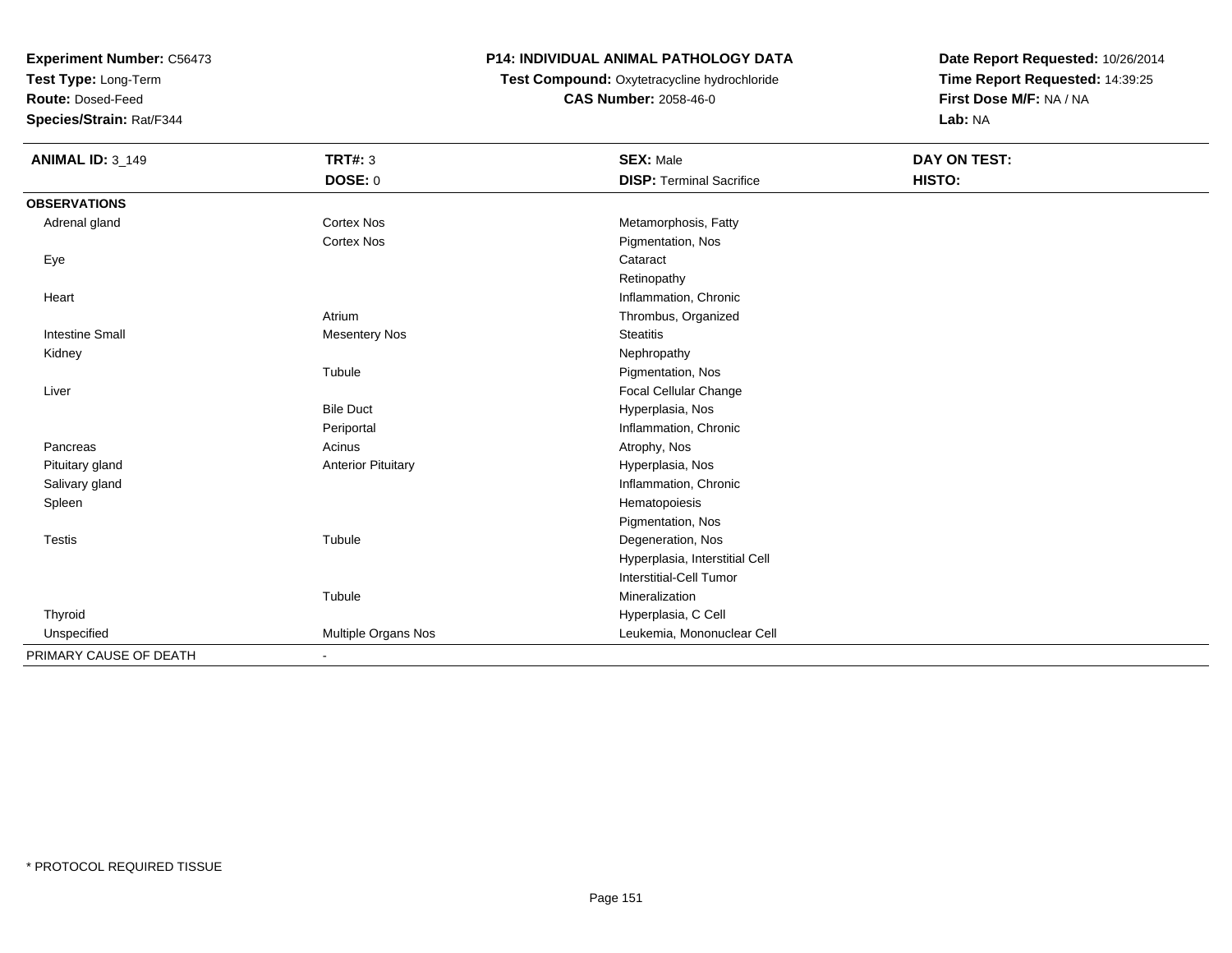**Experiment Number:** C56473
**Test Type:** Long-Term
**Route:** Dosed-Feed
**Species/Strain:** Rat/F344

# P14: INDIVIDUAL ANIMAL PATHOLOGY DATA

**Test Compound:** Oxytetracycline hydrochloride
**CAS Number:** 2058-46-0

**Date Report Requested:** 10/26/2014
**Time Report Requested:** 14:39:25
**First Dose M/F:** NA / NA
**Lab:** NA

| **ANIMAL ID:** 3_149 | **TRT#:** 3 | **SEX:** Male | **DAY ON TEST:** |
|---|---|---|---|
| | **DOSE:** 0 | **DISP:** Terminal Sacrifice | **HISTO:** |
| **OBSERVATIONS** | | | |
| Adrenal gland | Cortex Nos | Metamorphosis, Fatty | |
| | Cortex Nos | Pigmentation, Nos | |
| Eye | | Cataract | |
| | | Retinopathy | |
| Heart | | Inflammation, Chronic | |
| | Atrium | Thrombus, Organized | |
| Intestine Small | Mesentery Nos | Steatitis | |
| Kidney | | Nephropathy | |
| | Tubule | Pigmentation, Nos | |
| Liver | | Focal Cellular Change | |
| | Bile Duct | Hyperplasia, Nos | |
| | Periportal | Inflammation, Chronic | |
| Pancreas | Acinus | Atrophy, Nos | |
| Pituitary gland | Anterior Pituitary | Hyperplasia, Nos | |
| Salivary gland | | Inflammation, Chronic | |
| Spleen | | Hematopoiesis | |
| | | Pigmentation, Nos | |
| Testis | Tubule | Degeneration, Nos | |
| | | Hyperplasia, Interstitial Cell | |
| | | Interstitial-Cell Tumor | |
| | Tubule | Mineralization | |
| Thyroid | | Hyperplasia, C Cell | |
| Unspecified | Multiple Organs Nos | Leukemia, Mononuclear Cell | |
| PRIMARY CAUSE OF DEATH | - | | |

* PROTOCOL REQUIRED TISSUE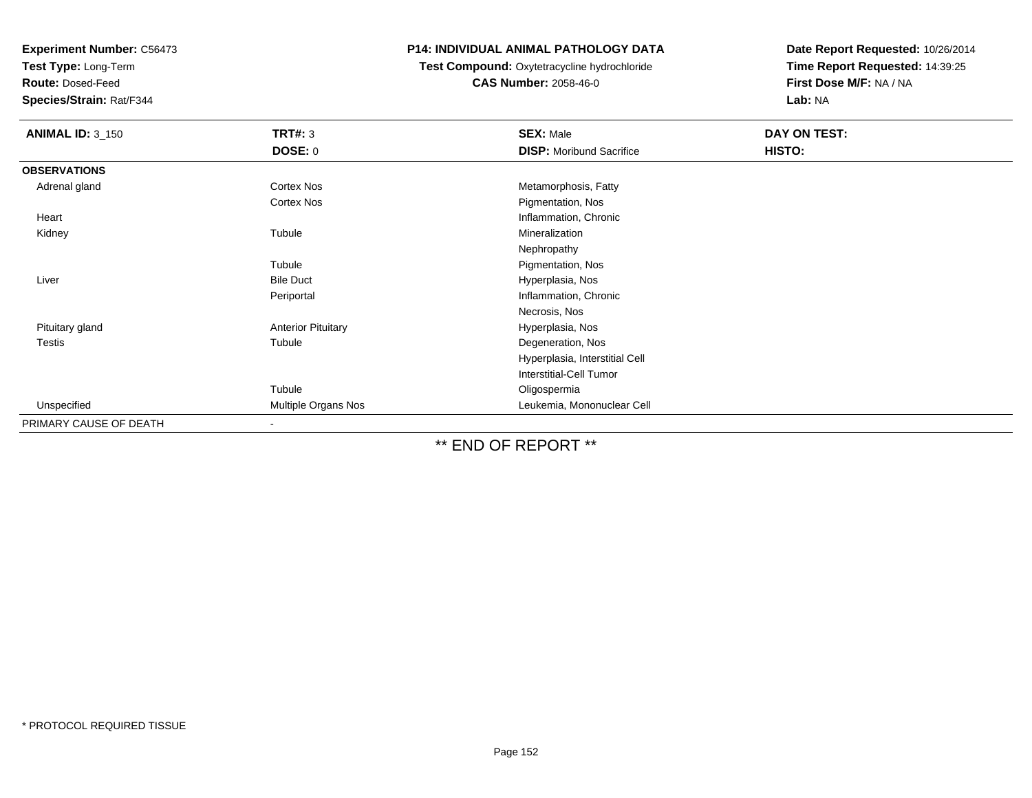**Experiment Number:** C56473
**Test Type:** Long-Term
**Route:** Dosed-Feed
**Species/Strain:** Rat/F344

**P14: INDIVIDUAL ANIMAL PATHOLOGY DATA**
**Test Compound:** Oxytetracycline hydrochloride
**CAS Number:** 2058-46-0

**Date Report Requested:** 10/26/2014
**Time Report Requested:** 14:39:25
**First Dose M/F:** NA / NA
**Lab:** NA

| **ANIMAL ID:** 3_150 | **TRT#:** 3 | **SEX:** Male | **DAY ON TEST:** |
|---|---|---|---|
| | **DOSE:** 0 | **DISP:** Moribund Sacrifice | **HISTO:** |
| **OBSERVATIONS** | | | |
| Adrenal gland | Cortex Nos | Metamorphosis, Fatty | |
| | Cortex Nos | Pigmentation, Nos | |
| Heart | | Inflammation, Chronic | |
| Kidney | Tubule | Mineralization | |
| | | Nephropathy | |
| | Tubule | Pigmentation, Nos | |
| Liver | Bile Duct | Hyperplasia, Nos | |
| | Periportal | Inflammation, Chronic | |
| | | Necrosis, Nos | |
| Pituitary gland | Anterior Pituitary | Hyperplasia, Nos | |
| Testis | Tubule | Degeneration, Nos | |
| | | Hyperplasia, Interstitial Cell | |
| | | Interstitial-Cell Tumor | |
| | Tubule | Oligospermia | |
| Unspecified | Multiple Organs Nos | Leukemia, Mononuclear Cell | |
| PRIMARY CAUSE OF DEATH | - | | |

** END OF REPORT **

* PROTOCOL REQUIRED TISSUE